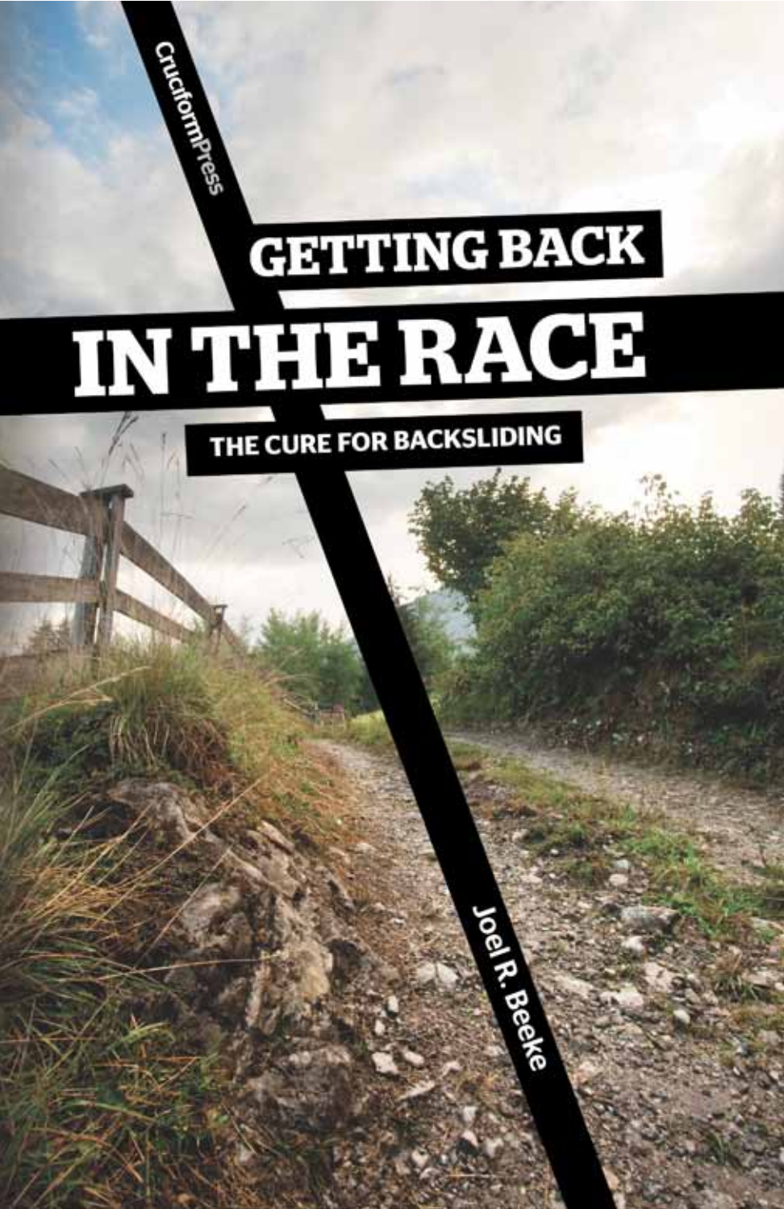CruciformPress

# GETTING BACK IN THE RACE

## THE CURE FOR BACKSLIDING

Joel R. Beeke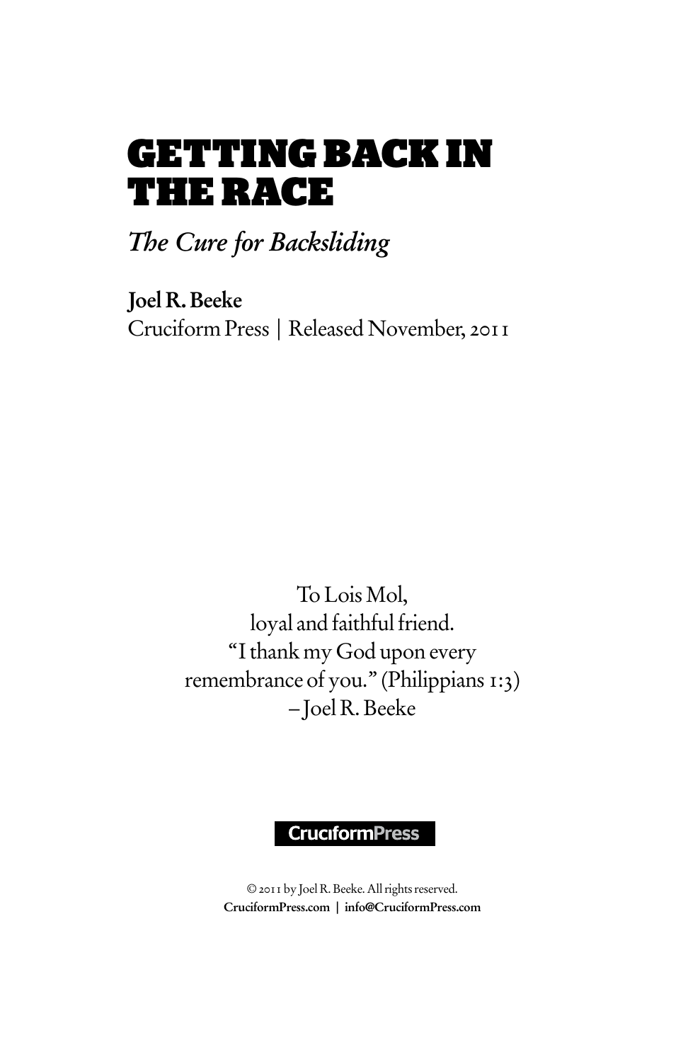# GETTING BACK IN THE RACE

*The Cure for Backsliding*

**Joel R. Beeke**
Cruciform Press | Released November, 2011

To Lois Mol,
loyal and faithful friend.
"I thank my God upon every
remembrance of you." (Philippians 1:3)
– Joel R. Beeke

**CruciformPress**

© 2011 by Joel R. Beeke. All rights reserved.
**CruciformPress.com | info@CruciformPress.com**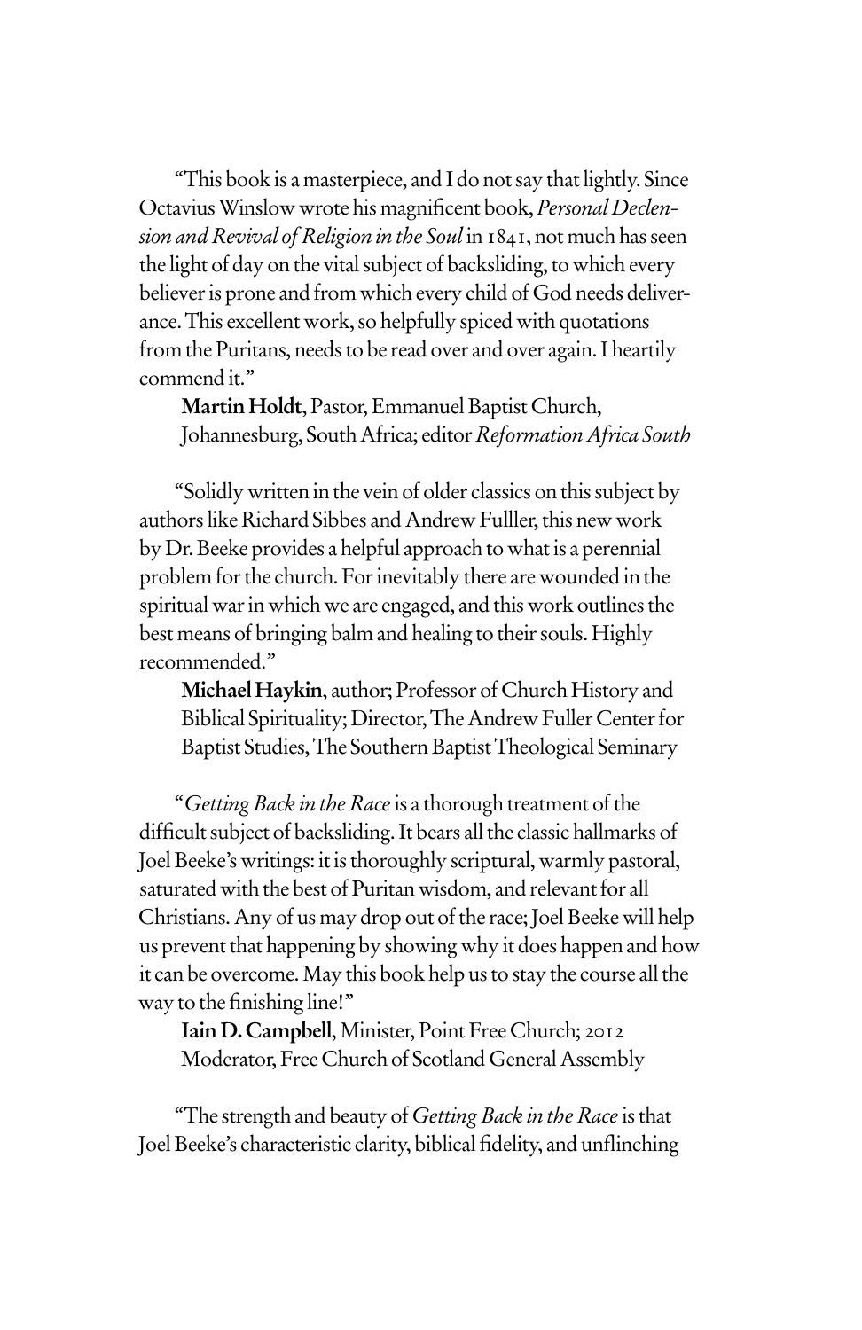"This book is a masterpiece, and I do not say that lightly. Since Octavius Winslow wrote his magnificent book, *Personal Declension and Revival of Religion in the Soul* in 1841, not much has seen the light of day on the vital subject of backsliding, to which every believer is prone and from which every child of God needs deliverance. This excellent work, so helpfully spiced with quotations from the Puritans, needs to be read over and over again. I heartily commend it."

**Martin Holdt**, Pastor, Emmanuel Baptist Church, Johannesburg, South Africa; editor *Reformation Africa South*

"Solidly written in the vein of older classics on this subject by authors like Richard Sibbes and Andrew Fulller, this new work by Dr. Beeke provides a helpful approach to what is a perennial problem for the church. For inevitably there are wounded in the spiritual war in which we are engaged, and this work outlines the best means of bringing balm and healing to their souls. Highly recommended."

**Michael Haykin**, author; Professor of Church History and Biblical Spirituality; Director, The Andrew Fuller Center for Baptist Studies, The Southern Baptist Theological Seminary

"*Getting Back in the Race* is a thorough treatment of the difficult subject of backsliding. It bears all the classic hallmarks of Joel Beeke's writings: it is thoroughly scriptural, warmly pastoral, saturated with the best of Puritan wisdom, and relevant for all Christians. Any of us may drop out of the race; Joel Beeke will help us prevent that happening by showing why it does happen and how it can be overcome. May this book help us to stay the course all the way to the finishing line!"

**Iain D. Campbell**, Minister, Point Free Church; 2012 Moderator, Free Church of Scotland General Assembly

"The strength and beauty of *Getting Back in the Race* is that Joel Beeke's characteristic clarity, biblical fidelity, and unflinching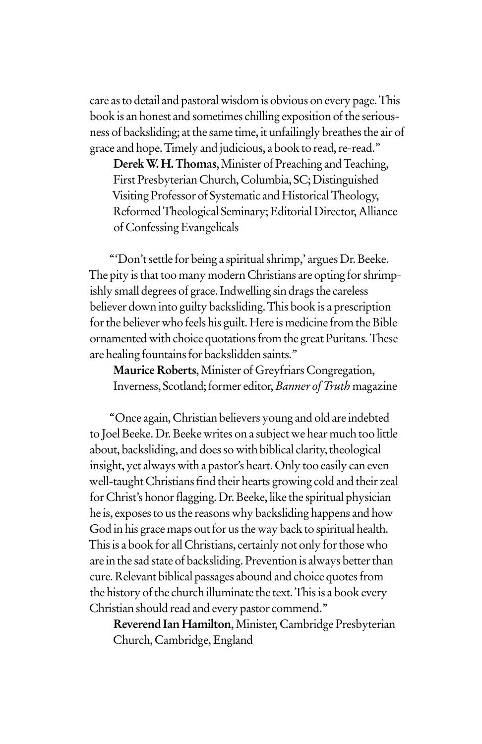care as to detail and pastoral wisdom is obvious on every page. This book is an honest and sometimes chilling exposition of the seriousness of backsliding; at the same time, it unfailingly breathes the air of grace and hope. Timely and judicious, a book to read, re-read."

**Derek W. H. Thomas**, Minister of Preaching and Teaching, First Presbyterian Church, Columbia, SC; Distinguished Visiting Professor of Systematic and Historical Theology, Reformed Theological Seminary; Editorial Director, Alliance of Confessing Evangelicals

"'Don't settle for being a spiritual shrimp,' argues Dr. Beeke. The pity is that too many modern Christians are opting for shrimpishly small degrees of grace. Indwelling sin drags the careless believer down into guilty backsliding. This book is a prescription for the believer who feels his guilt. Here is medicine from the Bible ornamented with choice quotations from the great Puritans. These are healing fountains for backslidden saints."

**Maurice Roberts**, Minister of Greyfriars Congregation, Inverness, Scotland; former editor, *Banner of Truth* magazine

"Once again, Christian believers young and old are indebted to Joel Beeke. Dr. Beeke writes on a subject we hear much too little about, backsliding, and does so with biblical clarity, theological insight, yet always with a pastor's heart. Only too easily can even well-taught Christians find their hearts growing cold and their zeal for Christ's honor flagging. Dr. Beeke, like the spiritual physician he is, exposes to us the reasons why backsliding happens and how God in his grace maps out for us the way back to spiritual health. This is a book for all Christians, certainly not only for those who are in the sad state of backsliding. Prevention is always better than cure. Relevant biblical passages abound and choice quotes from the history of the church illuminate the text. This is a book every Christian should read and every pastor commend."

**Reverend Ian Hamilton**, Minister, Cambridge Presbyterian Church, Cambridge, England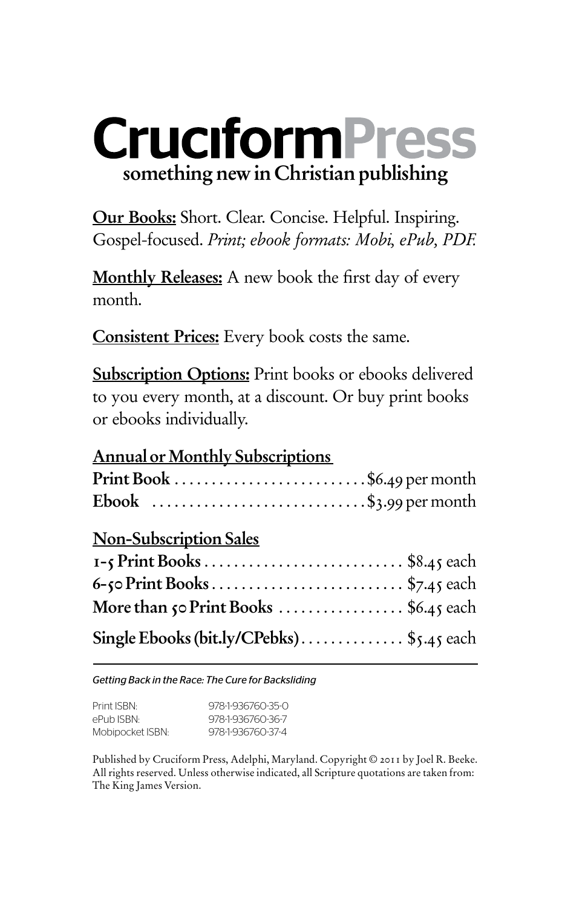# CruciformPress

**something new in Christian publishing**

**Our Books:** Short. Clear. Concise. Helpful. Inspiring. Gospel-focused. *Print; ebook formats: Mobi, ePub, PDF.*

**Monthly Releases:** A new book the first day of every month.

**Consistent Prices:** Every book costs the same.

**Subscription Options:** Print books or ebooks delivered to you every month, at a discount. Or buy print books or ebooks individually.

**Annual or Monthly Subscriptions**

| | |
|---|---|
| **Print Book** | $6.49 per month |
| **Ebook** | $3.99 per month |

**Non-Subscription Sales**

| | |
|---|---|
| **1-5 Print Books** | $8.45 each |
| **6-50 Print Books** | $7.45 each |
| **More than 50 Print Books** | $6.45 each |
| **Single Ebooks (bit.ly/CPebks)** | $5.45 each |

---

*Getting Back in the Race: The Cure for Backsliding*

| | |
|---|---|
| Print ISBN: | 978-1-936760-35-0 |
| ePub ISBN: | 978-1-936760-36-7 |
| Mobipocket ISBN: | 978-1-936760-37-4 |

Published by Cruciform Press, Adelphi, Maryland. Copyright © 2011 by Joel R. Beeke. All rights reserved. Unless otherwise indicated, all Scripture quotations are taken from: The King James Version.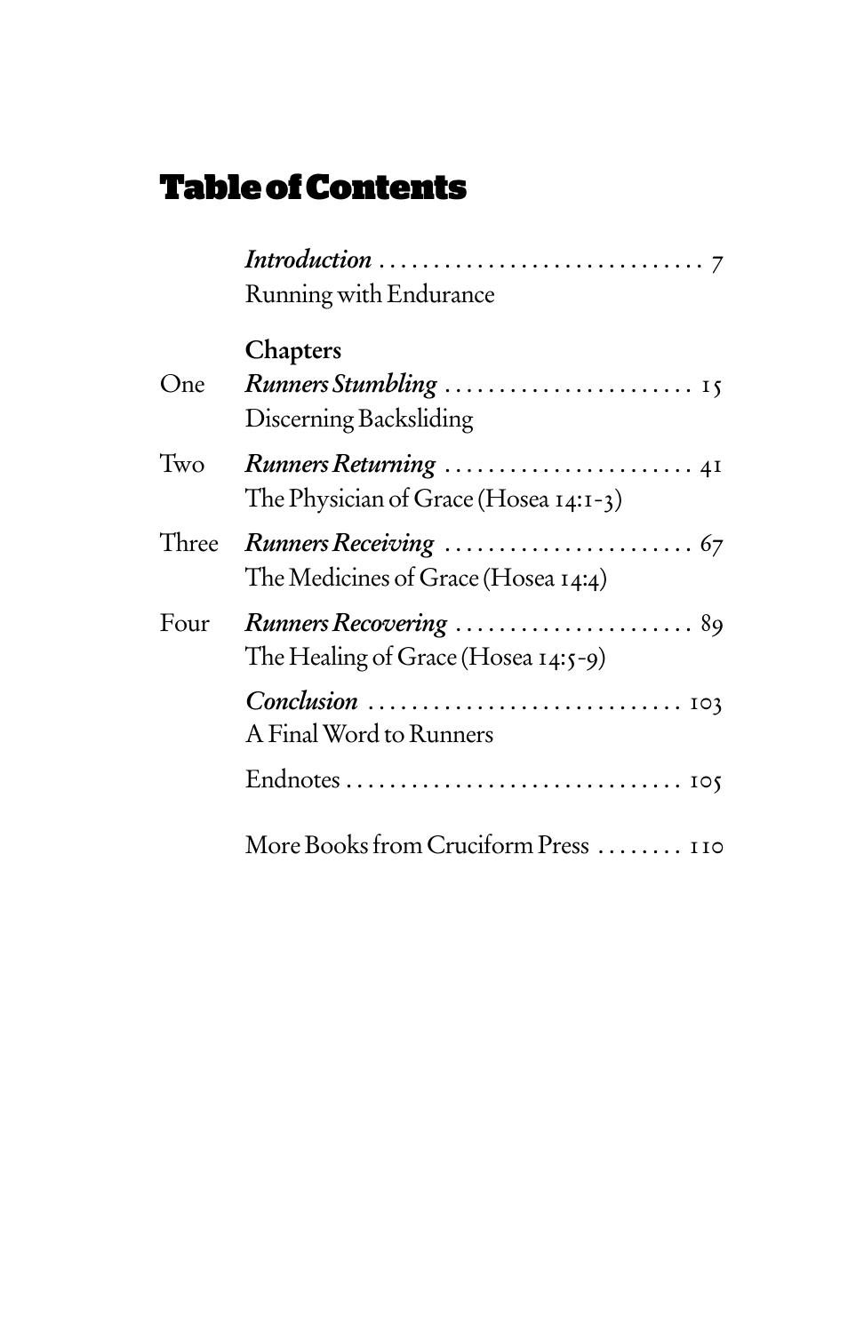# Table of Contents

| | | |
|---|---|---|
| | *Introduction* | 7 |
| | Running with Endurance | |
| | **Chapters** | |
| One | *Runners Stumbling* | 15 |
| | Discerning Backsliding | |
| Two | *Runners Returning* | 41 |
| | The Physician of Grace (Hosea 14:1-3) | |
| Three | *Runners Receiving* | 67 |
| | The Medicines of Grace (Hosea 14:4) | |
| Four | *Runners Recovering* | 89 |
| | The Healing of Grace (Hosea 14:5-9) | |
| | *Conclusion* | 103 |
| | A Final Word to Runners | |
| | Endnotes | 105 |
| | More Books from Cruciform Press | 110 |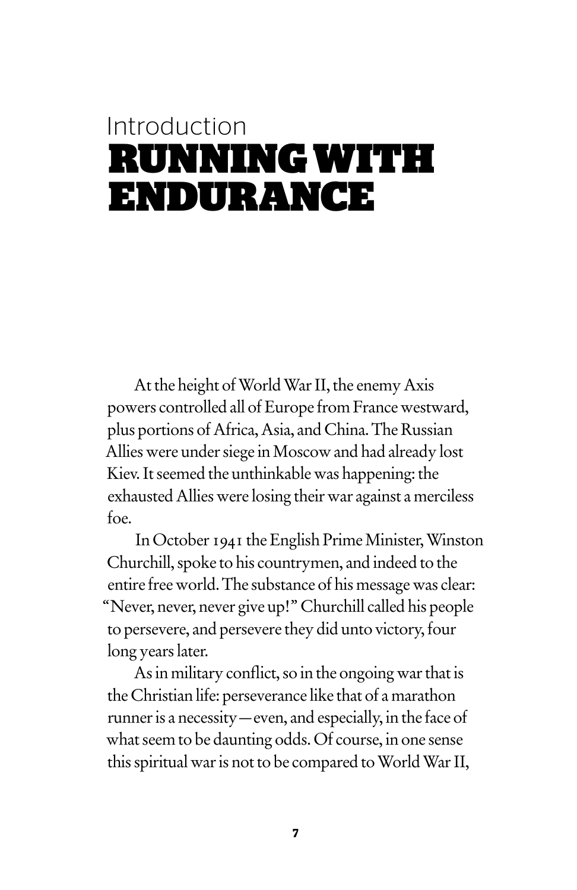# Introduction
# RUNNING WITH ENDURANCE

At the height of World War II, the enemy Axis powers controlled all of Europe from France westward, plus portions of Africa, Asia, and China. The Russian Allies were under siege in Moscow and had already lost Kiev. It seemed the unthinkable was happening: the exhausted Allies were losing their war against a merciless foe.

In October 1941 the English Prime Minister, Winston Churchill, spoke to his countrymen, and indeed to the entire free world. The substance of his message was clear: "Never, never, never give up!" Churchill called his people to persevere, and persevere they did unto victory, four long years later.

As in military conflict, so in the ongoing war that is the Christian life: perseverance like that of a marathon runner is a necessity—even, and especially, in the face of what seem to be daunting odds. Of course, in one sense this spiritual war is not to be compared to World War II,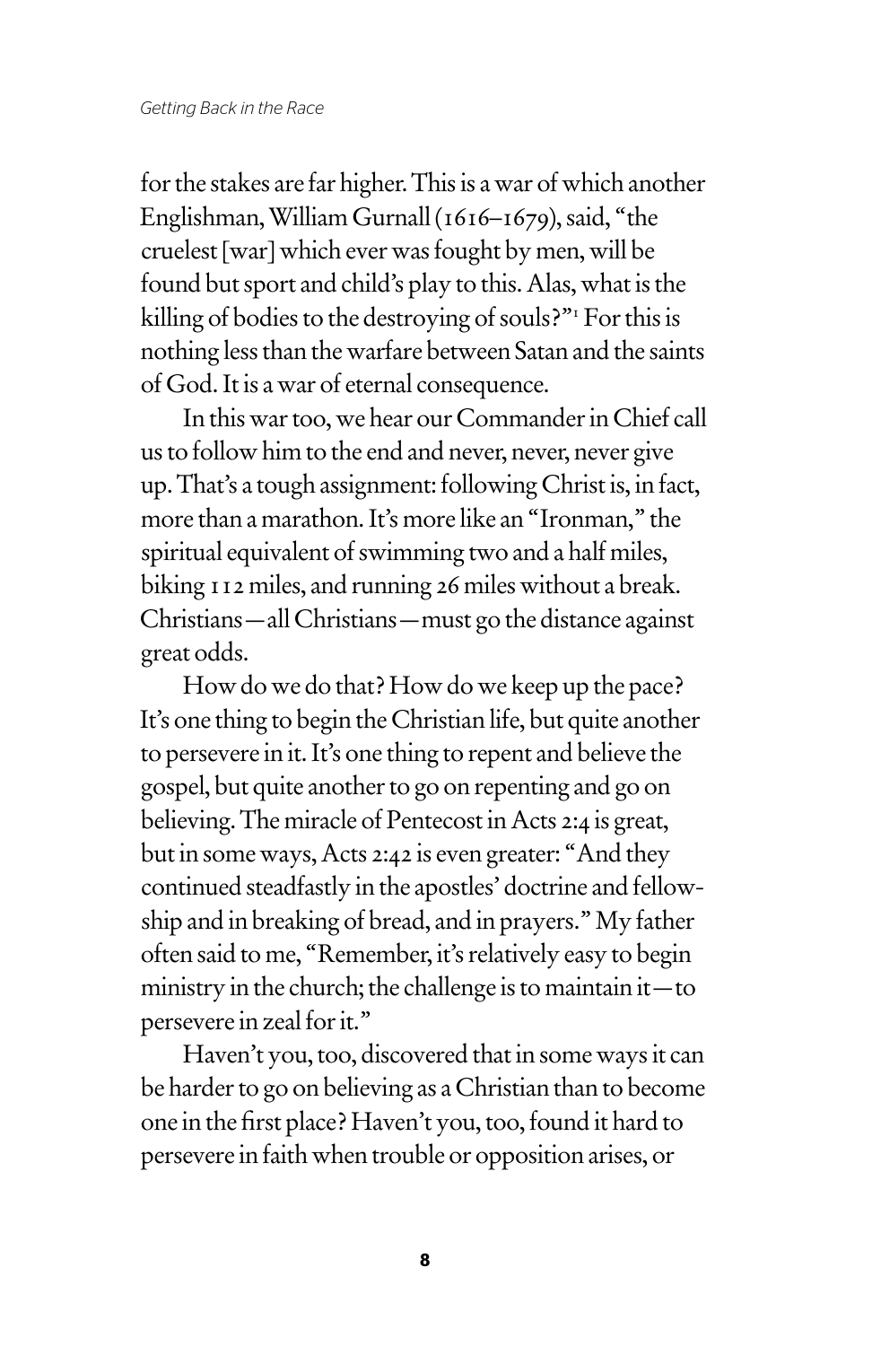for the stakes are far higher. This is a war of which another Englishman, William Gurnall (1616–1679), said, "the cruelest [war] which ever was fought by men, will be found but sport and child's play to this. Alas, what is the killing of bodies to the destroying of souls?"[1] For this is nothing less than the warfare between Satan and the saints of God. It is a war of eternal consequence.

In this war too, we hear our Commander in Chief call us to follow him to the end and never, never, never give up. That's a tough assignment: following Christ is, in fact, more than a marathon. It's more like an "Ironman," the spiritual equivalent of swimming two and a half miles, biking 112 miles, and running 26 miles without a break. Christians—all Christians—must go the distance against great odds.

How do we do that? How do we keep up the pace? It's one thing to begin the Christian life, but quite another to persevere in it. It's one thing to repent and believe the gospel, but quite another to go on repenting and go on believing. The miracle of Pentecost in Acts 2:4 is great, but in some ways, Acts 2:42 is even greater: "And they continued steadfastly in the apostles' doctrine and fellowship and in breaking of bread, and in prayers." My father often said to me, "Remember, it's relatively easy to begin ministry in the church; the challenge is to maintain it—to persevere in zeal for it."

Haven't you, too, discovered that in some ways it can be harder to go on believing as a Christian than to become one in the first place? Haven't you, too, found it hard to persevere in faith when trouble or opposition arises, or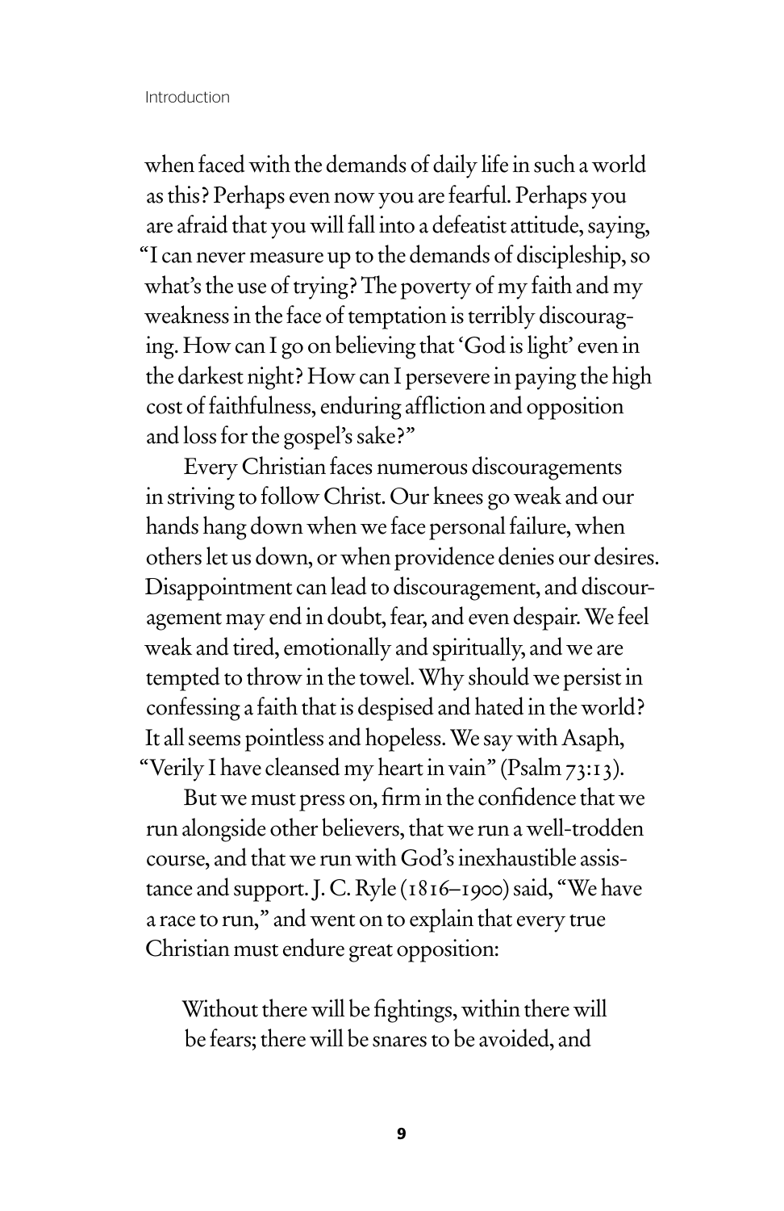when faced with the demands of daily life in such a world as this? Perhaps even now you are fearful. Perhaps you are afraid that you will fall into a defeatist attitude, saying, "I can never measure up to the demands of discipleship, so what's the use of trying? The poverty of my faith and my weakness in the face of temptation is terribly discouraging. How can I go on believing that 'God is light' even in the darkest night? How can I persevere in paying the high cost of faithfulness, enduring affliction and opposition and loss for the gospel's sake?"

Every Christian faces numerous discouragements in striving to follow Christ. Our knees go weak and our hands hang down when we face personal failure, when others let us down, or when providence denies our desires. Disappointment can lead to discouragement, and discouragement may end in doubt, fear, and even despair. We feel weak and tired, emotionally and spiritually, and we are tempted to throw in the towel. Why should we persist in confessing a faith that is despised and hated in the world? It all seems pointless and hopeless. We say with Asaph, "Verily I have cleansed my heart in vain" (Psalm 73:13).

But we must press on, firm in the confidence that we run alongside other believers, that we run a well-trodden course, and that we run with God's inexhaustible assistance and support. J. C. Ryle (1816–1900) said, "We have a race to run," and went on to explain that every true Christian must endure great opposition:

> Without there will be fightings, within there will be fears; there will be snares to be avoided, and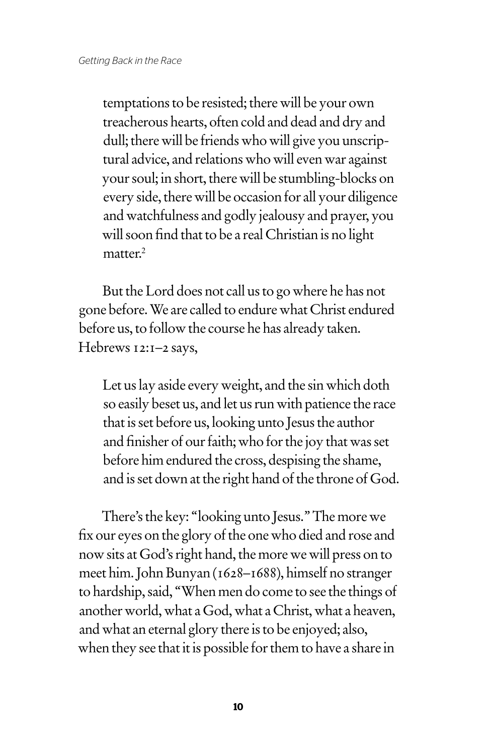> temptations to be resisted; there will be your own treacherous hearts, often cold and dead and dry and dull; there will be friends who will give you unscriptural advice, and relations who will even war against your soul; in short, there will be stumbling-blocks on every side, there will be occasion for all your diligence and watchfulness and godly jealousy and prayer, you will soon find that to be a real Christian is no light matter.[2]

But the Lord does not call us to go where he has not gone before. We are called to endure what Christ endured before us, to follow the course he has already taken. Hebrews 12:1–2 says,

> Let us lay aside every weight, and the sin which doth so easily beset us, and let us run with patience the race that is set before us, looking unto Jesus the author and finisher of our faith; who for the joy that was set before him endured the cross, despising the shame, and is set down at the right hand of the throne of God.

There's the key: "looking unto Jesus." The more we fix our eyes on the glory of the one who died and rose and now sits at God's right hand, the more we will press on to meet him. John Bunyan (1628–1688), himself no stranger to hardship, said, "When men do come to see the things of another world, what a God, what a Christ, what a heaven, and what an eternal glory there is to be enjoyed; also, when they see that it is possible for them to have a share in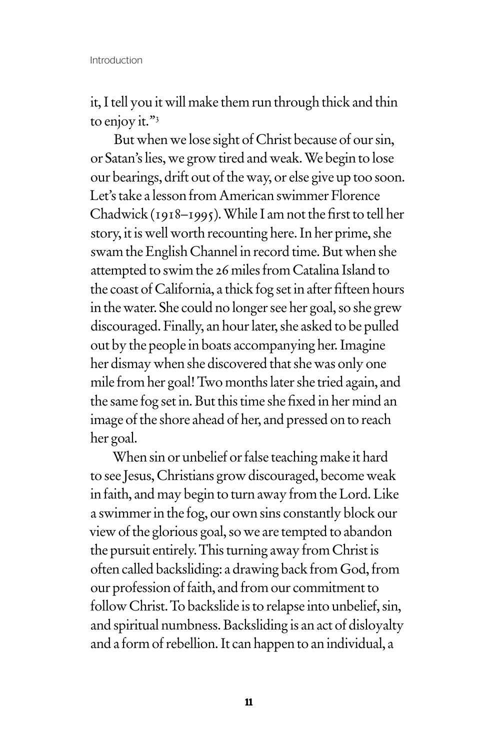it, I tell you it will make them run through thick and thin to enjoy it."[3]

But when we lose sight of Christ because of our sin, or Satan's lies, we grow tired and weak. We begin to lose our bearings, drift out of the way, or else give up too soon. Let's take a lesson from American swimmer Florence Chadwick (1918–1995). While I am not the first to tell her story, it is well worth recounting here. In her prime, she swam the English Channel in record time. But when she attempted to swim the 26 miles from Catalina Island to the coast of California, a thick fog set in after fifteen hours in the water. She could no longer see her goal, so she grew discouraged. Finally, an hour later, she asked to be pulled out by the people in boats accompanying her. Imagine her dismay when she discovered that she was only one mile from her goal! Two months later she tried again, and the same fog set in. But this time she fixed in her mind an image of the shore ahead of her, and pressed on to reach her goal.

When sin or unbelief or false teaching make it hard to see Jesus, Christians grow discouraged, become weak in faith, and may begin to turn away from the Lord. Like a swimmer in the fog, our own sins constantly block our view of the glorious goal, so we are tempted to abandon the pursuit entirely. This turning away from Christ is often called backsliding: a drawing back from God, from our profession of faith, and from our commitment to follow Christ. To backslide is to relapse into unbelief, sin, and spiritual numbness. Backsliding is an act of disloyalty and a form of rebellion. It can happen to an individual, a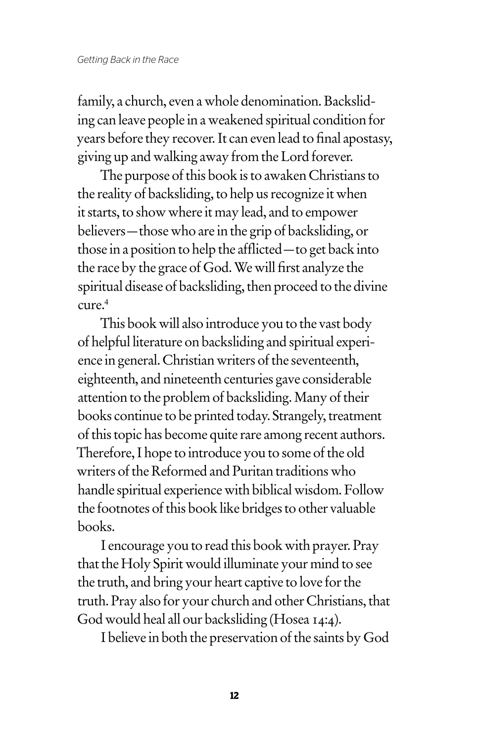family, a church, even a whole denomination. Backsliding can leave people in a weakened spiritual condition for years before they recover. It can even lead to final apostasy, giving up and walking away from the Lord forever.

The purpose of this book is to awaken Christians to the reality of backsliding, to help us recognize it when it starts, to show where it may lead, and to empower believers—those who are in the grip of backsliding, or those in a position to help the afflicted—to get back into the race by the grace of God. We will first analyze the spiritual disease of backsliding, then proceed to the divine cure.[4]

This book will also introduce you to the vast body of helpful literature on backsliding and spiritual experience in general. Christian writers of the seventeenth, eighteenth, and nineteenth centuries gave considerable attention to the problem of backsliding. Many of their books continue to be printed today. Strangely, treatment of this topic has become quite rare among recent authors. Therefore, I hope to introduce you to some of the old writers of the Reformed and Puritan traditions who handle spiritual experience with biblical wisdom. Follow the footnotes of this book like bridges to other valuable books.

I encourage you to read this book with prayer. Pray that the Holy Spirit would illuminate your mind to see the truth, and bring your heart captive to love for the truth. Pray also for your church and other Christians, that God would heal all our backsliding (Hosea 14:4).

I believe in both the preservation of the saints by God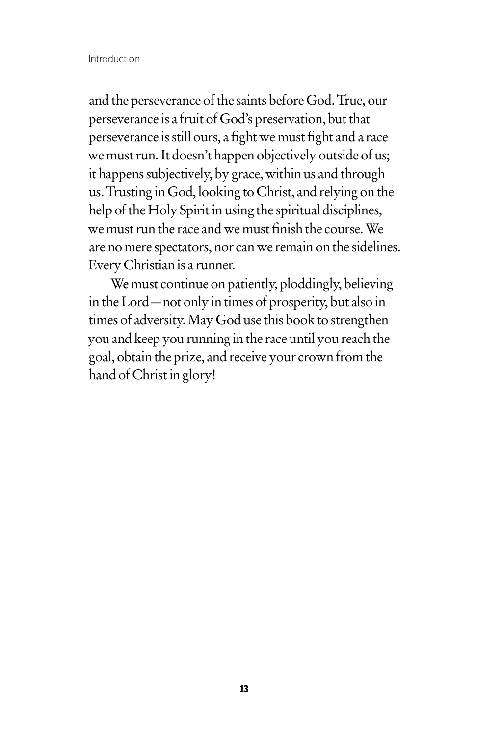and the perseverance of the saints before God. True, our perseverance is a fruit of God's preservation, but that perseverance is still ours, a fight we must fight and a race we must run. It doesn't happen objectively outside of us; it happens subjectively, by grace, within us and through us. Trusting in God, looking to Christ, and relying on the help of the Holy Spirit in using the spiritual disciplines, we must run the race and we must finish the course. We are no mere spectators, nor can we remain on the sidelines. Every Christian is a runner.

We must continue on patiently, ploddingly, believing in the Lord—not only in times of prosperity, but also in times of adversity. May God use this book to strengthen you and keep you running in the race until you reach the goal, obtain the prize, and receive your crown from the hand of Christ in glory!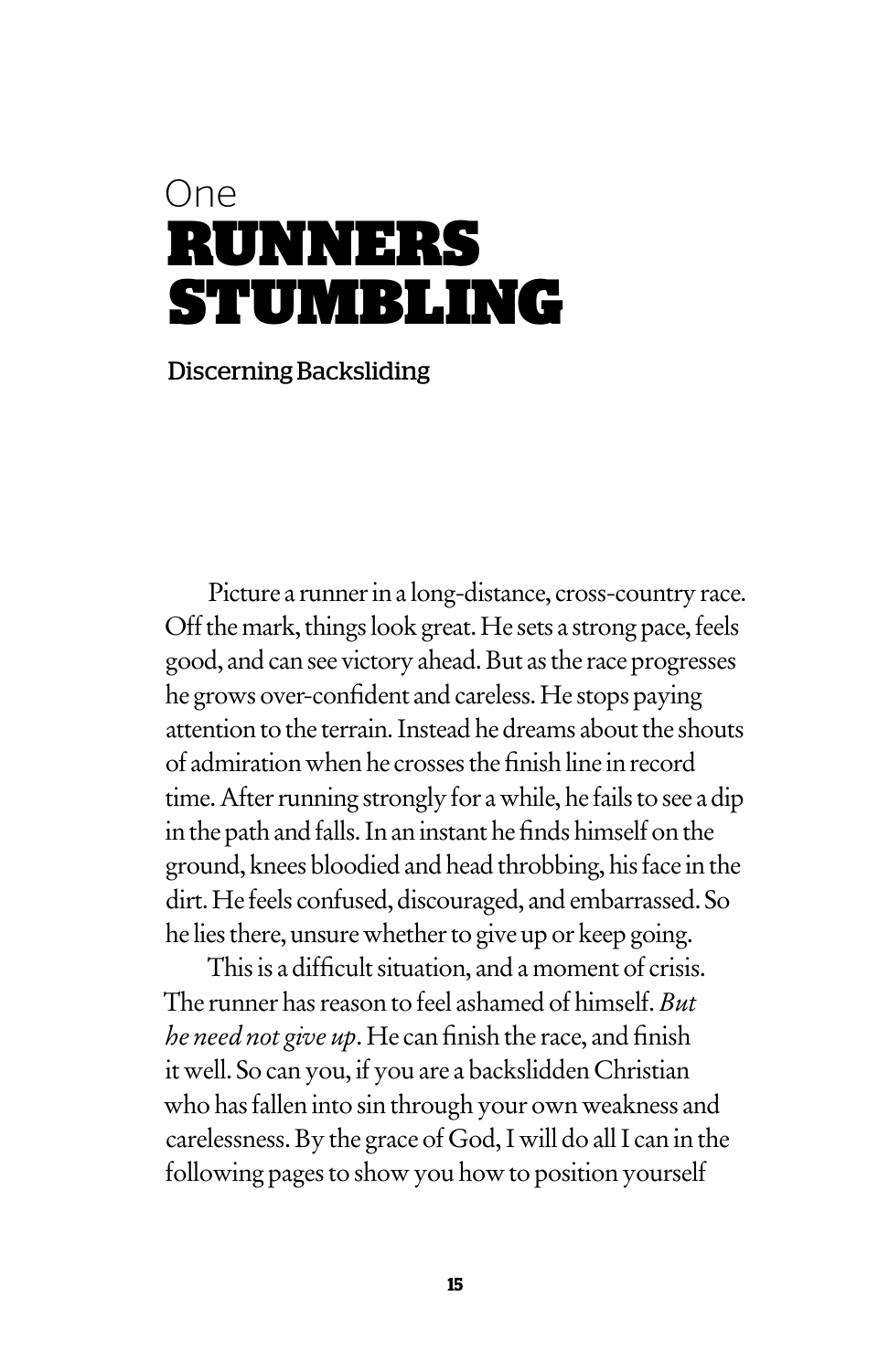# One
# RUNNERS STUMBLING

## Discerning Backsliding

Picture a runner in a long-distance, cross-country race. Off the mark, things look great. He sets a strong pace, feels good, and can see victory ahead. But as the race progresses he grows over-confident and careless. He stops paying attention to the terrain. Instead he dreams about the shouts of admiration when he crosses the finish line in record time. After running strongly for a while, he fails to see a dip in the path and falls. In an instant he finds himself on the ground, knees bloodied and head throbbing, his face in the dirt. He feels confused, discouraged, and embarrassed. So he lies there, unsure whether to give up or keep going.

This is a difficult situation, and a moment of crisis. The runner has reason to feel ashamed of himself. *But he need not give up*. He can finish the race, and finish it well. So can you, if you are a backslidden Christian who has fallen into sin through your own weakness and carelessness. By the grace of God, I will do all I can in the following pages to show you how to position yourself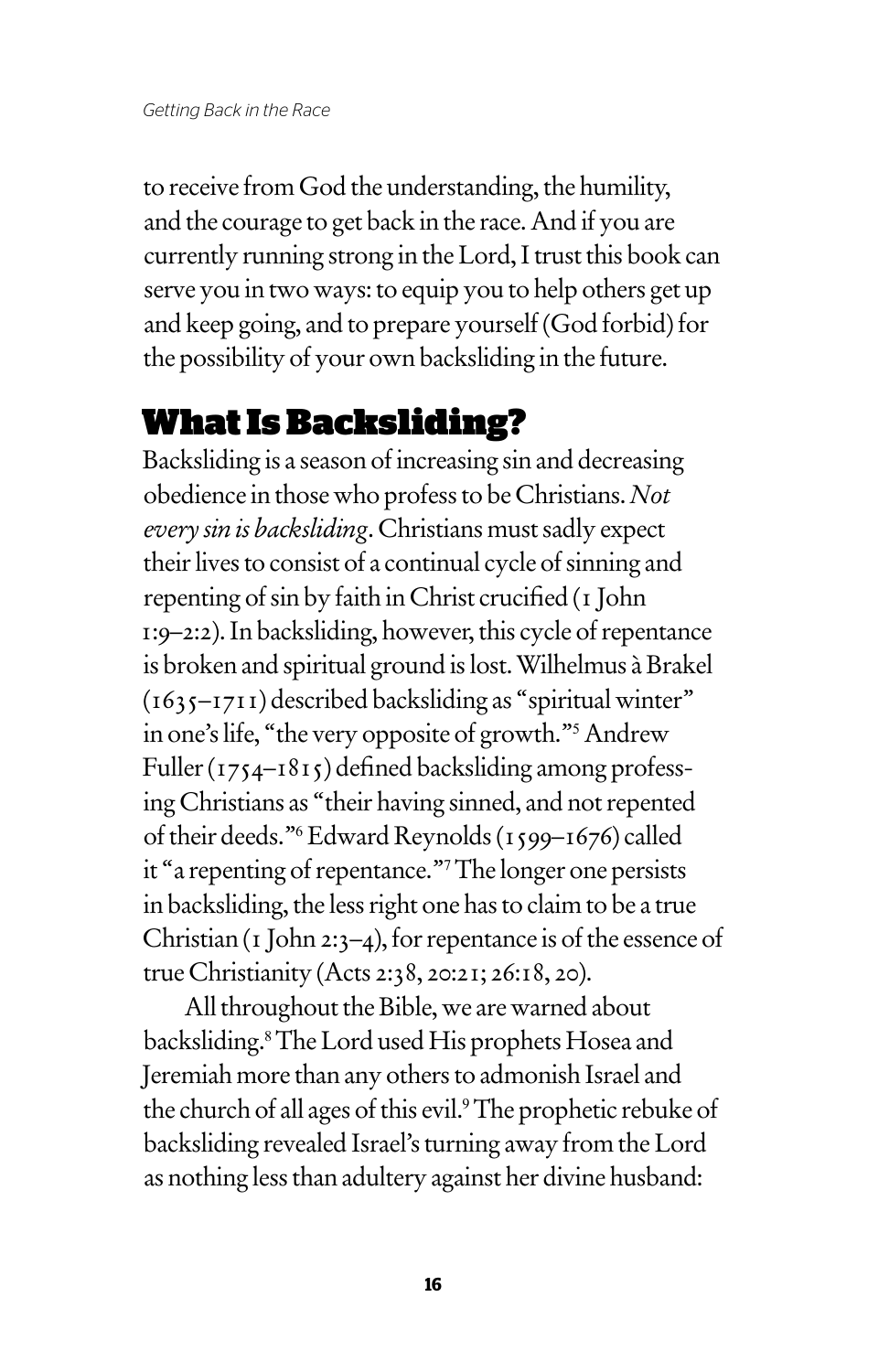to receive from God the understanding, the humility, and the courage to get back in the race. And if you are currently running strong in the Lord, I trust this book can serve you in two ways: to equip you to help others get up and keep going, and to prepare yourself (God forbid) for the possibility of your own backsliding in the future.

## What Is Backsliding?

Backsliding is a season of increasing sin and decreasing obedience in those who profess to be Christians. *Not every sin is backsliding*. Christians must sadly expect their lives to consist of a continual cycle of sinning and repenting of sin by faith in Christ crucified (1 John 1:9–2:2). In backsliding, however, this cycle of repentance is broken and spiritual ground is lost. Wilhelmus à Brakel (1635–1711) described backsliding as "spiritual winter" in one's life, "the very opposite of growth."[5] Andrew Fuller (1754–1815) defined backsliding among professing Christians as "their having sinned, and not repented of their deeds."[6] Edward Reynolds (1599–1676) called it "a repenting of repentance."[7] The longer one persists in backsliding, the less right one has to claim to be a true Christian (1 John 2:3–4), for repentance is of the essence of true Christianity (Acts 2:38, 20:21; 26:18, 20).

All throughout the Bible, we are warned about backsliding.[8] The Lord used His prophets Hosea and Jeremiah more than any others to admonish Israel and the church of all ages of this evil.[9] The prophetic rebuke of backsliding revealed Israel's turning away from the Lord as nothing less than adultery against her divine husband: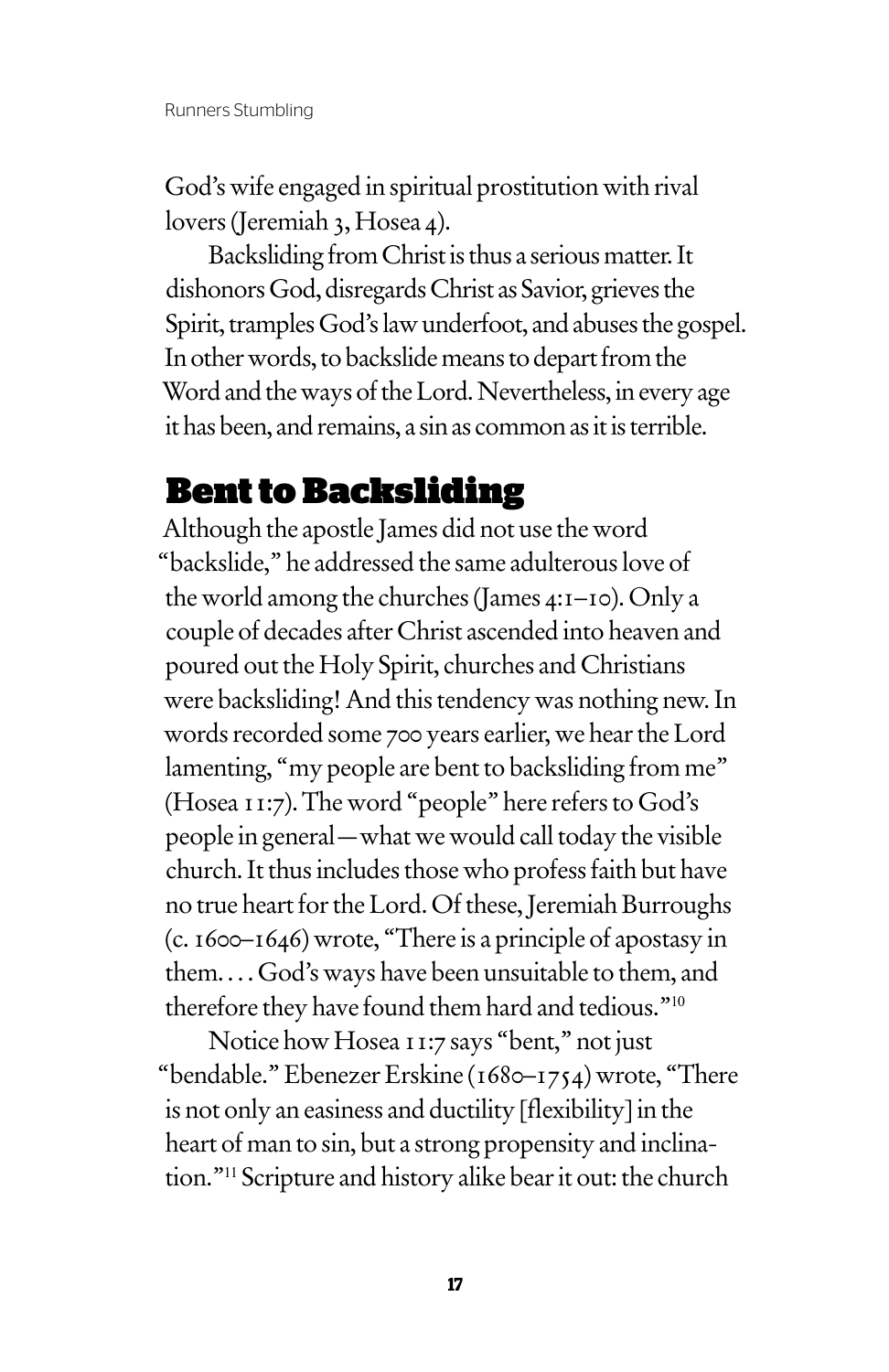God's wife engaged in spiritual prostitution with rival lovers (Jeremiah 3, Hosea 4).

Backsliding from Christ is thus a serious matter. It dishonors God, disregards Christ as Savior, grieves the Spirit, tramples God's law underfoot, and abuses the gospel. In other words, to backslide means to depart from the Word and the ways of the Lord. Nevertheless, in every age it has been, and remains, a sin as common as it is terrible.

## Bent to Backsliding

Although the apostle James did not use the word "backslide," he addressed the same adulterous love of the world among the churches (James 4:1–10). Only a couple of decades after Christ ascended into heaven and poured out the Holy Spirit, churches and Christians were backsliding! And this tendency was nothing new. In words recorded some 700 years earlier, we hear the Lord lamenting, "my people are bent to backsliding from me" (Hosea 11:7). The word "people" here refers to God's people in general—what we would call today the visible church. It thus includes those who profess faith but have no true heart for the Lord. Of these, Jeremiah Burroughs (c. 1600–1646) wrote, "There is a principle of apostasy in them. . . . God's ways have been unsuitable to them, and therefore they have found them hard and tedious."[10]

Notice how Hosea 11:7 says "bent," not just "bendable." Ebenezer Erskine (1680–1754) wrote, "There is not only an easiness and ductility [flexibility] in the heart of man to sin, but a strong propensity and inclination."[11] Scripture and history alike bear it out: the church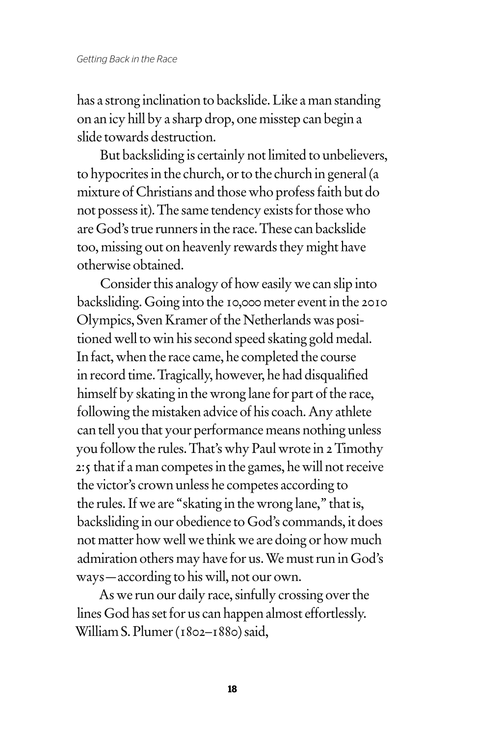has a strong inclination to backslide. Like a man standing on an icy hill by a sharp drop, one misstep can begin a slide towards destruction.

But backsliding is certainly not limited to unbelievers, to hypocrites in the church, or to the church in general (a mixture of Christians and those who profess faith but do not possess it). The same tendency exists for those who are God's true runners in the race. These can backslide too, missing out on heavenly rewards they might have otherwise obtained.

Consider this analogy of how easily we can slip into backsliding. Going into the 10,000 meter event in the 2010 Olympics, Sven Kramer of the Netherlands was positioned well to win his second speed skating gold medal. In fact, when the race came, he completed the course in record time. Tragically, however, he had disqualified himself by skating in the wrong lane for part of the race, following the mistaken advice of his coach. Any athlete can tell you that your performance means nothing unless you follow the rules. That's why Paul wrote in 2 Timothy 2:5 that if a man competes in the games, he will not receive the victor's crown unless he competes according to the rules. If we are "skating in the wrong lane," that is, backsliding in our obedience to God's commands, it does not matter how well we think we are doing or how much admiration others may have for us. We must run in God's ways—according to his will, not our own.

As we run our daily race, sinfully crossing over the lines God has set for us can happen almost effortlessly. William S. Plumer (1802–1880) said,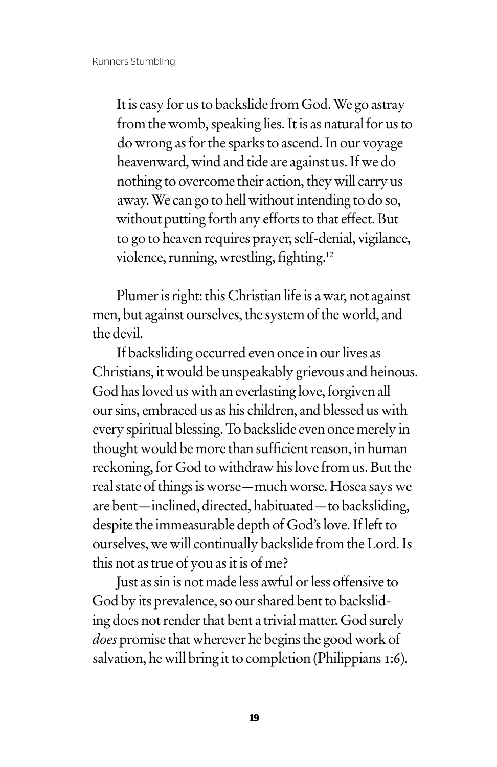> It is easy for us to backslide from God. We go astray from the womb, speaking lies. It is as natural for us to do wrong as for the sparks to ascend. In our voyage heavenward, wind and tide are against us. If we do nothing to overcome their action, they will carry us away. We can go to hell without intending to do so, without putting forth any efforts to that effect. But to go to heaven requires prayer, self-denial, vigilance, violence, running, wrestling, fighting.[12]

Plumer is right: this Christian life is a war, not against men, but against ourselves, the system of the world, and the devil.

If backsliding occurred even once in our lives as Christians, it would be unspeakably grievous and heinous. God has loved us with an everlasting love, forgiven all our sins, embraced us as his children, and blessed us with every spiritual blessing. To backslide even once merely in thought would be more than sufficient reason, in human reckoning, for God to withdraw his love from us. But the real state of things is worse—much worse. Hosea says we are bent—inclined, directed, habituated—to backsliding, despite the immeasurable depth of God's love. If left to ourselves, we will continually backslide from the Lord. Is this not as true of you as it is of me?

Just as sin is not made less awful or less offensive to God by its prevalence, so our shared bent to backsliding does not render that bent a trivial matter. God surely *does* promise that wherever he begins the good work of salvation, he will bring it to completion (Philippians 1:6).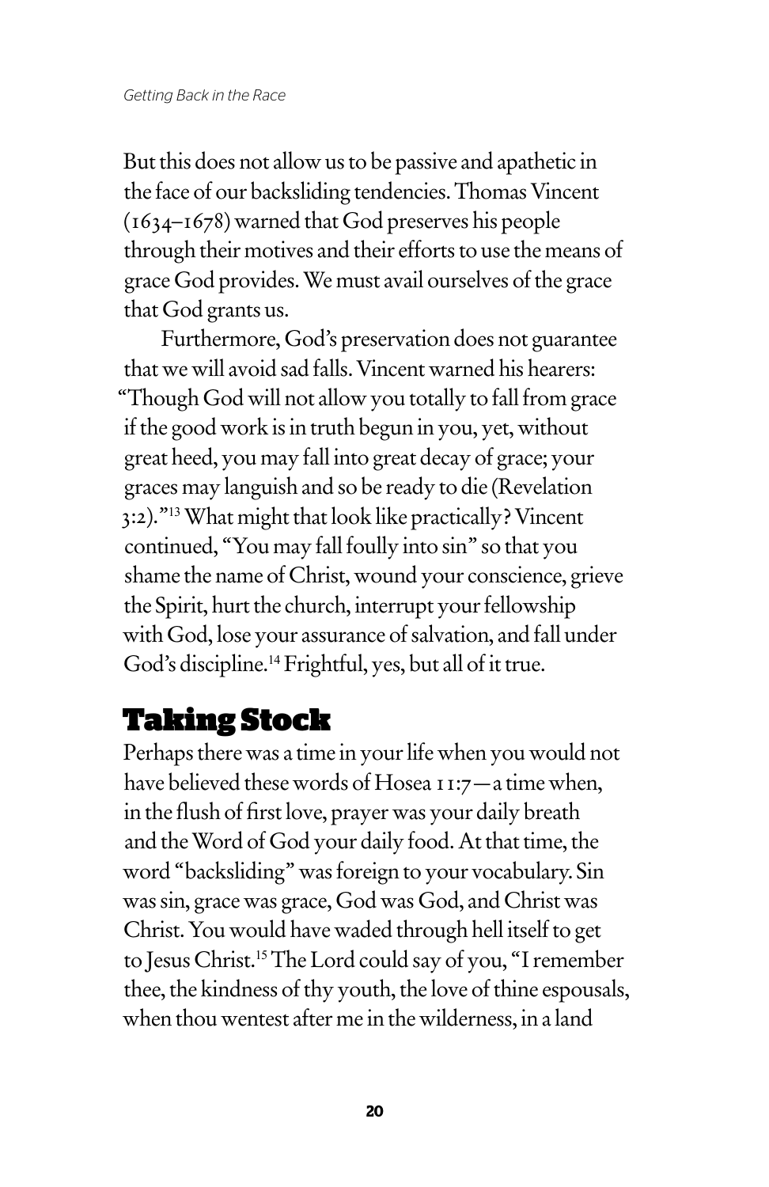But this does not allow us to be passive and apathetic in the face of our backsliding tendencies. Thomas Vincent (1634–1678) warned that God preserves his people through their motives and their efforts to use the means of grace God provides. We must avail ourselves of the grace that God grants us.

Furthermore, God's preservation does not guarantee that we will avoid sad falls. Vincent warned his hearers: "Though God will not allow you totally to fall from grace if the good work is in truth begun in you, yet, without great heed, you may fall into great decay of grace; your graces may languish and so be ready to die (Revelation 3:2)."[13] What might that look like practically? Vincent continued, "You may fall foully into sin" so that you shame the name of Christ, wound your conscience, grieve the Spirit, hurt the church, interrupt your fellowship with God, lose your assurance of salvation, and fall under God's discipline.[14] Frightful, yes, but all of it true.

## Taking Stock

Perhaps there was a time in your life when you would not have believed these words of Hosea 11:7—a time when, in the flush of first love, prayer was your daily breath and the Word of God your daily food. At that time, the word "backsliding" was foreign to your vocabulary. Sin was sin, grace was grace, God was God, and Christ was Christ. You would have waded through hell itself to get to Jesus Christ.[15] The Lord could say of you, "I remember thee, the kindness of thy youth, the love of thine espousals, when thou wentest after me in the wilderness, in a land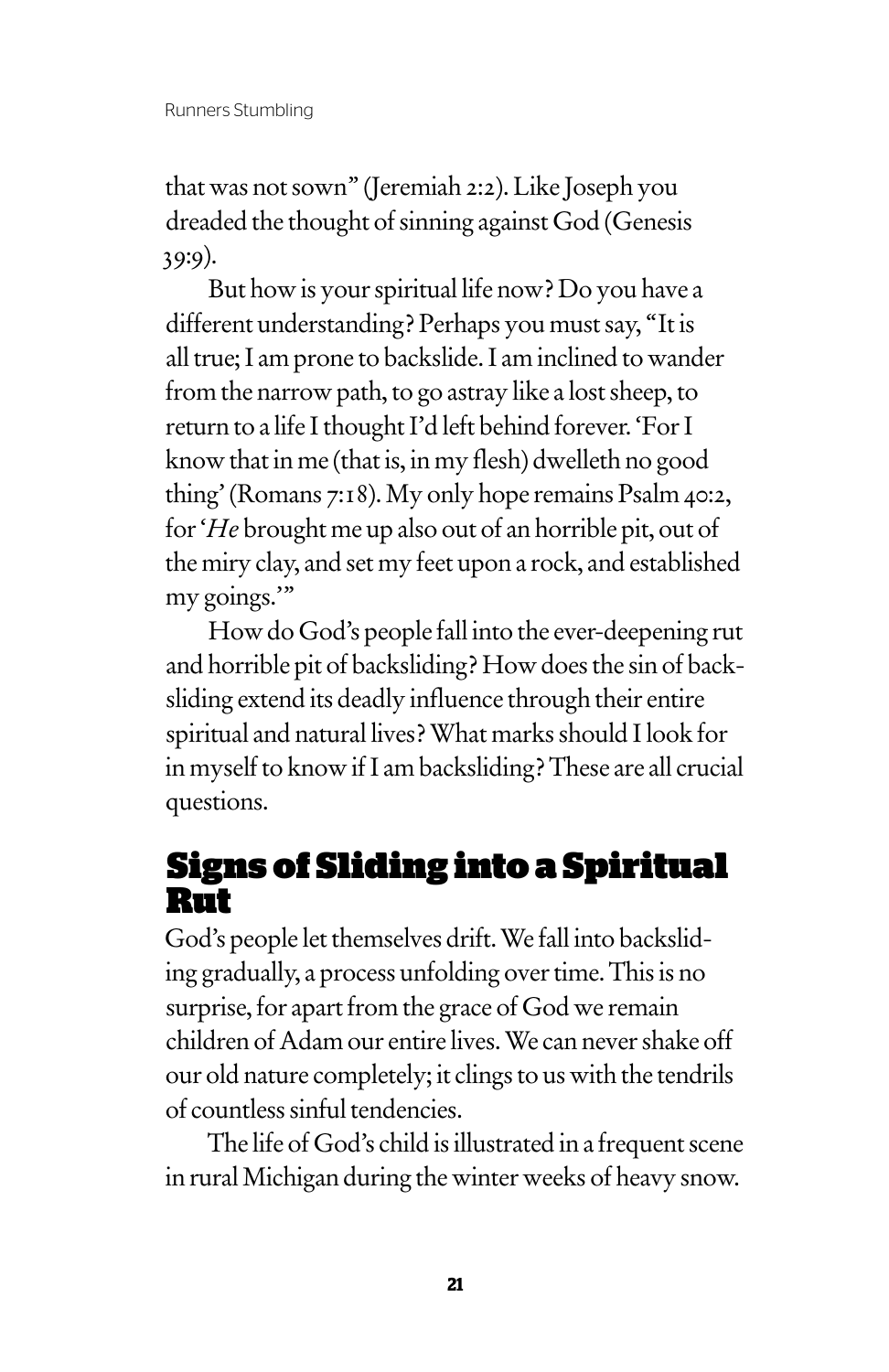that was not sown" (Jeremiah 2:2). Like Joseph you dreaded the thought of sinning against God (Genesis 39:9).

But how is your spiritual life now? Do you have a different understanding? Perhaps you must say, "It is all true; I am prone to backslide. I am inclined to wander from the narrow path, to go astray like a lost sheep, to return to a life I thought I'd left behind forever. 'For I know that in me (that is, in my flesh) dwelleth no good thing' (Romans 7:18). My only hope remains Psalm 40:2, for '*He* brought me up also out of an horrible pit, out of the miry clay, and set my feet upon a rock, and established my goings.'"

How do God's people fall into the ever-deepening rut and horrible pit of backsliding? How does the sin of backsliding extend its deadly influence through their entire spiritual and natural lives? What marks should I look for in myself to know if I am backsliding? These are all crucial questions.

## Signs of Sliding into a Spiritual Rut

God's people let themselves drift. We fall into backsliding gradually, a process unfolding over time. This is no surprise, for apart from the grace of God we remain children of Adam our entire lives. We can never shake off our old nature completely; it clings to us with the tendrils of countless sinful tendencies.

The life of God's child is illustrated in a frequent scene in rural Michigan during the winter weeks of heavy snow.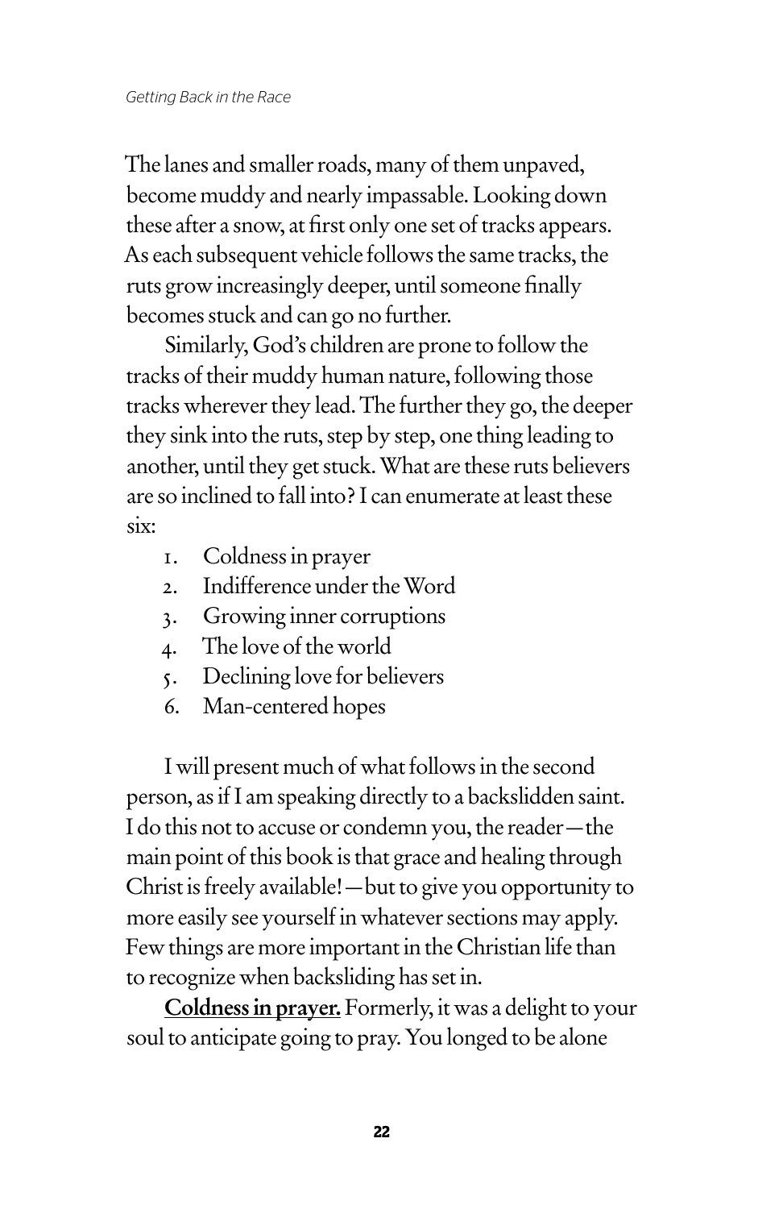The lanes and smaller roads, many of them unpaved, become muddy and nearly impassable. Looking down these after a snow, at first only one set of tracks appears. As each subsequent vehicle follows the same tracks, the ruts grow increasingly deeper, until someone finally becomes stuck and can go no further.

Similarly, God's children are prone to follow the tracks of their muddy human nature, following those tracks wherever they lead. The further they go, the deeper they sink into the ruts, step by step, one thing leading to another, until they get stuck. What are these ruts believers are so inclined to fall into? I can enumerate at least these six:

1. Coldness in prayer
2. Indifference under the Word
3. Growing inner corruptions
4. The love of the world
5. Declining love for believers
6. Man-centered hopes

I will present much of what follows in the second person, as if I am speaking directly to a backslidden saint. I do this not to accuse or condemn you, the reader—the main point of this book is that grace and healing through Christ is freely available!—but to give you opportunity to more easily see yourself in whatever sections may apply. Few things are more important in the Christian life than to recognize when backsliding has set in.

**Coldness in prayer.** Formerly, it was a delight to your soul to anticipate going to pray. You longed to be alone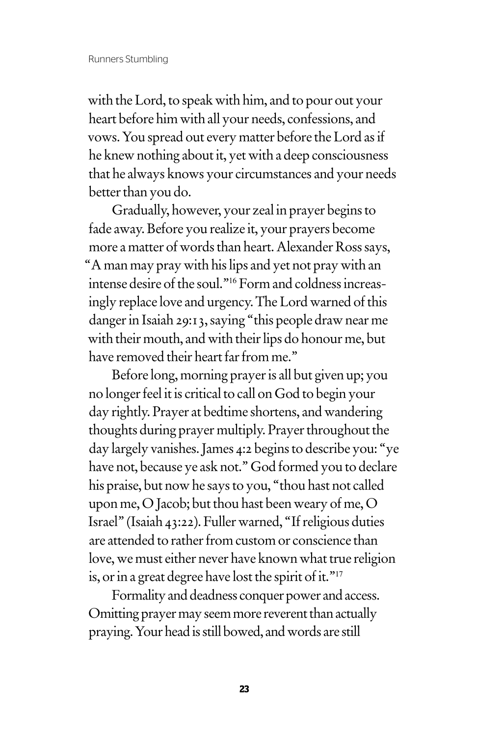with the Lord, to speak with him, and to pour out your heart before him with all your needs, confessions, and vows. You spread out every matter before the Lord as if he knew nothing about it, yet with a deep consciousness that he always knows your circumstances and your needs better than you do.

Gradually, however, your zeal in prayer begins to fade away. Before you realize it, your prayers become more a matter of words than heart. Alexander Ross says, "A man may pray with his lips and yet not pray with an intense desire of the soul."[16] Form and coldness increasingly replace love and urgency. The Lord warned of this danger in Isaiah 29:13, saying "this people draw near me with their mouth, and with their lips do honour me, but have removed their heart far from me."

Before long, morning prayer is all but given up; you no longer feel it is critical to call on God to begin your day rightly. Prayer at bedtime shortens, and wandering thoughts during prayer multiply. Prayer throughout the day largely vanishes. James 4:2 begins to describe you: "ye have not, because ye ask not." God formed you to declare his praise, but now he says to you, "thou hast not called upon me, O Jacob; but thou hast been weary of me, O Israel" (Isaiah 43:22). Fuller warned, "If religious duties are attended to rather from custom or conscience than love, we must either never have known what true religion is, or in a great degree have lost the spirit of it."[17]

Formality and deadness conquer power and access. Omitting prayer may seem more reverent than actually praying. Your head is still bowed, and words are still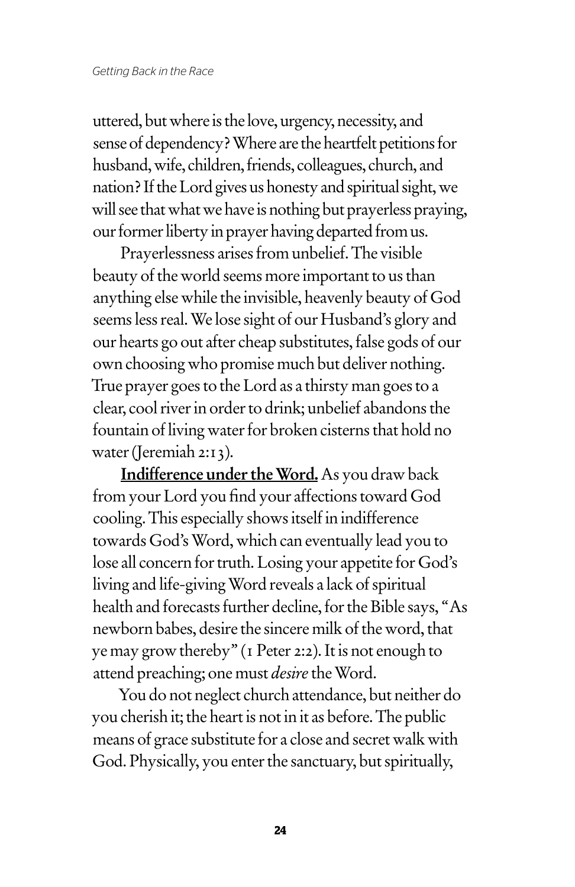uttered, but where is the love, urgency, necessity, and sense of dependency? Where are the heartfelt petitions for husband, wife, children, friends, colleagues, church, and nation? If the Lord gives us honesty and spiritual sight, we will see that what we have is nothing but prayerless praying, our former liberty in prayer having departed from us.

Prayerlessness arises from unbelief. The visible beauty of the world seems more important to us than anything else while the invisible, heavenly beauty of God seems less real. We lose sight of our Husband's glory and our hearts go out after cheap substitutes, false gods of our own choosing who promise much but deliver nothing. True prayer goes to the Lord as a thirsty man goes to a clear, cool river in order to drink; unbelief abandons the fountain of living water for broken cisterns that hold no water (Jeremiah 2:13).

**Indifference under the Word.** As you draw back from your Lord you find your affections toward God cooling. This especially shows itself in indifference towards God's Word, which can eventually lead you to lose all concern for truth. Losing your appetite for God's living and life-giving Word reveals a lack of spiritual health and forecasts further decline, for the Bible says, "As newborn babes, desire the sincere milk of the word, that ye may grow thereby" (1 Peter 2:2). It is not enough to attend preaching; one must *desire* the Word.

You do not neglect church attendance, but neither do you cherish it; the heart is not in it as before. The public means of grace substitute for a close and secret walk with God. Physically, you enter the sanctuary, but spiritually,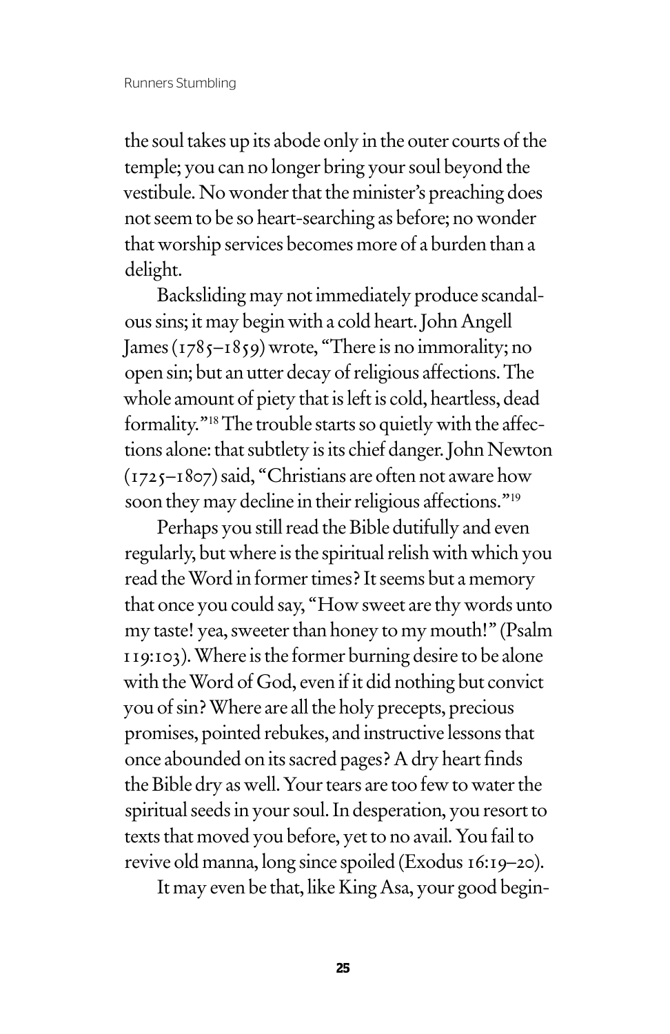the soul takes up its abode only in the outer courts of the temple; you can no longer bring your soul beyond the vestibule. No wonder that the minister's preaching does not seem to be so heart-searching as before; no wonder that worship services becomes more of a burden than a delight.

Backsliding may not immediately produce scandalous sins; it may begin with a cold heart. John Angell James (1785–1859) wrote, "There is no immorality; no open sin; but an utter decay of religious affections. The whole amount of piety that is left is cold, heartless, dead formality."[18] The trouble starts so quietly with the affections alone: that subtlety is its chief danger. John Newton (1725–1807) said, "Christians are often not aware how soon they may decline in their religious affections."[19]

Perhaps you still read the Bible dutifully and even regularly, but where is the spiritual relish with which you read the Word in former times? It seems but a memory that once you could say, "How sweet are thy words unto my taste! yea, sweeter than honey to my mouth!" (Psalm 119:103). Where is the former burning desire to be alone with the Word of God, even if it did nothing but convict you of sin? Where are all the holy precepts, precious promises, pointed rebukes, and instructive lessons that once abounded on its sacred pages? A dry heart finds the Bible dry as well. Your tears are too few to water the spiritual seeds in your soul. In desperation, you resort to texts that moved you before, yet to no avail. You fail to revive old manna, long since spoiled (Exodus 16:19–20).

It may even be that, like King Asa, your good begin-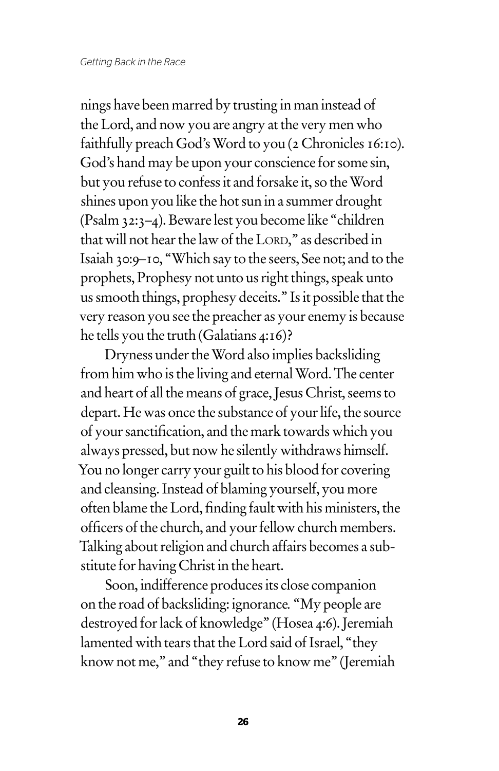nings have been marred by trusting in man instead of the Lord, and now you are angry at the very men who faithfully preach God's Word to you (2 Chronicles 16:10). God's hand may be upon your conscience for some sin, but you refuse to confess it and forsake it, so the Word shines upon you like the hot sun in a summer drought (Psalm 32:3–4). Beware lest you become like "children that will not hear the law of the LORD," as described in Isaiah 30:9–10, "Which say to the seers, See not; and to the prophets, Prophesy not unto us right things, speak unto us smooth things, prophesy deceits." Is it possible that the very reason you see the preacher as your enemy is because he tells you the truth (Galatians 4:16)?

Dryness under the Word also implies backsliding from him who is the living and eternal Word. The center and heart of all the means of grace, Jesus Christ, seems to depart. He was once the substance of your life, the source of your sanctification, and the mark towards which you always pressed, but now he silently withdraws himself. You no longer carry your guilt to his blood for covering and cleansing. Instead of blaming yourself, you more often blame the Lord, finding fault with his ministers, the officers of the church, and your fellow church members. Talking about religion and church affairs becomes a substitute for having Christ in the heart.

Soon, indifference produces its close companion on the road of backsliding: ignorance. "My people are destroyed for lack of knowledge" (Hosea 4:6). Jeremiah lamented with tears that the Lord said of Israel, "they know not me," and "they refuse to know me" (Jeremiah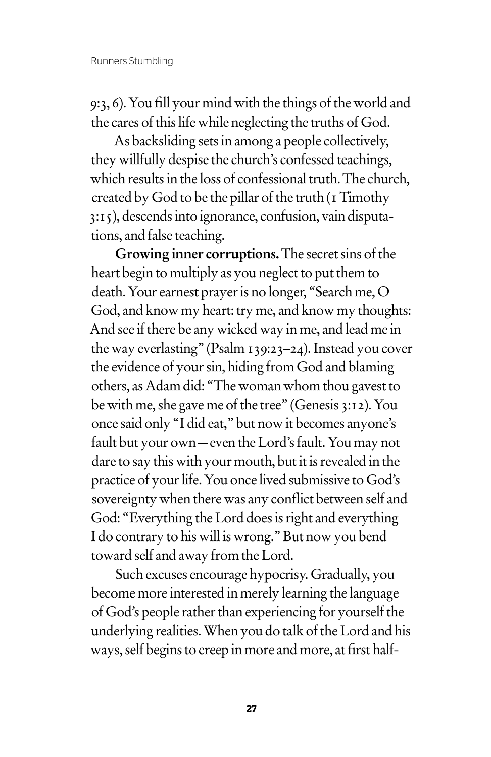9:3, 6). You fill your mind with the things of the world and the cares of this life while neglecting the truths of God.

As backsliding sets in among a people collectively, they willfully despise the church's confessed teachings, which results in the loss of confessional truth. The church, created by God to be the pillar of the truth (1 Timothy 3:15), descends into ignorance, confusion, vain disputations, and false teaching.

**Growing inner corruptions.** The secret sins of the heart begin to multiply as you neglect to put them to death. Your earnest prayer is no longer, "Search me, O God, and know my heart: try me, and know my thoughts: And see if there be any wicked way in me, and lead me in the way everlasting" (Psalm 139:23–24). Instead you cover the evidence of your sin, hiding from God and blaming others, as Adam did: "The woman whom thou gavest to be with me, she gave me of the tree" (Genesis 3:12). You once said only "I did eat," but now it becomes anyone's fault but your own—even the Lord's fault. You may not dare to say this with your mouth, but it is revealed in the practice of your life. You once lived submissive to God's sovereignty when there was any conflict between self and God: "Everything the Lord does is right and everything I do contrary to his will is wrong." But now you bend toward self and away from the Lord.

Such excuses encourage hypocrisy. Gradually, you become more interested in merely learning the language of God's people rather than experiencing for yourself the underlying realities. When you do talk of the Lord and his ways, self begins to creep in more and more, at first half-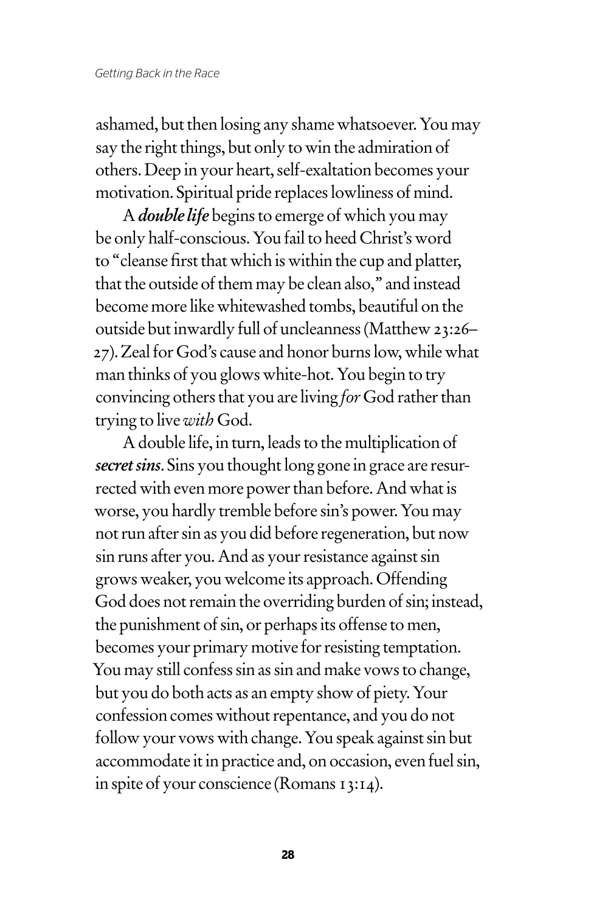ashamed, but then losing any shame whatsoever. You may say the right things, but only to win the admiration of others. Deep in your heart, self-exaltation becomes your motivation. Spiritual pride replaces lowliness of mind.

A ***double life*** begins to emerge of which you may be only half-conscious. You fail to heed Christ's word to "cleanse first that which is within the cup and platter, that the outside of them may be clean also," and instead become more like whitewashed tombs, beautiful on the outside but inwardly full of uncleanness (Matthew 23:26–27). Zeal for God's cause and honor burns low, while what man thinks of you glows white-hot. You begin to try convincing others that you are living *for* God rather than trying to live *with* God.

A double life, in turn, leads to the multiplication of ***secret sins***. Sins you thought long gone in grace are resurrected with even more power than before. And what is worse, you hardly tremble before sin's power. You may not run after sin as you did before regeneration, but now sin runs after you. And as your resistance against sin grows weaker, you welcome its approach. Offending God does not remain the overriding burden of sin; instead, the punishment of sin, or perhaps its offense to men, becomes your primary motive for resisting temptation. You may still confess sin as sin and make vows to change, but you do both acts as an empty show of piety. Your confession comes without repentance, and you do not follow your vows with change. You speak against sin but accommodate it in practice and, on occasion, even fuel sin, in spite of your conscience (Romans 13:14).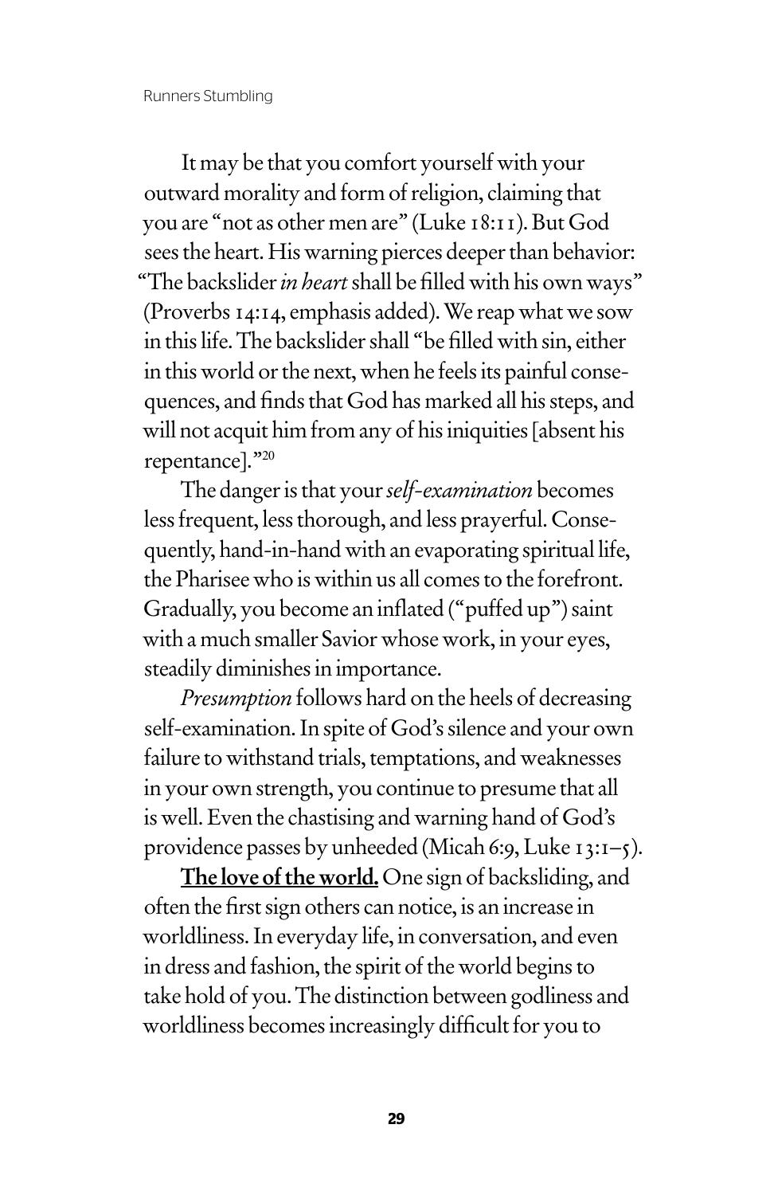It may be that you comfort yourself with your outward morality and form of religion, claiming that you are "not as other men are" (Luke 18:11). But God sees the heart. His warning pierces deeper than behavior: "The backslider *in heart* shall be filled with his own ways" (Proverbs 14:14, emphasis added). We reap what we sow in this life. The backslider shall "be filled with sin, either in this world or the next, when he feels its painful consequences, and finds that God has marked all his steps, and will not acquit him from any of his iniquities [absent his repentance]."[20]

The danger is that your *self-examination* becomes less frequent, less thorough, and less prayerful. Consequently, hand-in-hand with an evaporating spiritual life, the Pharisee who is within us all comes to the forefront. Gradually, you become an inflated ("puffed up") saint with a much smaller Savior whose work, in your eyes, steadily diminishes in importance.

*Presumption* follows hard on the heels of decreasing self-examination. In spite of God's silence and your own failure to withstand trials, temptations, and weaknesses in your own strength, you continue to presume that all is well. Even the chastising and warning hand of God's providence passes by unheeded (Micah 6:9, Luke 13:1–5).

**The love of the world.** One sign of backsliding, and often the first sign others can notice, is an increase in worldliness. In everyday life, in conversation, and even in dress and fashion, the spirit of the world begins to take hold of you. The distinction between godliness and worldliness becomes increasingly difficult for you to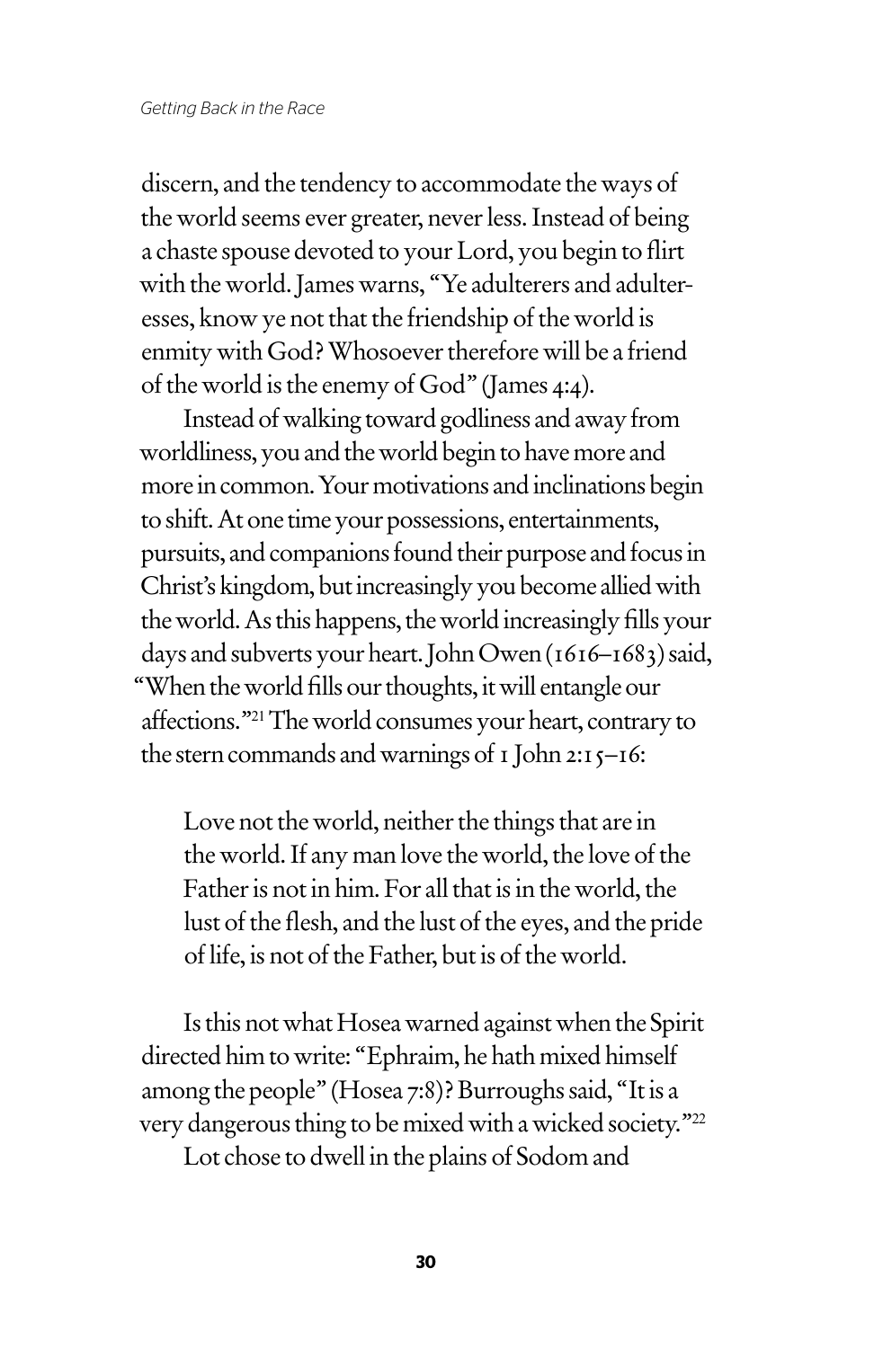discern, and the tendency to accommodate the ways of the world seems ever greater, never less. Instead of being a chaste spouse devoted to your Lord, you begin to flirt with the world. James warns, "Ye adulterers and adulteresses, know ye not that the friendship of the world is enmity with God? Whosoever therefore will be a friend of the world is the enemy of God" (James 4:4).

Instead of walking toward godliness and away from worldliness, you and the world begin to have more and more in common. Your motivations and inclinations begin to shift. At one time your possessions, entertainments, pursuits, and companions found their purpose and focus in Christ's kingdom, but increasingly you become allied with the world. As this happens, the world increasingly fills your days and subverts your heart. John Owen (1616–1683) said, "When the world fills our thoughts, it will entangle our affections."[21] The world consumes your heart, contrary to the stern commands and warnings of 1 John 2:15–16:

> Love not the world, neither the things that are in the world. If any man love the world, the love of the Father is not in him. For all that is in the world, the lust of the flesh, and the lust of the eyes, and the pride of life, is not of the Father, but is of the world.

Is this not what Hosea warned against when the Spirit directed him to write: "Ephraim, he hath mixed himself among the people" (Hosea 7:8)? Burroughs said, "It is a very dangerous thing to be mixed with a wicked society."[22]

Lot chose to dwell in the plains of Sodom and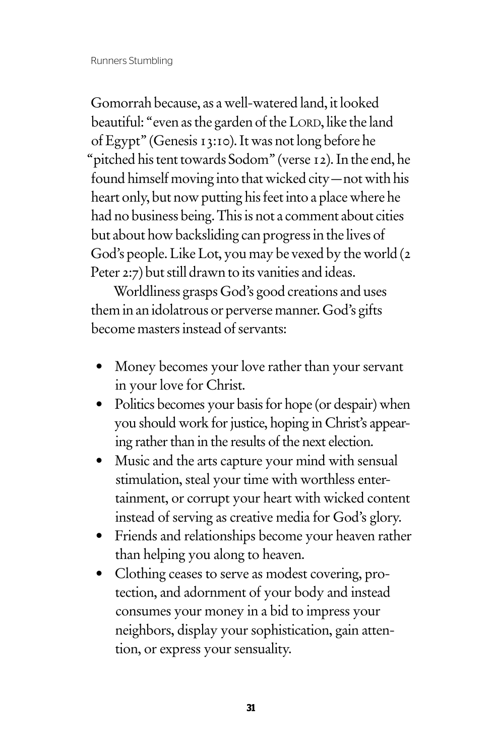Gomorrah because, as a well-watered land, it looked beautiful: "even as the garden of the LORD, like the land of Egypt" (Genesis 13:10). It was not long before he "pitched his tent towards Sodom" (verse 12). In the end, he found himself moving into that wicked city—not with his heart only, but now putting his feet into a place where he had no business being. This is not a comment about cities but about how backsliding can progress in the lives of God's people. Like Lot, you may be vexed by the world (2 Peter 2:7) but still drawn to its vanities and ideas.

Worldliness grasps God's good creations and uses them in an idolatrous or perverse manner. God's gifts become masters instead of servants:

- Money becomes your love rather than your servant in your love for Christ.
- Politics becomes your basis for hope (or despair) when you should work for justice, hoping in Christ's appearing rather than in the results of the next election.
- Music and the arts capture your mind with sensual stimulation, steal your time with worthless entertainment, or corrupt your heart with wicked content instead of serving as creative media for God's glory.
- Friends and relationships become your heaven rather than helping you along to heaven.
- Clothing ceases to serve as modest covering, protection, and adornment of your body and instead consumes your money in a bid to impress your neighbors, display your sophistication, gain attention, or express your sensuality.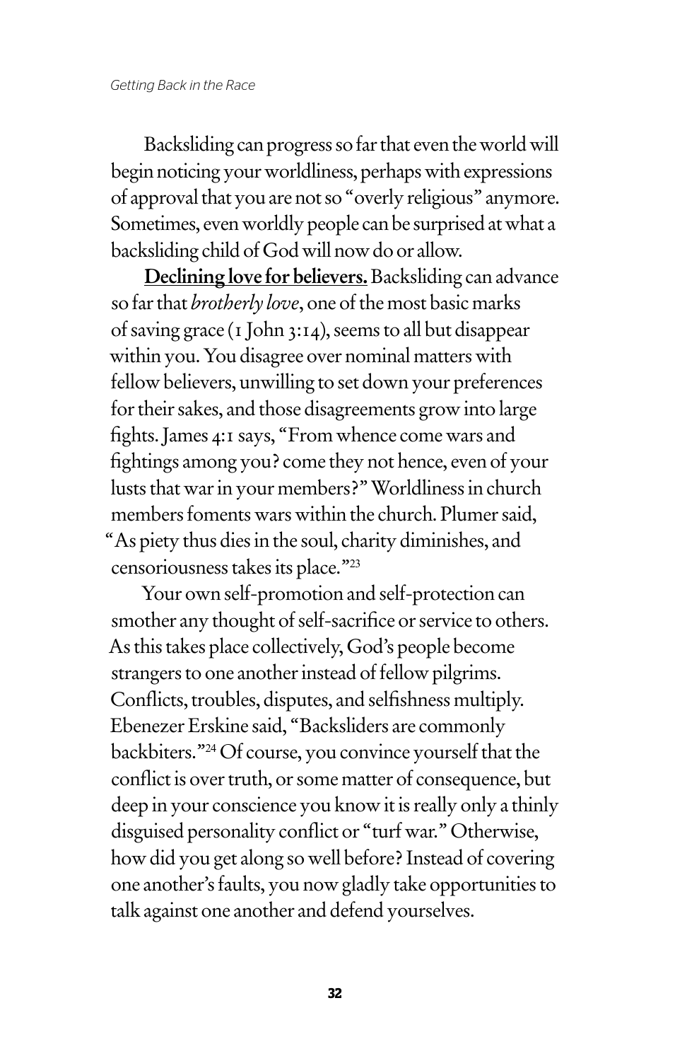Backsliding can progress so far that even the world will begin noticing your worldliness, perhaps with expressions of approval that you are not so "overly religious" anymore. Sometimes, even worldly people can be surprised at what a backsliding child of God will now do or allow.

**Declining love for believers.** Backsliding can advance so far that *brotherly love*, one of the most basic marks of saving grace (1 John 3:14), seems to all but disappear within you. You disagree over nominal matters with fellow believers, unwilling to set down your preferences for their sakes, and those disagreements grow into large fights. James 4:1 says, "From whence come wars and fightings among you? come they not hence, even of your lusts that war in your members?" Worldliness in church members foments wars within the church. Plumer said, "As piety thus dies in the soul, charity diminishes, and censoriousness takes its place."[23]

Your own self-promotion and self-protection can smother any thought of self-sacrifice or service to others. As this takes place collectively, God's people become strangers to one another instead of fellow pilgrims. Conflicts, troubles, disputes, and selfishness multiply. Ebenezer Erskine said, "Backsliders are commonly backbiters."[24] Of course, you convince yourself that the conflict is over truth, or some matter of consequence, but deep in your conscience you know it is really only a thinly disguised personality conflict or "turf war." Otherwise, how did you get along so well before? Instead of covering one another's faults, you now gladly take opportunities to talk against one another and defend yourselves.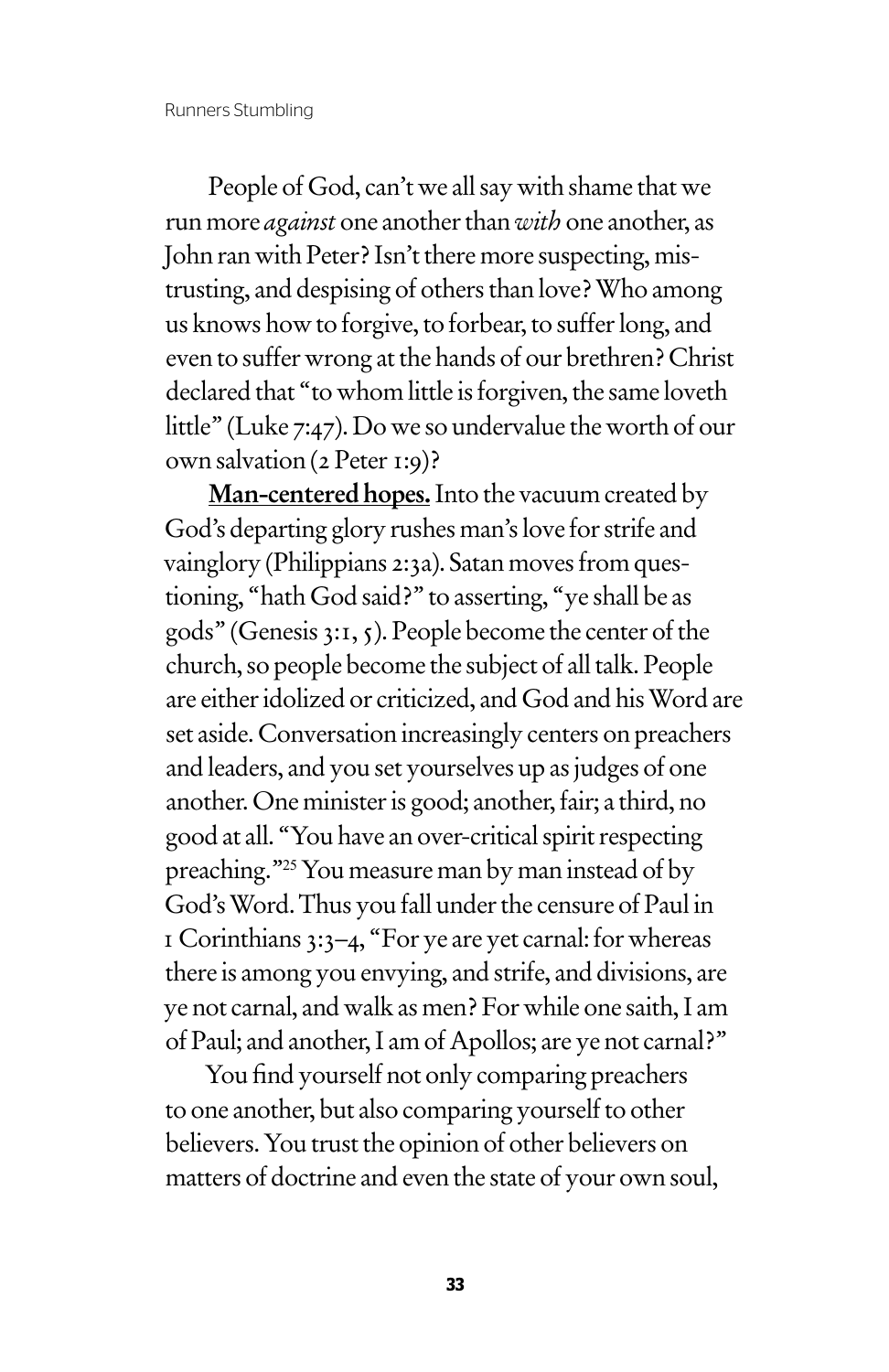People of God, can't we all say with shame that we run more *against* one another than *with* one another, as John ran with Peter? Isn't there more suspecting, mistrusting, and despising of others than love? Who among us knows how to forgive, to forbear, to suffer long, and even to suffer wrong at the hands of our brethren? Christ declared that "to whom little is forgiven, the same loveth little" (Luke 7:47). Do we so undervalue the worth of our own salvation (2 Peter 1:9)?

**Man-centered hopes.** Into the vacuum created by God's departing glory rushes man's love for strife and vainglory (Philippians 2:3a). Satan moves from questioning, "hath God said?" to asserting, "ye shall be as gods" (Genesis 3:1, 5). People become the center of the church, so people become the subject of all talk. People are either idolized or criticized, and God and his Word are set aside. Conversation increasingly centers on preachers and leaders, and you set yourselves up as judges of one another. One minister is good; another, fair; a third, no good at all. "You have an over-critical spirit respecting preaching."[25] You measure man by man instead of by God's Word. Thus you fall under the censure of Paul in 1 Corinthians 3:3–4, "For ye are yet carnal: for whereas there is among you envying, and strife, and divisions, are ye not carnal, and walk as men? For while one saith, I am of Paul; and another, I am of Apollos; are ye not carnal?"

You find yourself not only comparing preachers to one another, but also comparing yourself to other believers. You trust the opinion of other believers on matters of doctrine and even the state of your own soul,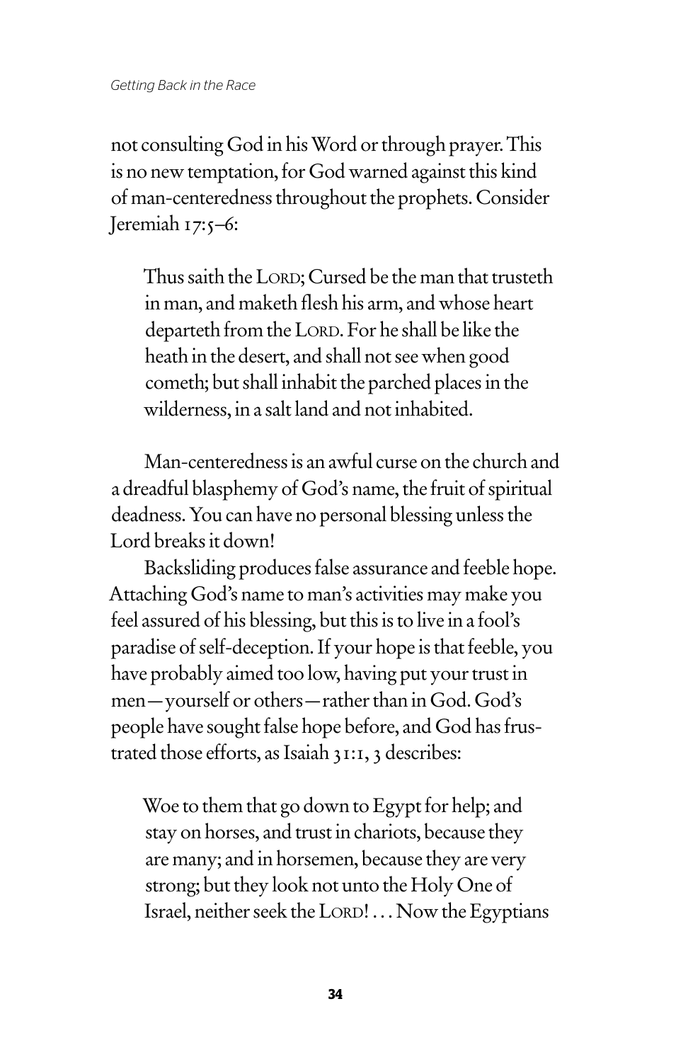not consulting God in his Word or through prayer. This is no new temptation, for God warned against this kind of man-centeredness throughout the prophets. Consider Jeremiah 17:5–6:

> Thus saith the LORD; Cursed be the man that trusteth in man, and maketh flesh his arm, and whose heart departeth from the LORD. For he shall be like the heath in the desert, and shall not see when good cometh; but shall inhabit the parched places in the wilderness, in a salt land and not inhabited.

Man-centeredness is an awful curse on the church and a dreadful blasphemy of God's name, the fruit of spiritual deadness. You can have no personal blessing unless the Lord breaks it down!

Backsliding produces false assurance and feeble hope. Attaching God's name to man's activities may make you feel assured of his blessing, but this is to live in a fool's paradise of self-deception. If your hope is that feeble, you have probably aimed too low, having put your trust in men—yourself or others—rather than in God. God's people have sought false hope before, and God has frustrated those efforts, as Isaiah 31:1, 3 describes:

> Woe to them that go down to Egypt for help; and stay on horses, and trust in chariots, because they are many; and in horsemen, because they are very strong; but they look not unto the Holy One of Israel, neither seek the LORD! . . . Now the Egyptians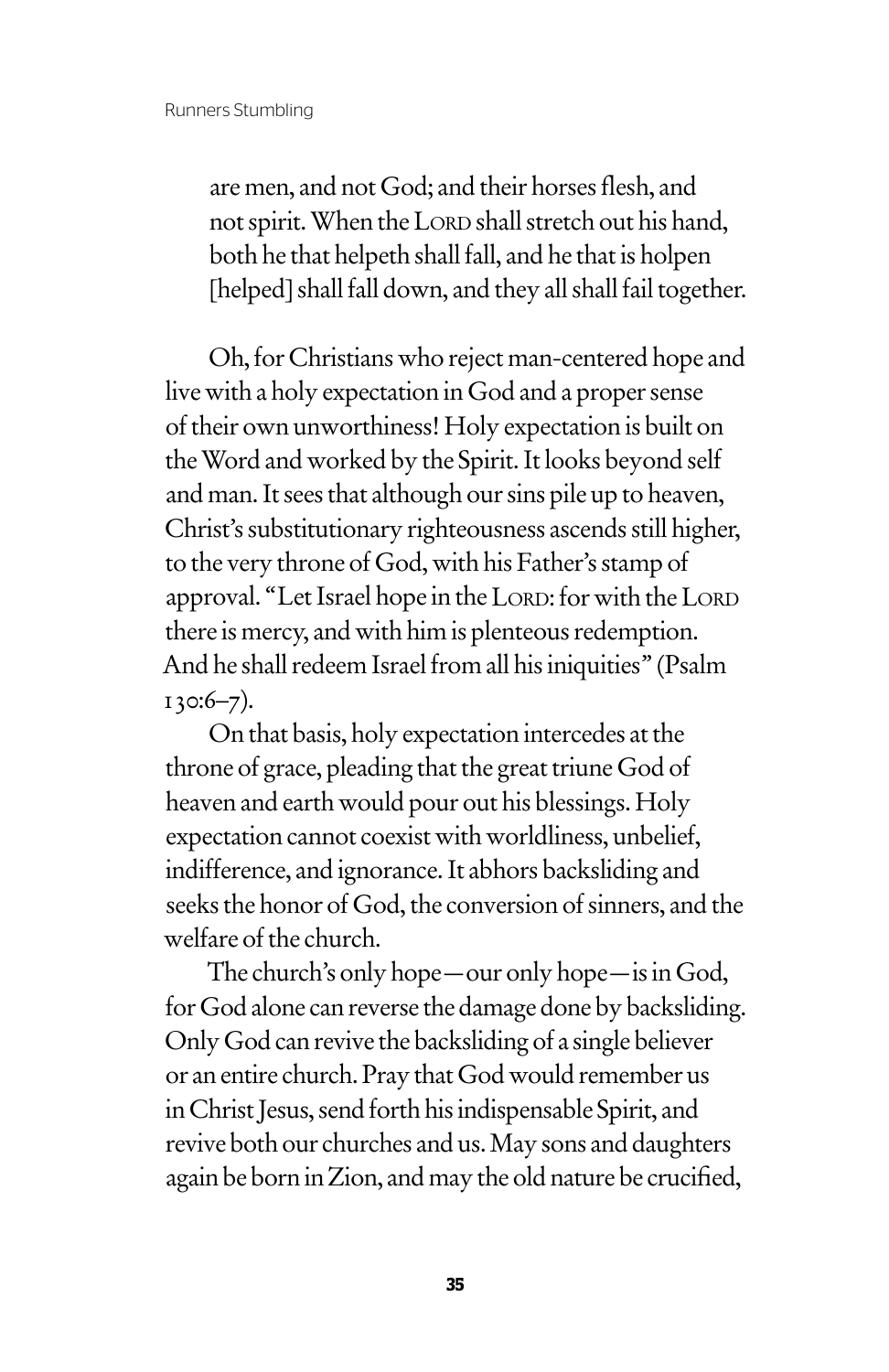> are men, and not God; and their horses flesh, and not spirit. When the LORD shall stretch out his hand, both he that helpeth shall fall, and he that is holpen [helped] shall fall down, and they all shall fail together.

Oh, for Christians who reject man-centered hope and live with a holy expectation in God and a proper sense of their own unworthiness! Holy expectation is built on the Word and worked by the Spirit. It looks beyond self and man. It sees that although our sins pile up to heaven, Christ's substitutionary righteousness ascends still higher, to the very throne of God, with his Father's stamp of approval. "Let Israel hope in the LORD: for with the LORD there is mercy, and with him is plenteous redemption. And he shall redeem Israel from all his iniquities" (Psalm 130:6–7).

On that basis, holy expectation intercedes at the throne of grace, pleading that the great triune God of heaven and earth would pour out his blessings. Holy expectation cannot coexist with worldliness, unbelief, indifference, and ignorance. It abhors backsliding and seeks the honor of God, the conversion of sinners, and the welfare of the church.

The church's only hope—our only hope—is in God, for God alone can reverse the damage done by backsliding. Only God can revive the backsliding of a single believer or an entire church. Pray that God would remember us in Christ Jesus, send forth his indispensable Spirit, and revive both our churches and us. May sons and daughters again be born in Zion, and may the old nature be crucified,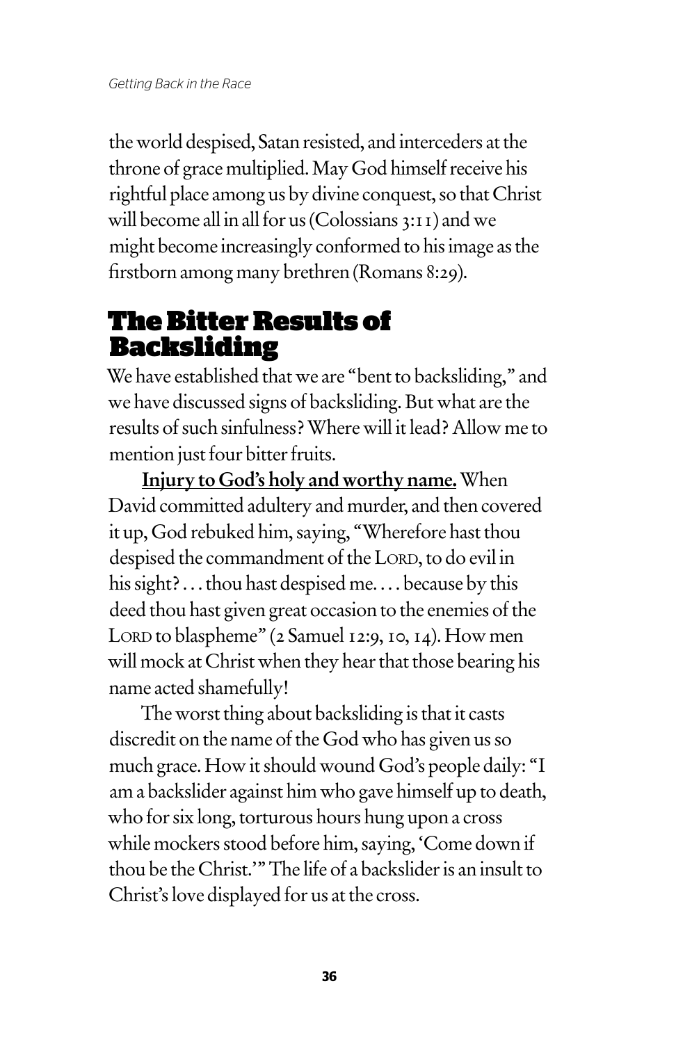the world despised, Satan resisted, and interceders at the throne of grace multiplied. May God himself receive his rightful place among us by divine conquest, so that Christ will become all in all for us (Colossians 3:11) and we might become increasingly conformed to his image as the firstborn among many brethren (Romans 8:29).

## The Bitter Results of Backsliding

We have established that we are "bent to backsliding," and we have discussed signs of backsliding. But what are the results of such sinfulness? Where will it lead? Allow me to mention just four bitter fruits.

**Injury to God's holy and worthy name.** When David committed adultery and murder, and then covered it up, God rebuked him, saying, "Wherefore hast thou despised the commandment of the Lord, to do evil in his sight? . . . thou hast despised me. . . . because by this deed thou hast given great occasion to the enemies of the Lord to blaspheme" (2 Samuel 12:9, 10, 14). How men will mock at Christ when they hear that those bearing his name acted shamefully!

The worst thing about backsliding is that it casts discredit on the name of the God who has given us so much grace. How it should wound God's people daily: "I am a backslider against him who gave himself up to death, who for six long, torturous hours hung upon a cross while mockers stood before him, saying, 'Come down if thou be the Christ.'" The life of a backslider is an insult to Christ's love displayed for us at the cross.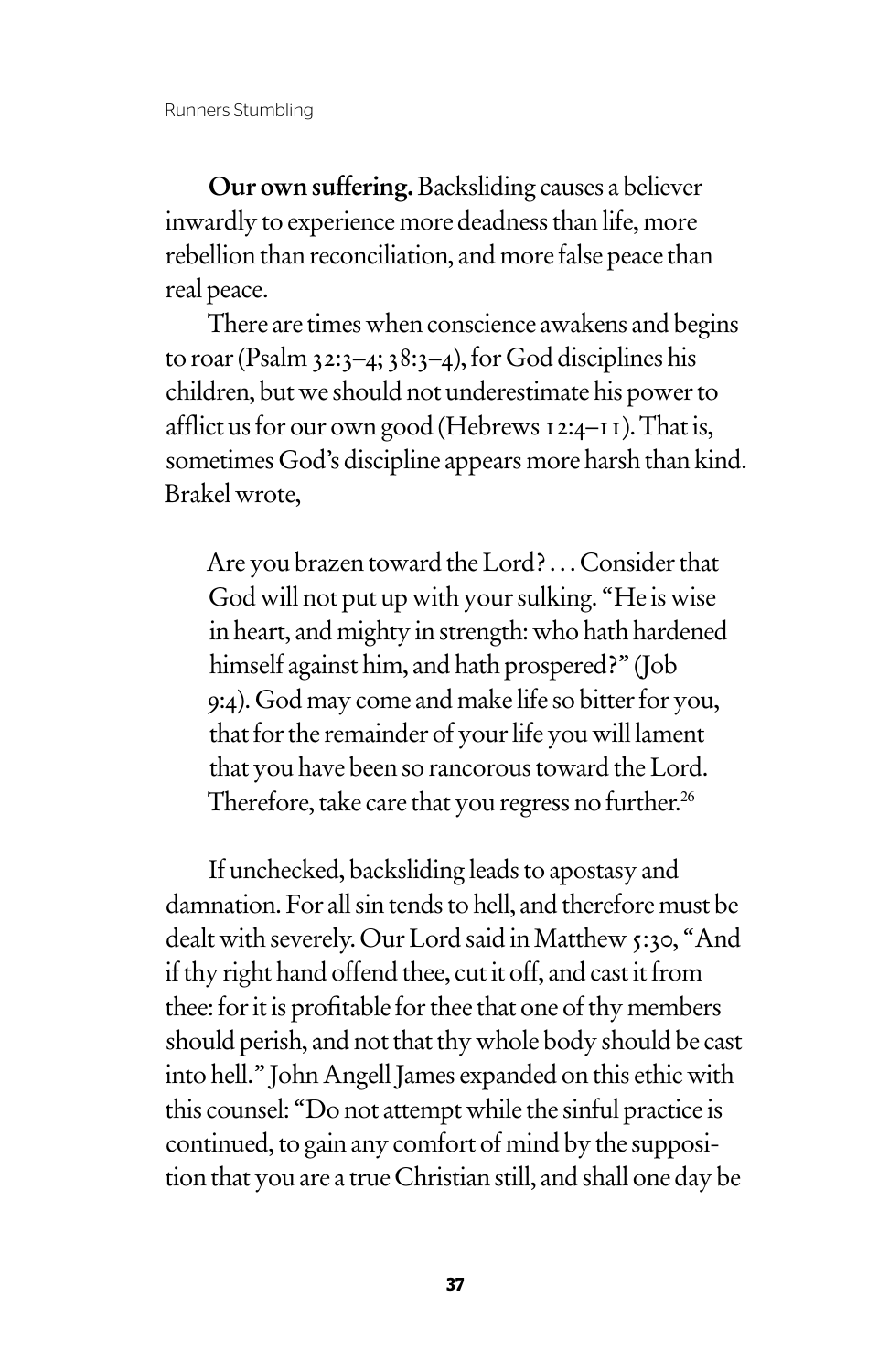**Our own suffering.** Backsliding causes a believer inwardly to experience more deadness than life, more rebellion than reconciliation, and more false peace than real peace.

There are times when conscience awakens and begins to roar (Psalm 32:3–4; 38:3–4), for God disciplines his children, but we should not underestimate his power to afflict us for our own good (Hebrews 12:4–11). That is, sometimes God's discipline appears more harsh than kind. Brakel wrote,

> Are you brazen toward the Lord? . . . Consider that God will not put up with your sulking. "He is wise in heart, and mighty in strength: who hath hardened himself against him, and hath prospered?" (Job 9:4). God may come and make life so bitter for you, that for the remainder of your life you will lament that you have been so rancorous toward the Lord. Therefore, take care that you regress no further.[26]

If unchecked, backsliding leads to apostasy and damnation. For all sin tends to hell, and therefore must be dealt with severely. Our Lord said in Matthew 5:30, "And if thy right hand offend thee, cut it off, and cast it from thee: for it is profitable for thee that one of thy members should perish, and not that thy whole body should be cast into hell." John Angell James expanded on this ethic with this counsel: "Do not attempt while the sinful practice is continued, to gain any comfort of mind by the supposition that you are a true Christian still, and shall one day be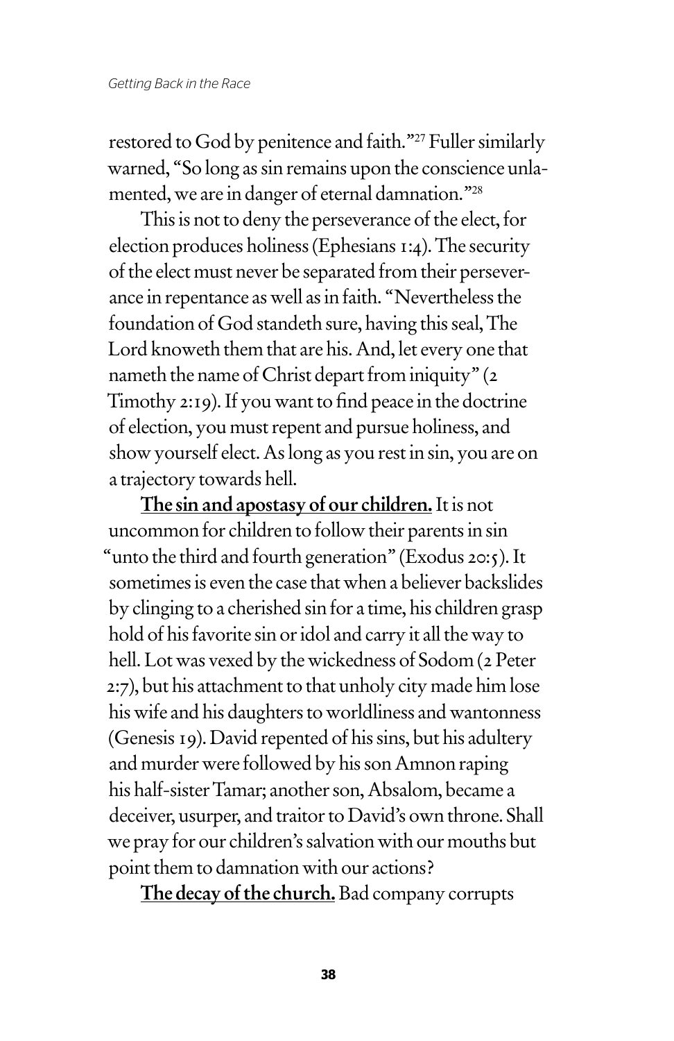restored to God by penitence and faith."[27] Fuller similarly warned, "So long as sin remains upon the conscience unlamented, we are in danger of eternal damnation."[28]

This is not to deny the perseverance of the elect, for election produces holiness (Ephesians 1:4). The security of the elect must never be separated from their perseverance in repentance as well as in faith. "Nevertheless the foundation of God standeth sure, having this seal, The Lord knoweth them that are his. And, let every one that nameth the name of Christ depart from iniquity" (2 Timothy 2:19). If you want to find peace in the doctrine of election, you must repent and pursue holiness, and show yourself elect. As long as you rest in sin, you are on a trajectory towards hell.

**The sin and apostasy of our children.** It is not uncommon for children to follow their parents in sin "unto the third and fourth generation" (Exodus 20:5). It sometimes is even the case that when a believer backslides by clinging to a cherished sin for a time, his children grasp hold of his favorite sin or idol and carry it all the way to hell. Lot was vexed by the wickedness of Sodom (2 Peter 2:7), but his attachment to that unholy city made him lose his wife and his daughters to worldliness and wantonness (Genesis 19). David repented of his sins, but his adultery and murder were followed by his son Amnon raping his half-sister Tamar; another son, Absalom, became a deceiver, usurper, and traitor to David's own throne. Shall we pray for our children's salvation with our mouths but point them to damnation with our actions?

**The decay of the church.** Bad company corrupts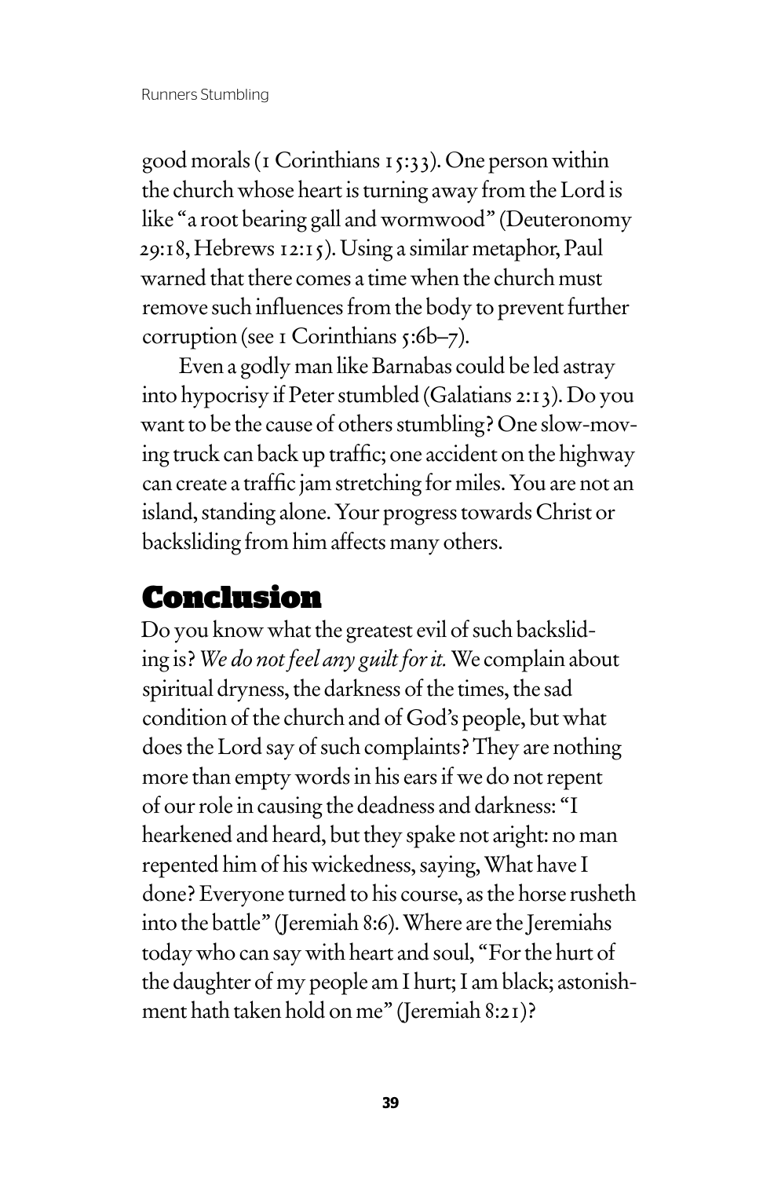good morals (1 Corinthians 15:33). One person within the church whose heart is turning away from the Lord is like "a root bearing gall and wormwood" (Deuteronomy 29:18, Hebrews 12:15). Using a similar metaphor, Paul warned that there comes a time when the church must remove such influences from the body to prevent further corruption (see 1 Corinthians 5:6b–7).

Even a godly man like Barnabas could be led astray into hypocrisy if Peter stumbled (Galatians 2:13). Do you want to be the cause of others stumbling? One slow-moving truck can back up traffic; one accident on the highway can create a traffic jam stretching for miles. You are not an island, standing alone. Your progress towards Christ or backsliding from him affects many others.

## Conclusion

Do you know what the greatest evil of such backsliding is? *We do not feel any guilt for it.* We complain about spiritual dryness, the darkness of the times, the sad condition of the church and of God's people, but what does the Lord say of such complaints? They are nothing more than empty words in his ears if we do not repent of our role in causing the deadness and darkness: "I hearkened and heard, but they spake not aright: no man repented him of his wickedness, saying, What have I done? Everyone turned to his course, as the horse rusheth into the battle" (Jeremiah 8:6). Where are the Jeremiahs today who can say with heart and soul, "For the hurt of the daughter of my people am I hurt; I am black; astonishment hath taken hold on me" (Jeremiah 8:21)?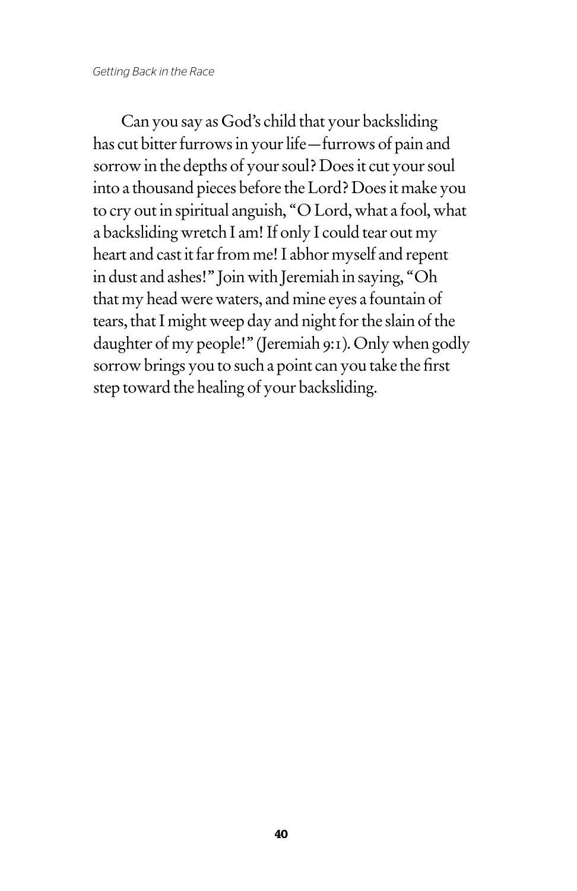Can you say as God's child that your backsliding has cut bitter furrows in your life—furrows of pain and sorrow in the depths of your soul? Does it cut your soul into a thousand pieces before the Lord? Does it make you to cry out in spiritual anguish, "O Lord, what a fool, what a backsliding wretch I am! If only I could tear out my heart and cast it far from me! I abhor myself and repent in dust and ashes!" Join with Jeremiah in saying, "Oh that my head were waters, and mine eyes a fountain of tears, that I might weep day and night for the slain of the daughter of my people!" (Jeremiah 9:1). Only when godly sorrow brings you to such a point can you take the first step toward the healing of your backsliding.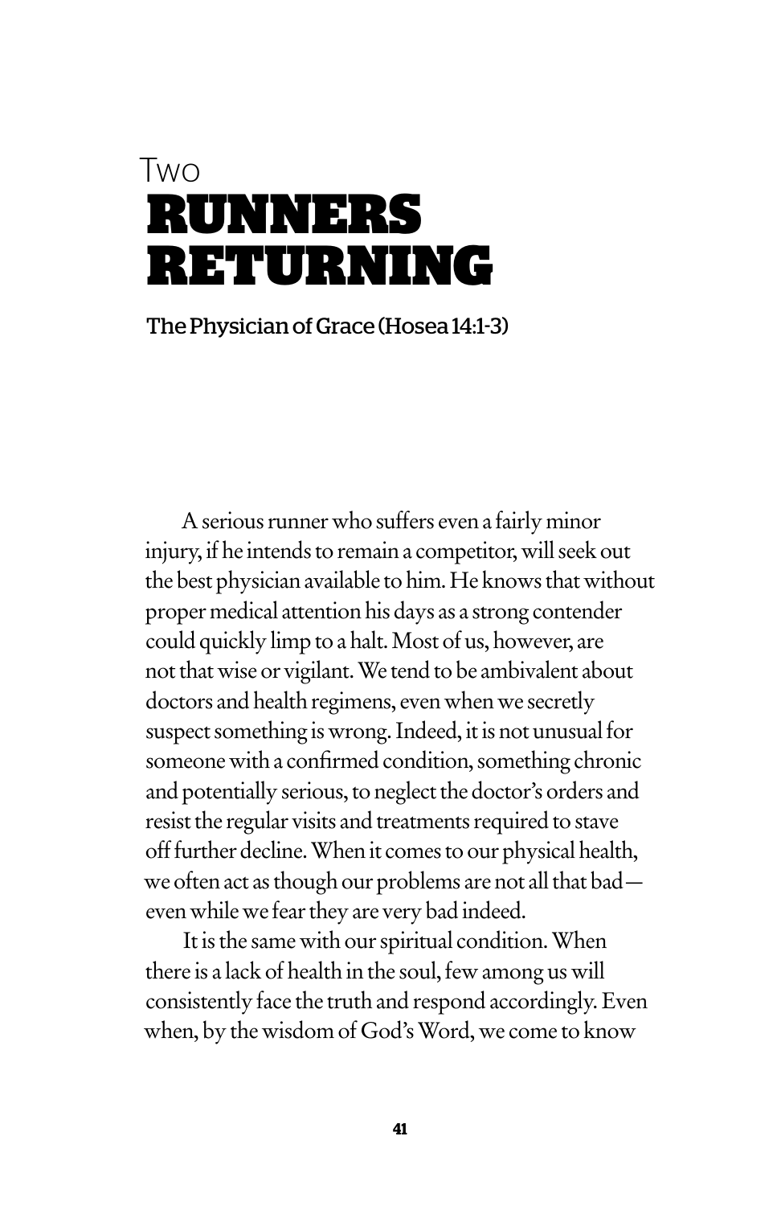# Two
# RUNNERS RETURNING

## The Physician of Grace (Hosea 14:1-3)

A serious runner who suffers even a fairly minor injury, if he intends to remain a competitor, will seek out the best physician available to him. He knows that without proper medical attention his days as a strong contender could quickly limp to a halt. Most of us, however, are not that wise or vigilant. We tend to be ambivalent about doctors and health regimens, even when we secretly suspect something is wrong. Indeed, it is not unusual for someone with a confirmed condition, something chronic and potentially serious, to neglect the doctor's orders and resist the regular visits and treatments required to stave off further decline. When it comes to our physical health, we often act as though our problems are not all that bad—even while we fear they are very bad indeed.

It is the same with our spiritual condition. When there is a lack of health in the soul, few among us will consistently face the truth and respond accordingly. Even when, by the wisdom of God's Word, we come to know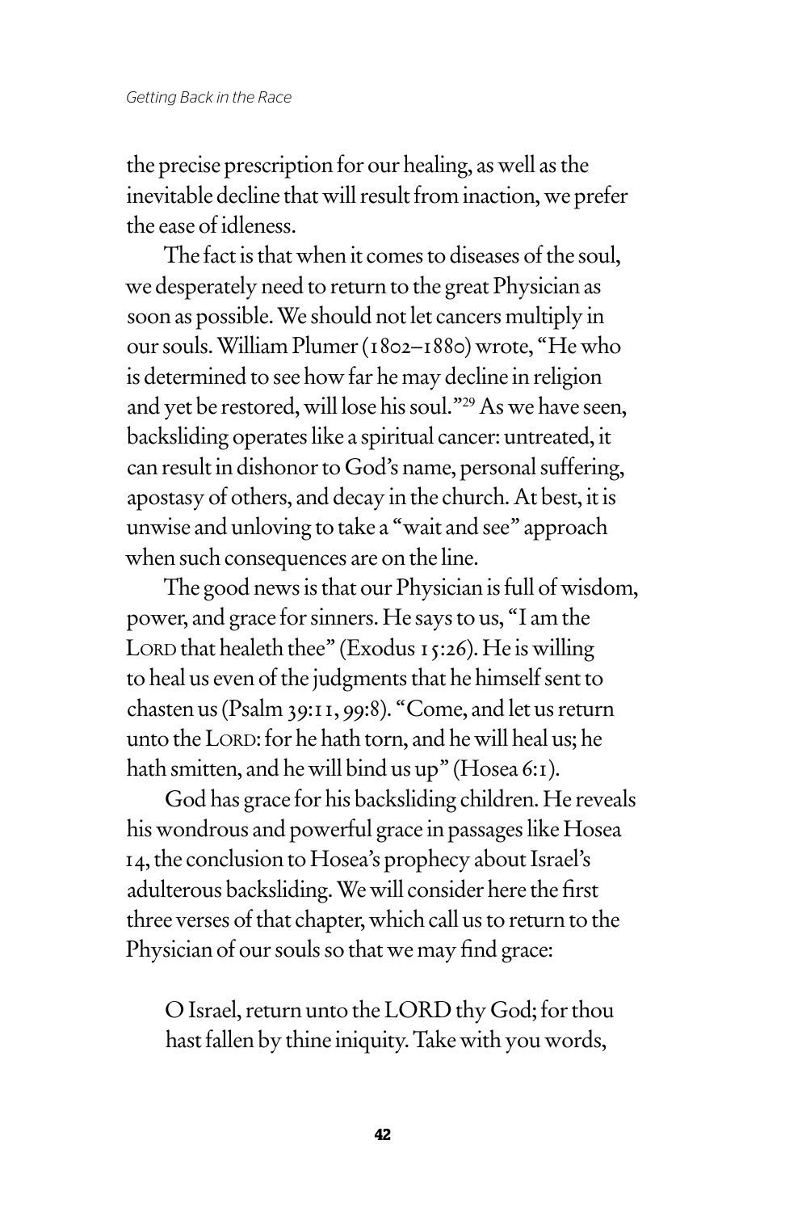the precise prescription for our healing, as well as the inevitable decline that will result from inaction, we prefer the ease of idleness.

The fact is that when it comes to diseases of the soul, we desperately need to return to the great Physician as soon as possible. We should not let cancers multiply in our souls. William Plumer (1802–1880) wrote, "He who is determined to see how far he may decline in religion and yet be restored, will lose his soul."[29] As we have seen, backsliding operates like a spiritual cancer: untreated, it can result in dishonor to God's name, personal suffering, apostasy of others, and decay in the church. At best, it is unwise and unloving to take a "wait and see" approach when such consequences are on the line.

The good news is that our Physician is full of wisdom, power, and grace for sinners. He says to us, "I am the LORD that healeth thee" (Exodus 15:26). He is willing to heal us even of the judgments that he himself sent to chasten us (Psalm 39:11, 99:8). "Come, and let us return unto the LORD: for he hath torn, and he will heal us; he hath smitten, and he will bind us up" (Hosea 6:1).

God has grace for his backsliding children. He reveals his wondrous and powerful grace in passages like Hosea 14, the conclusion to Hosea's prophecy about Israel's adulterous backsliding. We will consider here the first three verses of that chapter, which call us to return to the Physician of our souls so that we may find grace:

> O Israel, return unto the LORD thy God; for thou hast fallen by thine iniquity. Take with you words,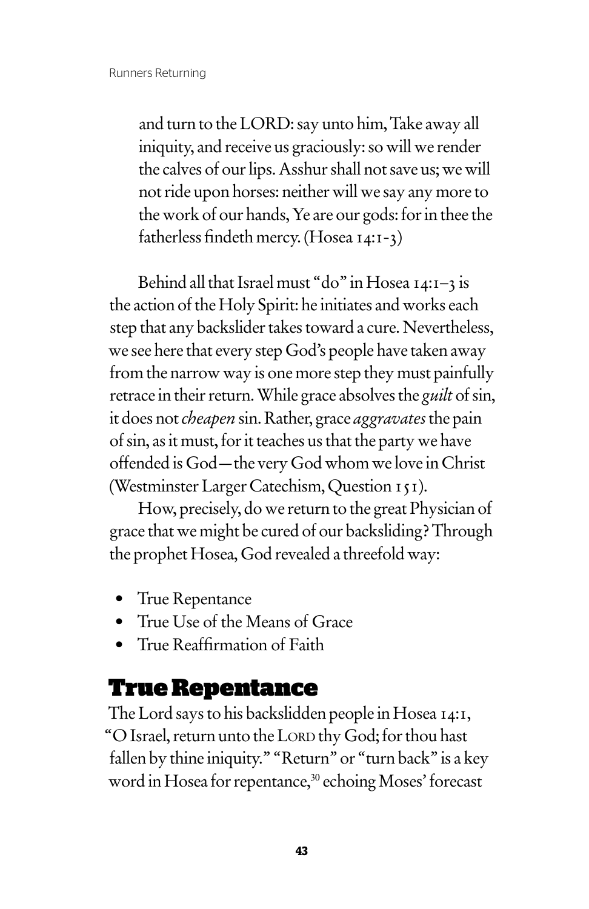> and turn to the LORD: say unto him, Take away all iniquity, and receive us graciously: so will we render the calves of our lips. Asshur shall not save us; we will not ride upon horses: neither will we say any more to the work of our hands, Ye are our gods: for in thee the fatherless findeth mercy. (Hosea 14:1-3)

Behind all that Israel must "do" in Hosea 14:1–3 is the action of the Holy Spirit: he initiates and works each step that any backslider takes toward a cure. Nevertheless, we see here that every step God's people have taken away from the narrow way is one more step they must painfully retrace in their return. While grace absolves the *guilt* of sin, it does not *cheapen* sin. Rather, grace *aggravates* the pain of sin, as it must, for it teaches us that the party we have offended is God—the very God whom we love in Christ (Westminster Larger Catechism, Question 151).

How, precisely, do we return to the great Physician of grace that we might be cured of our backsliding? Through the prophet Hosea, God revealed a threefold way:

- True Repentance
- True Use of the Means of Grace
- True Reaffirmation of Faith

## True Repentance

The Lord says to his backslidden people in Hosea 14:1, "O Israel, return unto the LORD thy God; for thou hast fallen by thine iniquity." "Return" or "turn back" is a key word in Hosea for repentance,[30] echoing Moses' forecast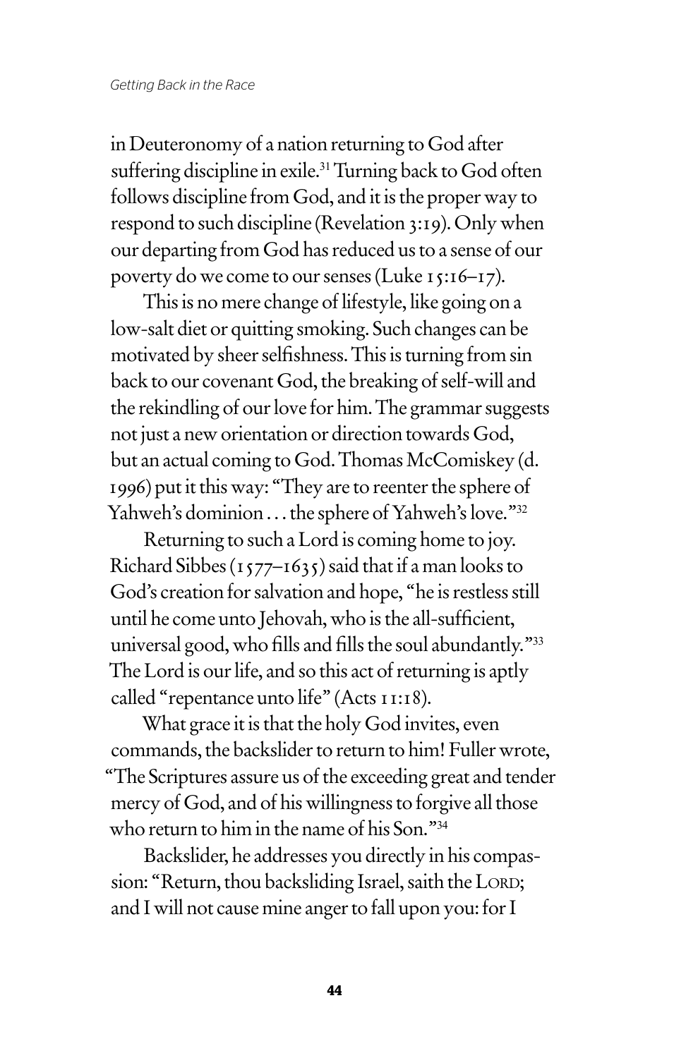in Deuteronomy of a nation returning to God after suffering discipline in exile.[31] Turning back to God often follows discipline from God, and it is the proper way to respond to such discipline (Revelation 3:19). Only when our departing from God has reduced us to a sense of our poverty do we come to our senses (Luke 15:16–17).

This is no mere change of lifestyle, like going on a low-salt diet or quitting smoking. Such changes can be motivated by sheer selfishness. This is turning from sin back to our covenant God, the breaking of self-will and the rekindling of our love for him. The grammar suggests not just a new orientation or direction towards God, but an actual coming to God. Thomas McComiskey (d. 1996) put it this way: "They are to reenter the sphere of Yahweh's dominion . . . the sphere of Yahweh's love."[32]

Returning to such a Lord is coming home to joy. Richard Sibbes (1577–1635) said that if a man looks to God's creation for salvation and hope, "he is restless still until he come unto Jehovah, who is the all-sufficient, universal good, who fills and fills the soul abundantly."[33] The Lord is our life, and so this act of returning is aptly called "repentance unto life" (Acts 11:18).

What grace it is that the holy God invites, even commands, the backslider to return to him! Fuller wrote, "The Scriptures assure us of the exceeding great and tender mercy of God, and of his willingness to forgive all those who return to him in the name of his Son."[34]

Backslider, he addresses you directly in his compassion: "Return, thou backsliding Israel, saith the LORD; and I will not cause mine anger to fall upon you: for I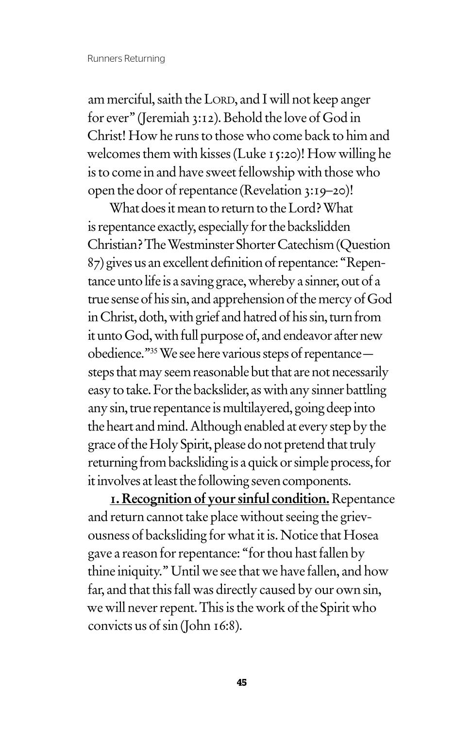am merciful, saith the LORD, and I will not keep anger for ever" (Jeremiah 3:12). Behold the love of God in Christ! How he runs to those who come back to him and welcomes them with kisses (Luke 15:20)! How willing he is to come in and have sweet fellowship with those who open the door of repentance (Revelation 3:19–20)!

What does it mean to return to the Lord? What is repentance exactly, especially for the backslidden Christian? The Westminster Shorter Catechism (Question 87) gives us an excellent definition of repentance: "Repentance unto life is a saving grace, whereby a sinner, out of a true sense of his sin, and apprehension of the mercy of God in Christ, doth, with grief and hatred of his sin, turn from it unto God, with full purpose of, and endeavor after new obedience."[35] We see here various steps of repentance—steps that may seem reasonable but that are not necessarily easy to take. For the backslider, as with any sinner battling any sin, true repentance is multilayered, going deep into the heart and mind. Although enabled at every step by the grace of the Holy Spirit, please do not pretend that truly returning from backsliding is a quick or simple process, for it involves at least the following seven components.

**1. Recognition of your sinful condition.** Repentance and return cannot take place without seeing the grievousness of backsliding for what it is. Notice that Hosea gave a reason for repentance: "for thou hast fallen by thine iniquity." Until we see that we have fallen, and how far, and that this fall was directly caused by our own sin, we will never repent. This is the work of the Spirit who convicts us of sin (John 16:8).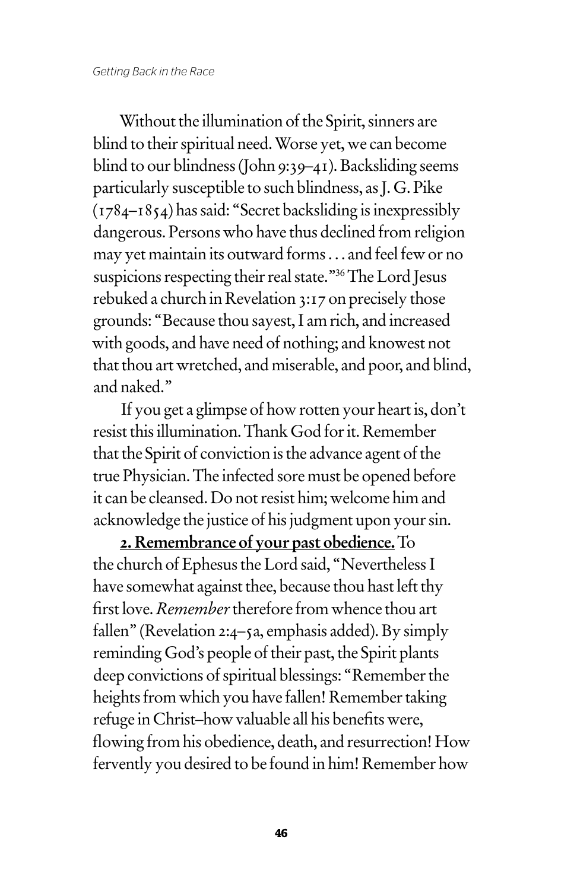Without the illumination of the Spirit, sinners are blind to their spiritual need. Worse yet, we can become blind to our blindness (John 9:39–41). Backsliding seems particularly susceptible to such blindness, as J. G. Pike (1784–1854) has said: "Secret backsliding is inexpressibly dangerous. Persons who have thus declined from religion may yet maintain its outward forms . . . and feel few or no suspicions respecting their real state."[36] The Lord Jesus rebuked a church in Revelation 3:17 on precisely those grounds: "Because thou sayest, I am rich, and increased with goods, and have need of nothing; and knowest not that thou art wretched, and miserable, and poor, and blind, and naked."

If you get a glimpse of how rotten your heart is, don't resist this illumination. Thank God for it. Remember that the Spirit of conviction is the advance agent of the true Physician. The infected sore must be opened before it can be cleansed. Do not resist him; welcome him and acknowledge the justice of his judgment upon your sin.

**2. Remembrance of your past obedience.** To the church of Ephesus the Lord said, "Nevertheless I have somewhat against thee, because thou hast left thy first love. *Remember* therefore from whence thou art fallen" (Revelation 2:4–5a, emphasis added). By simply reminding God's people of their past, the Spirit plants deep convictions of spiritual blessings: "Remember the heights from which you have fallen! Remember taking refuge in Christ–how valuable all his benefits were, flowing from his obedience, death, and resurrection! How fervently you desired to be found in him! Remember how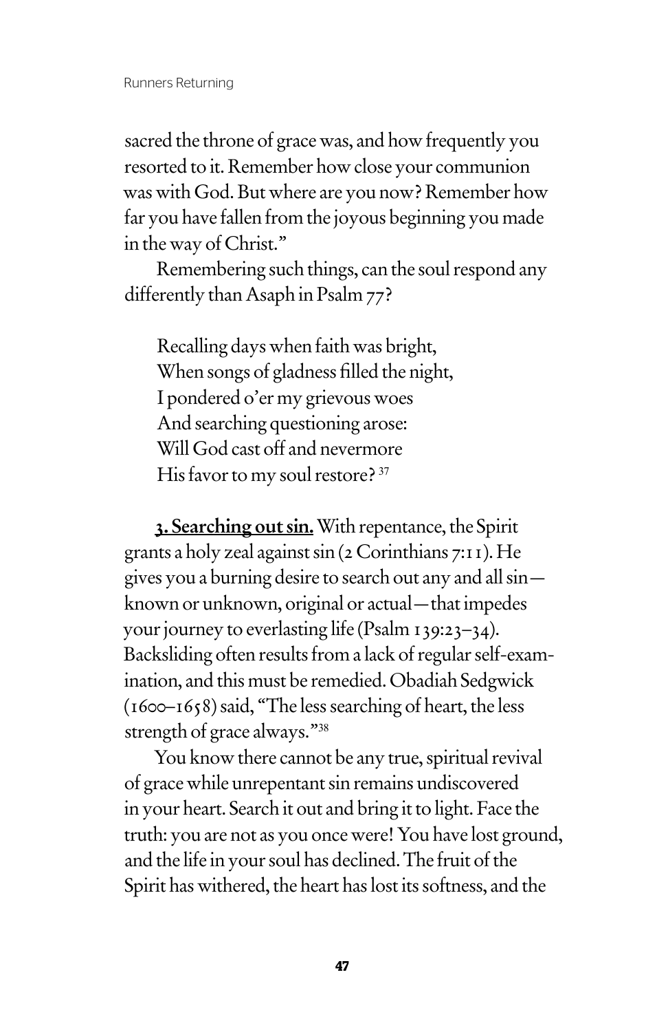sacred the throne of grace was, and how frequently you resorted to it. Remember how close your communion was with God. But where are you now? Remember how far you have fallen from the joyous beginning you made in the way of Christ."

Remembering such things, can the soul respond any differently than Asaph in Psalm 77?

> Recalling days when faith was bright,  
> When songs of gladness filled the night,  
> I pondered o'er my grievous woes  
> And searching questioning arose:  
> Will God cast off and nevermore  
> His favor to my soul restore? [37]

**3. Searching out sin.** With repentance, the Spirit grants a holy zeal against sin (2 Corinthians 7:11). He gives you a burning desire to search out any and all sin—known or unknown, original or actual—that impedes your journey to everlasting life (Psalm 139:23–34). Backsliding often results from a lack of regular self-examination, and this must be remedied. Obadiah Sedgwick (1600–1658) said, "The less searching of heart, the less strength of grace always."[38]

You know there cannot be any true, spiritual revival of grace while unrepentant sin remains undiscovered in your heart. Search it out and bring it to light. Face the truth: you are not as you once were! You have lost ground, and the life in your soul has declined. The fruit of the Spirit has withered, the heart has lost its softness, and the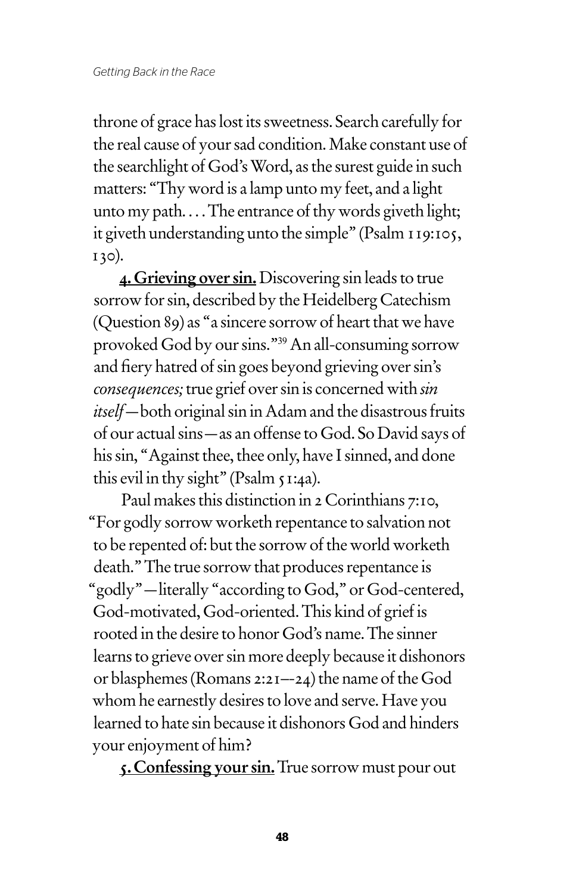throne of grace has lost its sweetness. Search carefully for the real cause of your sad condition. Make constant use of the searchlight of God's Word, as the surest guide in such matters: "Thy word is a lamp unto my feet, and a light unto my path. . . . The entrance of thy words giveth light; it giveth understanding unto the simple" (Psalm 119:105, 130).

**4. Grieving over sin.** Discovering sin leads to true sorrow for sin, described by the Heidelberg Catechism (Question 89) as "a sincere sorrow of heart that we have provoked God by our sins."[39] An all-consuming sorrow and fiery hatred of sin goes beyond grieving over sin's *consequences;* true grief over sin is concerned with *sin itself*—both original sin in Adam and the disastrous fruits of our actual sins—as an offense to God. So David says of his sin, "Against thee, thee only, have I sinned, and done this evil in thy sight" (Psalm 51:4a).

Paul makes this distinction in 2 Corinthians 7:10, "For godly sorrow worketh repentance to salvation not to be repented of: but the sorrow of the world worketh death." The true sorrow that produces repentance is "godly"—literally "according to God," or God-centered, God-motivated, God-oriented. This kind of grief is rooted in the desire to honor God's name. The sinner learns to grieve over sin more deeply because it dishonors or blasphemes (Romans 2:21–-24) the name of the God whom he earnestly desires to love and serve. Have you learned to hate sin because it dishonors God and hinders your enjoyment of him?

**5. Confessing your sin.** True sorrow must pour out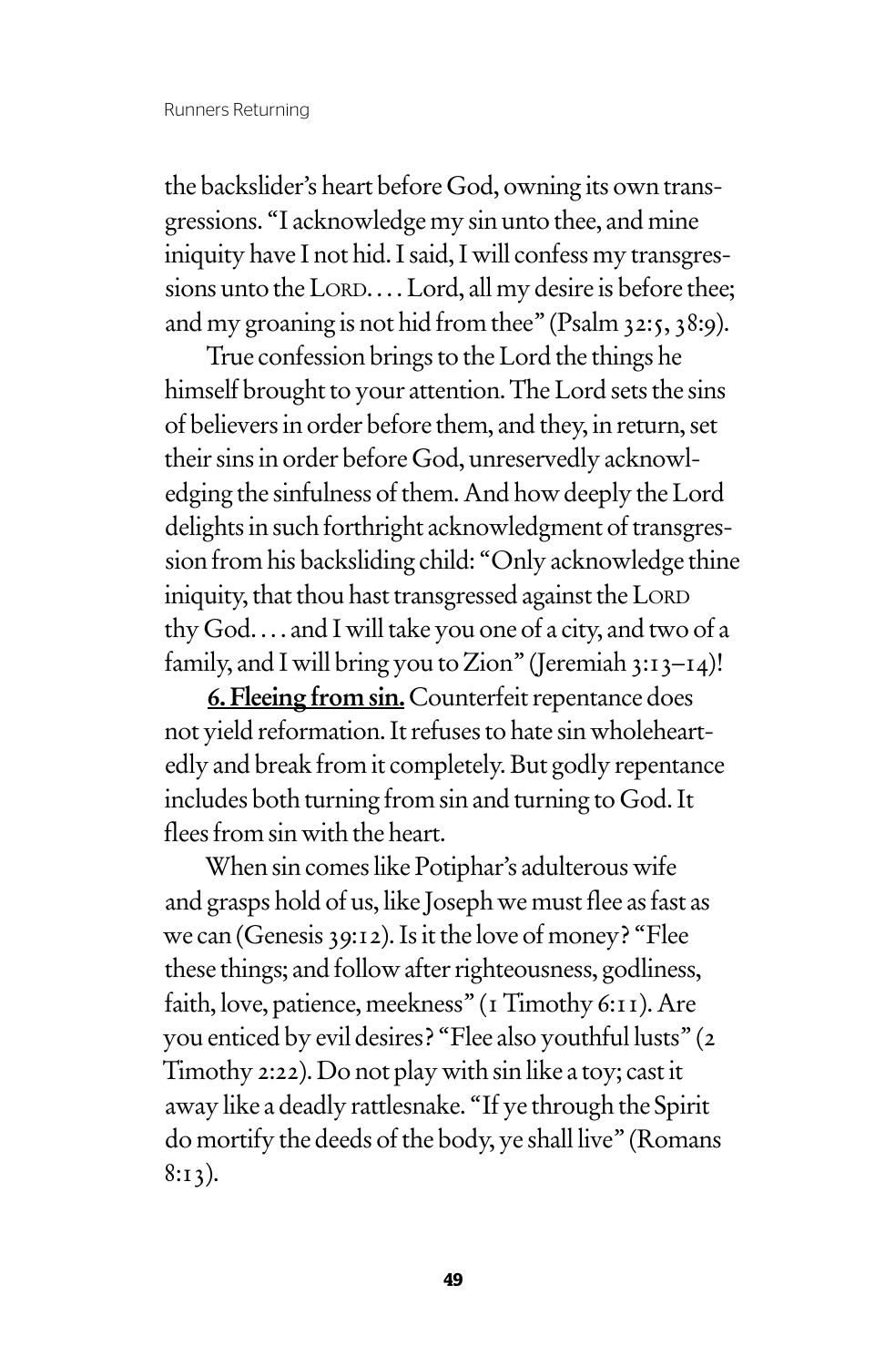the backslider's heart before God, owning its own transgressions. "I acknowledge my sin unto thee, and mine iniquity have I not hid. I said, I will confess my transgressions unto the LORD. . . . Lord, all my desire is before thee; and my groaning is not hid from thee" (Psalm 32:5, 38:9).

True confession brings to the Lord the things he himself brought to your attention. The Lord sets the sins of believers in order before them, and they, in return, set their sins in order before God, unreservedly acknowledging the sinfulness of them. And how deeply the Lord delights in such forthright acknowledgment of transgression from his backsliding child: "Only acknowledge thine iniquity, that thou hast transgressed against the LORD thy God. . . . and I will take you one of a city, and two of a family, and I will bring you to Zion" (Jeremiah 3:13–14)!

**6. Fleeing from sin.** Counterfeit repentance does not yield reformation. It refuses to hate sin wholeheartedly and break from it completely. But godly repentance includes both turning from sin and turning to God. It flees from sin with the heart.

When sin comes like Potiphar's adulterous wife and grasps hold of us, like Joseph we must flee as fast as we can (Genesis 39:12). Is it the love of money? "Flee these things; and follow after righteousness, godliness, faith, love, patience, meekness" (1 Timothy 6:11). Are you enticed by evil desires? "Flee also youthful lusts" (2 Timothy 2:22). Do not play with sin like a toy; cast it away like a deadly rattlesnake. "If ye through the Spirit do mortify the deeds of the body, ye shall live" (Romans 8:13).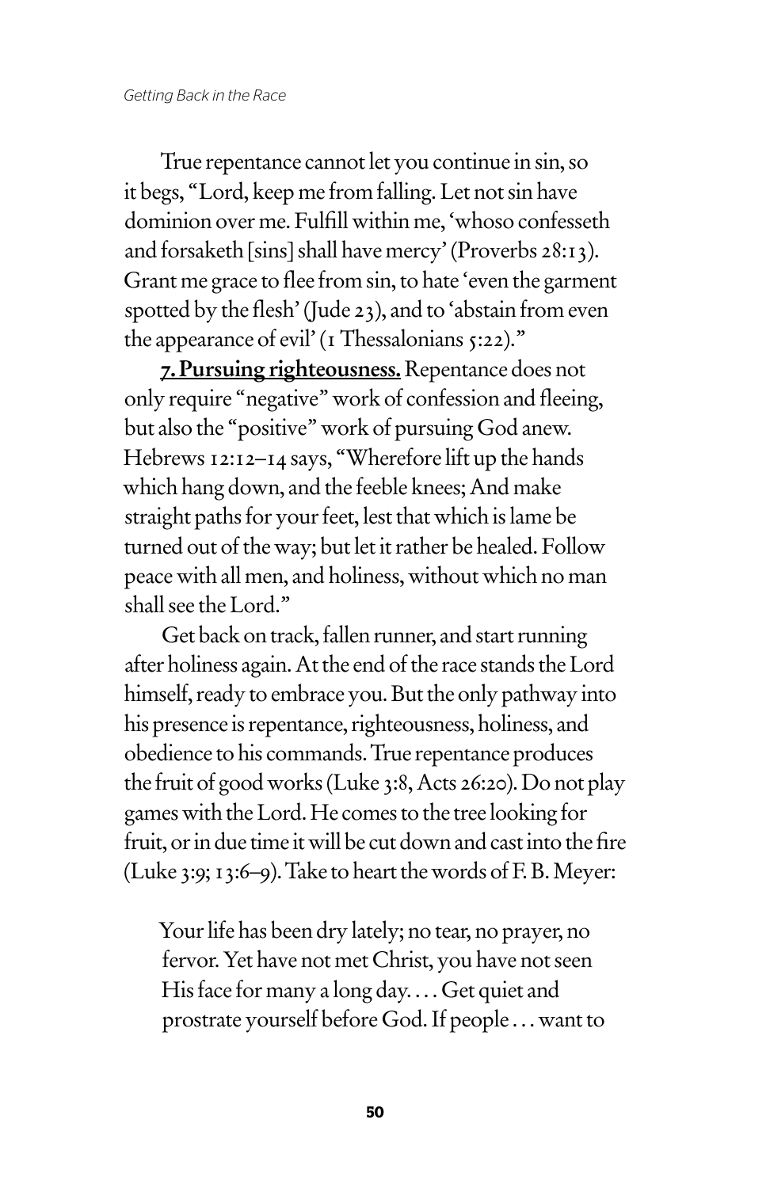True repentance cannot let you continue in sin, so it begs, "Lord, keep me from falling. Let not sin have dominion over me. Fulfill within me, 'whoso confesseth and forsaketh [sins] shall have mercy' (Proverbs 28:13). Grant me grace to flee from sin, to hate 'even the garment spotted by the flesh' (Jude 23), and to 'abstain from even the appearance of evil' (1 Thessalonians 5:22)."

**7. Pursuing righteousness.** Repentance does not only require "negative" work of confession and fleeing, but also the "positive" work of pursuing God anew. Hebrews 12:12–14 says, "Wherefore lift up the hands which hang down, and the feeble knees; And make straight paths for your feet, lest that which is lame be turned out of the way; but let it rather be healed. Follow peace with all men, and holiness, without which no man shall see the Lord."

Get back on track, fallen runner, and start running after holiness again. At the end of the race stands the Lord himself, ready to embrace you. But the only pathway into his presence is repentance, righteousness, holiness, and obedience to his commands. True repentance produces the fruit of good works (Luke 3:8, Acts 26:20). Do not play games with the Lord. He comes to the tree looking for fruit, or in due time it will be cut down and cast into the fire (Luke 3:9; 13:6–9). Take to heart the words of F. B. Meyer:

> Your life has been dry lately; no tear, no prayer, no fervor. Yet have not met Christ, you have not seen His face for many a long day. . . . Get quiet and prostrate yourself before God. If people . . . want to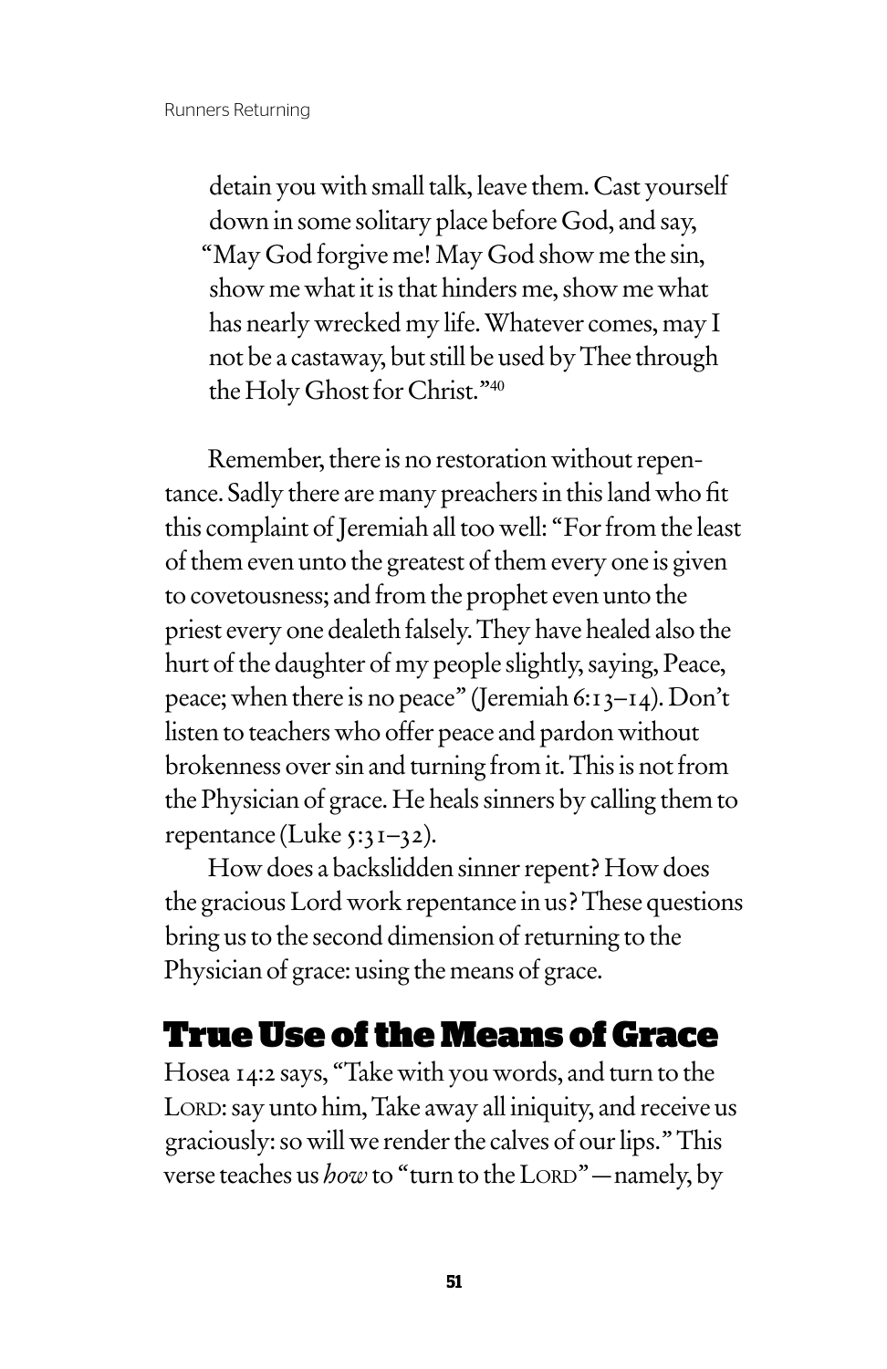> detain you with small talk, leave them. Cast yourself down in some solitary place before God, and say, "May God forgive me! May God show me the sin, show me what it is that hinders me, show me what has nearly wrecked my life. Whatever comes, may I not be a castaway, but still be used by Thee through the Holy Ghost for Christ."[40]

Remember, there is no restoration without repentance. Sadly there are many preachers in this land who fit this complaint of Jeremiah all too well: "For from the least of them even unto the greatest of them every one is given to covetousness; and from the prophet even unto the priest every one dealeth falsely. They have healed also the hurt of the daughter of my people slightly, saying, Peace, peace; when there is no peace" (Jeremiah 6:13–14). Don't listen to teachers who offer peace and pardon without brokenness over sin and turning from it. This is not from the Physician of grace. He heals sinners by calling them to repentance (Luke 5:31–32).

How does a backslidden sinner repent? How does the gracious Lord work repentance in us? These questions bring us to the second dimension of returning to the Physician of grace: using the means of grace.

## True Use of the Means of Grace

Hosea 14:2 says, "Take with you words, and turn to the LORD: say unto him, Take away all iniquity, and receive us graciously: so will we render the calves of our lips." This verse teaches us *how* to "turn to the LORD"—namely, by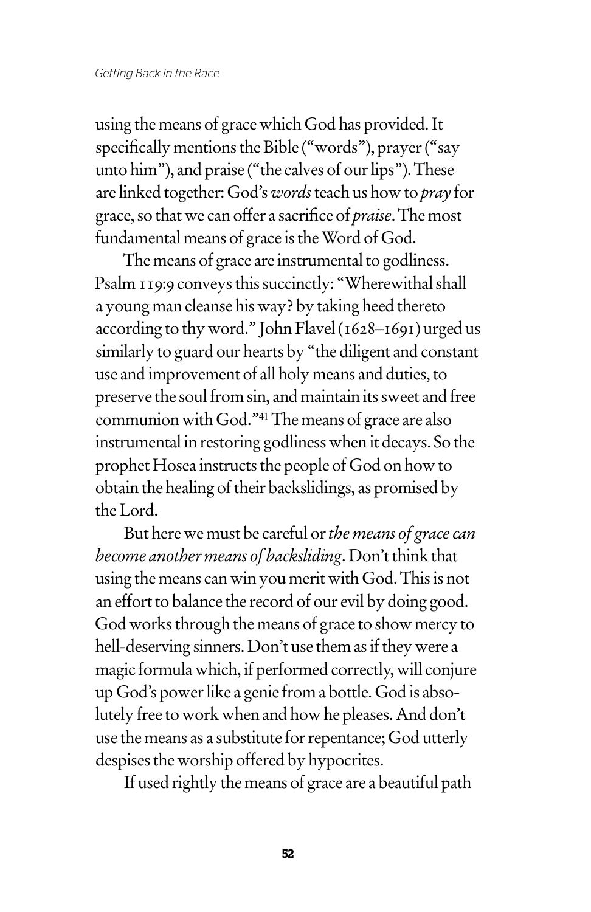using the means of grace which God has provided. It specifically mentions the Bible ("words"), prayer ("say unto him"), and praise ("the calves of our lips"). These are linked together: God's *words* teach us how to *pray* for grace, so that we can offer a sacrifice of *praise*. The most fundamental means of grace is the Word of God.

The means of grace are instrumental to godliness. Psalm 119:9 conveys this succinctly: "Wherewithal shall a young man cleanse his way? by taking heed thereto according to thy word." John Flavel (1628–1691) urged us similarly to guard our hearts by "the diligent and constant use and improvement of all holy means and duties, to preserve the soul from sin, and maintain its sweet and free communion with God."[41] The means of grace are also instrumental in restoring godliness when it decays. So the prophet Hosea instructs the people of God on how to obtain the healing of their backslidings, as promised by the Lord.

But here we must be careful or *the means of grace can become another means of backsliding*. Don't think that using the means can win you merit with God. This is not an effort to balance the record of our evil by doing good. God works through the means of grace to show mercy to hell-deserving sinners. Don't use them as if they were a magic formula which, if performed correctly, will conjure up God's power like a genie from a bottle. God is absolutely free to work when and how he pleases. And don't use the means as a substitute for repentance; God utterly despises the worship offered by hypocrites.

If used rightly the means of grace are a beautiful path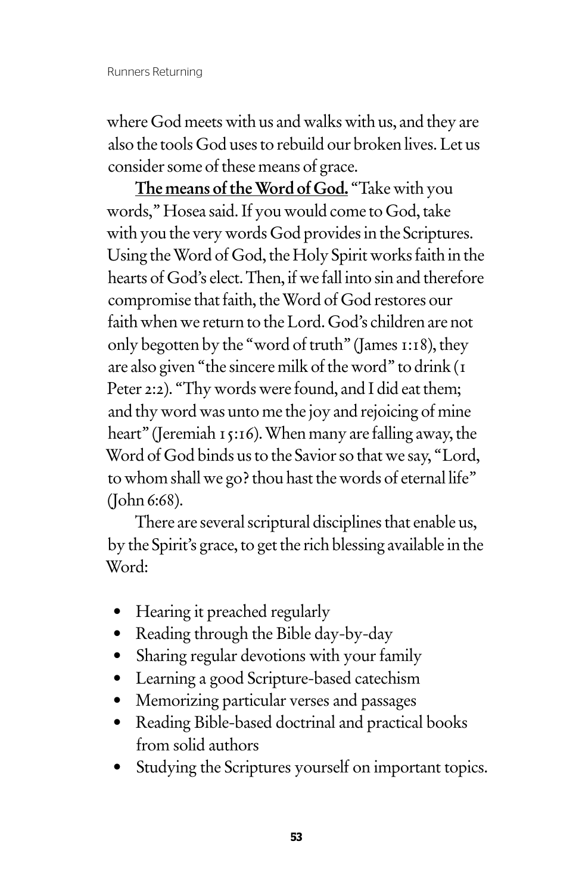where God meets with us and walks with us, and they are also the tools God uses to rebuild our broken lives. Let us consider some of these means of grace.

**The means of the Word of God.** "Take with you words," Hosea said. If you would come to God, take with you the very words God provides in the Scriptures. Using the Word of God, the Holy Spirit works faith in the hearts of God's elect. Then, if we fall into sin and therefore compromise that faith, the Word of God restores our faith when we return to the Lord. God's children are not only begotten by the "word of truth" (James 1:18), they are also given "the sincere milk of the word" to drink (1 Peter 2:2). "Thy words were found, and I did eat them; and thy word was unto me the joy and rejoicing of mine heart" (Jeremiah 15:16). When many are falling away, the Word of God binds us to the Savior so that we say, "Lord, to whom shall we go? thou hast the words of eternal life" (John 6:68).

There are several scriptural disciplines that enable us, by the Spirit's grace, to get the rich blessing available in the Word:

- Hearing it preached regularly
- Reading through the Bible day-by-day
- Sharing regular devotions with your family
- Learning a good Scripture-based catechism
- Memorizing particular verses and passages
- Reading Bible-based doctrinal and practical books from solid authors
- Studying the Scriptures yourself on important topics.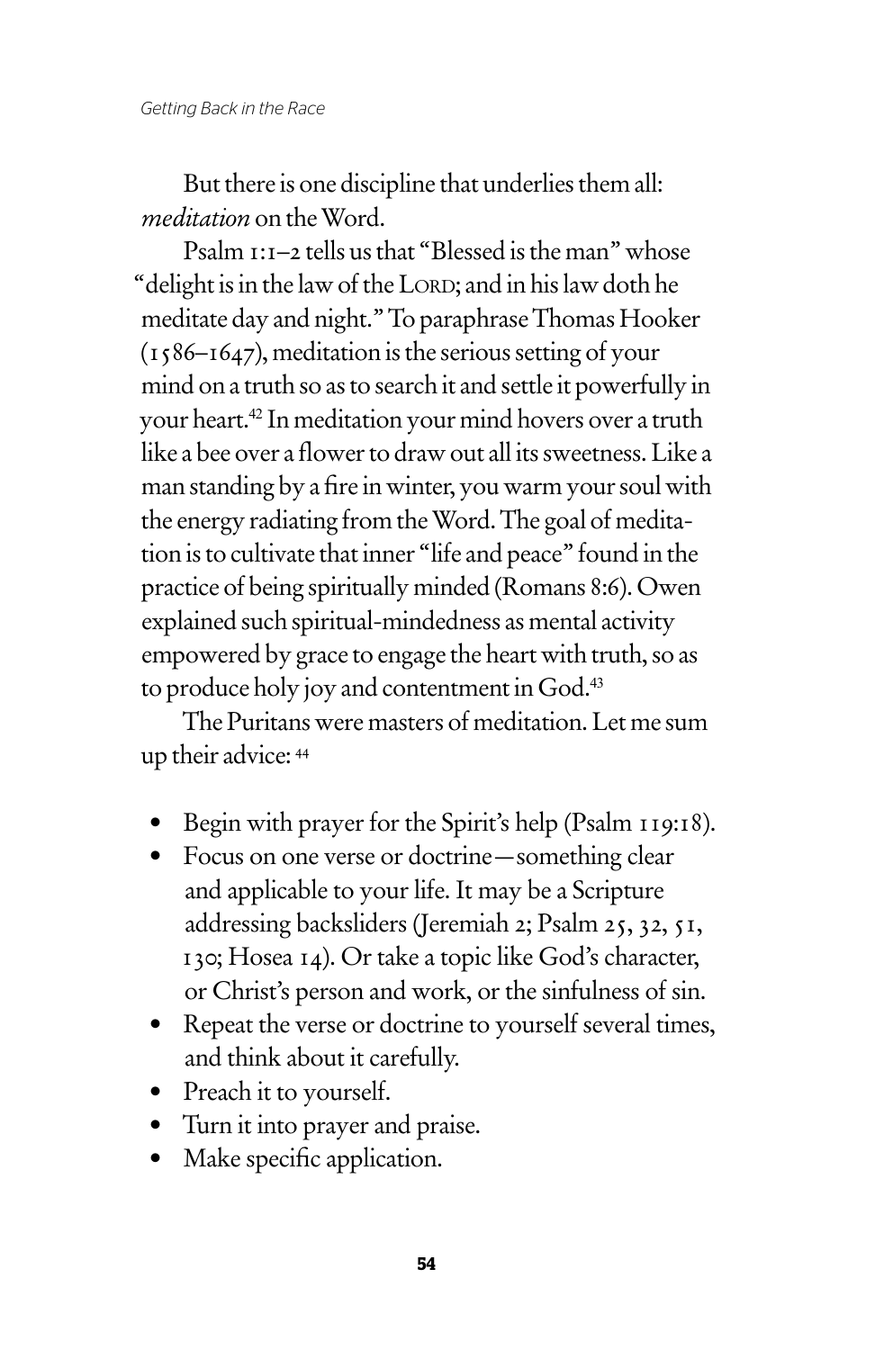But there is one discipline that underlies them all: *meditation* on the Word.

Psalm 1:1–2 tells us that "Blessed is the man" whose "delight is in the law of the LORD; and in his law doth he meditate day and night." To paraphrase Thomas Hooker (1586–1647), meditation is the serious setting of your mind on a truth so as to search it and settle it powerfully in your heart.[42] In meditation your mind hovers over a truth like a bee over a flower to draw out all its sweetness. Like a man standing by a fire in winter, you warm your soul with the energy radiating from the Word. The goal of meditation is to cultivate that inner "life and peace" found in the practice of being spiritually minded (Romans 8:6). Owen explained such spiritual-mindedness as mental activity empowered by grace to engage the heart with truth, so as to produce holy joy and contentment in God.[43]

The Puritans were masters of meditation. Let me sum up their advice: [44]

- Begin with prayer for the Spirit's help (Psalm 119:18).
- Focus on one verse or doctrine—something clear and applicable to your life. It may be a Scripture addressing backsliders (Jeremiah 2; Psalm 25, 32, 51, 130; Hosea 14). Or take a topic like God's character, or Christ's person and work, or the sinfulness of sin.
- Repeat the verse or doctrine to yourself several times, and think about it carefully.
- Preach it to yourself.
- Turn it into prayer and praise.
- Make specific application.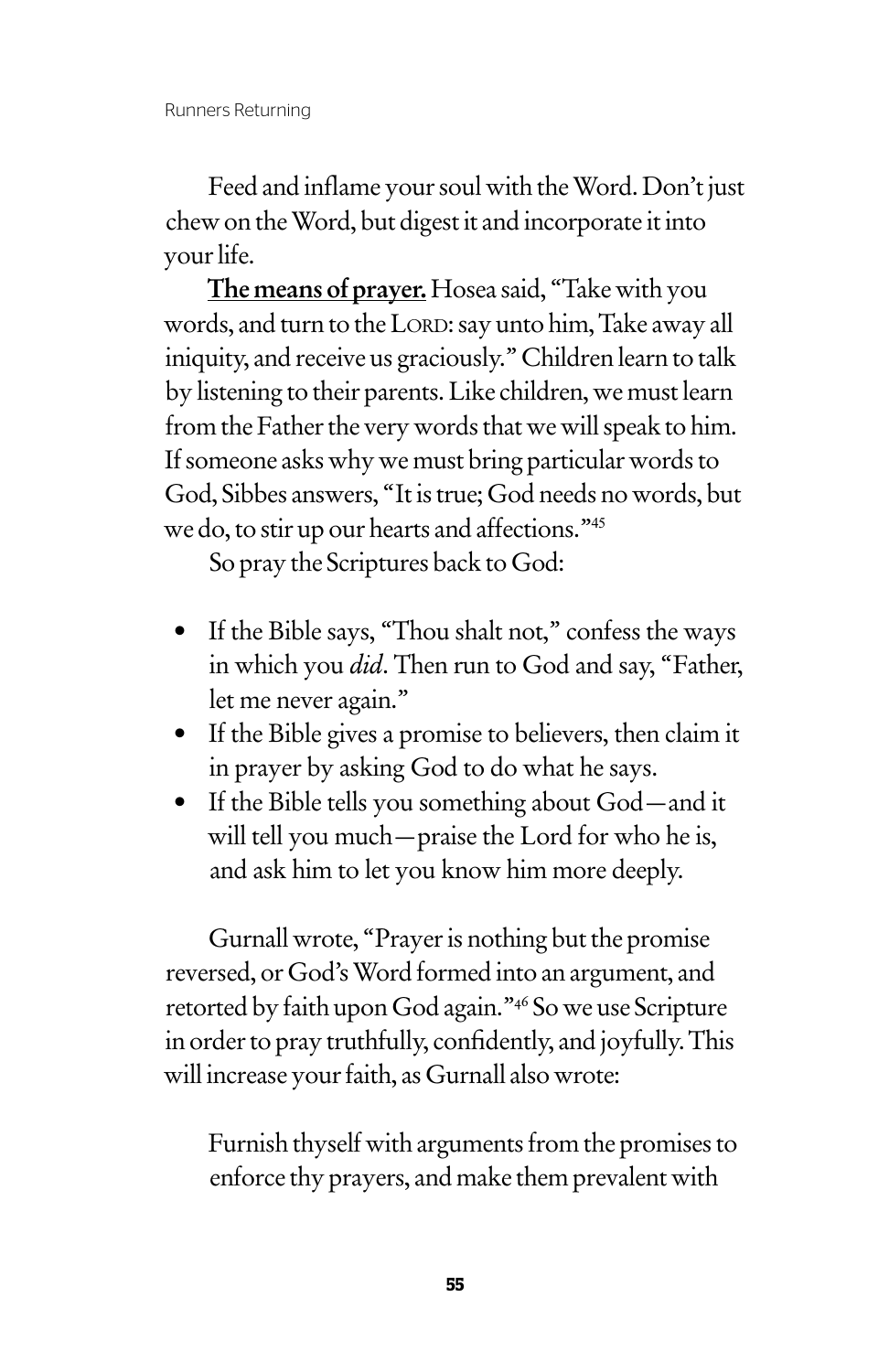Feed and inflame your soul with the Word. Don't just chew on the Word, but digest it and incorporate it into your life.

**The means of prayer.** Hosea said, "Take with you words, and turn to the LORD: say unto him, Take away all iniquity, and receive us graciously." Children learn to talk by listening to their parents. Like children, we must learn from the Father the very words that we will speak to him. If someone asks why we must bring particular words to God, Sibbes answers, "It is true; God needs no words, but we do, to stir up our hearts and affections."[45]

So pray the Scriptures back to God:

- If the Bible says, "Thou shalt not," confess the ways in which you *did*. Then run to God and say, "Father, let me never again."
- If the Bible gives a promise to believers, then claim it in prayer by asking God to do what he says.
- If the Bible tells you something about God—and it will tell you much—praise the Lord for who he is, and ask him to let you know him more deeply.

Gurnall wrote, "Prayer is nothing but the promise reversed, or God's Word formed into an argument, and retorted by faith upon God again."[46] So we use Scripture in order to pray truthfully, confidently, and joyfully. This will increase your faith, as Gurnall also wrote:

> Furnish thyself with arguments from the promises to enforce thy prayers, and make them prevalent with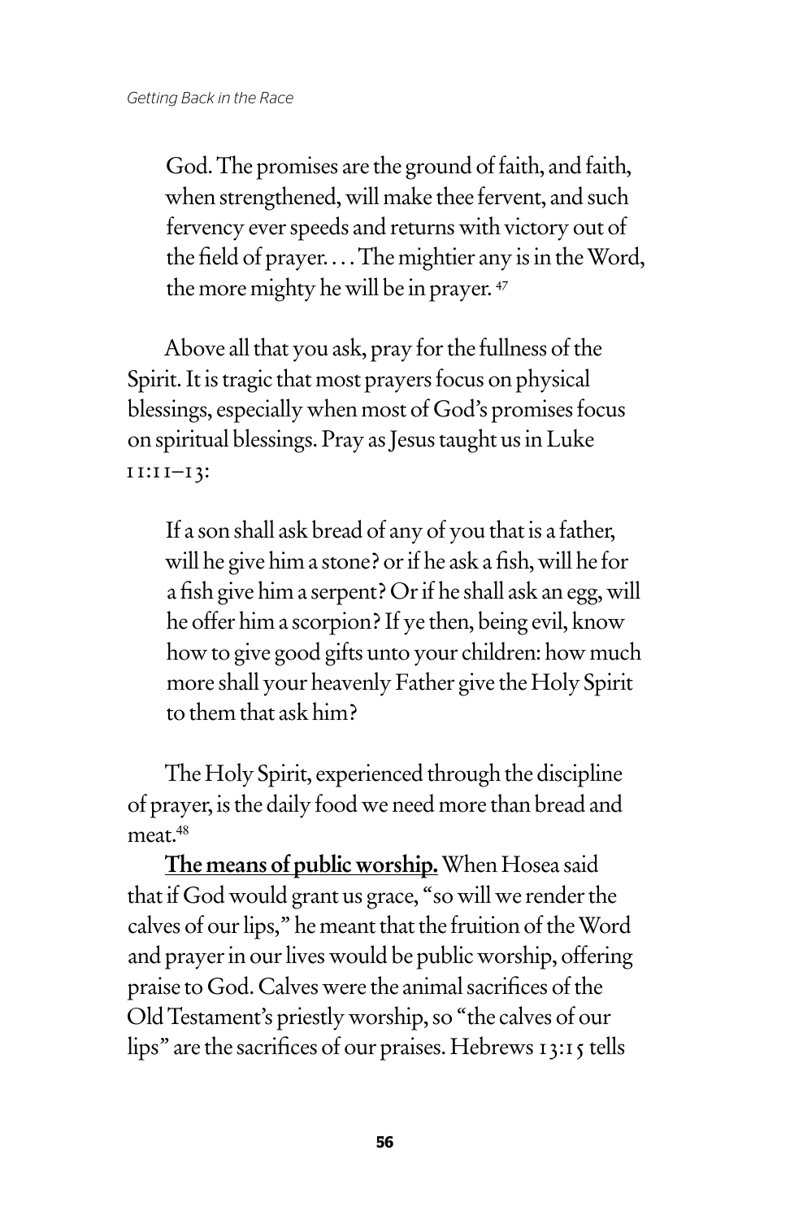> God. The promises are the ground of faith, and faith, when strengthened, will make thee fervent, and such fervency ever speeds and returns with victory out of the field of prayer. . . . The mightier any is in the Word, the more mighty he will be in prayer.[47]

Above all that you ask, pray for the fullness of the Spirit. It is tragic that most prayers focus on physical blessings, especially when most of God's promises focus on spiritual blessings. Pray as Jesus taught us in Luke 11:11–13:

> If a son shall ask bread of any of you that is a father, will he give him a stone? or if he ask a fish, will he for a fish give him a serpent? Or if he shall ask an egg, will he offer him a scorpion? If ye then, being evil, know how to give good gifts unto your children: how much more shall your heavenly Father give the Holy Spirit to them that ask him?

The Holy Spirit, experienced through the discipline of prayer, is the daily food we need more than bread and meat.[48]

**The means of public worship.** When Hosea said that if God would grant us grace, "so will we render the calves of our lips," he meant that the fruition of the Word and prayer in our lives would be public worship, offering praise to God. Calves were the animal sacrifices of the Old Testament's priestly worship, so "the calves of our lips" are the sacrifices of our praises. Hebrews 13:15 tells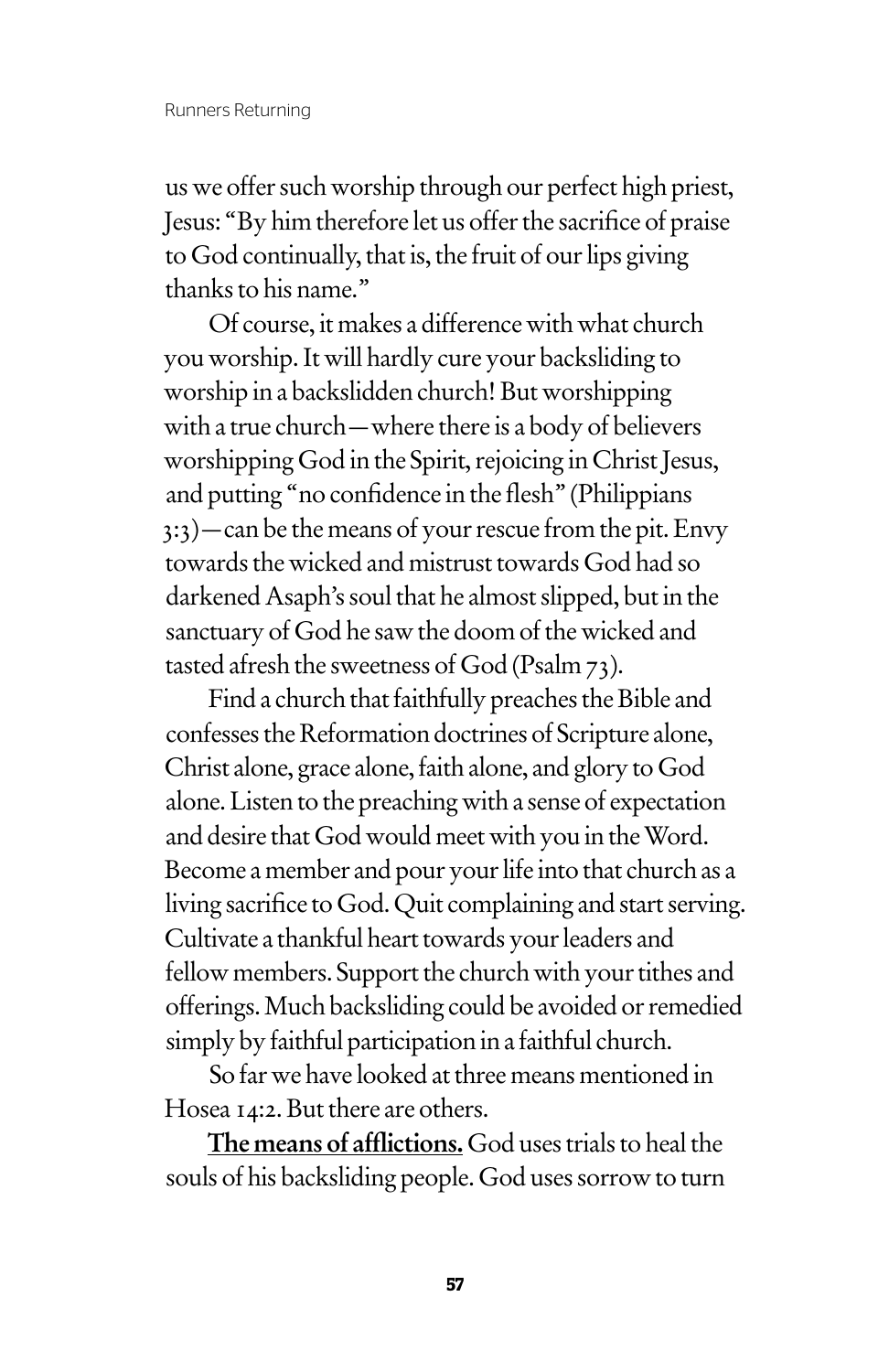us we offer such worship through our perfect high priest, Jesus: "By him therefore let us offer the sacrifice of praise to God continually, that is, the fruit of our lips giving thanks to his name."

Of course, it makes a difference with what church you worship. It will hardly cure your backsliding to worship in a backslidden church! But worshipping with a true church—where there is a body of believers worshipping God in the Spirit, rejoicing in Christ Jesus, and putting "no confidence in the flesh" (Philippians 3:3)—can be the means of your rescue from the pit. Envy towards the wicked and mistrust towards God had so darkened Asaph's soul that he almost slipped, but in the sanctuary of God he saw the doom of the wicked and tasted afresh the sweetness of God (Psalm 73).

Find a church that faithfully preaches the Bible and confesses the Reformation doctrines of Scripture alone, Christ alone, grace alone, faith alone, and glory to God alone. Listen to the preaching with a sense of expectation and desire that God would meet with you in the Word. Become a member and pour your life into that church as a living sacrifice to God. Quit complaining and start serving. Cultivate a thankful heart towards your leaders and fellow members. Support the church with your tithes and offerings. Much backsliding could be avoided or remedied simply by faithful participation in a faithful church.

So far we have looked at three means mentioned in Hosea 14:2. But there are others.

<u>**The means of afflictions.**</u> God uses trials to heal the souls of his backsliding people. God uses sorrow to turn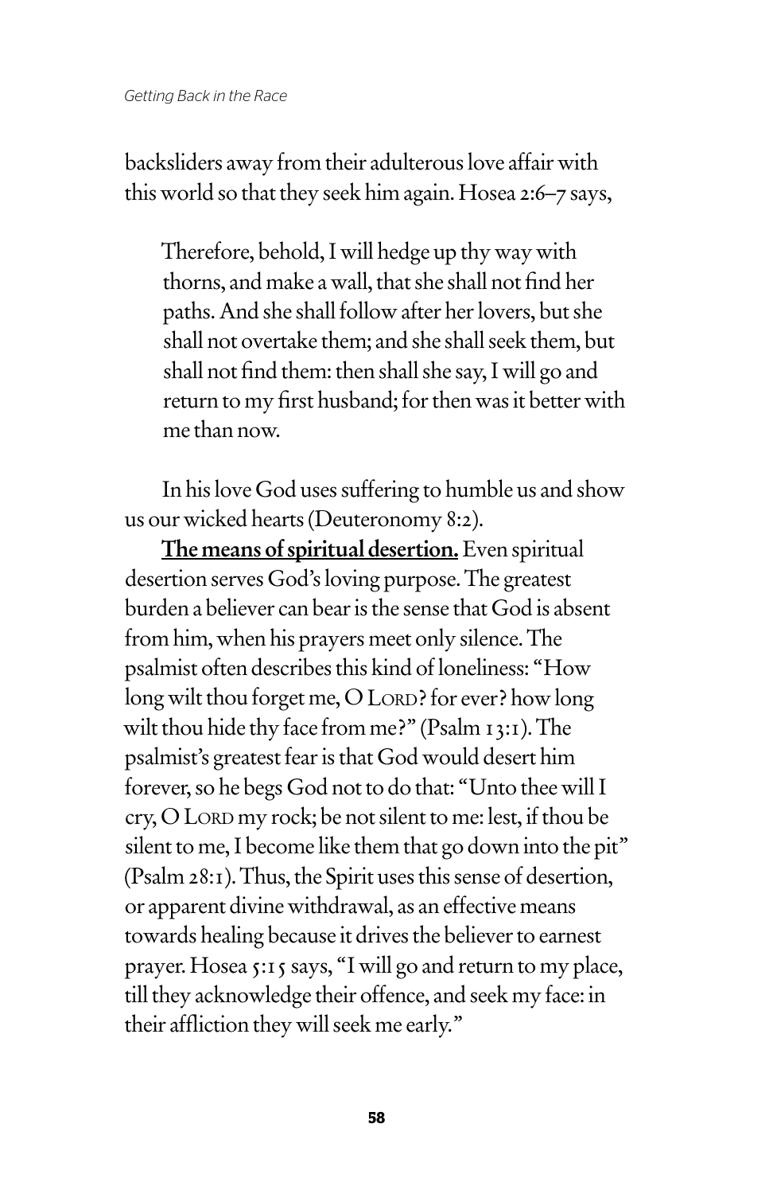backsliders away from their adulterous love affair with this world so that they seek him again. Hosea 2:6–7 says,

> Therefore, behold, I will hedge up thy way with thorns, and make a wall, that she shall not find her paths. And she shall follow after her lovers, but she shall not overtake them; and she shall seek them, but shall not find them: then shall she say, I will go and return to my first husband; for then was it better with me than now.

In his love God uses suffering to humble us and show us our wicked hearts (Deuteronomy 8:2).

**The means of spiritual desertion.** Even spiritual desertion serves God's loving purpose. The greatest burden a believer can bear is the sense that God is absent from him, when his prayers meet only silence. The psalmist often describes this kind of loneliness: "How long wilt thou forget me, O LORD? for ever? how long wilt thou hide thy face from me?" (Psalm 13:1). The psalmist's greatest fear is that God would desert him forever, so he begs God not to do that: "Unto thee will I cry, O LORD my rock; be not silent to me: lest, if thou be silent to me, I become like them that go down into the pit" (Psalm 28:1). Thus, the Spirit uses this sense of desertion, or apparent divine withdrawal, as an effective means towards healing because it drives the believer to earnest prayer. Hosea 5:15 says, "I will go and return to my place, till they acknowledge their offence, and seek my face: in their affliction they will seek me early."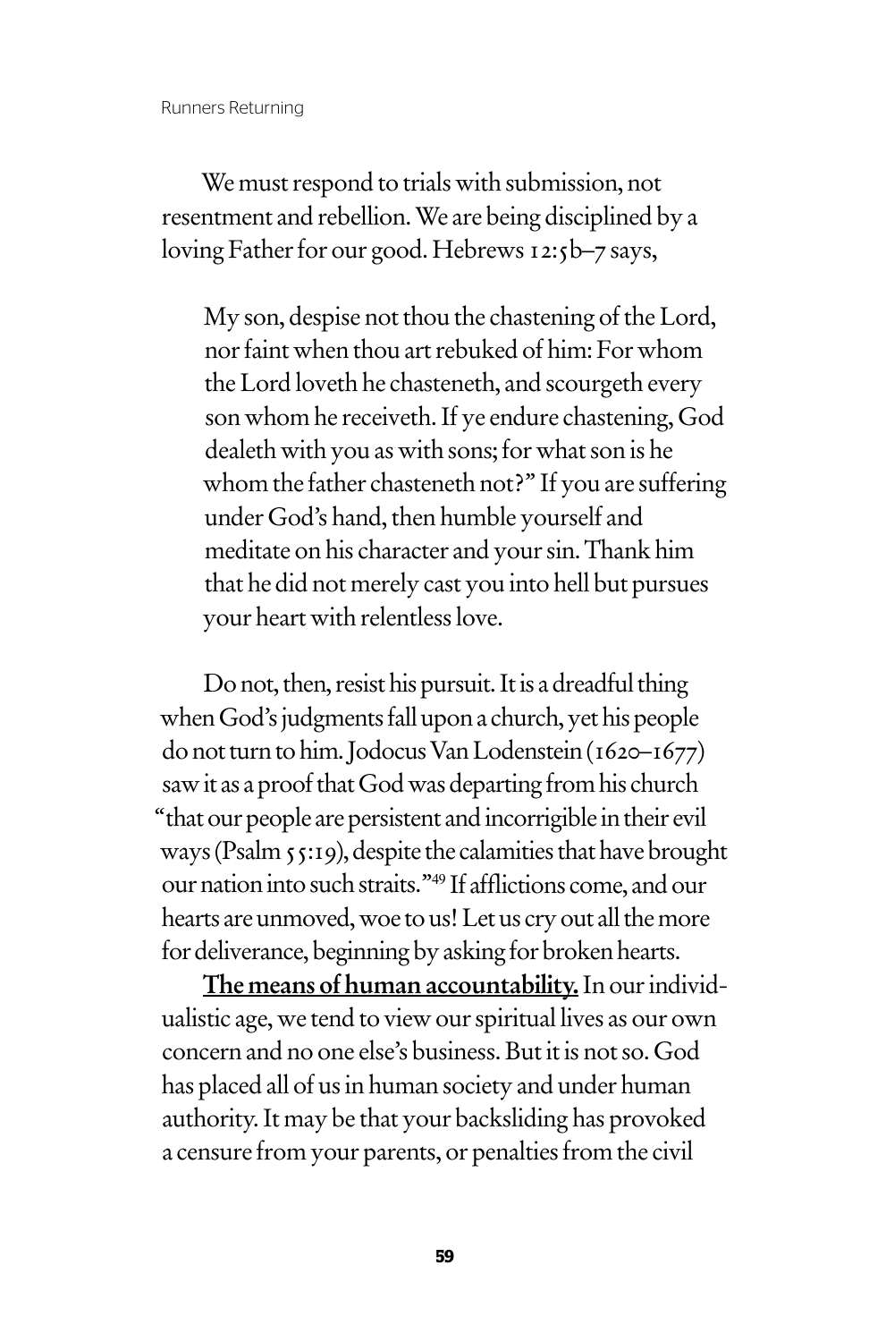We must respond to trials with submission, not resentment and rebellion. We are being disciplined by a loving Father for our good. Hebrews 12:5b–7 says,

> My son, despise not thou the chastening of the Lord, nor faint when thou art rebuked of him: For whom the Lord loveth he chasteneth, and scourgeth every son whom he receiveth. If ye endure chastening, God dealeth with you as with sons; for what son is he whom the father chasteneth not?" If you are suffering under God's hand, then humble yourself and meditate on his character and your sin. Thank him that he did not merely cast you into hell but pursues your heart with relentless love.

Do not, then, resist his pursuit. It is a dreadful thing when God's judgments fall upon a church, yet his people do not turn to him. Jodocus Van Lodenstein (1620–1677) saw it as a proof that God was departing from his church "that our people are persistent and incorrigible in their evil ways (Psalm 55:19), despite the calamities that have brought our nation into such straits."[49] If afflictions come, and our hearts are unmoved, woe to us! Let us cry out all the more for deliverance, beginning by asking for broken hearts.

**The means of human accountability.** In our individualistic age, we tend to view our spiritual lives as our own concern and no one else's business. But it is not so. God has placed all of us in human society and under human authority. It may be that your backsliding has provoked a censure from your parents, or penalties from the civil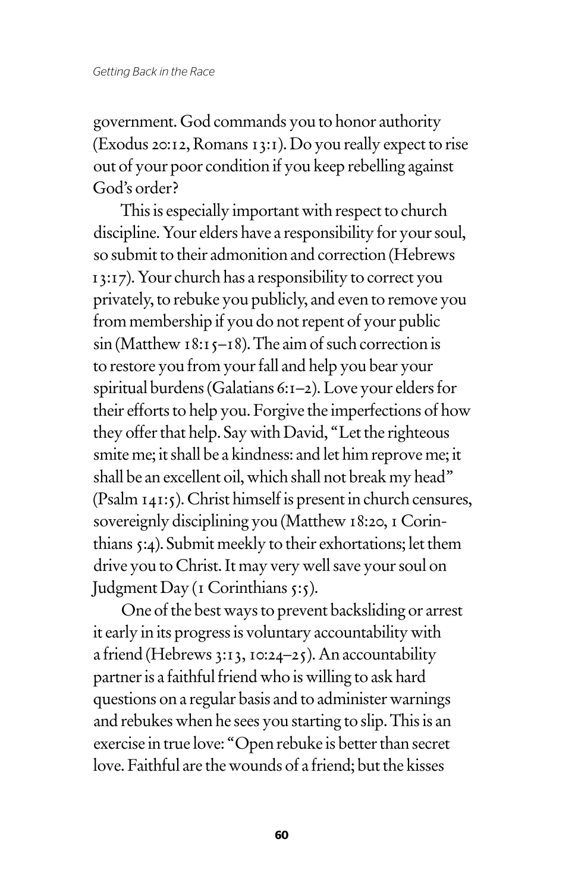government. God commands you to honor authority (Exodus 20:12, Romans 13:1). Do you really expect to rise out of your poor condition if you keep rebelling against God's order?

This is especially important with respect to church discipline. Your elders have a responsibility for your soul, so submit to their admonition and correction (Hebrews 13:17). Your church has a responsibility to correct you privately, to rebuke you publicly, and even to remove you from membership if you do not repent of your public sin (Matthew 18:15–18). The aim of such correction is to restore you from your fall and help you bear your spiritual burdens (Galatians 6:1–2). Love your elders for their efforts to help you. Forgive the imperfections of how they offer that help. Say with David, "Let the righteous smite me; it shall be a kindness: and let him reprove me; it shall be an excellent oil, which shall not break my head" (Psalm 141:5). Christ himself is present in church censures, sovereignly disciplining you (Matthew 18:20, 1 Corinthians 5:4). Submit meekly to their exhortations; let them drive you to Christ. It may very well save your soul on Judgment Day (1 Corinthians 5:5).

One of the best ways to prevent backsliding or arrest it early in its progress is voluntary accountability with a friend (Hebrews 3:13, 10:24–25). An accountability partner is a faithful friend who is willing to ask hard questions on a regular basis and to administer warnings and rebukes when he sees you starting to slip. This is an exercise in true love: "Open rebuke is better than secret love. Faithful are the wounds of a friend; but the kisses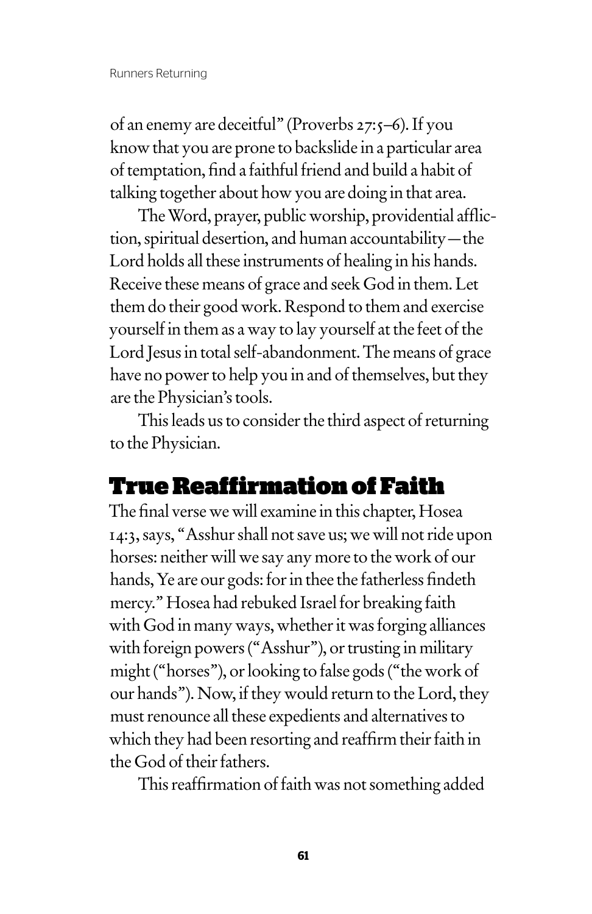of an enemy are deceitful" (Proverbs 27:5–6). If you know that you are prone to backslide in a particular area of temptation, find a faithful friend and build a habit of talking together about how you are doing in that area.

The Word, prayer, public worship, providential affliction, spiritual desertion, and human accountability—the Lord holds all these instruments of healing in his hands. Receive these means of grace and seek God in them. Let them do their good work. Respond to them and exercise yourself in them as a way to lay yourself at the feet of the Lord Jesus in total self-abandonment. The means of grace have no power to help you in and of themselves, but they are the Physician's tools.

This leads us to consider the third aspect of returning to the Physician.

## True Reaffirmation of Faith

The final verse we will examine in this chapter, Hosea 14:3, says, "Asshur shall not save us; we will not ride upon horses: neither will we say any more to the work of our hands, Ye are our gods: for in thee the fatherless findeth mercy." Hosea had rebuked Israel for breaking faith with God in many ways, whether it was forging alliances with foreign powers ("Asshur"), or trusting in military might ("horses"), or looking to false gods ("the work of our hands"). Now, if they would return to the Lord, they must renounce all these expedients and alternatives to which they had been resorting and reaffirm their faith in the God of their fathers.

This reaffirmation of faith was not something added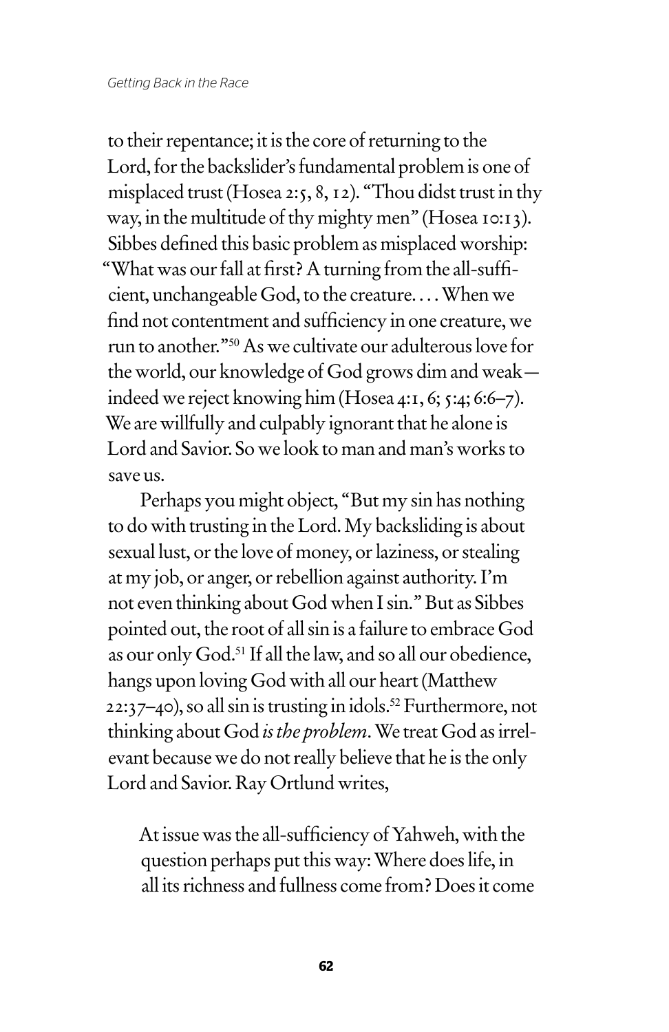to their repentance; it is the core of returning to the Lord, for the backslider's fundamental problem is one of misplaced trust (Hosea 2:5, 8, 12). "Thou didst trust in thy way, in the multitude of thy mighty men" (Hosea 10:13). Sibbes defined this basic problem as misplaced worship: "What was our fall at first? A turning from the all-sufficient, unchangeable God, to the creature. . . . When we find not contentment and sufficiency in one creature, we run to another."[50] As we cultivate our adulterous love for the world, our knowledge of God grows dim and weak—indeed we reject knowing him (Hosea 4:1, 6; 5:4; 6:6–7). We are willfully and culpably ignorant that he alone is Lord and Savior. So we look to man and man's works to save us.

Perhaps you might object, "But my sin has nothing to do with trusting in the Lord. My backsliding is about sexual lust, or the love of money, or laziness, or stealing at my job, or anger, or rebellion against authority. I'm not even thinking about God when I sin." But as Sibbes pointed out, the root of all sin is a failure to embrace God as our only God.[51] If all the law, and so all our obedience, hangs upon loving God with all our heart (Matthew 22:37–40), so all sin is trusting in idols.[52] Furthermore, not thinking about God *is the problem*. We treat God as irrelevant because we do not really believe that he is the only Lord and Savior. Ray Ortlund writes,

> At issue was the all-sufficiency of Yahweh, with the question perhaps put this way: Where does life, in all its richness and fullness come from? Does it come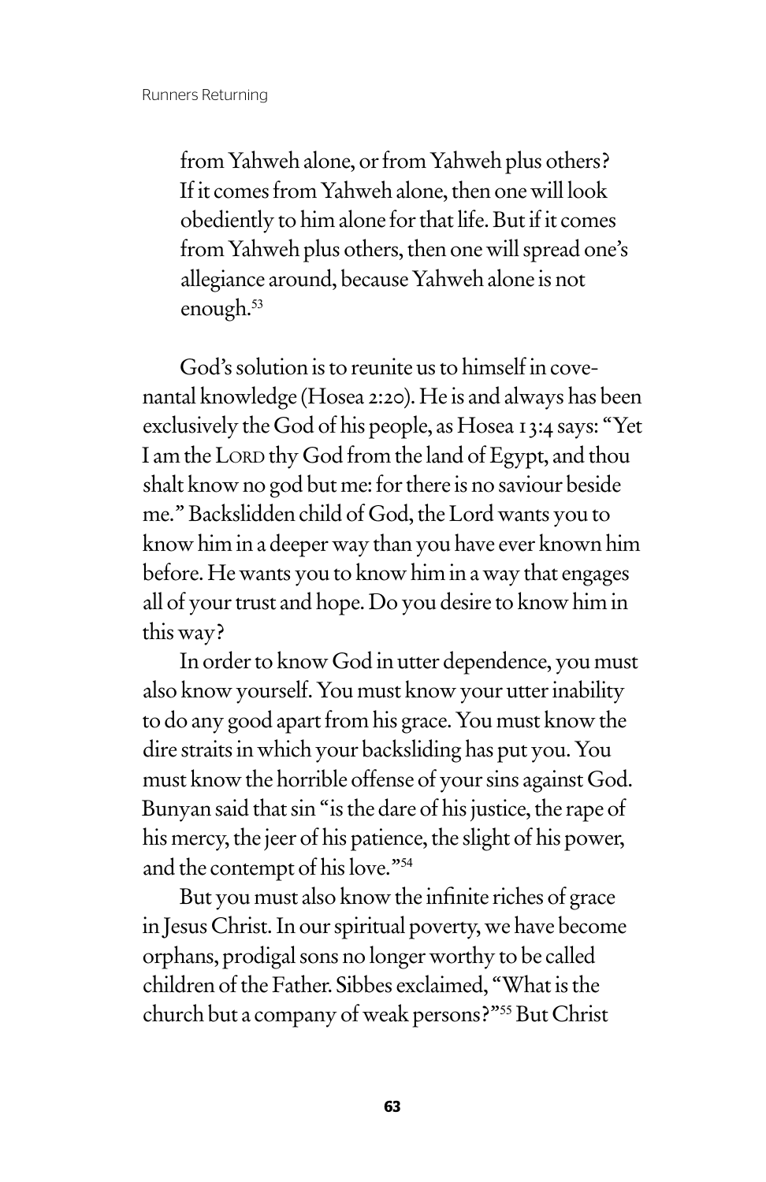> from Yahweh alone, or from Yahweh plus others? If it comes from Yahweh alone, then one will look obediently to him alone for that life. But if it comes from Yahweh plus others, then one will spread one's allegiance around, because Yahweh alone is not enough.[53]

God's solution is to reunite us to himself in covenantal knowledge (Hosea 2:20). He is and always has been exclusively the God of his people, as Hosea 13:4 says: "Yet I am the LORD thy God from the land of Egypt, and thou shalt know no god but me: for there is no saviour beside me." Backslidden child of God, the Lord wants you to know him in a deeper way than you have ever known him before. He wants you to know him in a way that engages all of your trust and hope. Do you desire to know him in this way?

In order to know God in utter dependence, you must also know yourself. You must know your utter inability to do any good apart from his grace. You must know the dire straits in which your backsliding has put you. You must know the horrible offense of your sins against God. Bunyan said that sin "is the dare of his justice, the rape of his mercy, the jeer of his patience, the slight of his power, and the contempt of his love."[54]

But you must also know the infinite riches of grace in Jesus Christ. In our spiritual poverty, we have become orphans, prodigal sons no longer worthy to be called children of the Father. Sibbes exclaimed, "What is the church but a company of weak persons?"[55] But Christ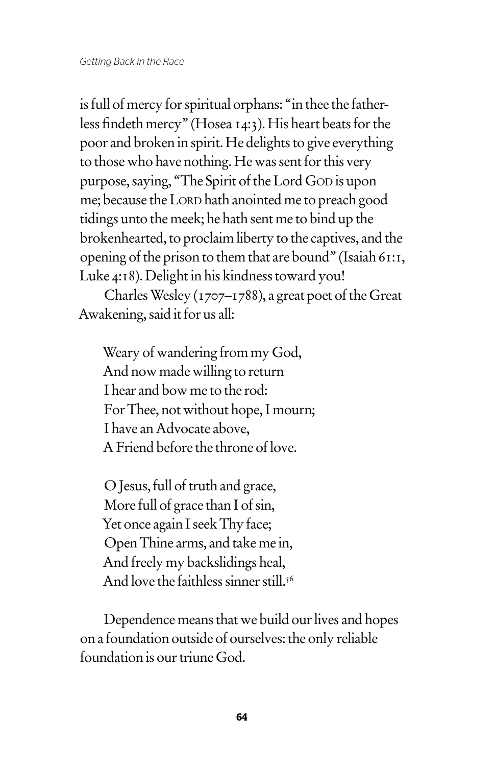is full of mercy for spiritual orphans: "in thee the fatherless findeth mercy" (Hosea 14:3). His heart beats for the poor and broken in spirit. He delights to give everything to those who have nothing. He was sent for this very purpose, saying, "The Spirit of the Lord GOD is upon me; because the LORD hath anointed me to preach good tidings unto the meek; he hath sent me to bind up the brokenhearted, to proclaim liberty to the captives, and the opening of the prison to them that are bound" (Isaiah 61:1, Luke 4:18). Delight in his kindness toward you!

Charles Wesley (1707–1788), a great poet of the Great Awakening, said it for us all:

> Weary of wandering from my God,
> And now made willing to return
> I hear and bow me to the rod:
> For Thee, not without hope, I mourn;
> I have an Advocate above,
> A Friend before the throne of love.
>
> O Jesus, full of truth and grace,
> More full of grace than I of sin,
> Yet once again I seek Thy face;
> Open Thine arms, and take me in,
> And freely my backslidings heal,
> And love the faithless sinner still.[56]

Dependence means that we build our lives and hopes on a foundation outside of ourselves: the only reliable foundation is our triune God.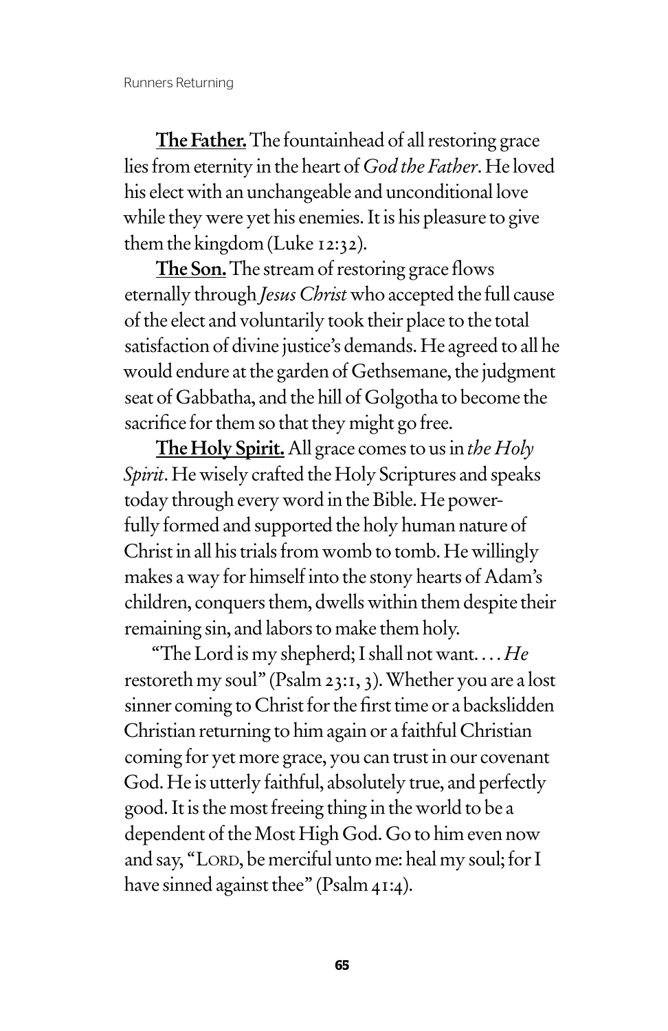**The Father.** The fountainhead of all restoring grace lies from eternity in the heart of *God the Father*. He loved his elect with an unchangeable and unconditional love while they were yet his enemies. It is his pleasure to give them the kingdom (Luke 12:32).

**The Son.** The stream of restoring grace flows eternally through *Jesus Christ* who accepted the full cause of the elect and voluntarily took their place to the total satisfaction of divine justice's demands. He agreed to all he would endure at the garden of Gethsemane, the judgment seat of Gabbatha, and the hill of Golgotha to become the sacrifice for them so that they might go free.

**The Holy Spirit.** All grace comes to us in *the Holy Spirit*. He wisely crafted the Holy Scriptures and speaks today through every word in the Bible. He powerfully formed and supported the holy human nature of Christ in all his trials from womb to tomb. He willingly makes a way for himself into the stony hearts of Adam's children, conquers them, dwells within them despite their remaining sin, and labors to make them holy.

"The Lord is my shepherd; I shall not want. . . . *He* restoreth my soul" (Psalm 23:1, 3). Whether you are a lost sinner coming to Christ for the first time or a backslidden Christian returning to him again or a faithful Christian coming for yet more grace, you can trust in our covenant God. He is utterly faithful, absolutely true, and perfectly good. It is the most freeing thing in the world to be a dependent of the Most High God. Go to him even now and say, "LORD, be merciful unto me: heal my soul; for I have sinned against thee" (Psalm 41:4).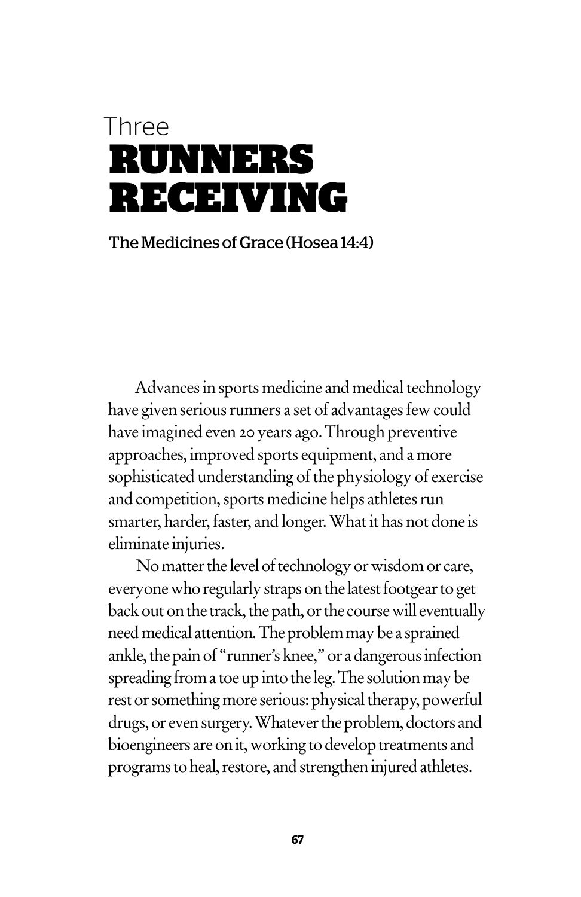Three

# RUNNERS RECEIVING

The Medicines of Grace (Hosea 14:4)

Advances in sports medicine and medical technology have given serious runners a set of advantages few could have imagined even 20 years ago. Through preventive approaches, improved sports equipment, and a more sophisticated understanding of the physiology of exercise and competition, sports medicine helps athletes run smarter, harder, faster, and longer. What it has not done is eliminate injuries.

No matter the level of technology or wisdom or care, everyone who regularly straps on the latest footgear to get back out on the track, the path, or the course will eventually need medical attention. The problem may be a sprained ankle, the pain of "runner's knee," or a dangerous infection spreading from a toe up into the leg. The solution may be rest or something more serious: physical therapy, powerful drugs, or even surgery. Whatever the problem, doctors and bioengineers are on it, working to develop treatments and programs to heal, restore, and strengthen injured athletes.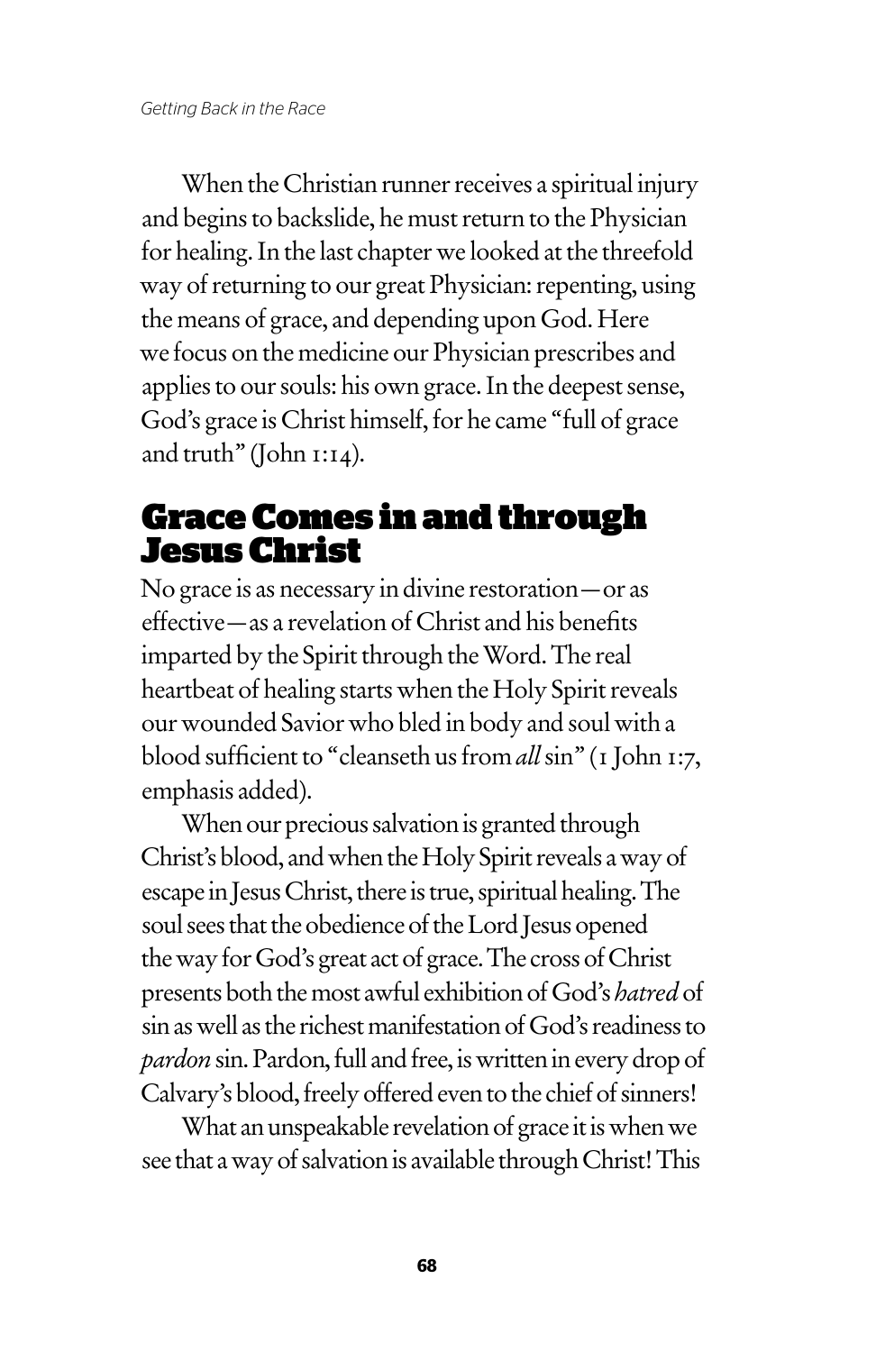When the Christian runner receives a spiritual injury and begins to backslide, he must return to the Physician for healing. In the last chapter we looked at the threefold way of returning to our great Physician: repenting, using the means of grace, and depending upon God. Here we focus on the medicine our Physician prescribes and applies to our souls: his own grace. In the deepest sense, God's grace is Christ himself, for he came "full of grace and truth" (John 1:14).

## Grace Comes in and through Jesus Christ

No grace is as necessary in divine restoration—or as effective—as a revelation of Christ and his benefits imparted by the Spirit through the Word. The real heartbeat of healing starts when the Holy Spirit reveals our wounded Savior who bled in body and soul with a blood sufficient to "cleanseth us from *all* sin" (1 John 1:7, emphasis added).

When our precious salvation is granted through Christ's blood, and when the Holy Spirit reveals a way of escape in Jesus Christ, there is true, spiritual healing. The soul sees that the obedience of the Lord Jesus opened the way for God's great act of grace. The cross of Christ presents both the most awful exhibition of God's *hatred* of sin as well as the richest manifestation of God's readiness to *pardon* sin. Pardon, full and free, is written in every drop of Calvary's blood, freely offered even to the chief of sinners!

What an unspeakable revelation of grace it is when we see that a way of salvation is available through Christ! This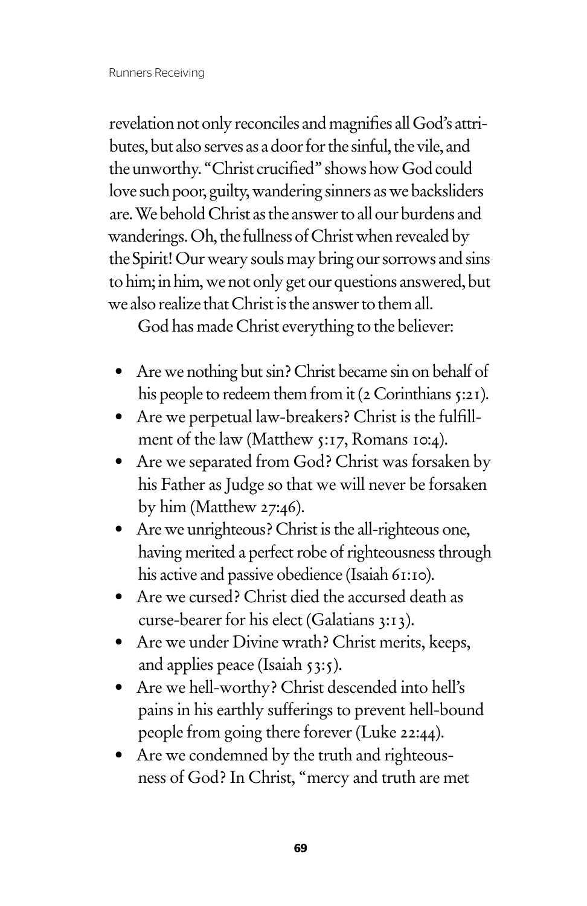revelation not only reconciles and magnifies all God's attributes, but also serves as a door for the sinful, the vile, and the unworthy. "Christ crucified" shows how God could love such poor, guilty, wandering sinners as we backsliders are. We behold Christ as the answer to all our burdens and wanderings. Oh, the fullness of Christ when revealed by the Spirit! Our weary souls may bring our sorrows and sins to him; in him, we not only get our questions answered, but we also realize that Christ is the answer to them all.

God has made Christ everything to the believer:

- Are we nothing but sin? Christ became sin on behalf of his people to redeem them from it (2 Corinthians 5:21).
- Are we perpetual law-breakers? Christ is the fulfillment of the law (Matthew 5:17, Romans 10:4).
- Are we separated from God? Christ was forsaken by his Father as Judge so that we will never be forsaken by him (Matthew 27:46).
- Are we unrighteous? Christ is the all-righteous one, having merited a perfect robe of righteousness through his active and passive obedience (Isaiah 61:10).
- Are we cursed? Christ died the accursed death as curse-bearer for his elect (Galatians 3:13).
- Are we under Divine wrath? Christ merits, keeps, and applies peace (Isaiah 53:5).
- Are we hell-worthy? Christ descended into hell's pains in his earthly sufferings to prevent hell-bound people from going there forever (Luke 22:44).
- Are we condemned by the truth and righteousness of God? In Christ, "mercy and truth are met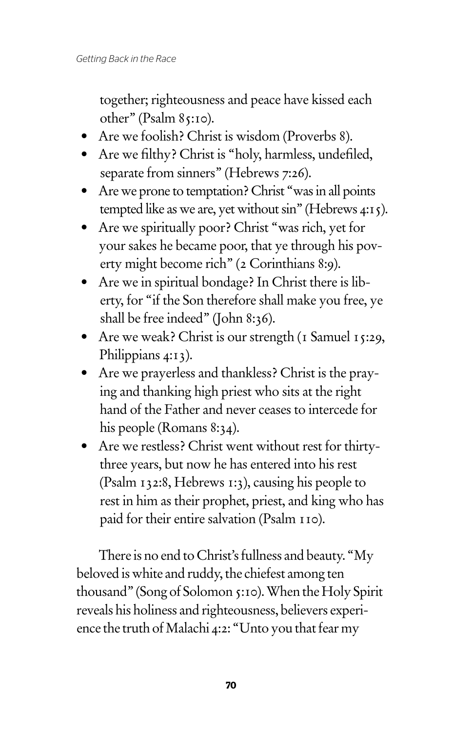together; righteousness and peace have kissed each other" (Psalm 85:10).

- Are we foolish? Christ is wisdom (Proverbs 8).
- Are we filthy? Christ is "holy, harmless, undefiled, separate from sinners" (Hebrews 7:26).
- Are we prone to temptation? Christ "was in all points tempted like as we are, yet without sin" (Hebrews 4:15).
- Are we spiritually poor? Christ "was rich, yet for your sakes he became poor, that ye through his poverty might become rich" (2 Corinthians 8:9).
- Are we in spiritual bondage? In Christ there is liberty, for "if the Son therefore shall make you free, ye shall be free indeed" (John 8:36).
- Are we weak? Christ is our strength (1 Samuel 15:29, Philippians 4:13).
- Are we prayerless and thankless? Christ is the praying and thanking high priest who sits at the right hand of the Father and never ceases to intercede for his people (Romans 8:34).
- Are we restless? Christ went without rest for thirty-three years, but now he has entered into his rest (Psalm 132:8, Hebrews 1:3), causing his people to rest in him as their prophet, priest, and king who has paid for their entire salvation (Psalm 110).

There is no end to Christ's fullness and beauty. "My beloved is white and ruddy, the chiefest among ten thousand" (Song of Solomon 5:10). When the Holy Spirit reveals his holiness and righteousness, believers experience the truth of Malachi 4:2: "Unto you that fear my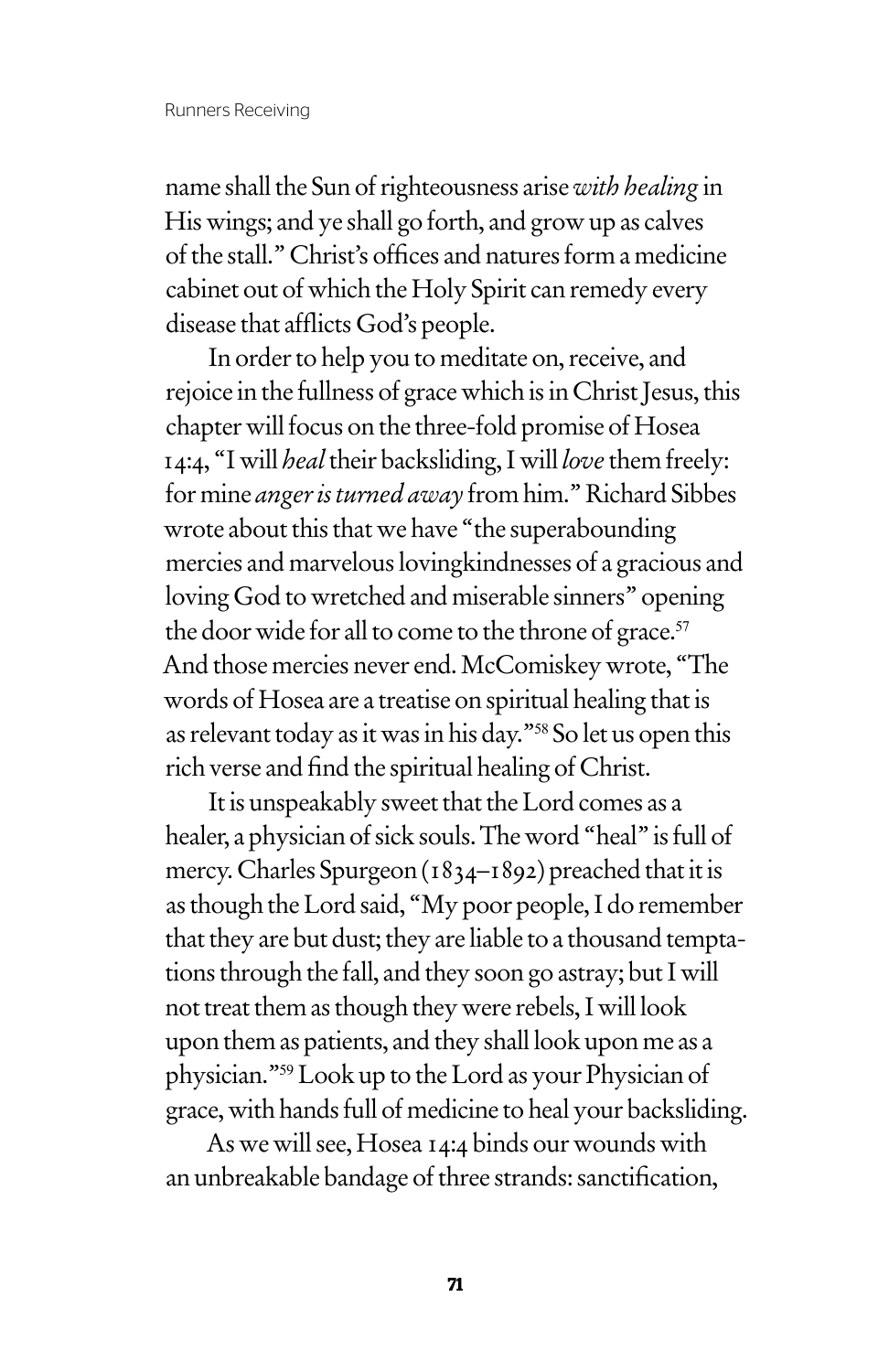name shall the Sun of righteousness arise *with healing* in His wings; and ye shall go forth, and grow up as calves of the stall." Christ's offices and natures form a medicine cabinet out of which the Holy Spirit can remedy every disease that afflicts God's people.

In order to help you to meditate on, receive, and rejoice in the fullness of grace which is in Christ Jesus, this chapter will focus on the three-fold promise of Hosea 14:4, "I will *heal* their backsliding, I will *love* them freely: for mine *anger is turned away* from him." Richard Sibbes wrote about this that we have "the superabounding mercies and marvelous lovingkindnesses of a gracious and loving God to wretched and miserable sinners" opening the door wide for all to come to the throne of grace.[57] And those mercies never end. McComiskey wrote, "The words of Hosea are a treatise on spiritual healing that is as relevant today as it was in his day."[58] So let us open this rich verse and find the spiritual healing of Christ.

It is unspeakably sweet that the Lord comes as a healer, a physician of sick souls. The word "heal" is full of mercy. Charles Spurgeon (1834–1892) preached that it is as though the Lord said, "My poor people, I do remember that they are but dust; they are liable to a thousand temptations through the fall, and they soon go astray; but I will not treat them as though they were rebels, I will look upon them as patients, and they shall look upon me as a physician."[59] Look up to the Lord as your Physician of grace, with hands full of medicine to heal your backsliding.

As we will see, Hosea 14:4 binds our wounds with an unbreakable bandage of three strands: sanctification,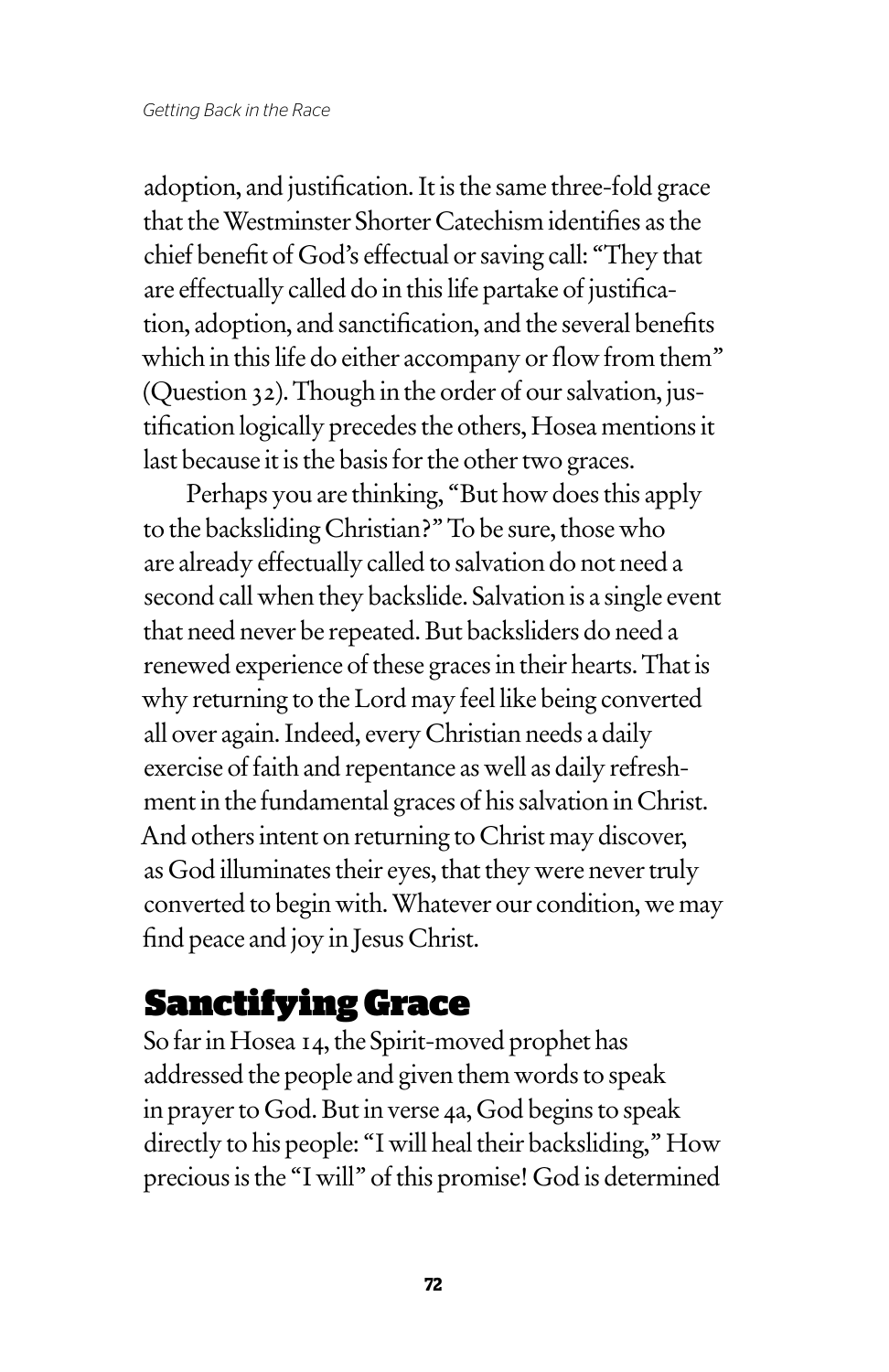adoption, and justification. It is the same three-fold grace that the Westminster Shorter Catechism identifies as the chief benefit of God's effectual or saving call: "They that are effectually called do in this life partake of justification, adoption, and sanctification, and the several benefits which in this life do either accompany or flow from them" (Question 32). Though in the order of our salvation, justification logically precedes the others, Hosea mentions it last because it is the basis for the other two graces.

Perhaps you are thinking, "But how does this apply to the backsliding Christian?" To be sure, those who are already effectually called to salvation do not need a second call when they backslide. Salvation is a single event that need never be repeated. But backsliders do need a renewed experience of these graces in their hearts. That is why returning to the Lord may feel like being converted all over again. Indeed, every Christian needs a daily exercise of faith and repentance as well as daily refreshment in the fundamental graces of his salvation in Christ. And others intent on returning to Christ may discover, as God illuminates their eyes, that they were never truly converted to begin with. Whatever our condition, we may find peace and joy in Jesus Christ.

## Sanctifying Grace

So far in Hosea 14, the Spirit-moved prophet has addressed the people and given them words to speak in prayer to God. But in verse 4a, God begins to speak directly to his people: "I will heal their backsliding," How precious is the "I will" of this promise! God is determined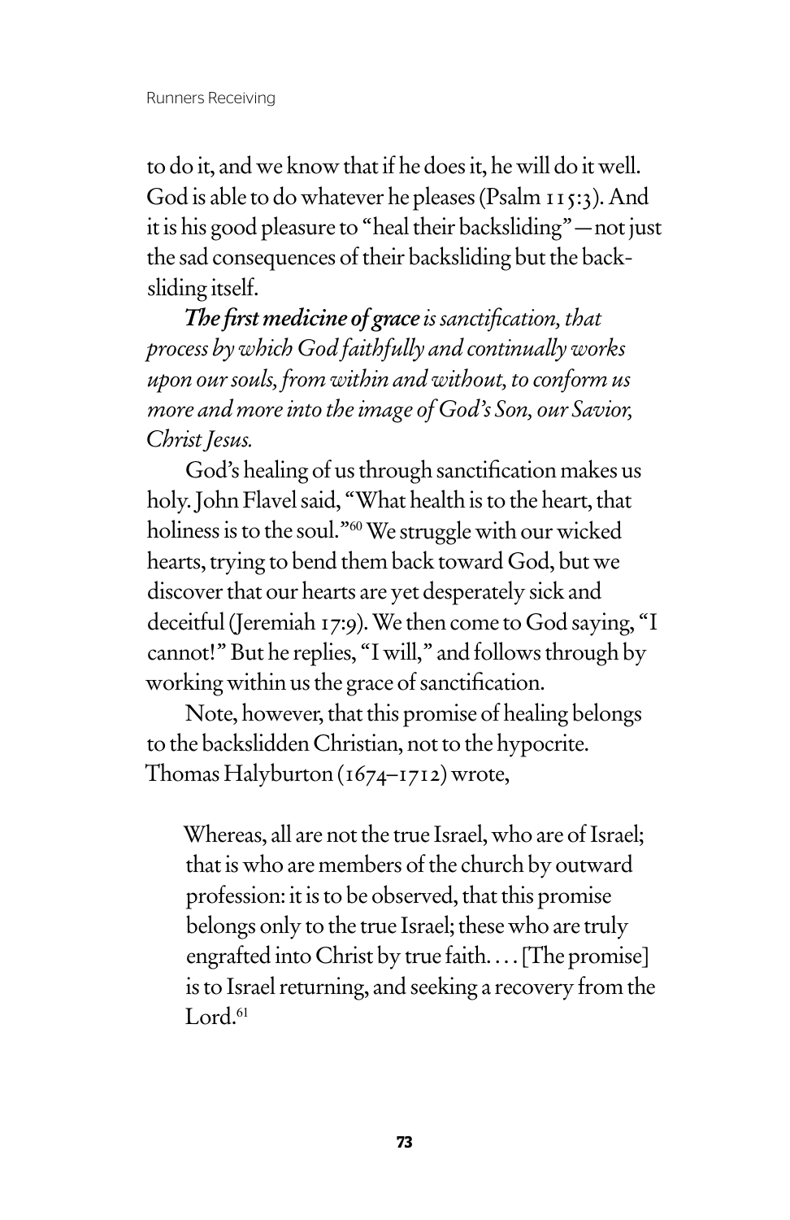to do it, and we know that if he does it, he will do it well. God is able to do whatever he pleases (Psalm 115:3). And it is his good pleasure to "heal their backsliding"—not just the sad consequences of their backsliding but the backsliding itself.

***The first medicine of grace*** *is sanctification, that process by which God faithfully and continually works upon our souls, from within and without, to conform us more and more into the image of God's Son, our Savior, Christ Jesus.*

God's healing of us through sanctification makes us holy. John Flavel said, "What health is to the heart, that holiness is to the soul."[60] We struggle with our wicked hearts, trying to bend them back toward God, but we discover that our hearts are yet desperately sick and deceitful (Jeremiah 17:9). We then come to God saying, "I cannot!" But he replies, "I will," and follows through by working within us the grace of sanctification.

Note, however, that this promise of healing belongs to the backslidden Christian, not to the hypocrite. Thomas Halyburton (1674–1712) wrote,

> Whereas, all are not the true Israel, who are of Israel; that is who are members of the church by outward profession: it is to be observed, that this promise belongs only to the true Israel; these who are truly engrafted into Christ by true faith. . . . [The promise] is to Israel returning, and seeking a recovery from the Lord.[61]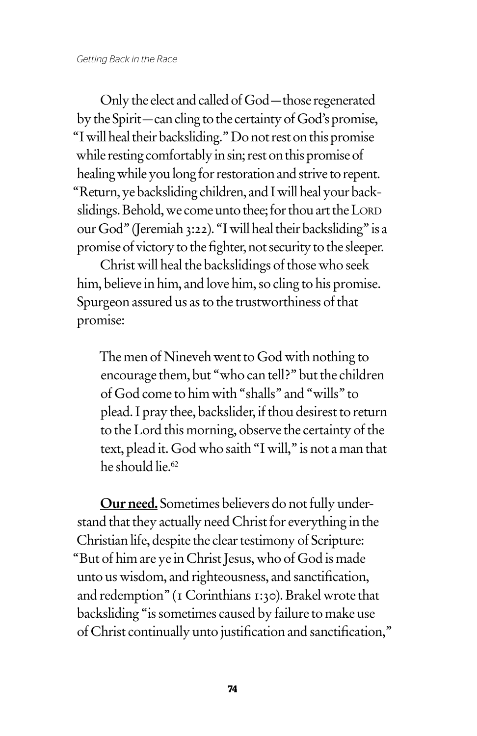Only the elect and called of God—those regenerated by the Spirit—can cling to the certainty of God's promise, "I will heal their backsliding." Do not rest on this promise while resting comfortably in sin; rest on this promise of healing while you long for restoration and strive to repent. "Return, ye backsliding children, and I will heal your backslidings. Behold, we come unto thee; for thou art the LORD our God" (Jeremiah 3:22). "I will heal their backsliding" is a promise of victory to the fighter, not security to the sleeper.

Christ will heal the backslidings of those who seek him, believe in him, and love him, so cling to his promise. Spurgeon assured us as to the trustworthiness of that promise:

> The men of Nineveh went to God with nothing to encourage them, but "who can tell?" but the children of God come to him with "shalls" and "wills" to plead. I pray thee, backslider, if thou desirest to return to the Lord this morning, observe the certainty of the text, plead it. God who saith "I will," is not a man that he should lie.[62]

**Our need.** Sometimes believers do not fully understand that they actually need Christ for everything in the Christian life, despite the clear testimony of Scripture: "But of him are ye in Christ Jesus, who of God is made unto us wisdom, and righteousness, and sanctification, and redemption" (1 Corinthians 1:30). Brakel wrote that backsliding "is sometimes caused by failure to make use of Christ continually unto justification and sanctification,"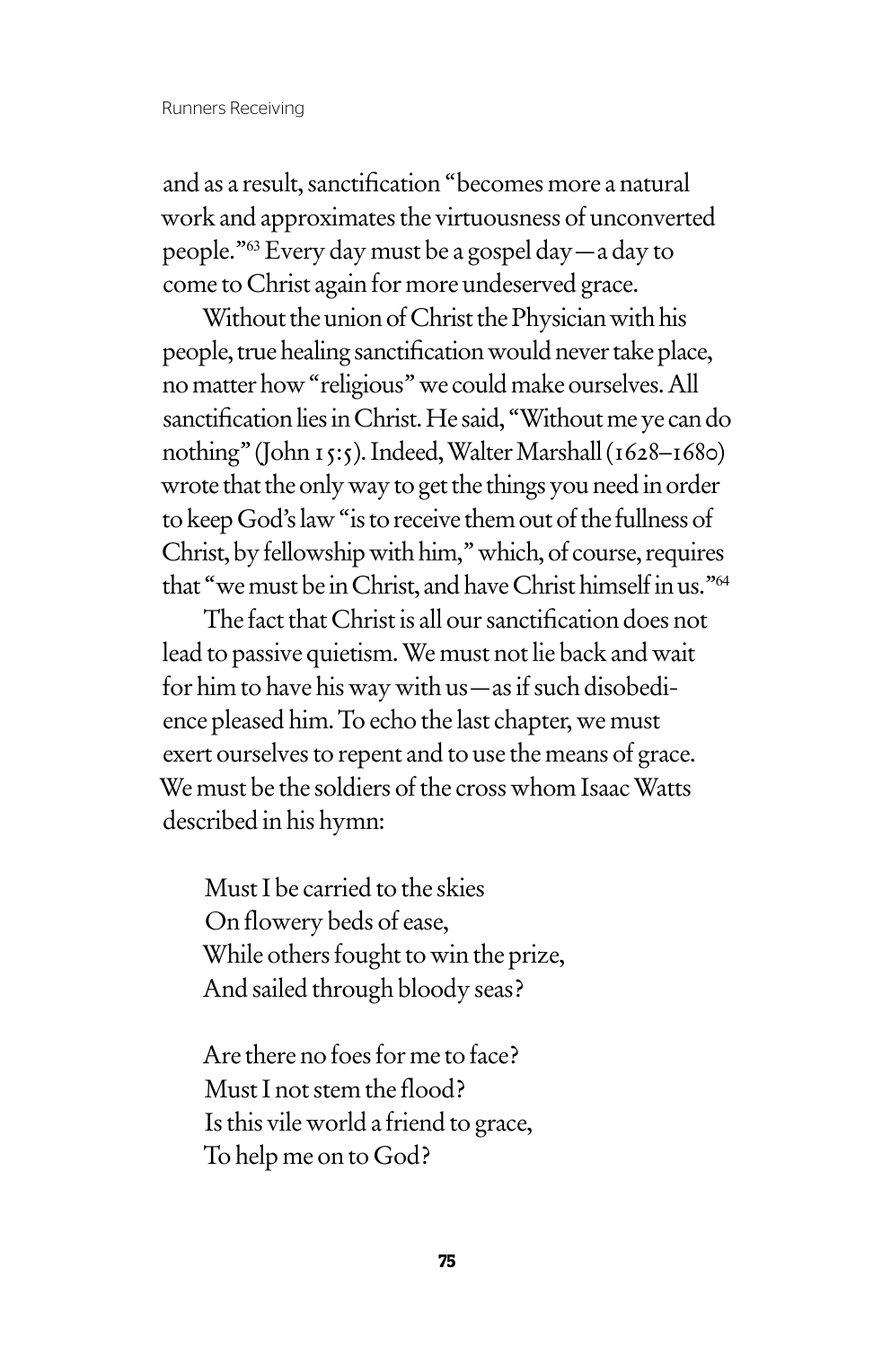and as a result, sanctification "becomes more a natural work and approximates the virtuousness of unconverted people."[63] Every day must be a gospel day—a day to come to Christ again for more undeserved grace.

Without the union of Christ the Physician with his people, true healing sanctification would never take place, no matter how "religious" we could make ourselves. All sanctification lies in Christ. He said, "Without me ye can do nothing" (John 15:5). Indeed, Walter Marshall (1628–1680) wrote that the only way to get the things you need in order to keep God's law "is to receive them out of the fullness of Christ, by fellowship with him," which, of course, requires that "we must be in Christ, and have Christ himself in us."[64]

The fact that Christ is all our sanctification does not lead to passive quietism. We must not lie back and wait for him to have his way with us—as if such disobedience pleased him. To echo the last chapter, we must exert ourselves to repent and to use the means of grace. We must be the soldiers of the cross whom Isaac Watts described in his hymn:

> Must I be carried to the skies  
> On flowery beds of ease,  
> While others fought to win the prize,  
> And sailed through bloody seas?
>
> Are there no foes for me to face?  
> Must I not stem the flood?  
> Is this vile world a friend to grace,  
> To help me on to God?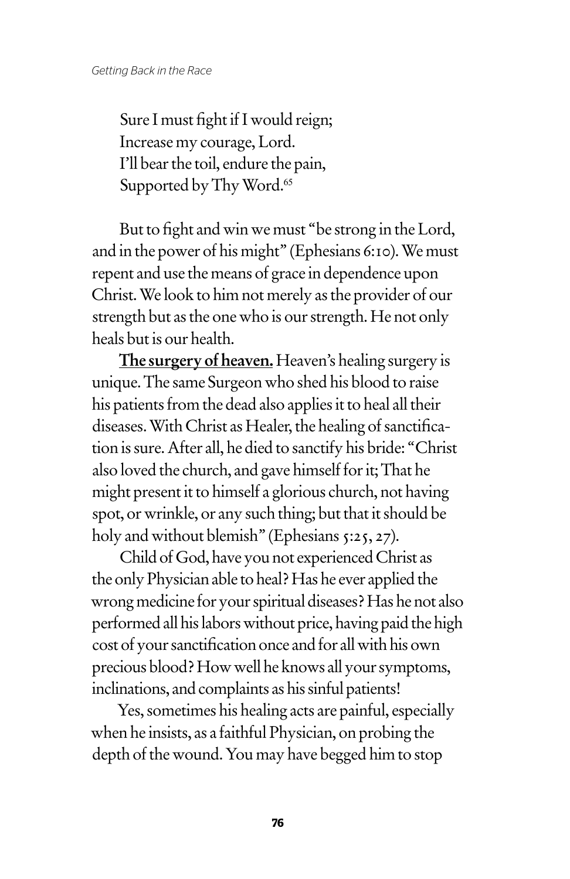Sure I must fight if I would reign;  
Increase my courage, Lord.  
I'll bear the toil, endure the pain,  
Supported by Thy Word.[65]

But to fight and win we must "be strong in the Lord, and in the power of his might" (Ephesians 6:10). We must repent and use the means of grace in dependence upon Christ. We look to him not merely as the provider of our strength but as the one who is our strength. He not only heals but is our health.

**The surgery of heaven.** Heaven's healing surgery is unique. The same Surgeon who shed his blood to raise his patients from the dead also applies it to heal all their diseases. With Christ as Healer, the healing of sanctification is sure. After all, he died to sanctify his bride: "Christ also loved the church, and gave himself for it; That he might present it to himself a glorious church, not having spot, or wrinkle, or any such thing; but that it should be holy and without blemish" (Ephesians 5:25, 27).

Child of God, have you not experienced Christ as the only Physician able to heal? Has he ever applied the wrong medicine for your spiritual diseases? Has he not also performed all his labors without price, having paid the high cost of your sanctification once and for all with his own precious blood? How well he knows all your symptoms, inclinations, and complaints as his sinful patients!

Yes, sometimes his healing acts are painful, especially when he insists, as a faithful Physician, on probing the depth of the wound. You may have begged him to stop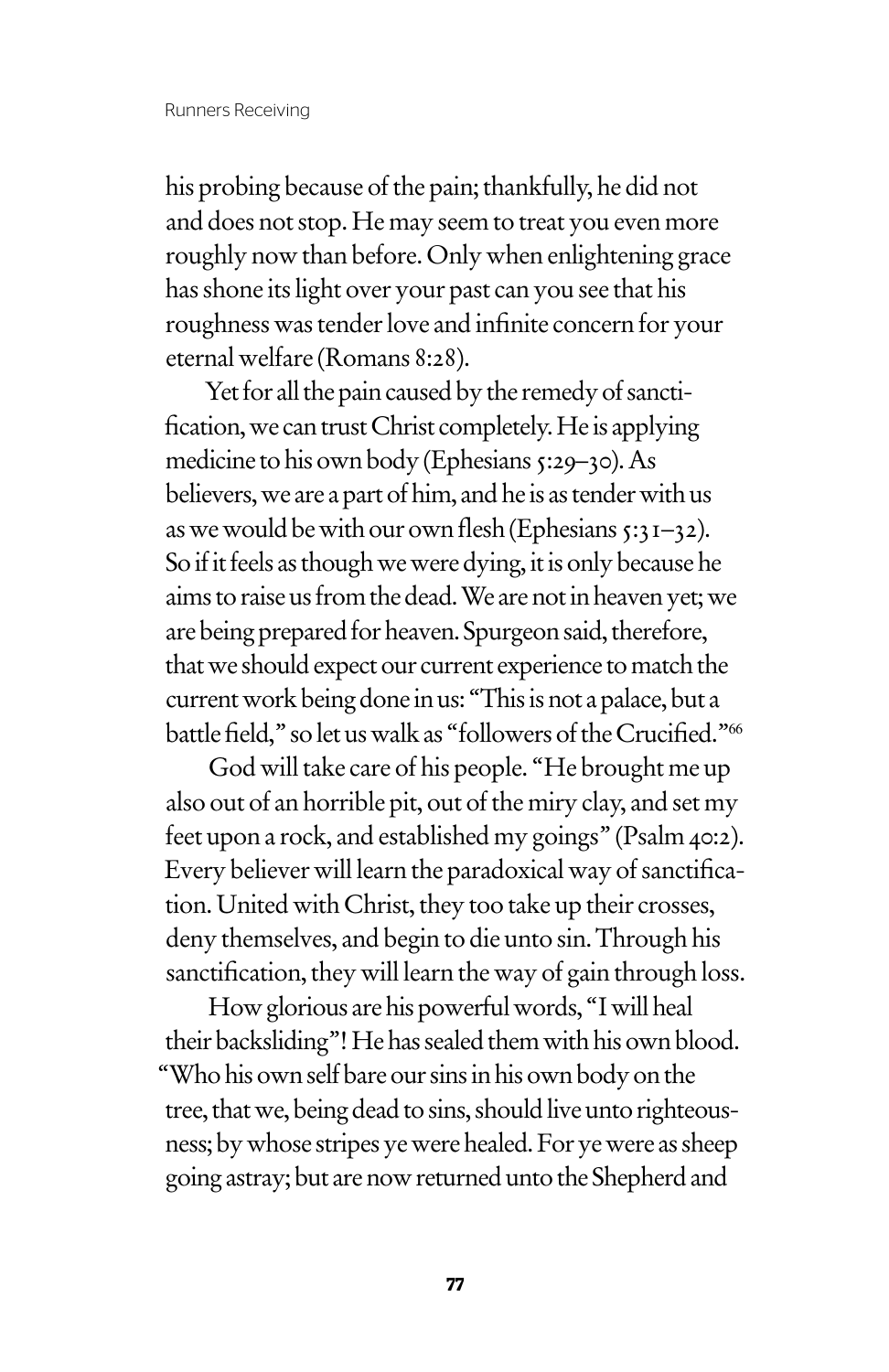his probing because of the pain; thankfully, he did not and does not stop. He may seem to treat you even more roughly now than before. Only when enlightening grace has shone its light over your past can you see that his roughness was tender love and infinite concern for your eternal welfare (Romans 8:28).

Yet for all the pain caused by the remedy of sanctification, we can trust Christ completely. He is applying medicine to his own body (Ephesians 5:29–30). As believers, we are a part of him, and he is as tender with us as we would be with our own flesh (Ephesians 5:31–32). So if it feels as though we were dying, it is only because he aims to raise us from the dead. We are not in heaven yet; we are being prepared for heaven. Spurgeon said, therefore, that we should expect our current experience to match the current work being done in us: "This is not a palace, but a battle field," so let us walk as "followers of the Crucified."[66]

God will take care of his people. "He brought me up also out of an horrible pit, out of the miry clay, and set my feet upon a rock, and established my goings" (Psalm 40:2). Every believer will learn the paradoxical way of sanctification. United with Christ, they too take up their crosses, deny themselves, and begin to die unto sin. Through his sanctification, they will learn the way of gain through loss.

How glorious are his powerful words, "I will heal their backsliding"! He has sealed them with his own blood. "Who his own self bare our sins in his own body on the tree, that we, being dead to sins, should live unto righteousness; by whose stripes ye were healed. For ye were as sheep going astray; but are now returned unto the Shepherd and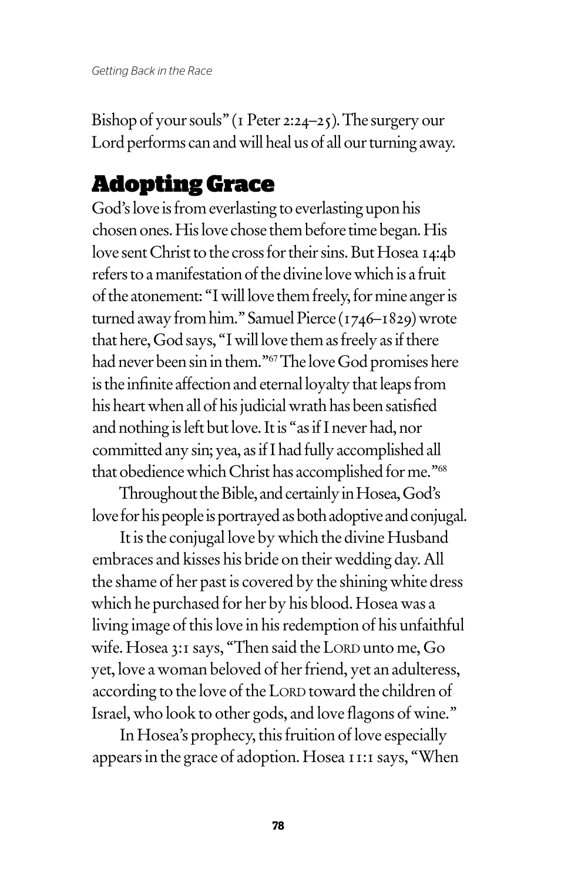Bishop of your souls" (1 Peter 2:24–25). The surgery our Lord performs can and will heal us of all our turning away.

## Adopting Grace

God's love is from everlasting to everlasting upon his chosen ones. His love chose them before time began. His love sent Christ to the cross for their sins. But Hosea 14:4b refers to a manifestation of the divine love which is a fruit of the atonement: "I will love them freely, for mine anger is turned away from him." Samuel Pierce (1746–1829) wrote that here, God says, "I will love them as freely as if there had never been sin in them."[67] The love God promises here is the infinite affection and eternal loyalty that leaps from his heart when all of his judicial wrath has been satisfied and nothing is left but love. It is "as if I never had, nor committed any sin; yea, as if I had fully accomplished all that obedience which Christ has accomplished for me."[68]

Throughout the Bible, and certainly in Hosea, God's love for his people is portrayed as both adoptive and conjugal.

It is the conjugal love by which the divine Husband embraces and kisses his bride on their wedding day. All the shame of her past is covered by the shining white dress which he purchased for her by his blood. Hosea was a living image of this love in his redemption of his unfaithful wife. Hosea 3:1 says, "Then said the LORD unto me, Go yet, love a woman beloved of her friend, yet an adulteress, according to the love of the LORD toward the children of Israel, who look to other gods, and love flagons of wine."

In Hosea's prophecy, this fruition of love especially appears in the grace of adoption. Hosea 11:1 says, "When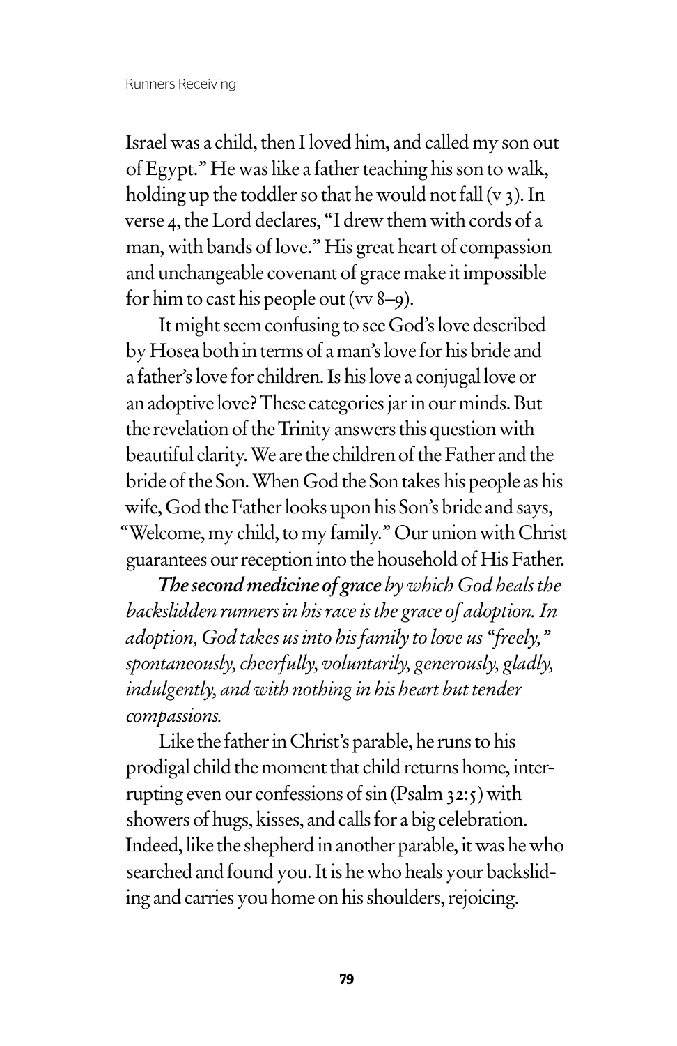Israel was a child, then I loved him, and called my son out of Egypt." He was like a father teaching his son to walk, holding up the toddler so that he would not fall (v 3). In verse 4, the Lord declares, "I drew them with cords of a man, with bands of love." His great heart of compassion and unchangeable covenant of grace make it impossible for him to cast his people out (vv 8–9).

It might seem confusing to see God's love described by Hosea both in terms of a man's love for his bride and a father's love for children. Is his love a conjugal love or an adoptive love? These categories jar in our minds. But the revelation of the Trinity answers this question with beautiful clarity. We are the children of the Father and the bride of the Son. When God the Son takes his people as his wife, God the Father looks upon his Son's bride and says, "Welcome, my child, to my family." Our union with Christ guarantees our reception into the household of His Father.

***The second medicine of grace*** *by which God heals the backslidden runners in his race is the grace of adoption. In adoption, God takes us into his family to love us "freely," spontaneously, cheerfully, voluntarily, generously, gladly, indulgently, and with nothing in his heart but tender compassions.*

Like the father in Christ's parable, he runs to his prodigal child the moment that child returns home, interrupting even our confessions of sin (Psalm 32:5) with showers of hugs, kisses, and calls for a big celebration. Indeed, like the shepherd in another parable, it was he who searched and found you. It is he who heals your backsliding and carries you home on his shoulders, rejoicing.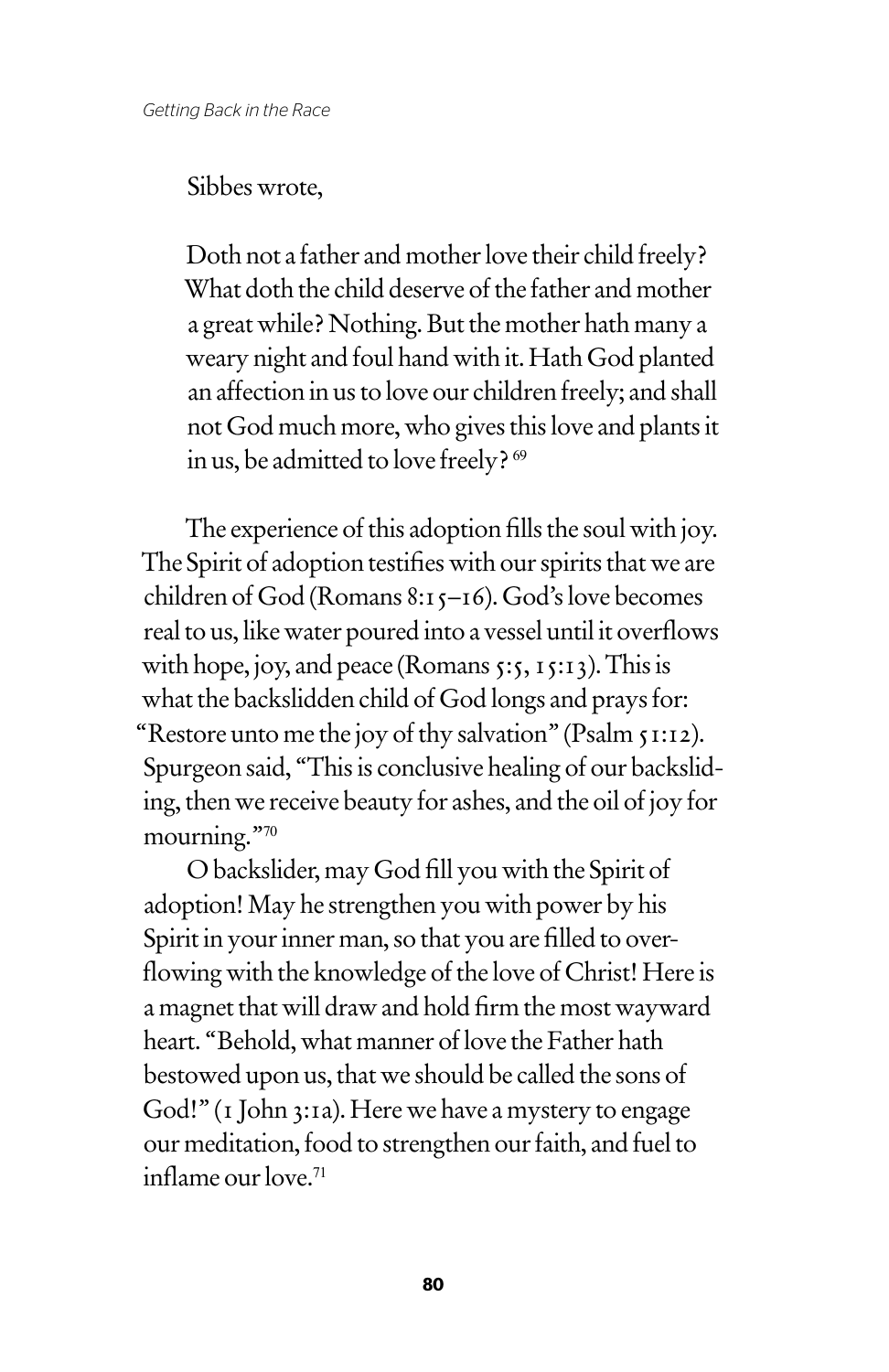Sibbes wrote,

> Doth not a father and mother love their child freely? What doth the child deserve of the father and mother a great while? Nothing. But the mother hath many a weary night and foul hand with it. Hath God planted an affection in us to love our children freely; and shall not God much more, who gives this love and plants it in us, be admitted to love freely? [69]

The experience of this adoption fills the soul with joy. The Spirit of adoption testifies with our spirits that we are children of God (Romans 8:15–16). God's love becomes real to us, like water poured into a vessel until it overflows with hope, joy, and peace (Romans 5:5, 15:13). This is what the backslidden child of God longs and prays for: "Restore unto me the joy of thy salvation" (Psalm 51:12). Spurgeon said, "This is conclusive healing of our backsliding, then we receive beauty for ashes, and the oil of joy for mourning."[70]

O backslider, may God fill you with the Spirit of adoption! May he strengthen you with power by his Spirit in your inner man, so that you are filled to overflowing with the knowledge of the love of Christ! Here is a magnet that will draw and hold firm the most wayward heart. "Behold, what manner of love the Father hath bestowed upon us, that we should be called the sons of God!" (1 John 3:1a). Here we have a mystery to engage our meditation, food to strengthen our faith, and fuel to inflame our love.[71]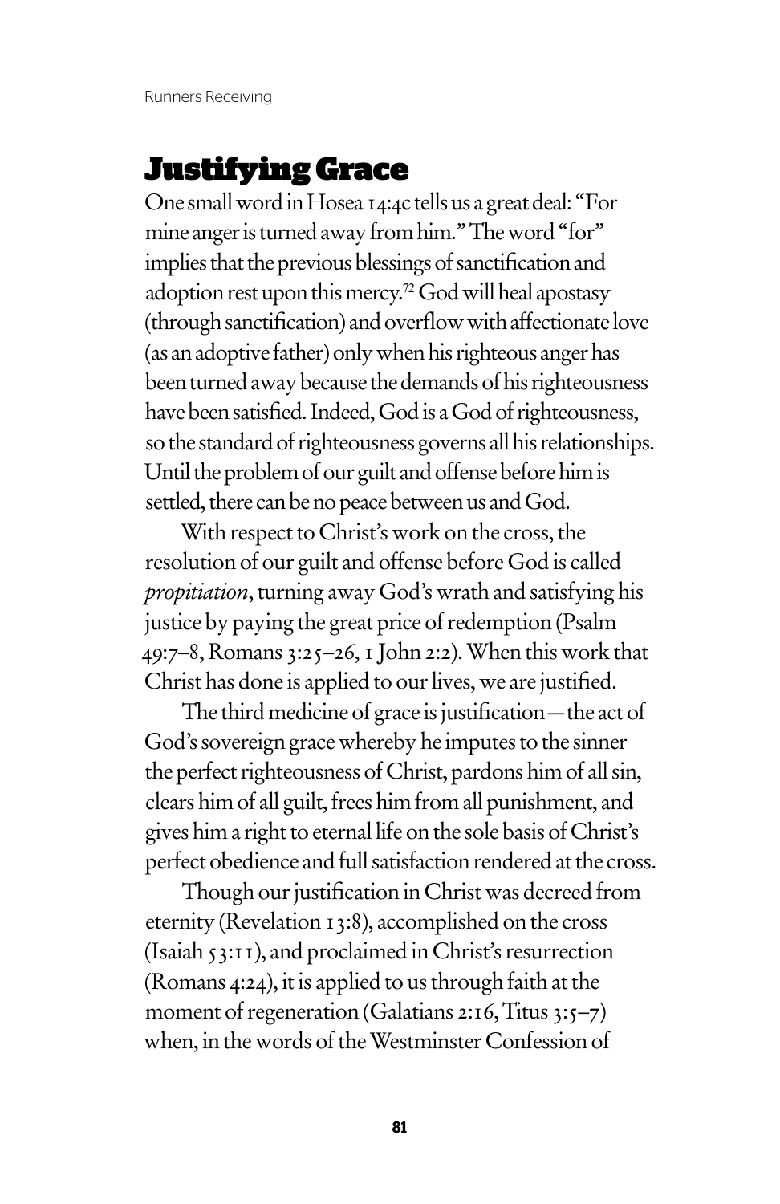## Justifying Grace

One small word in Hosea 14:4c tells us a great deal: "For mine anger is turned away from him." The word "for" implies that the previous blessings of sanctification and adoption rest upon this mercy.[72] God will heal apostasy (through sanctification) and overflow with affectionate love (as an adoptive father) only when his righteous anger has been turned away because the demands of his righteousness have been satisfied. Indeed, God is a God of righteousness, so the standard of righteousness governs all his relationships. Until the problem of our guilt and offense before him is settled, there can be no peace between us and God.

With respect to Christ's work on the cross, the resolution of our guilt and offense before God is called *propitiation*, turning away God's wrath and satisfying his justice by paying the great price of redemption (Psalm 49:7–8, Romans 3:25–26, 1 John 2:2). When this work that Christ has done is applied to our lives, we are justified.

The third medicine of grace is justification—the act of God's sovereign grace whereby he imputes to the sinner the perfect righteousness of Christ, pardons him of all sin, clears him of all guilt, frees him from all punishment, and gives him a right to eternal life on the sole basis of Christ's perfect obedience and full satisfaction rendered at the cross.

Though our justification in Christ was decreed from eternity (Revelation 13:8), accomplished on the cross (Isaiah 53:11), and proclaimed in Christ's resurrection (Romans 4:24), it is applied to us through faith at the moment of regeneration (Galatians 2:16, Titus 3:5–7) when, in the words of the Westminster Confession of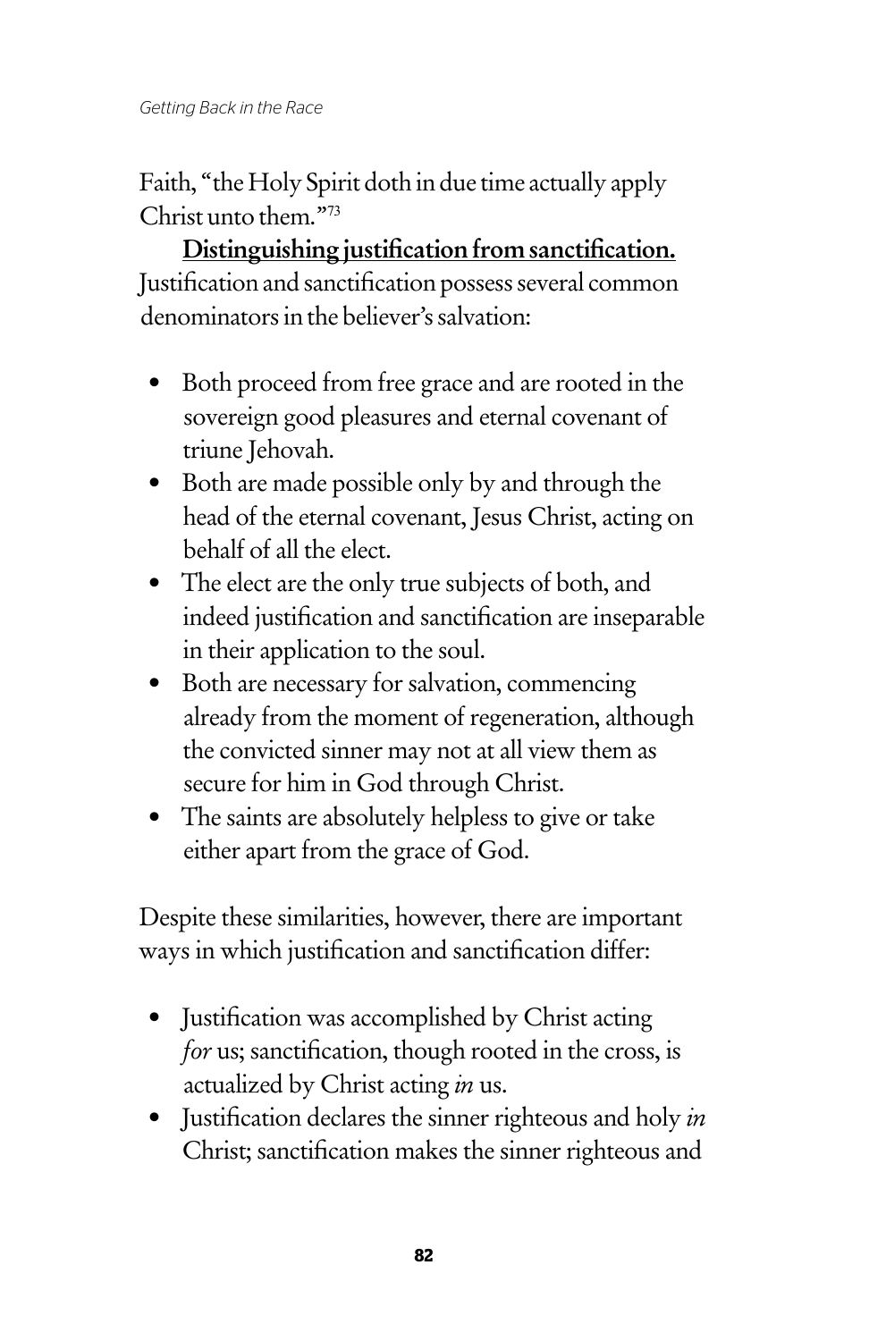Faith, "the Holy Spirit doth in due time actually apply Christ unto them."[73]

**Distinguishing justification from sanctification.** Justification and sanctification possess several common denominators in the believer's salvation:

- Both proceed from free grace and are rooted in the sovereign good pleasures and eternal covenant of triune Jehovah.
- Both are made possible only by and through the head of the eternal covenant, Jesus Christ, acting on behalf of all the elect.
- The elect are the only true subjects of both, and indeed justification and sanctification are inseparable in their application to the soul.
- Both are necessary for salvation, commencing already from the moment of regeneration, although the convicted sinner may not at all view them as secure for him in God through Christ.
- The saints are absolutely helpless to give or take either apart from the grace of God.

Despite these similarities, however, there are important ways in which justification and sanctification differ:

- Justification was accomplished by Christ acting *for* us; sanctification, though rooted in the cross, is actualized by Christ acting *in* us.
- Justification declares the sinner righteous and holy *in* Christ; sanctification makes the sinner righteous and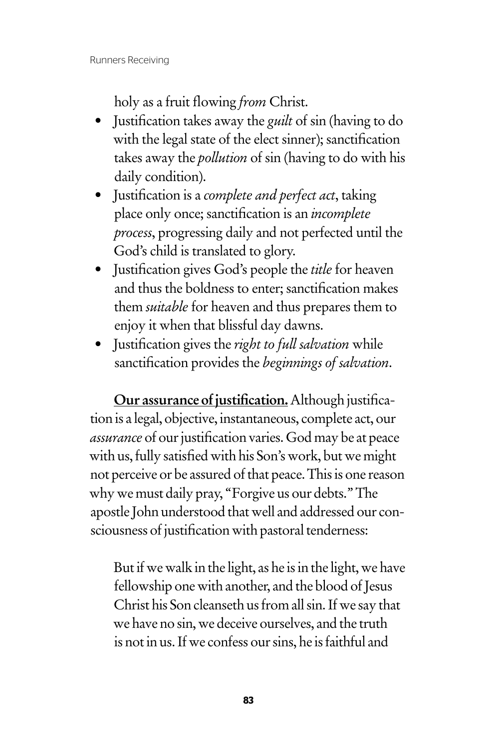holy as a fruit flowing *from* Christ.

- Justification takes away the *guilt* of sin (having to do with the legal state of the elect sinner); sanctification takes away the *pollution* of sin (having to do with his daily condition).
- Justification is a *complete and perfect act*, taking place only once; sanctification is an *incomplete process*, progressing daily and not perfected until the God's child is translated to glory.
- Justification gives God's people the *title* for heaven and thus the boldness to enter; sanctification makes them *suitable* for heaven and thus prepares them to enjoy it when that blissful day dawns.
- Justification gives the *right to full salvation* while sanctification provides the *beginnings of salvation*.

**Our assurance of justification.** Although justification is a legal, objective, instantaneous, complete act, our *assurance* of our justification varies. God may be at peace with us, fully satisfied with his Son's work, but we might not perceive or be assured of that peace. This is one reason why we must daily pray, "Forgive us our debts." The apostle John understood that well and addressed our consciousness of justification with pastoral tenderness:

> But if we walk in the light, as he is in the light, we have fellowship one with another, and the blood of Jesus Christ his Son cleanseth us from all sin. If we say that we have no sin, we deceive ourselves, and the truth is not in us. If we confess our sins, he is faithful and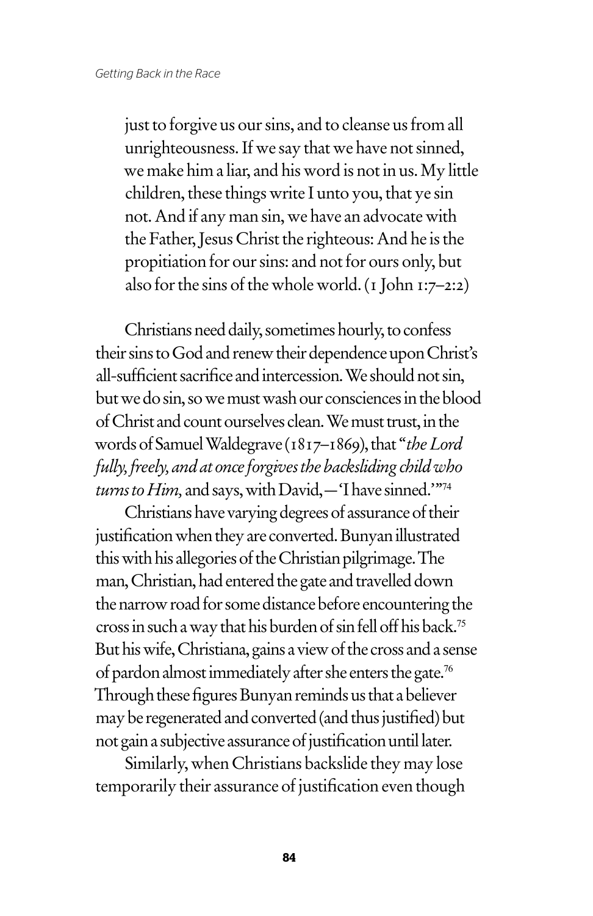> just to forgive us our sins, and to cleanse us from all unrighteousness. If we say that we have not sinned, we make him a liar, and his word is not in us. My little children, these things write I unto you, that ye sin not. And if any man sin, we have an advocate with the Father, Jesus Christ the righteous: And he is the propitiation for our sins: and not for ours only, but also for the sins of the whole world. (1 John 1:7–2:2)

Christians need daily, sometimes hourly, to confess their sins to God and renew their dependence upon Christ's all-sufficient sacrifice and intercession. We should not sin, but we do sin, so we must wash our consciences in the blood of Christ and count ourselves clean. We must trust, in the words of Samuel Waldegrave (1817–1869), that "*the Lord fully, freely, and at once forgives the backsliding child who turns to Him,* and says, with David,—'I have sinned.'"[74]

Christians have varying degrees of assurance of their justification when they are converted. Bunyan illustrated this with his allegories of the Christian pilgrimage. The man, Christian, had entered the gate and travelled down the narrow road for some distance before encountering the cross in such a way that his burden of sin fell off his back.[75] But his wife, Christiana, gains a view of the cross and a sense of pardon almost immediately after she enters the gate.[76] Through these figures Bunyan reminds us that a believer may be regenerated and converted (and thus justified) but not gain a subjective assurance of justification until later.

Similarly, when Christians backslide they may lose temporarily their assurance of justification even though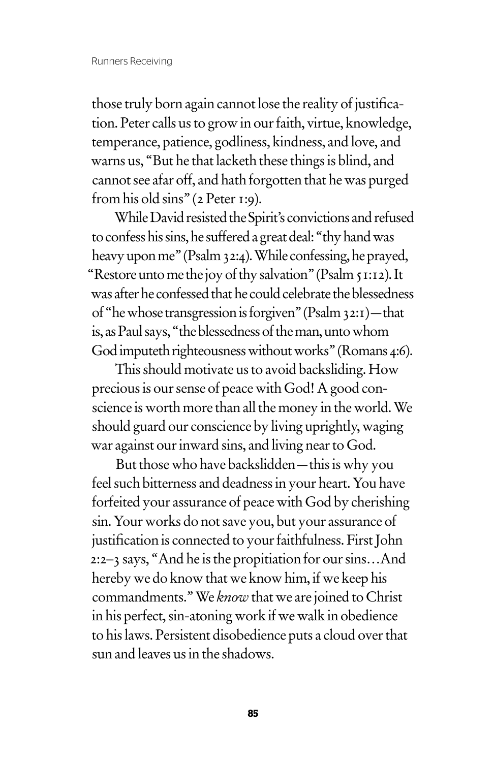those truly born again cannot lose the reality of justification. Peter calls us to grow in our faith, virtue, knowledge, temperance, patience, godliness, kindness, and love, and warns us, "But he that lacketh these things is blind, and cannot see afar off, and hath forgotten that he was purged from his old sins" (2 Peter 1:9).

While David resisted the Spirit's convictions and refused to confess his sins, he suffered a great deal: "thy hand was heavy upon me" (Psalm 32:4). While confessing, he prayed, "Restore unto me the joy of thy salvation" (Psalm 51:12). It was after he confessed that he could celebrate the blessedness of "he whose transgression is forgiven" (Psalm 32:1)—that is, as Paul says, "the blessedness of the man, unto whom God imputeth righteousness without works" (Romans 4:6).

This should motivate us to avoid backsliding. How precious is our sense of peace with God! A good conscience is worth more than all the money in the world. We should guard our conscience by living uprightly, waging war against our inward sins, and living near to God.

But those who have backslidden—this is why you feel such bitterness and deadness in your heart. You have forfeited your assurance of peace with God by cherishing sin. Your works do not save you, but your assurance of justification is connected to your faithfulness. First John 2:2–3 says, "And he is the propitiation for our sins…And hereby we do know that we know him, if we keep his commandments." We *know* that we are joined to Christ in his perfect, sin-atoning work if we walk in obedience to his laws. Persistent disobedience puts a cloud over that sun and leaves us in the shadows.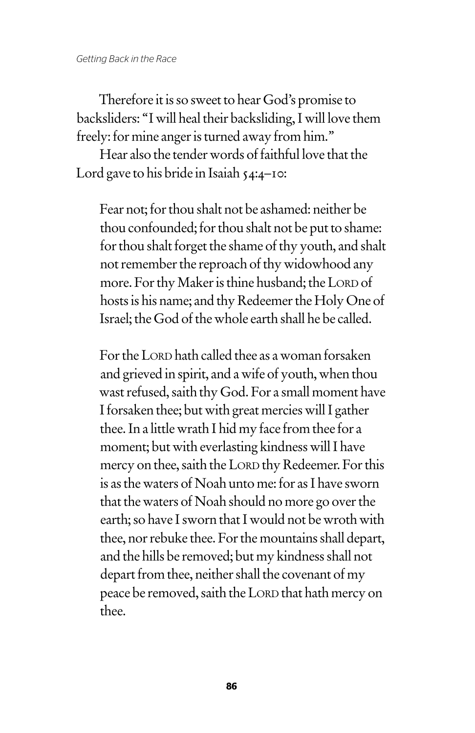Therefore it is so sweet to hear God's promise to backsliders: "I will heal their backsliding, I will love them freely: for mine anger is turned away from him."

Hear also the tender words of faithful love that the Lord gave to his bride in Isaiah 54:4–10:

> Fear not; for thou shalt not be ashamed: neither be thou confounded; for thou shalt not be put to shame: for thou shalt forget the shame of thy youth, and shalt not remember the reproach of thy widowhood any more. For thy Maker is thine husband; the LORD of hosts is his name; and thy Redeemer the Holy One of Israel; the God of the whole earth shall he be called.
>
> For the LORD hath called thee as a woman forsaken and grieved in spirit, and a wife of youth, when thou wast refused, saith thy God. For a small moment have I forsaken thee; but with great mercies will I gather thee. In a little wrath I hid my face from thee for a moment; but with everlasting kindness will I have mercy on thee, saith the LORD thy Redeemer. For this is as the waters of Noah unto me: for as I have sworn that the waters of Noah should no more go over the earth; so have I sworn that I would not be wroth with thee, nor rebuke thee. For the mountains shall depart, and the hills be removed; but my kindness shall not depart from thee, neither shall the covenant of my peace be removed, saith the LORD that hath mercy on thee.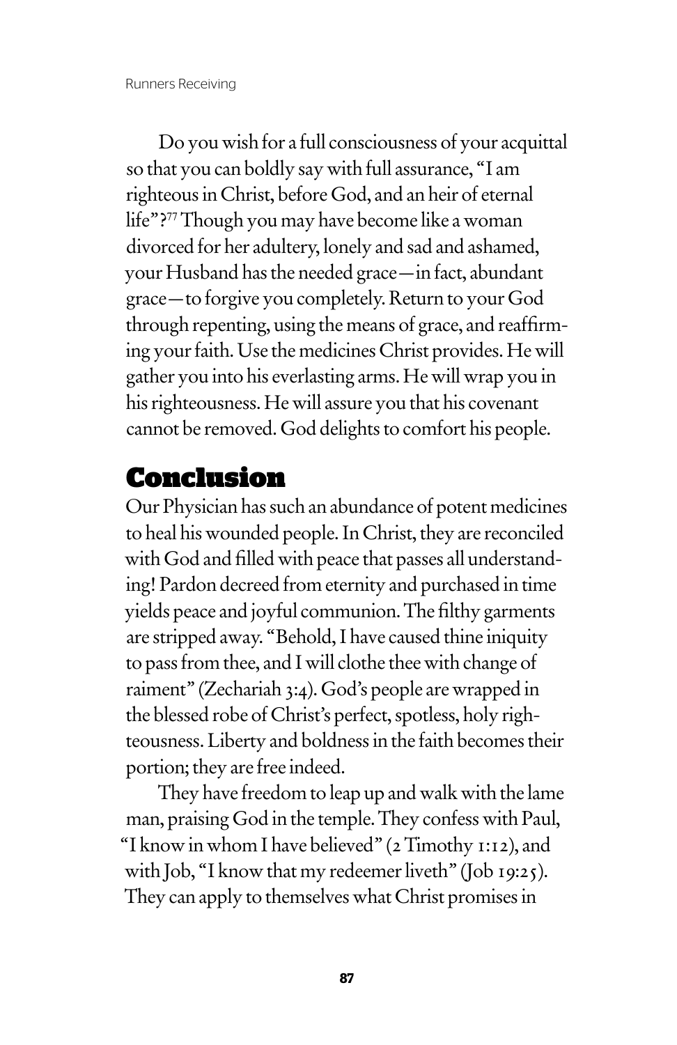Do you wish for a full consciousness of your acquittal so that you can boldly say with full assurance, "I am righteous in Christ, before God, and an heir of eternal life"?[77] Though you may have become like a woman divorced for her adultery, lonely and sad and ashamed, your Husband has the needed grace—in fact, abundant grace—to forgive you completely. Return to your God through repenting, using the means of grace, and reaffirming your faith. Use the medicines Christ provides. He will gather you into his everlasting arms. He will wrap you in his righteousness. He will assure you that his covenant cannot be removed. God delights to comfort his people.

## Conclusion

Our Physician has such an abundance of potent medicines to heal his wounded people. In Christ, they are reconciled with God and filled with peace that passes all understanding! Pardon decreed from eternity and purchased in time yields peace and joyful communion. The filthy garments are stripped away. "Behold, I have caused thine iniquity to pass from thee, and I will clothe thee with change of raiment" (Zechariah 3:4). God's people are wrapped in the blessed robe of Christ's perfect, spotless, holy righteousness. Liberty and boldness in the faith becomes their portion; they are free indeed.

They have freedom to leap up and walk with the lame man, praising God in the temple. They confess with Paul, "I know in whom I have believed" (2 Timothy 1:12), and with Job, "I know that my redeemer liveth" (Job 19:25). They can apply to themselves what Christ promises in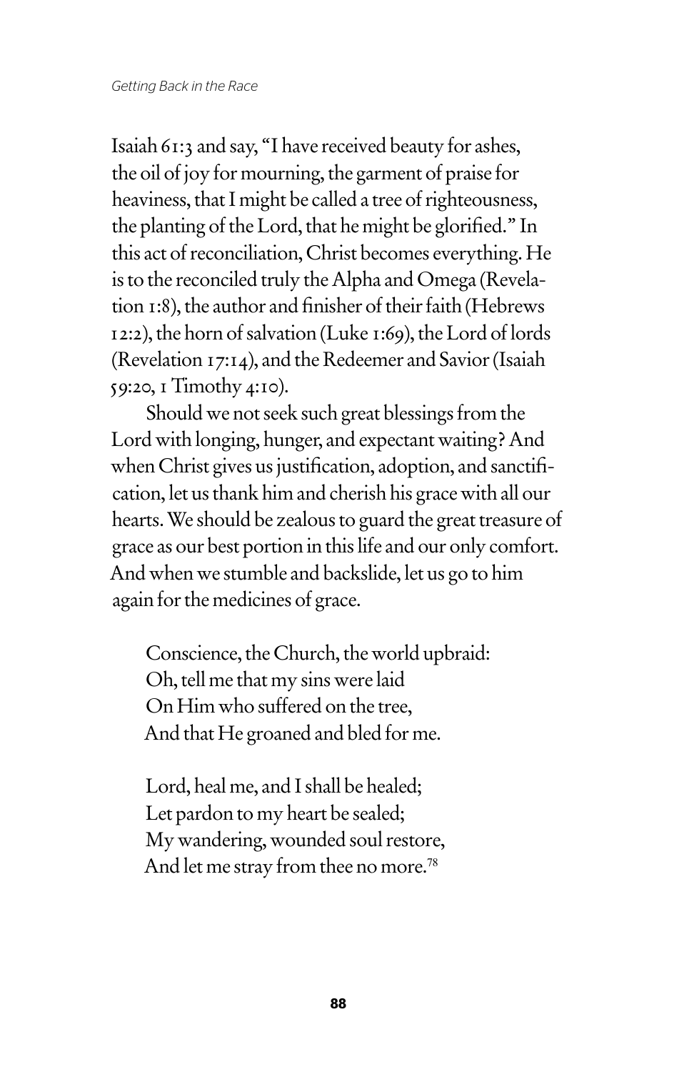Isaiah 61:3 and say, "I have received beauty for ashes, the oil of joy for mourning, the garment of praise for heaviness, that I might be called a tree of righteousness, the planting of the Lord, that he might be glorified." In this act of reconciliation, Christ becomes everything. He is to the reconciled truly the Alpha and Omega (Revelation 1:8), the author and finisher of their faith (Hebrews 12:2), the horn of salvation (Luke 1:69), the Lord of lords (Revelation 17:14), and the Redeemer and Savior (Isaiah 59:20, 1 Timothy 4:10).

Should we not seek such great blessings from the Lord with longing, hunger, and expectant waiting? And when Christ gives us justification, adoption, and sanctification, let us thank him and cherish his grace with all our hearts. We should be zealous to guard the great treasure of grace as our best portion in this life and our only comfort. And when we stumble and backslide, let us go to him again for the medicines of grace.

> Conscience, the Church, the world upbraid:
> Oh, tell me that my sins were laid
> On Him who suffered on the tree,
> And that He groaned and bled for me.
>
> Lord, heal me, and I shall be healed;
> Let pardon to my heart be sealed;
> My wandering, wounded soul restore,
> And let me stray from thee no more.[78]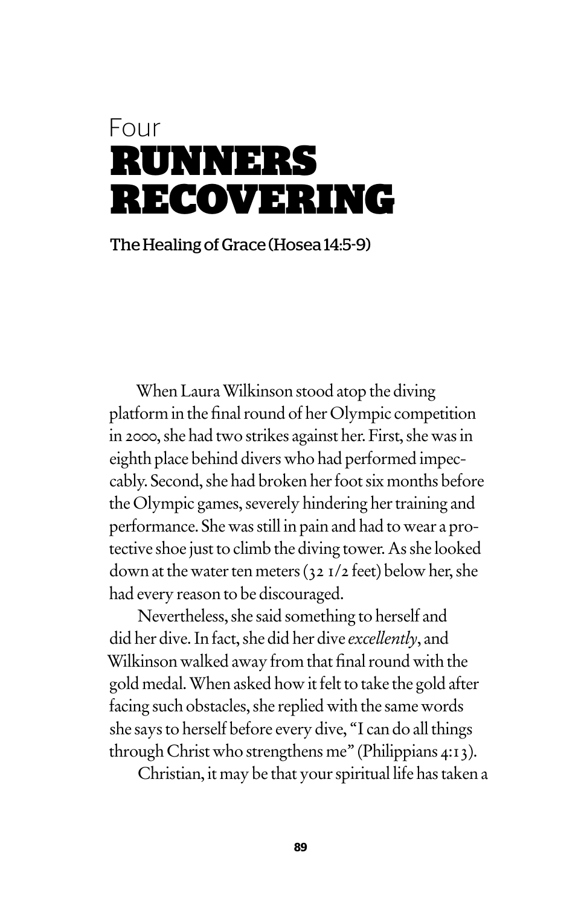Four

# RUNNERS RECOVERING

The Healing of Grace (Hosea 14:5-9)

When Laura Wilkinson stood atop the diving platform in the final round of her Olympic competition in 2000, she had two strikes against her. First, she was in eighth place behind divers who had performed impeccably. Second, she had broken her foot six months before the Olympic games, severely hindering her training and performance. She was still in pain and had to wear a protective shoe just to climb the diving tower. As she looked down at the water ten meters (32 1/2 feet) below her, she had every reason to be discouraged.

Nevertheless, she said something to herself and did her dive. In fact, she did her dive *excellently*, and Wilkinson walked away from that final round with the gold medal. When asked how it felt to take the gold after facing such obstacles, she replied with the same words she says to herself before every dive, "I can do all things through Christ who strengthens me" (Philippians 4:13).

Christian, it may be that your spiritual life has taken a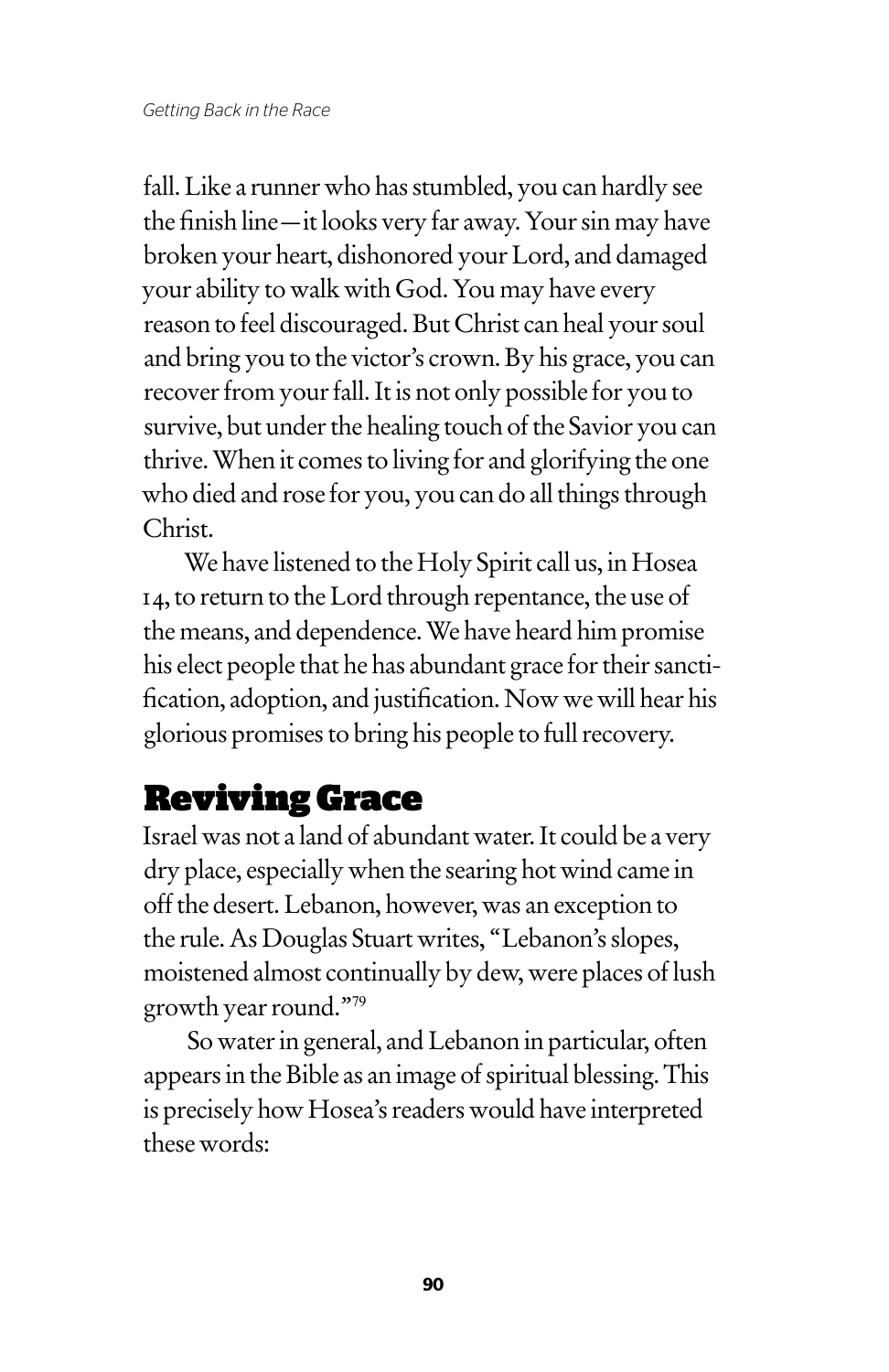fall. Like a runner who has stumbled, you can hardly see the finish line—it looks very far away. Your sin may have broken your heart, dishonored your Lord, and damaged your ability to walk with God. You may have every reason to feel discouraged. But Christ can heal your soul and bring you to the victor's crown. By his grace, you can recover from your fall. It is not only possible for you to survive, but under the healing touch of the Savior you can thrive. When it comes to living for and glorifying the one who died and rose for you, you can do all things through Christ.

We have listened to the Holy Spirit call us, in Hosea 14, to return to the Lord through repentance, the use of the means, and dependence. We have heard him promise his elect people that he has abundant grace for their sanctification, adoption, and justification. Now we will hear his glorious promises to bring his people to full recovery.

## Reviving Grace

Israel was not a land of abundant water. It could be a very dry place, especially when the searing hot wind came in off the desert. Lebanon, however, was an exception to the rule. As Douglas Stuart writes, "Lebanon's slopes, moistened almost continually by dew, were places of lush growth year round."[79]

So water in general, and Lebanon in particular, often appears in the Bible as an image of spiritual blessing. This is precisely how Hosea's readers would have interpreted these words: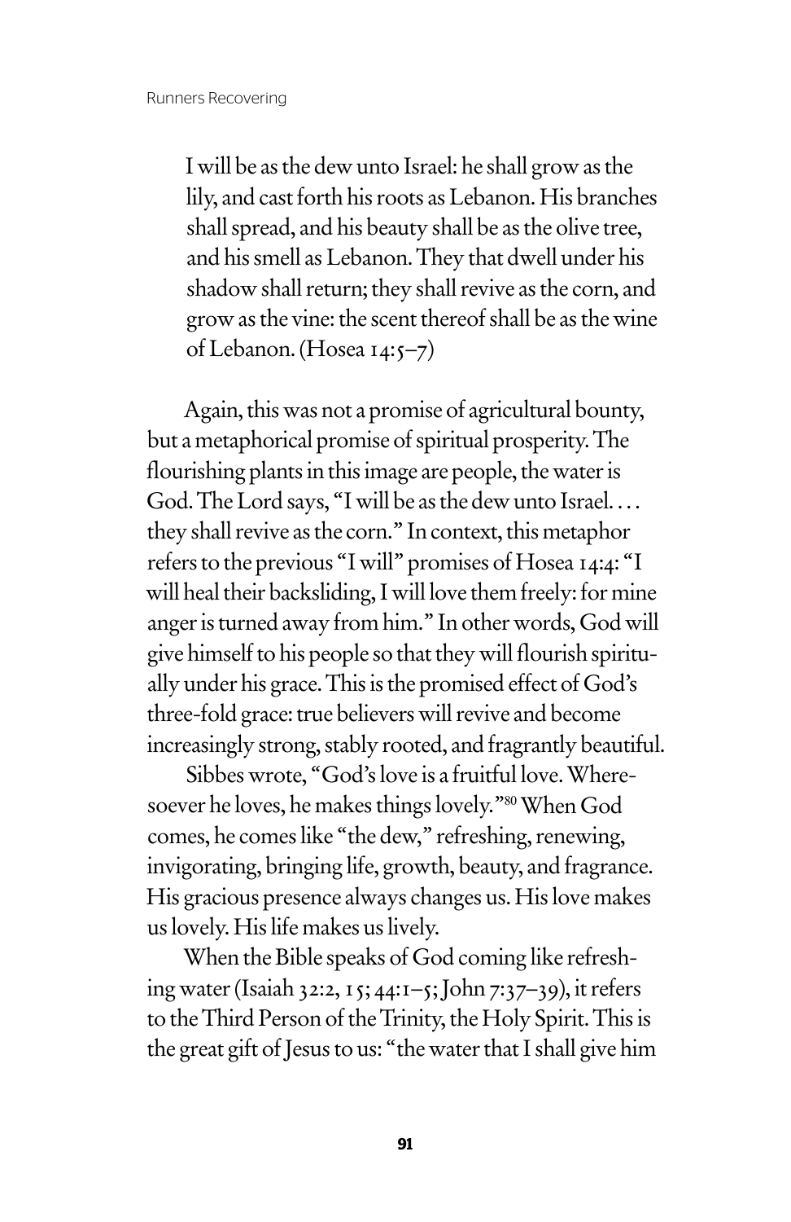> I will be as the dew unto Israel: he shall grow as the lily, and cast forth his roots as Lebanon. His branches shall spread, and his beauty shall be as the olive tree, and his smell as Lebanon. They that dwell under his shadow shall return; they shall revive as the corn, and grow as the vine: the scent thereof shall be as the wine of Lebanon. (Hosea 14:5–7)

Again, this was not a promise of agricultural bounty, but a metaphorical promise of spiritual prosperity. The flourishing plants in this image are people, the water is God. The Lord says, "I will be as the dew unto Israel. . . . they shall revive as the corn." In context, this metaphor refers to the previous "I will" promises of Hosea 14:4: "I will heal their backsliding, I will love them freely: for mine anger is turned away from him." In other words, God will give himself to his people so that they will flourish spiritually under his grace. This is the promised effect of God's three-fold grace: true believers will revive and become increasingly strong, stably rooted, and fragrantly beautiful.

Sibbes wrote, "God's love is a fruitful love. Wheresoever he loves, he makes things lovely."[80] When God comes, he comes like "the dew," refreshing, renewing, invigorating, bringing life, growth, beauty, and fragrance. His gracious presence always changes us. His love makes us lovely. His life makes us lively.

When the Bible speaks of God coming like refreshing water (Isaiah 32:2, 15; 44:1–5; John 7:37–39), it refers to the Third Person of the Trinity, the Holy Spirit. This is the great gift of Jesus to us: "the water that I shall give him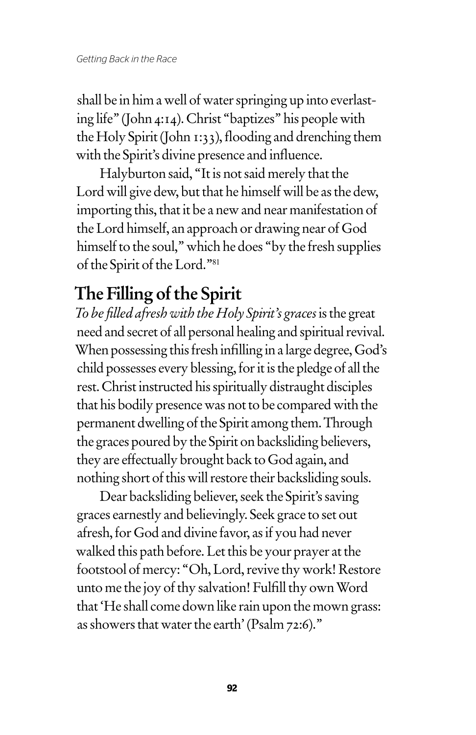shall be in him a well of water springing up into everlasting life" (John 4:14). Christ "baptizes" his people with the Holy Spirit (John 1:33), flooding and drenching them with the Spirit's divine presence and influence.

Halyburton said, "It is not said merely that the Lord will give dew, but that he himself will be as the dew, importing this, that it be a new and near manifestation of the Lord himself, an approach or drawing near of God himself to the soul," which he does "by the fresh supplies of the Spirit of the Lord."[81]

## The Filling of the Spirit

*To be filled afresh with the Holy Spirit's graces* is the great need and secret of all personal healing and spiritual revival. When possessing this fresh infilling in a large degree, God's child possesses every blessing, for it is the pledge of all the rest. Christ instructed his spiritually distraught disciples that his bodily presence was not to be compared with the permanent dwelling of the Spirit among them. Through the graces poured by the Spirit on backsliding believers, they are effectually brought back to God again, and nothing short of this will restore their backsliding souls.

Dear backsliding believer, seek the Spirit's saving graces earnestly and believingly. Seek grace to set out afresh, for God and divine favor, as if you had never walked this path before. Let this be your prayer at the footstool of mercy: "Oh, Lord, revive thy work! Restore unto me the joy of thy salvation! Fulfill thy own Word that 'He shall come down like rain upon the mown grass: as showers that water the earth' (Psalm 72:6)."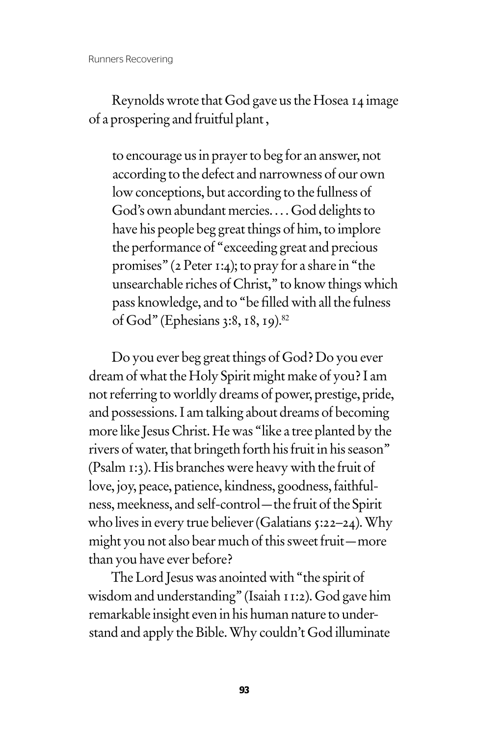Reynolds wrote that God gave us the Hosea 14 image of a prospering and fruitful plant ,

> to encourage us in prayer to beg for an answer, not according to the defect and narrowness of our own low conceptions, but according to the fullness of God's own abundant mercies. . . . God delights to have his people beg great things of him, to implore the performance of "exceeding great and precious promises" (2 Peter 1:4); to pray for a share in "the unsearchable riches of Christ," to know things which pass knowledge, and to "be filled with all the fulness of God" (Ephesians 3:8, 18, 19).[82]

Do you ever beg great things of God? Do you ever dream of what the Holy Spirit might make of you? I am not referring to worldly dreams of power, prestige, pride, and possessions. I am talking about dreams of becoming more like Jesus Christ. He was "like a tree planted by the rivers of water, that bringeth forth his fruit in his season" (Psalm 1:3). His branches were heavy with the fruit of love, joy, peace, patience, kindness, goodness, faithfulness, meekness, and self-control—the fruit of the Spirit who lives in every true believer (Galatians 5:22–24). Why might you not also bear much of this sweet fruit—more than you have ever before?

The Lord Jesus was anointed with "the spirit of wisdom and understanding" (Isaiah 11:2). God gave him remarkable insight even in his human nature to understand and apply the Bible. Why couldn't God illuminate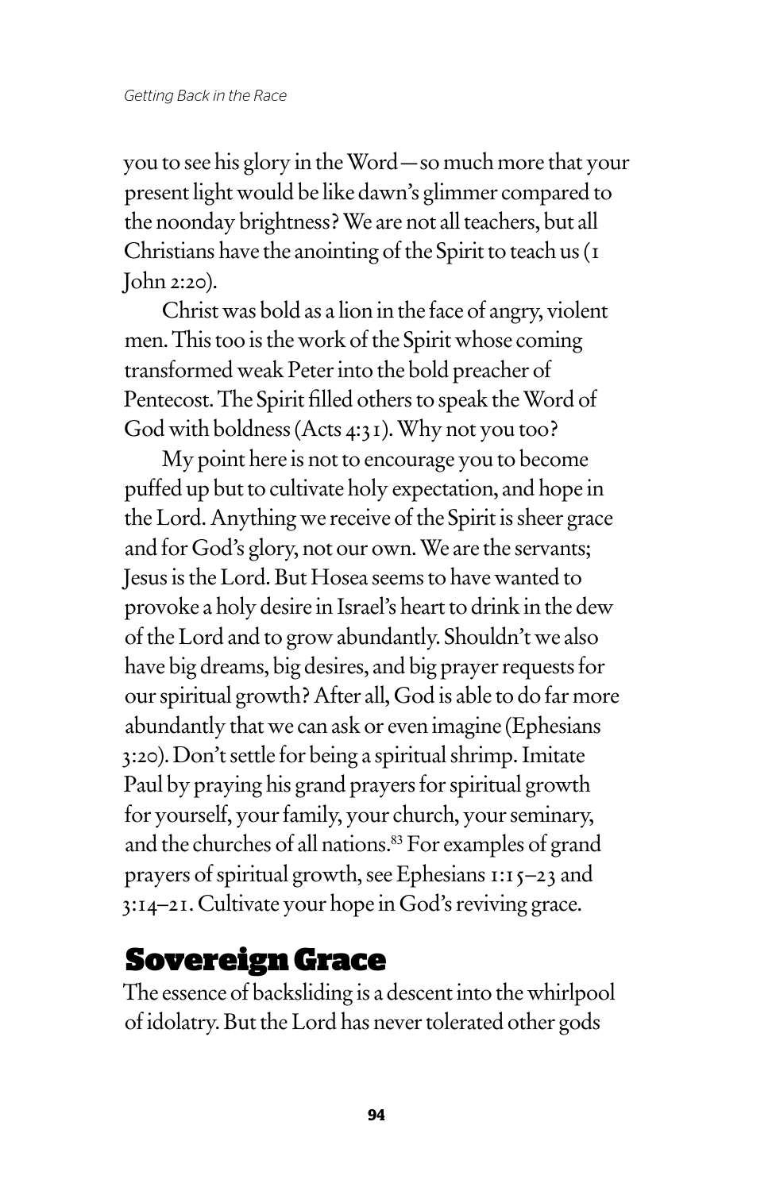you to see his glory in the Word—so much more that your present light would be like dawn's glimmer compared to the noonday brightness? We are not all teachers, but all Christians have the anointing of the Spirit to teach us (1 John 2:20).

Christ was bold as a lion in the face of angry, violent men. This too is the work of the Spirit whose coming transformed weak Peter into the bold preacher of Pentecost. The Spirit filled others to speak the Word of God with boldness (Acts 4:31). Why not you too?

My point here is not to encourage you to become puffed up but to cultivate holy expectation, and hope in the Lord. Anything we receive of the Spirit is sheer grace and for God's glory, not our own. We are the servants; Jesus is the Lord. But Hosea seems to have wanted to provoke a holy desire in Israel's heart to drink in the dew of the Lord and to grow abundantly. Shouldn't we also have big dreams, big desires, and big prayer requests for our spiritual growth? After all, God is able to do far more abundantly that we can ask or even imagine (Ephesians 3:20). Don't settle for being a spiritual shrimp. Imitate Paul by praying his grand prayers for spiritual growth for yourself, your family, your church, your seminary, and the churches of all nations.[83] For examples of grand prayers of spiritual growth, see Ephesians 1:15–23 and 3:14–21. Cultivate your hope in God's reviving grace.

## Sovereign Grace

The essence of backsliding is a descent into the whirlpool of idolatry. But the Lord has never tolerated other gods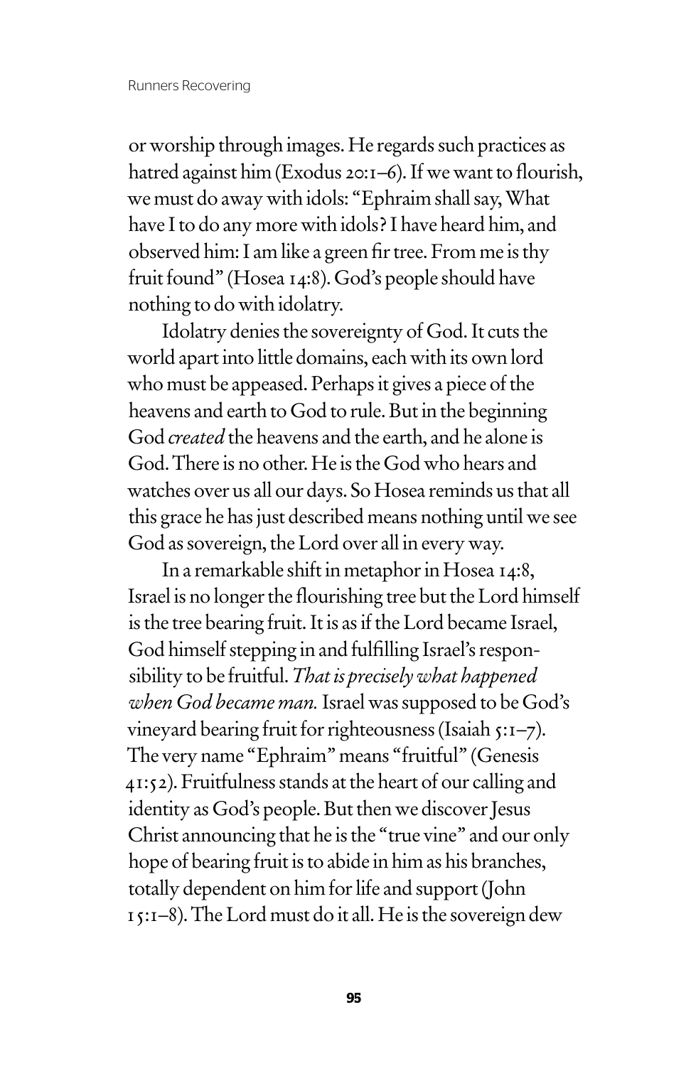or worship through images. He regards such practices as hatred against him (Exodus 20:1–6). If we want to flourish, we must do away with idols: "Ephraim shall say, What have I to do any more with idols? I have heard him, and observed him: I am like a green fir tree. From me is thy fruit found" (Hosea 14:8). God's people should have nothing to do with idolatry.

Idolatry denies the sovereignty of God. It cuts the world apart into little domains, each with its own lord who must be appeased. Perhaps it gives a piece of the heavens and earth to God to rule. But in the beginning God *created* the heavens and the earth, and he alone is God. There is no other. He is the God who hears and watches over us all our days. So Hosea reminds us that all this grace he has just described means nothing until we see God as sovereign, the Lord over all in every way.

In a remarkable shift in metaphor in Hosea 14:8, Israel is no longer the flourishing tree but the Lord himself is the tree bearing fruit. It is as if the Lord became Israel, God himself stepping in and fulfilling Israel's responsibility to be fruitful. *That is precisely what happened when God became man.* Israel was supposed to be God's vineyard bearing fruit for righteousness (Isaiah 5:1–7). The very name "Ephraim" means "fruitful" (Genesis 41:52). Fruitfulness stands at the heart of our calling and identity as God's people. But then we discover Jesus Christ announcing that he is the "true vine" and our only hope of bearing fruit is to abide in him as his branches, totally dependent on him for life and support (John 15:1–8). The Lord must do it all. He is the sovereign dew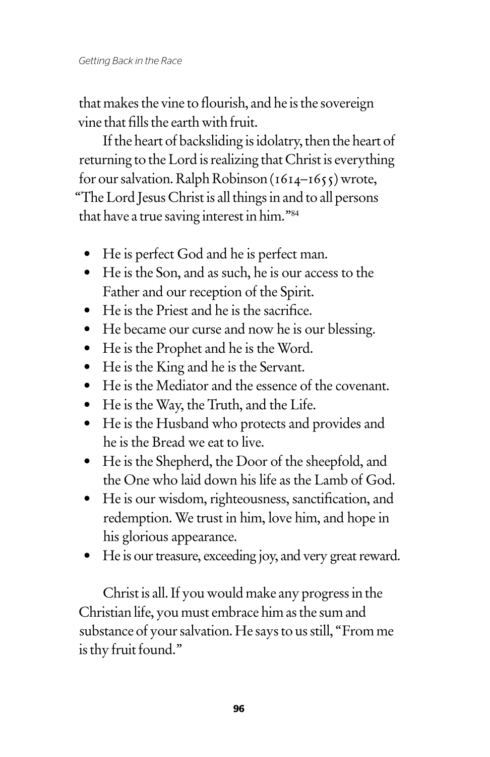that makes the vine to flourish, and he is the sovereign vine that fills the earth with fruit.

If the heart of backsliding is idolatry, then the heart of returning to the Lord is realizing that Christ is everything for our salvation. Ralph Robinson (1614–1655) wrote, "The Lord Jesus Christ is all things in and to all persons that have a true saving interest in him."[84]

- He is perfect God and he is perfect man.
- He is the Son, and as such, he is our access to the Father and our reception of the Spirit.
- He is the Priest and he is the sacrifice.
- He became our curse and now he is our blessing.
- He is the Prophet and he is the Word.
- He is the King and he is the Servant.
- He is the Mediator and the essence of the covenant.
- He is the Way, the Truth, and the Life.
- He is the Husband who protects and provides and he is the Bread we eat to live.
- He is the Shepherd, the Door of the sheepfold, and the One who laid down his life as the Lamb of God.
- He is our wisdom, righteousness, sanctification, and redemption. We trust in him, love him, and hope in his glorious appearance.
- He is our treasure, exceeding joy, and very great reward.

Christ is all. If you would make any progress in the Christian life, you must embrace him as the sum and substance of your salvation. He says to us still, "From me is thy fruit found."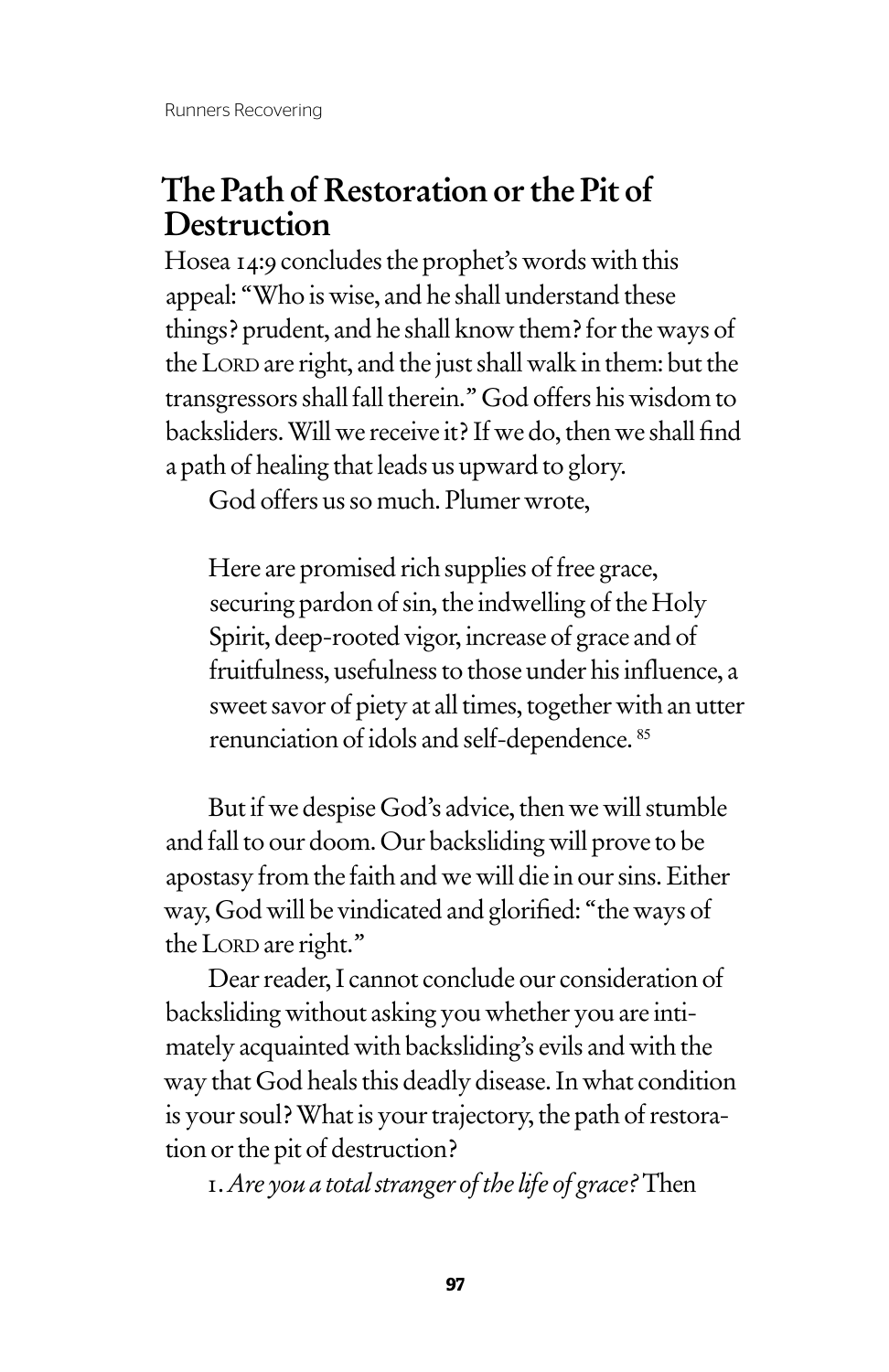## The Path of Restoration or the Pit of Destruction

Hosea 14:9 concludes the prophet's words with this appeal: "Who is wise, and he shall understand these things? prudent, and he shall know them? for the ways of the LORD are right, and the just shall walk in them: but the transgressors shall fall therein." God offers his wisdom to backsliders. Will we receive it? If we do, then we shall find a path of healing that leads us upward to glory.

God offers us so much. Plumer wrote,

> Here are promised rich supplies of free grace, securing pardon of sin, the indwelling of the Holy Spirit, deep-rooted vigor, increase of grace and of fruitfulness, usefulness to those under his influence, a sweet savor of piety at all times, together with an utter renunciation of idols and self-dependence. [85]

But if we despise God's advice, then we will stumble and fall to our doom. Our backsliding will prove to be apostasy from the faith and we will die in our sins. Either way, God will be vindicated and glorified: "the ways of the LORD are right."

Dear reader, I cannot conclude our consideration of backsliding without asking you whether you are intimately acquainted with backsliding's evils and with the way that God heals this deadly disease. In what condition is your soul? What is your trajectory, the path of restoration or the pit of destruction?

1. *Are you a total stranger of the life of grace?* Then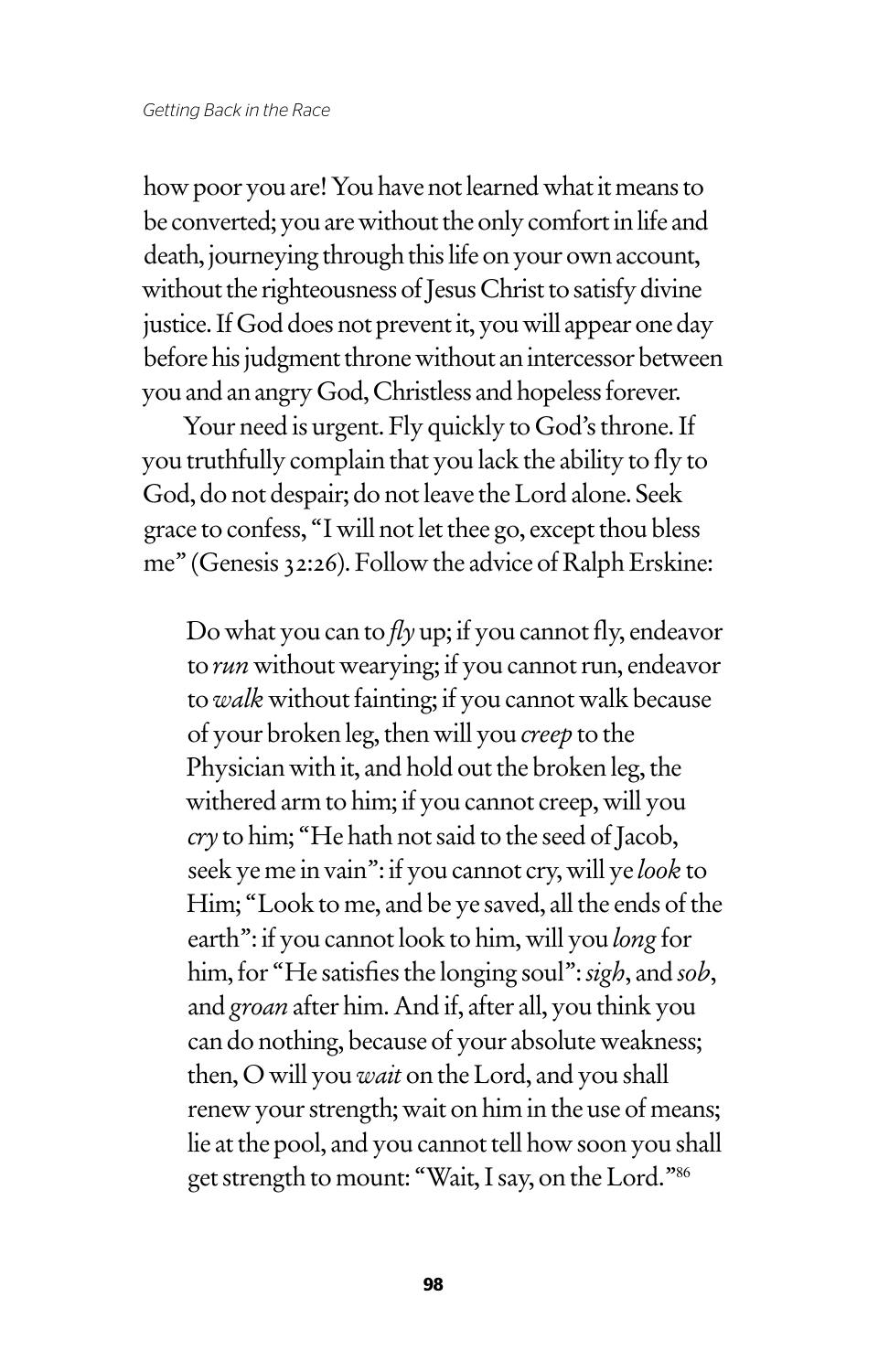how poor you are! You have not learned what it means to be converted; you are without the only comfort in life and death, journeying through this life on your own account, without the righteousness of Jesus Christ to satisfy divine justice. If God does not prevent it, you will appear one day before his judgment throne without an intercessor between you and an angry God, Christless and hopeless forever.

Your need is urgent. Fly quickly to God's throne. If you truthfully complain that you lack the ability to fly to God, do not despair; do not leave the Lord alone. Seek grace to confess, "I will not let thee go, except thou bless me" (Genesis 32:26). Follow the advice of Ralph Erskine:

> Do what you can to *fly* up; if you cannot fly, endeavor to *run* without wearying; if you cannot run, endeavor to *walk* without fainting; if you cannot walk because of your broken leg, then will you *creep* to the Physician with it, and hold out the broken leg, the withered arm to him; if you cannot creep, will you *cry* to him; "He hath not said to the seed of Jacob, seek ye me in vain": if you cannot cry, will ye *look* to Him; "Look to me, and be ye saved, all the ends of the earth": if you cannot look to him, will you *long* for him, for "He satisfies the longing soul": *sigh*, and *sob*, and *groan* after him. And if, after all, you think you can do nothing, because of your absolute weakness; then, O will you *wait* on the Lord, and you shall renew your strength; wait on him in the use of means; lie at the pool, and you cannot tell how soon you shall get strength to mount: "Wait, I say, on the Lord."[86]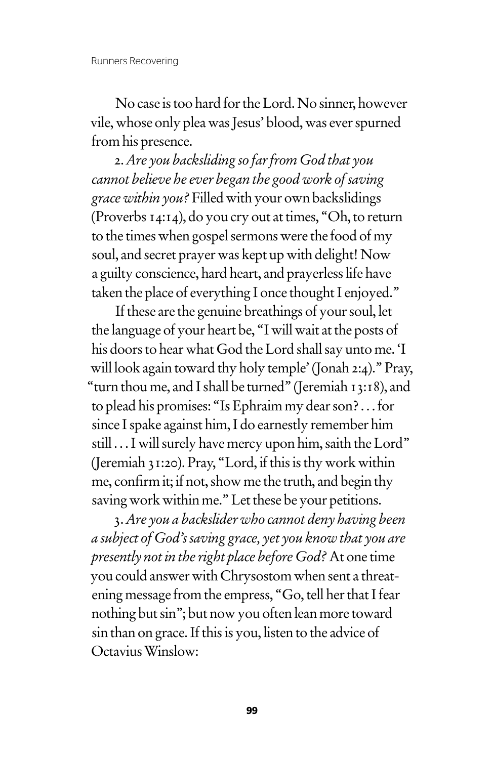No case is too hard for the Lord. No sinner, however vile, whose only plea was Jesus' blood, was ever spurned from his presence.

2. *Are you backsliding so far from God that you cannot believe he ever began the good work of saving grace within you?* Filled with your own backslidings (Proverbs 14:14), do you cry out at times, "Oh, to return to the times when gospel sermons were the food of my soul, and secret prayer was kept up with delight! Now a guilty conscience, hard heart, and prayerless life have taken the place of everything I once thought I enjoyed."

If these are the genuine breathings of your soul, let the language of your heart be, "I will wait at the posts of his doors to hear what God the Lord shall say unto me. 'I will look again toward thy holy temple' (Jonah 2:4)." Pray, "turn thou me, and I shall be turned" (Jeremiah 13:18), and to plead his promises: "Is Ephraim my dear son? . . . for since I spake against him, I do earnestly remember him still . . . I will surely have mercy upon him, saith the Lord" (Jeremiah 31:20). Pray, "Lord, if this is thy work within me, confirm it; if not, show me the truth, and begin thy saving work within me." Let these be your petitions.

3. *Are you a backslider who cannot deny having been a subject of God's saving grace, yet you know that you are presently not in the right place before God?* At one time you could answer with Chrysostom when sent a threatening message from the empress, "Go, tell her that I fear nothing but sin"; but now you often lean more toward sin than on grace. If this is you, listen to the advice of Octavius Winslow: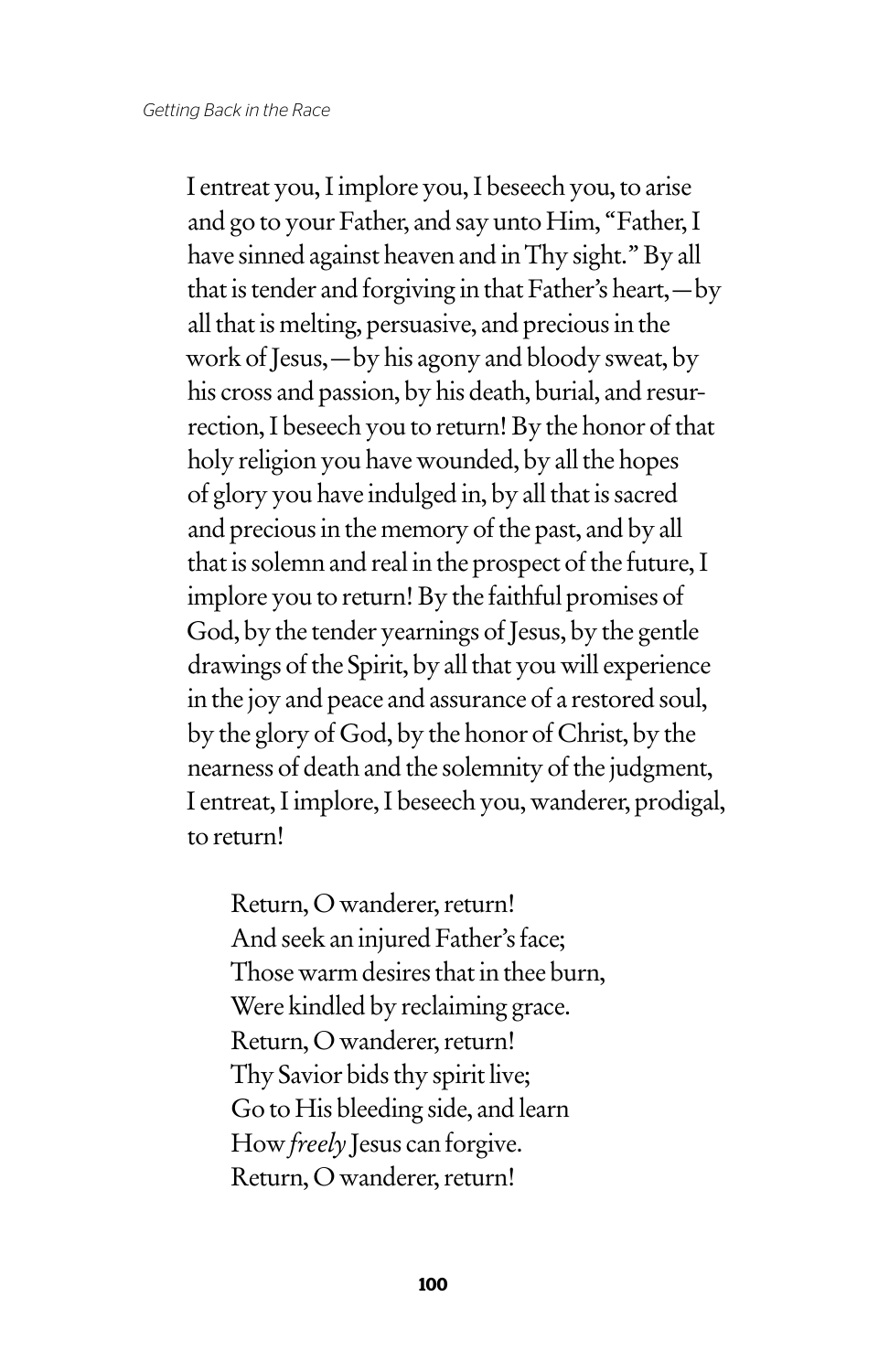I entreat you, I implore you, I beseech you, to arise and go to your Father, and say unto Him, "Father, I have sinned against heaven and in Thy sight." By all that is tender and forgiving in that Father's heart,—by all that is melting, persuasive, and precious in the work of Jesus,—by his agony and bloody sweat, by his cross and passion, by his death, burial, and resurrection, I beseech you to return! By the honor of that holy religion you have wounded, by all the hopes of glory you have indulged in, by all that is sacred and precious in the memory of the past, and by all that is solemn and real in the prospect of the future, I implore you to return! By the faithful promises of God, by the tender yearnings of Jesus, by the gentle drawings of the Spirit, by all that you will experience in the joy and peace and assurance of a restored soul, by the glory of God, by the honor of Christ, by the nearness of death and the solemnity of the judgment, I entreat, I implore, I beseech you, wanderer, prodigal, to return!

> Return, O wanderer, return!
> And seek an injured Father's face;
> Those warm desires that in thee burn,
> Were kindled by reclaiming grace.
> Return, O wanderer, return!
> Thy Savior bids thy spirit live;
> Go to His bleeding side, and learn
> How *freely* Jesus can forgive.
> Return, O wanderer, return!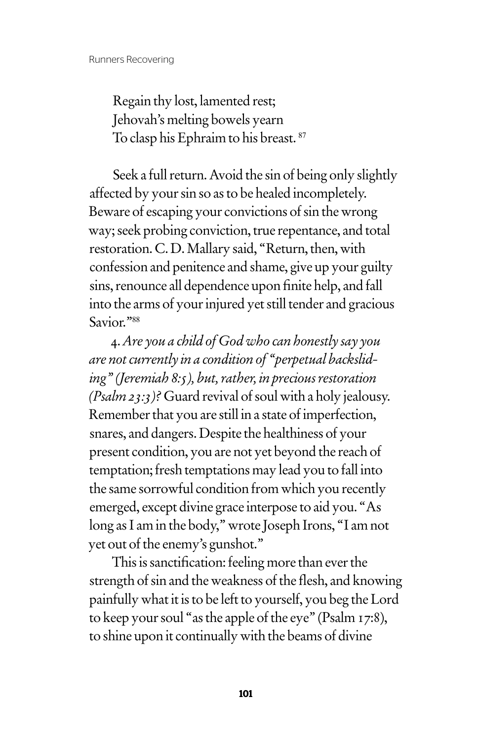Regain thy lost, lamented rest;  
Jehovah's melting bowels yearn  
To clasp his Ephraim to his breast. [87]

Seek a full return. Avoid the sin of being only slightly affected by your sin so as to be healed incompletely. Beware of escaping your convictions of sin the wrong way; seek probing conviction, true repentance, and total restoration. C. D. Mallary said, "Return, then, with confession and penitence and shame, give up your guilty sins, renounce all dependence upon finite help, and fall into the arms of your injured yet still tender and gracious Savior."[88]

4. *Are you a child of God who can honestly say you are not currently in a condition of "perpetual backsliding" (Jeremiah 8:5), but, rather, in precious restoration (Psalm 23:3)?* Guard revival of soul with a holy jealousy. Remember that you are still in a state of imperfection, snares, and dangers. Despite the healthiness of your present condition, you are not yet beyond the reach of temptation; fresh temptations may lead you to fall into the same sorrowful condition from which you recently emerged, except divine grace interpose to aid you. "As long as I am in the body," wrote Joseph Irons, "I am not yet out of the enemy's gunshot."

This is sanctification: feeling more than ever the strength of sin and the weakness of the flesh, and knowing painfully what it is to be left to yourself, you beg the Lord to keep your soul "as the apple of the eye" (Psalm 17:8), to shine upon it continually with the beams of divine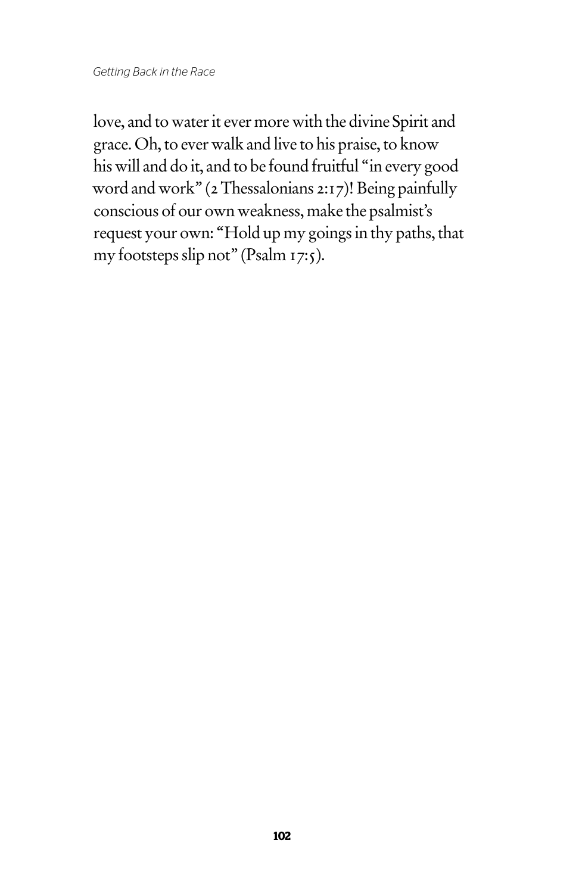love, and to water it ever more with the divine Spirit and grace. Oh, to ever walk and live to his praise, to know his will and do it, and to be found fruitful "in every good word and work" (2 Thessalonians 2:17)! Being painfully conscious of our own weakness, make the psalmist's request your own: "Hold up my goings in thy paths, that my footsteps slip not" (Psalm 17:5).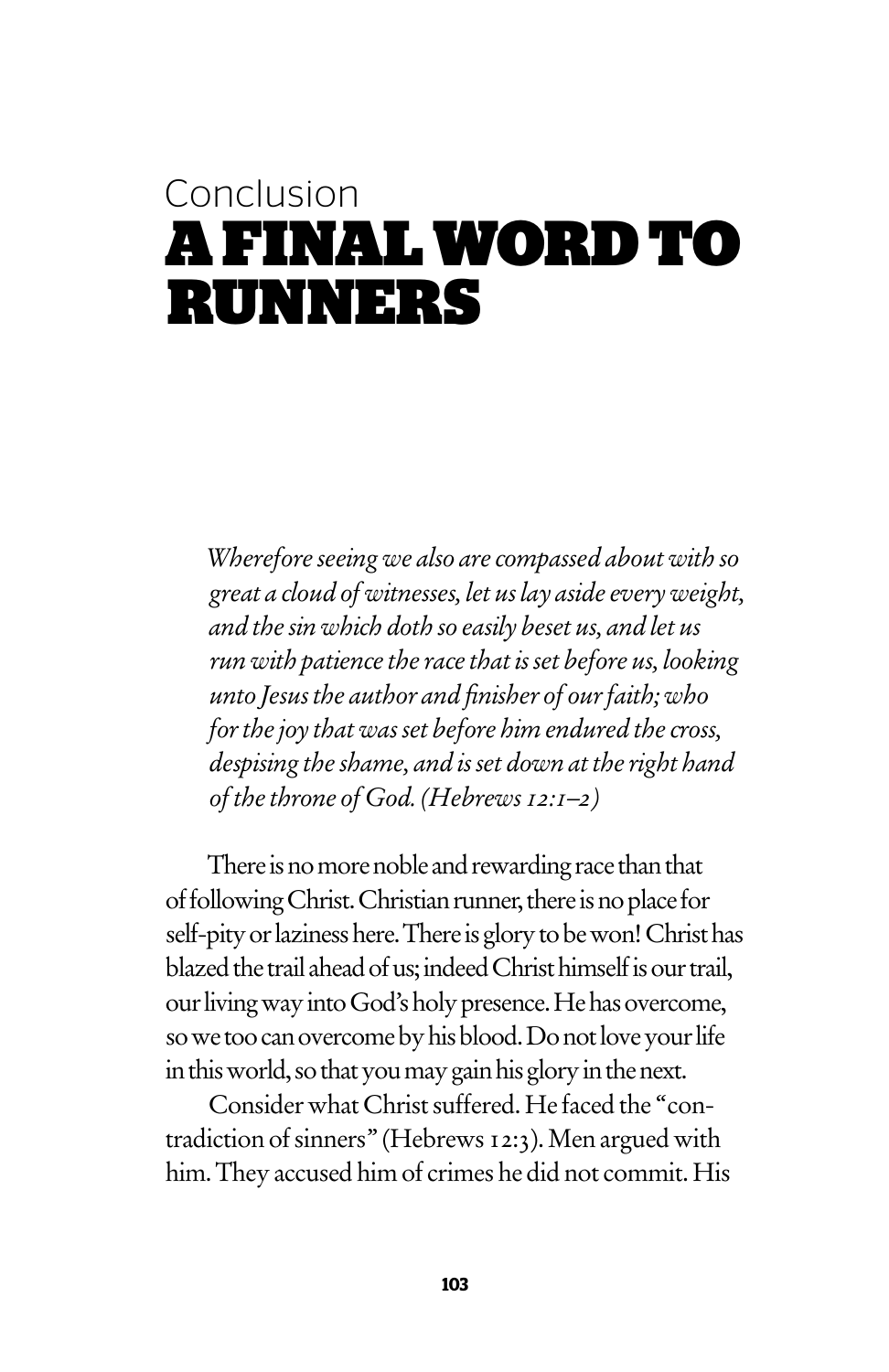Conclusion

# A FINAL WORD TO RUNNERS

*Wherefore seeing we also are compassed about with so great a cloud of witnesses, let us lay aside every weight, and the sin which doth so easily beset us, and let us run with patience the race that is set before us, looking unto Jesus the author and finisher of our faith; who for the joy that was set before him endured the cross, despising the shame, and is set down at the right hand of the throne of God. (Hebrews 12:1–2)*

There is no more noble and rewarding race than that of following Christ. Christian runner, there is no place for self-pity or laziness here. There is glory to be won! Christ has blazed the trail ahead of us; indeed Christ himself is our trail, our living way into God's holy presence. He has overcome, so we too can overcome by his blood. Do not love your life in this world, so that you may gain his glory in the next.

Consider what Christ suffered. He faced the "contradiction of sinners" (Hebrews 12:3). Men argued with him. They accused him of crimes he did not commit. His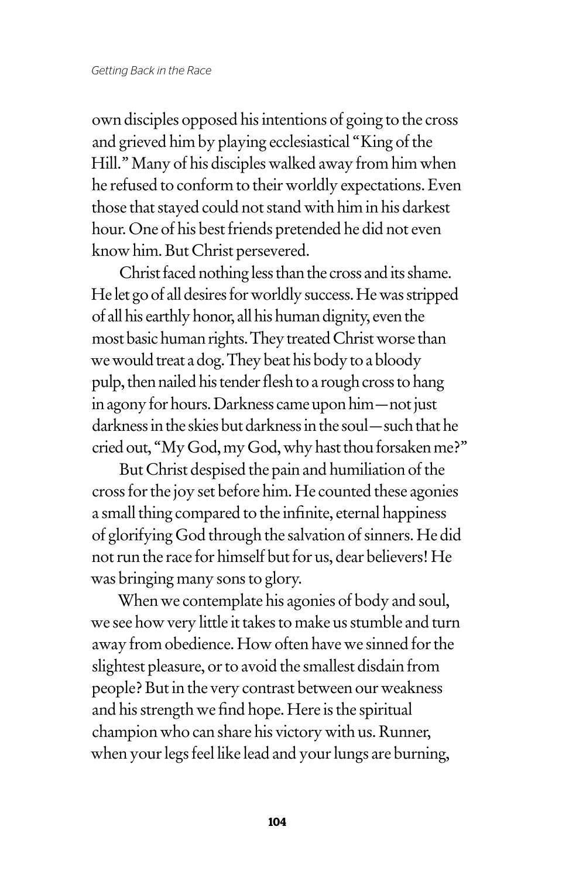own disciples opposed his intentions of going to the cross and grieved him by playing ecclesiastical "King of the Hill." Many of his disciples walked away from him when he refused to conform to their worldly expectations. Even those that stayed could not stand with him in his darkest hour. One of his best friends pretended he did not even know him. But Christ persevered.

Christ faced nothing less than the cross and its shame. He let go of all desires for worldly success. He was stripped of all his earthly honor, all his human dignity, even the most basic human rights. They treated Christ worse than we would treat a dog. They beat his body to a bloody pulp, then nailed his tender flesh to a rough cross to hang in agony for hours. Darkness came upon him—not just darkness in the skies but darkness in the soul—such that he cried out, "My God, my God, why hast thou forsaken me?"

But Christ despised the pain and humiliation of the cross for the joy set before him. He counted these agonies a small thing compared to the infinite, eternal happiness of glorifying God through the salvation of sinners. He did not run the race for himself but for us, dear believers! He was bringing many sons to glory.

When we contemplate his agonies of body and soul, we see how very little it takes to make us stumble and turn away from obedience. How often have we sinned for the slightest pleasure, or to avoid the smallest disdain from people? But in the very contrast between our weakness and his strength we find hope. Here is the spiritual champion who can share his victory with us. Runner, when your legs feel like lead and your lungs are burning,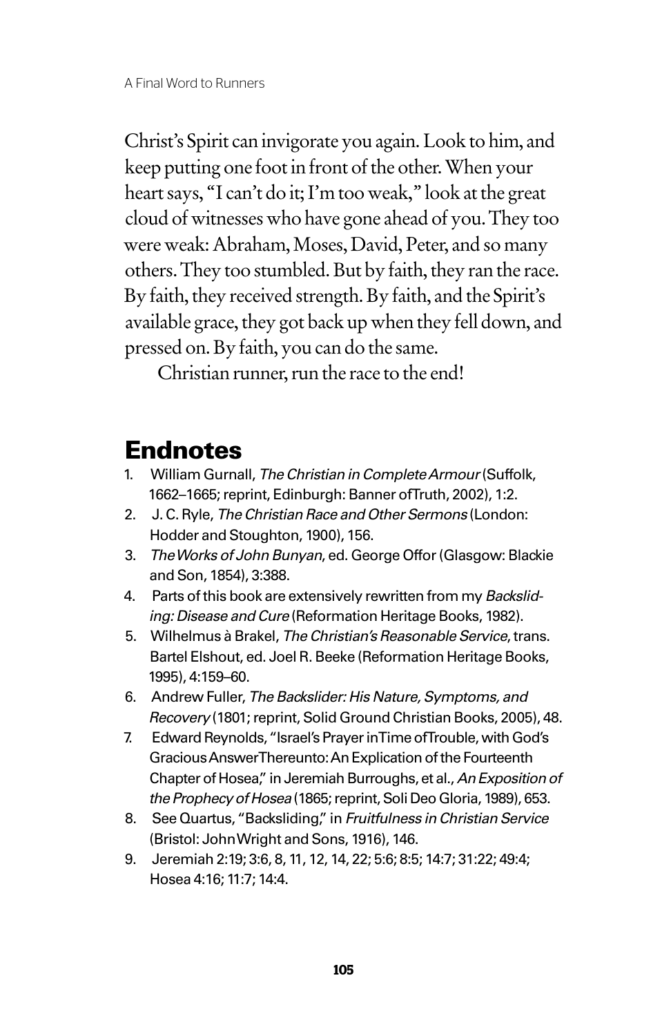Christ's Spirit can invigorate you again. Look to him, and keep putting one foot in front of the other. When your heart says, "I can't do it; I'm too weak," look at the great cloud of witnesses who have gone ahead of you. They too were weak: Abraham, Moses, David, Peter, and so many others. They too stumbled. But by faith, they ran the race. By faith, they received strength. By faith, and the Spirit's available grace, they got back up when they fell down, and pressed on. By faith, you can do the same.

Christian runner, run the race to the end!

## Endnotes

1. William Gurnall, *The Christian in Complete Armour* (Suffolk, 1662–1665; reprint, Edinburgh: Banner of Truth, 2002), 1:2.
2. J. C. Ryle, *The Christian Race and Other Sermons* (London: Hodder and Stoughton, 1900), 156.
3. *The Works of John Bunyan*, ed. George Offor (Glasgow: Blackie and Son, 1854), 3:388.
4. Parts of this book are extensively rewritten from my *Backsliding: Disease and Cure* (Reformation Heritage Books, 1982).
5. Wilhelmus à Brakel, *The Christian's Reasonable Service*, trans. Bartel Elshout, ed. Joel R. Beeke (Reformation Heritage Books, 1995), 4:159–60.
6. Andrew Fuller, *The Backslider: His Nature, Symptoms, and Recovery* (1801; reprint, Solid Ground Christian Books, 2005), 48.
7. Edward Reynolds, "Israel's Prayer in Time of Trouble, with God's Gracious Answer Thereunto: An Explication of the Fourteenth Chapter of Hosea," in Jeremiah Burroughs, et al., *An Exposition of the Prophecy of Hosea* (1865; reprint, Soli Deo Gloria, 1989), 653.
8. See Quartus, "Backsliding," in *Fruitfulness in Christian Service* (Bristol: John Wright and Sons, 1916), 146.
9. Jeremiah 2:19; 3:6, 8, 11, 12, 14, 22; 5:6; 8:5; 14:7; 31:22; 49:4; Hosea 4:16; 11:7; 14:4.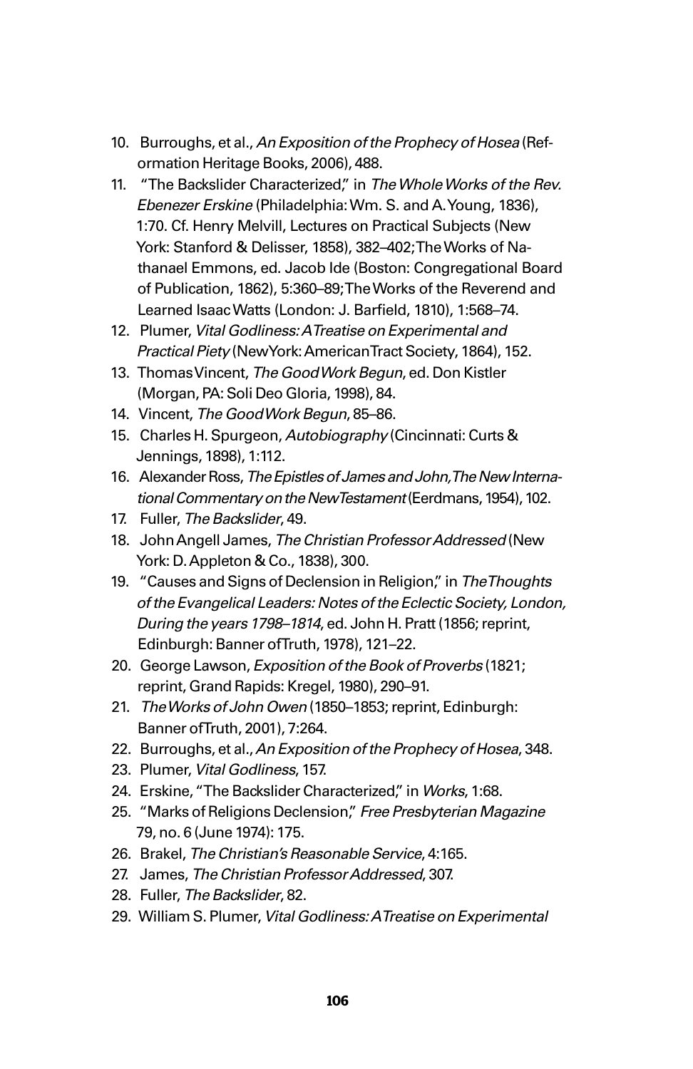10. Burroughs, et al., *An Exposition of the Prophecy of Hosea* (Reformation Heritage Books, 2006), 488.
11. "The Backslider Characterized," in *The Whole Works of the Rev. Ebenezer Erskine* (Philadelphia: Wm. S. and A. Young, 1836), 1:70. Cf. Henry Melvill, Lectures on Practical Subjects (New York: Stanford & Delisser, 1858), 382–402; The Works of Nathanael Emmons, ed. Jacob Ide (Boston: Congregational Board of Publication, 1862), 5:360–89; The Works of the Reverend and Learned Isaac Watts (London: J. Barfield, 1810), 1:568–74.
12. Plumer, *Vital Godliness: A Treatise on Experimental and Practical Piety* (New York: American Tract Society, 1864), 152.
13. Thomas Vincent, *The Good Work Begun*, ed. Don Kistler (Morgan, PA: Soli Deo Gloria, 1998), 84.
14. Vincent, *The Good Work Begun*, 85–86.
15. Charles H. Spurgeon, *Autobiography* (Cincinnati: Curts & Jennings, 1898), 1:112.
16. Alexander Ross, *The Epistles of James and John, The New International Commentary on the New Testament* (Eerdmans, 1954), 102.
17. Fuller, *The Backslider*, 49.
18. John Angell James, *The Christian Professor Addressed* (New York: D. Appleton & Co., 1838), 300.
19. "Causes and Signs of Declension in Religion," in *The Thoughts of the Evangelical Leaders: Notes of the Eclectic Society, London, During the years 1798–1814*, ed. John H. Pratt (1856; reprint, Edinburgh: Banner of Truth, 1978), 121–22.
20. George Lawson, *Exposition of the Book of Proverbs* (1821; reprint, Grand Rapids: Kregel, 1980), 290–91.
21. *The Works of John Owen* (1850–1853; reprint, Edinburgh: Banner of Truth, 2001), 7:264.
22. Burroughs, et al., *An Exposition of the Prophecy of Hosea*, 348.
23. Plumer, *Vital Godliness*, 157.
24. Erskine, "The Backslider Characterized," in *Works*, 1:68.
25. "Marks of Religions Declension," *Free Presbyterian Magazine* 79, no. 6 (June 1974): 175.
26. Brakel, *The Christian's Reasonable Service*, 4:165.
27. James, *The Christian Professor Addressed*, 307.
28. Fuller, *The Backslider*, 82.
29. William S. Plumer, *Vital Godliness: A Treatise on Experimental*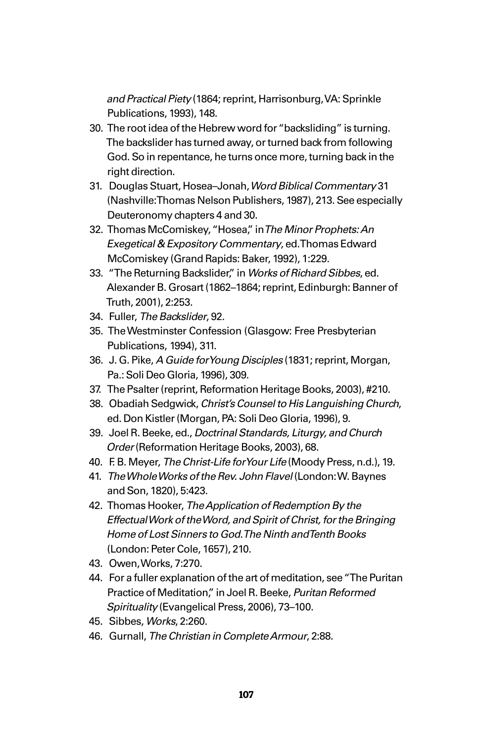*and Practical Piety* (1864; reprint, Harrisonburg, VA: Sprinkle Publications, 1993), 148.

30. The root idea of the Hebrew word for "backsliding" is turning. The backslider has turned away, or turned back from following God. So in repentance, he turns once more, turning back in the right direction.
31. Douglas Stuart, Hosea–Jonah, *Word Biblical Commentary* 31 (Nashville: Thomas Nelson Publishers, 1987), 213. See especially Deuteronomy chapters 4 and 30.
32. Thomas McComiskey, "Hosea," in *The Minor Prophets: An Exegetical & Expository Commentary*, ed. Thomas Edward McComiskey (Grand Rapids: Baker, 1992), 1:229.
33. "The Returning Backslider," in *Works of Richard Sibbes*, ed. Alexander B. Grosart (1862–1864; reprint, Edinburgh: Banner of Truth, 2001), 2:253.
34. Fuller, *The Backslider*, 92.
35. The Westminster Confession (Glasgow: Free Presbyterian Publications, 1994), 311.
36. J. G. Pike, *A Guide for Young Disciples* (1831; reprint, Morgan, Pa.: Soli Deo Gloria, 1996), 309.
37. The Psalter (reprint, Reformation Heritage Books, 2003), #210.
38. Obadiah Sedgwick, *Christ's Counsel to His Languishing Church*, ed. Don Kistler (Morgan, PA: Soli Deo Gloria, 1996), 9.
39. Joel R. Beeke, ed., *Doctrinal Standards, Liturgy, and Church Order* (Reformation Heritage Books, 2003), 68.
40. F. B. Meyer, *The Christ-Life for Your Life* (Moody Press, n.d.), 19.
41. *The Whole Works of the Rev. John Flavel* (London: W. Baynes and Son, 1820), 5:423.
42. Thomas Hooker, *The Application of Redemption By the Effectual Work of the Word, and Spirit of Christ, for the Bringing Home of Lost Sinners to God. The Ninth and Tenth Books* (London: Peter Cole, 1657), 210.
43. Owen, Works, 7:270.
44. For a fuller explanation of the art of meditation, see "The Puritan Practice of Meditation," in Joel R. Beeke, *Puritan Reformed Spirituality* (Evangelical Press, 2006), 73–100.
45. Sibbes, *Works*, 2:260.
46. Gurnall, *The Christian in Complete Armour*, 2:88.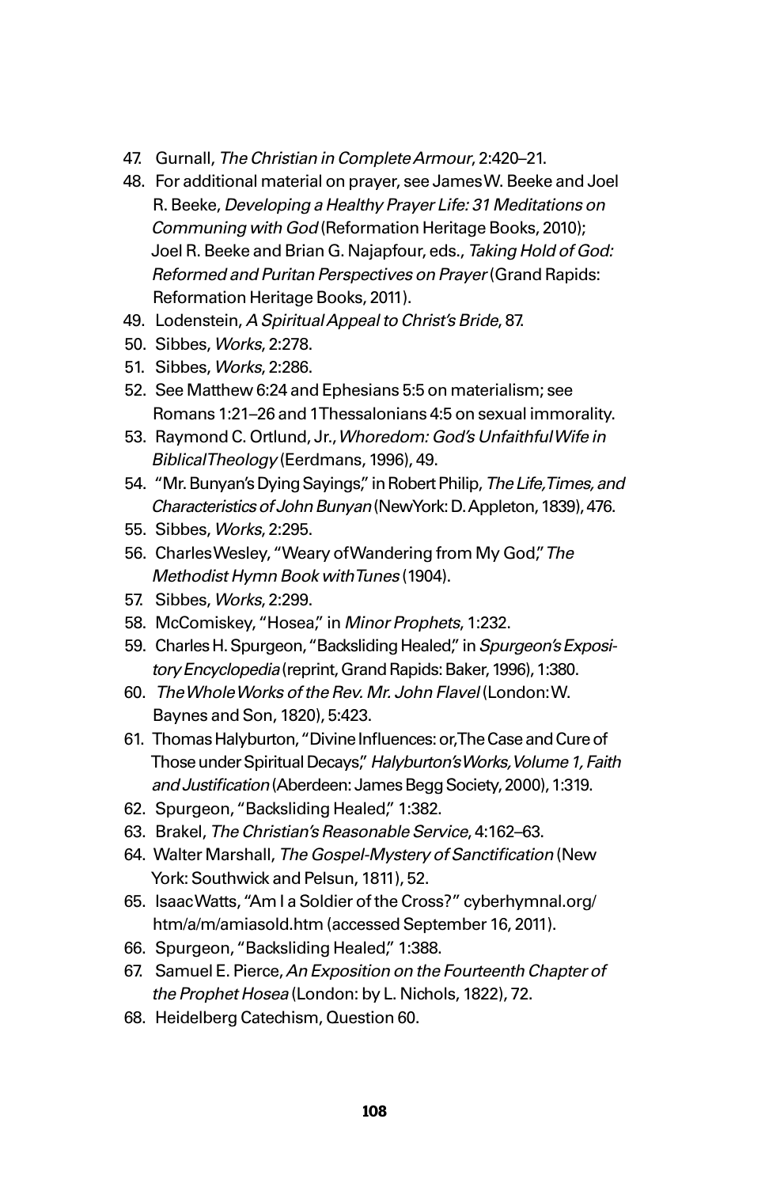47. Gurnall, *The Christian in Complete Armour*, 2:420–21.
48. For additional material on prayer, see James W. Beeke and Joel R. Beeke, *Developing a Healthy Prayer Life: 31 Meditations on Communing with God* (Reformation Heritage Books, 2010); Joel R. Beeke and Brian G. Najapfour, eds., *Taking Hold of God: Reformed and Puritan Perspectives on Prayer* (Grand Rapids: Reformation Heritage Books, 2011).
49. Lodenstein, *A Spiritual Appeal to Christ's Bride*, 87.
50. Sibbes, *Works*, 2:278.
51. Sibbes, *Works*, 2:286.
52. See Matthew 6:24 and Ephesians 5:5 on materialism; see Romans 1:21–26 and 1 Thessalonians 4:5 on sexual immorality.
53. Raymond C. Ortlund, Jr., *Whoredom: God's Unfaithful Wife in Biblical Theology* (Eerdmans, 1996), 49.
54. "Mr. Bunyan's Dying Sayings," in Robert Philip, *The Life, Times, and Characteristics of John Bunyan* (New York: D. Appleton, 1839), 476.
55. Sibbes, *Works*, 2:295.
56. Charles Wesley, "Weary of Wandering from My God," *The Methodist Hymn Book with Tunes* (1904).
57. Sibbes, *Works*, 2:299.
58. McComiskey, "Hosea," in *Minor Prophets*, 1:232.
59. Charles H. Spurgeon, "Backsliding Healed," in *Spurgeon's Expository Encyclopedia* (reprint, Grand Rapids: Baker, 1996), 1:380.
60. *The Whole Works of the Rev. Mr. John Flavel* (London: W. Baynes and Son, 1820), 5:423.
61. Thomas Halyburton, "Divine Influences: or, The Case and Cure of Those under Spiritual Decays," *Halyburton's Works, Volume 1, Faith and Justification* (Aberdeen: James Begg Society, 2000), 1:319.
62. Spurgeon, "Backsliding Healed," 1:382.
63. Brakel, *The Christian's Reasonable Service*, 4:162–63.
64. Walter Marshall, *The Gospel-Mystery of Sanctification* (New York: Southwick and Pelsun, 1811), 52.
65. Isaac Watts, "Am I a Soldier of the Cross?" cyberhymnal.org/htm/a/m/amiasold.htm (accessed September 16, 2011).
66. Spurgeon, "Backsliding Healed," 1:388.
67. Samuel E. Pierce, *An Exposition on the Fourteenth Chapter of the Prophet Hosea* (London: by L. Nichols, 1822), 72.
68. Heidelberg Catechism, Question 60.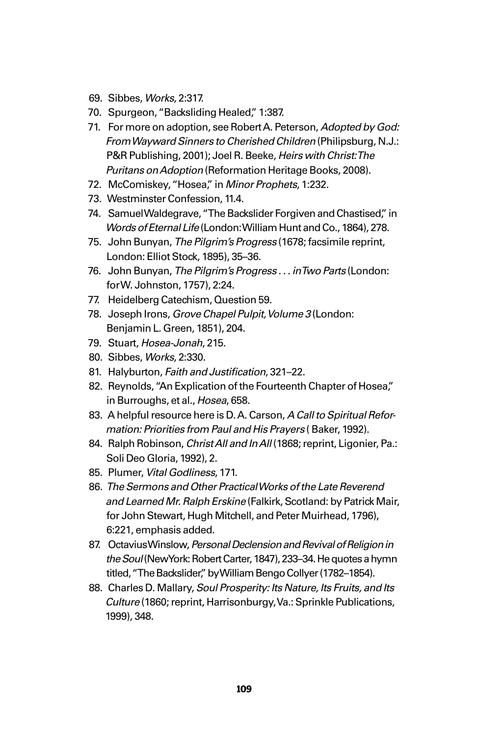69. Sibbes, *Works*, 2:317.
70. Spurgeon, "Backsliding Healed," 1:387.
71. For more on adoption, see Robert A. Peterson, *Adopted by God: From Wayward Sinners to Cherished Children* (Philipsburg, N.J.: P&R Publishing, 2001); Joel R. Beeke, *Heirs with Christ: The Puritans on Adoption* (Reformation Heritage Books, 2008).
72. McComiskey, "Hosea," in *Minor Prophets*, 1:232.
73. Westminster Confession, 11.4.
74. Samuel Waldegrave, "The Backslider Forgiven and Chastised," in *Words of Eternal Life* (London: William Hunt and Co., 1864), 278.
75. John Bunyan, *The Pilgrim's Progress* (1678; facsimile reprint, London: Elliot Stock, 1895), 35–36.
76. John Bunyan, *The Pilgrim's Progress . . . in Two Parts* (London: for W. Johnston, 1757), 2:24.
77. Heidelberg Catechism, Question 59.
78. Joseph Irons, *Grove Chapel Pulpit, Volume 3* (London: Benjamin L. Green, 1851), 204.
79. Stuart, *Hosea-Jonah*, 215.
80. Sibbes, *Works*, 2:330.
81. Halyburton, *Faith and Justification*, 321–22.
82. Reynolds, "An Explication of the Fourteenth Chapter of Hosea," in Burroughs, et al., *Hosea*, 658.
83. A helpful resource here is D. A. Carson, *A Call to Spiritual Reformation: Priorities from Paul and His Prayers* ( Baker, 1992).
84. Ralph Robinson, *Christ All and In All* (1868; reprint, Ligonier, Pa.: Soli Deo Gloria, 1992), 2.
85. Plumer, *Vital Godliness*, 171.
86. *The Sermons and Other Practical Works of the Late Reverend and Learned Mr. Ralph Erskine* (Falkirk, Scotland: by Patrick Mair, for John Stewart, Hugh Mitchell, and Peter Muirhead, 1796), 6:221, emphasis added.
87. Octavius Winslow, *Personal Declension and Revival of Religion in the Soul* (New York: Robert Carter, 1847), 233–34. He quotes a hymn titled, "The Backslider," by William Bengo Collyer (1782–1854).
88. Charles D. Mallary, *Soul Prosperity: Its Nature, Its Fruits, and Its Culture* (1860; reprint, Harrisonburgy, Va.: Sprinkle Publications, 1999), 348.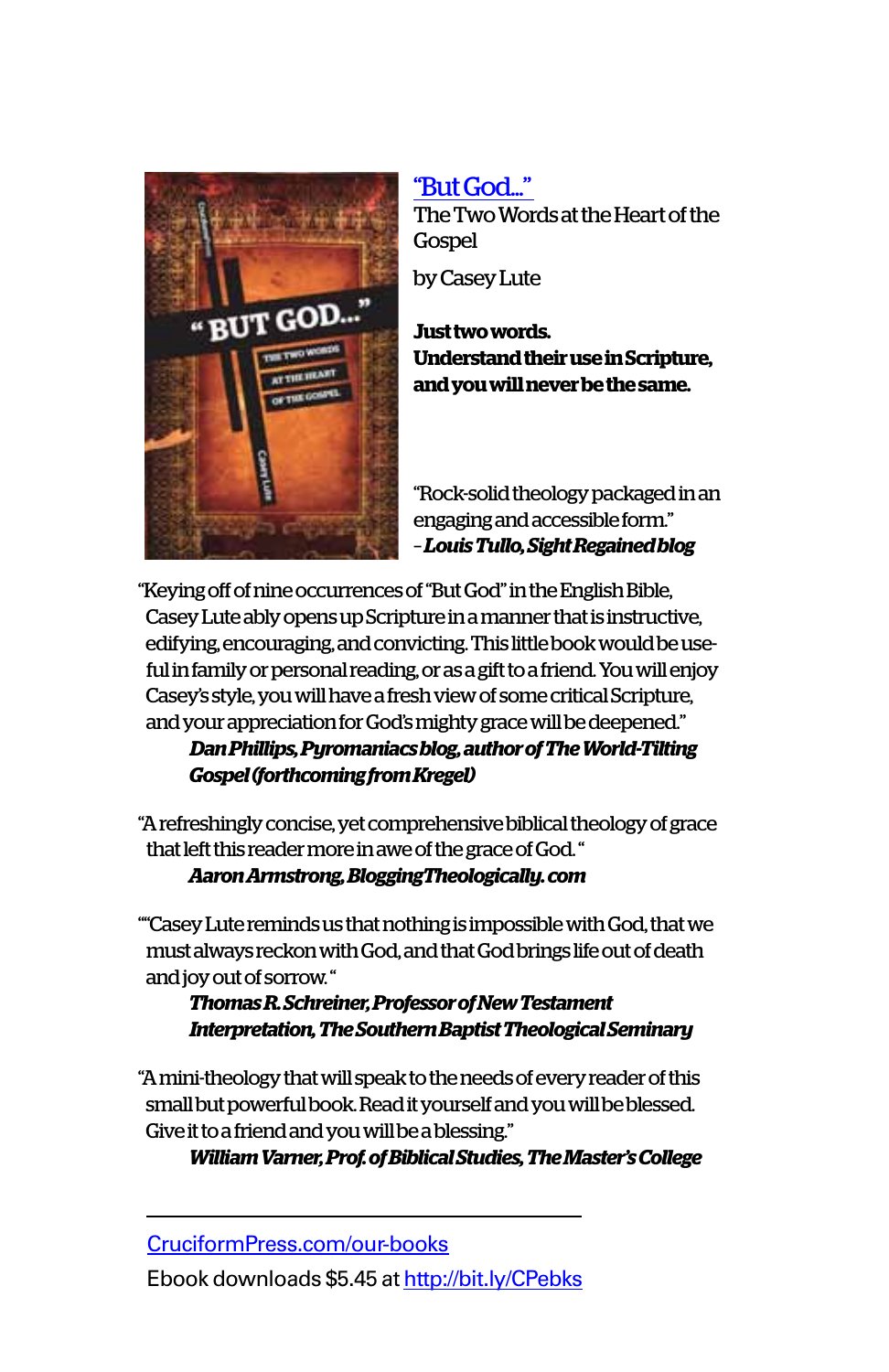["But God..."](#)

The Two Words at the Heart of the Gospel

by Casey Lute

**Just two words.**
**Understand their use in Scripture, and you will never be the same.**

"Rock-solid theology packaged in an engaging and accessible form."
– ***Louis Tullo, Sight Regained blog***

"Keying off of nine occurrences of "But God" in the English Bible, Casey Lute ably opens up Scripture in a manner that is instructive, edifying, encouraging, and convicting. This little book would be useful in family or personal reading, or as a gift to a friend. You will enjoy Casey's style, you will have a fresh view of some critical Scripture, and your appreciation for God's mighty grace will be deepened."
***Dan Phillips, Pyromaniacs blog, author of The World-Tilting Gospel (forthcoming from Kregel)***

"A refreshingly concise, yet comprehensive biblical theology of grace that left this reader more in awe of the grace of God. "
***Aaron Armstrong, BloggingTheologically.com***

""Casey Lute reminds us that nothing is impossible with God, that we must always reckon with God, and that God brings life out of death and joy out of sorrow. "
***Thomas R. Schreiner, Professor of New Testament Interpretation, The Southern Baptist Theological Seminary***

"A mini-theology that will speak to the needs of every reader of this small but powerful book. Read it yourself and you will be blessed. Give it to a friend and you will be a blessing."
***William Varner, Prof. of Biblical Studies, The Master's College***

---

[CruciformPress.com/our-books](CruciformPress.com/our-books)

Ebook downloads $5.45 at [http://bit.ly/CPebks](http://bit.ly/CPebks)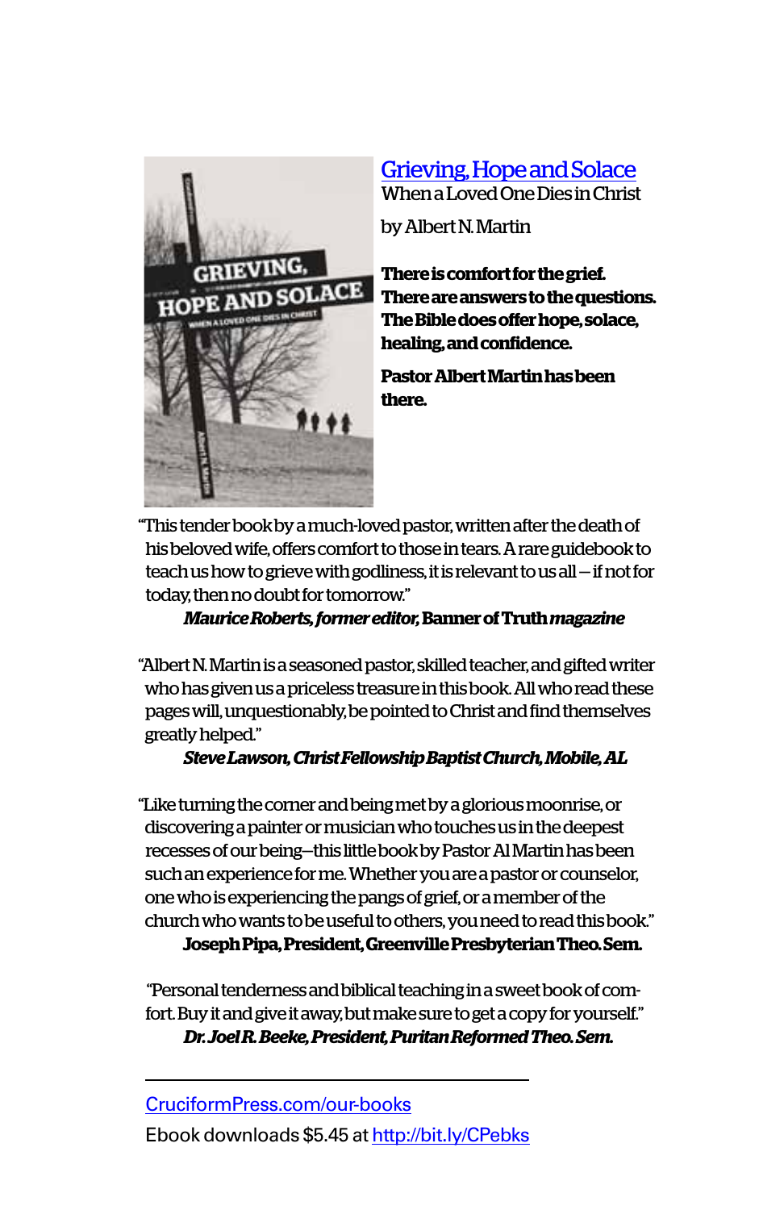[Grieving, Hope and Solace](#)
When a Loved One Dies in Christ

by Albert N. Martin

**There is comfort for the grief. There are answers to the questions. The Bible does offer hope, solace, healing, and confidence.**

**Pastor Albert Martin has been there.**

"This tender book by a much-loved pastor, written after the death of his beloved wife, offers comfort to those in tears. A rare guidebook to teach us how to grieve with godliness, it is relevant to us all – if not for today, then no doubt for tomorrow."
***Maurice Roberts, former editor,* Banner of Truth *magazine***

"Albert N. Martin is a seasoned pastor, skilled teacher, and gifted writer who has given us a priceless treasure in this book. All who read these pages will, unquestionably, be pointed to Christ and find themselves greatly helped."
***Steve Lawson, Christ Fellowship Baptist Church, Mobile, AL***

"Like turning the corner and being met by a glorious moonrise, or discovering a painter or musician who touches us in the deepest recesses of our being—this little book by Pastor Al Martin has been such an experience for me. Whether you are a pastor or counselor, one who is experiencing the pangs of grief, or a member of the church who wants to be useful to others, you need to read this book."
**Joseph Pipa, President, Greenville Presbyterian Theo. Sem.**

"Personal tenderness and biblical teaching in a sweet book of comfort. Buy it and give it away, but make sure to get a copy for yourself."
***Dr. Joel R. Beeke, President, Puritan Reformed Theo. Sem.***

---

[CruciformPress.com/our-books](#)
Ebook downloads $5.45 at [http://bit.ly/CPebks](http://bit.ly/CPebks)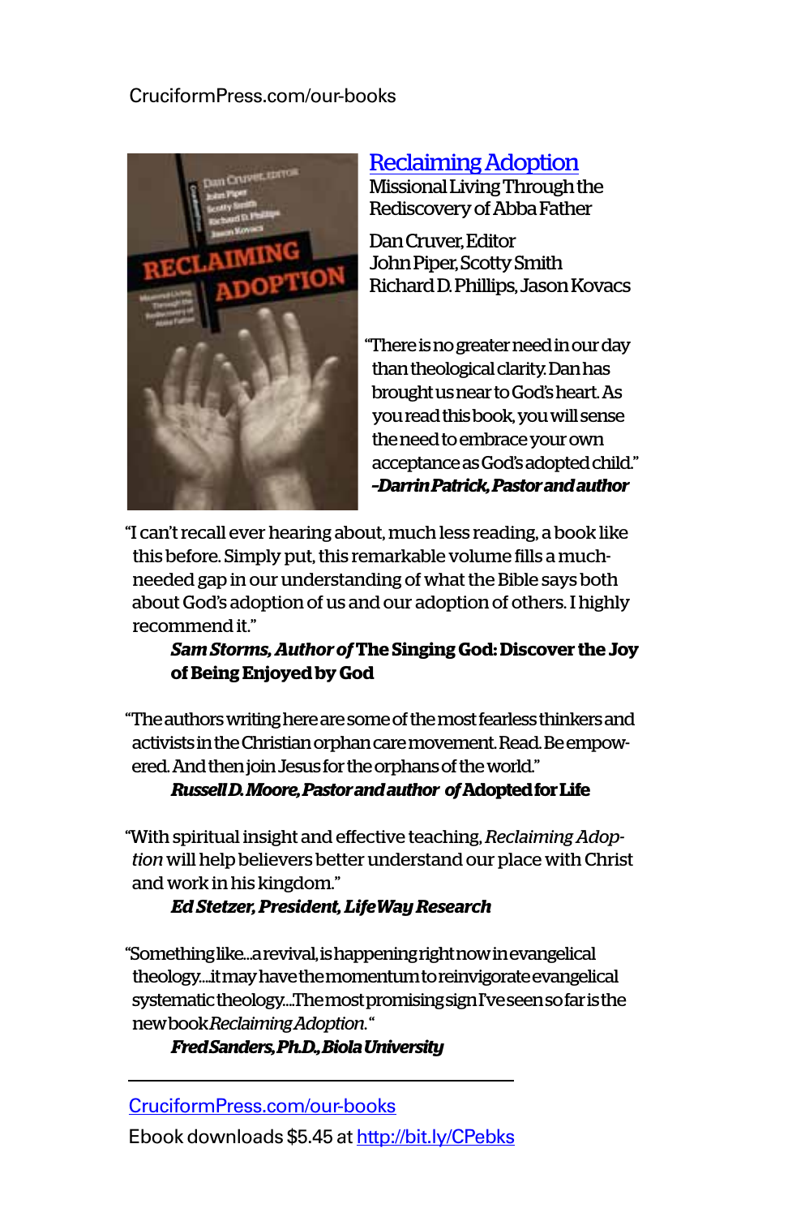CruciformPress.com/our-books

## Reclaiming Adoption

Missional Living Through the Rediscovery of Abba Father

Dan Cruver, Editor
John Piper, Scotty Smith
Richard D. Phillips, Jason Kovacs

"There is no greater need in our day than theological clarity. Dan has brought us near to God's heart. As you read this book, you will sense the need to embrace your own acceptance as God's adopted child."
***-Darrin Patrick, Pastor and author***

"I can't recall ever hearing about, much less reading, a book like this before. Simply put, this remarkable volume fills a much-needed gap in our understanding of what the Bible says both about God's adoption of us and our adoption of others. I highly recommend it."
***Sam Storms, Author of*** **The Singing God: Discover the Joy of Being Enjoyed by God**

"The authors writing here are some of the most fearless thinkers and activists in the Christian orphan care movement. Read. Be empowered. And then join Jesus for the orphans of the world."
***Russell D. Moore, Pastor and author of*** **Adopted for Life**

"With spiritual insight and effective teaching, *Reclaiming Adoption* will help believers better understand our place with Christ and work in his kingdom."
***Ed Stetzer, President, LifeWay Research***

"Something like...a revival, is happening right now in evangelical theology....it may have the momentum to reinvigorate evangelical systematic theology...The most promising sign I've seen so far is the new book *Reclaiming Adoption*."
***Fred Sanders, Ph.D., Biola University***

---

CruciformPress.com/our-books
Ebook downloads $5.45 at http://bit.ly/CPebks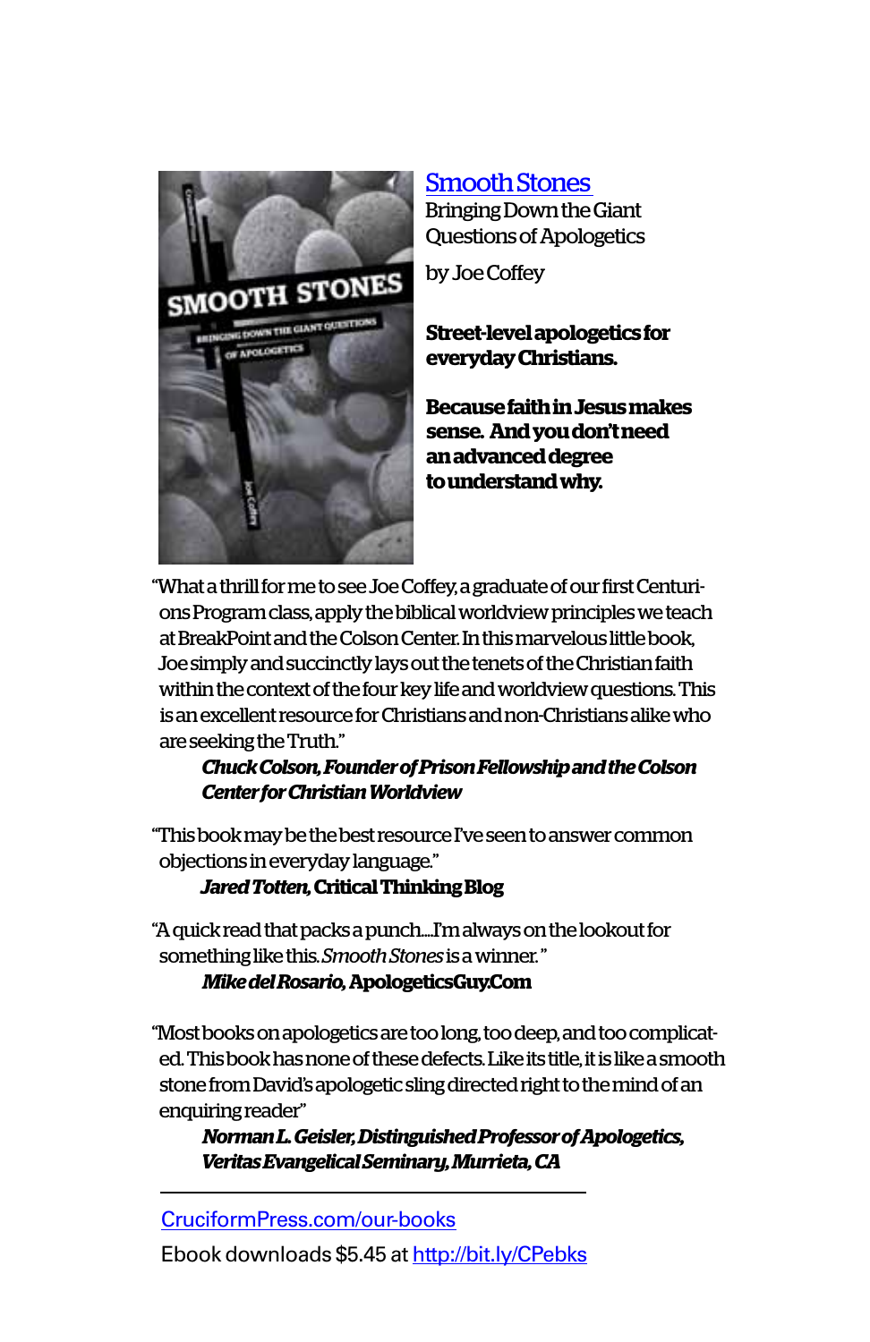[Smooth Stones](#)

Bringing Down the Giant Questions of Apologetics

by Joe Coffey

**Street-level apologetics for everyday Christians.**

**Because faith in Jesus makes sense. And you don't need an advanced degree to understand why.**

"What a thrill for me to see Joe Coffey, a graduate of our first Centurions Program class, apply the biblical worldview principles we teach at BreakPoint and the Colson Center. In this marvelous little book, Joe simply and succinctly lays out the tenets of the Christian faith within the context of the four key life and worldview questions. This is an excellent resource for Christians and non-Christians alike who are seeking the Truth."

***Chuck Colson, Founder of Prison Fellowship and the Colson Center for Christian Worldview***

"This book may be the best resource I've seen to answer common objections in everyday language."

***Jared Totten,* Critical Thinking Blog**

"A quick read that packs a punch....I'm always on the lookout for something like this. *Smooth Stones* is a winner."

***Mike del Rosario,* ApologeticsGuy.Com**

"Most books on apologetics are too long, too deep, and too complicated. This book has none of these defects. Like its title, it is like a smooth stone from David's apologetic sling directed right to the mind of an enquiring reader"

***Norman L. Geisler, Distinguished Professor of Apologetics, Veritas Evangelical Seminary, Murrieta, CA***

---

[CruciformPress.com/our-books](#)

Ebook downloads $5.45 at [http://bit.ly/CPebks](http://bit.ly/CPebks)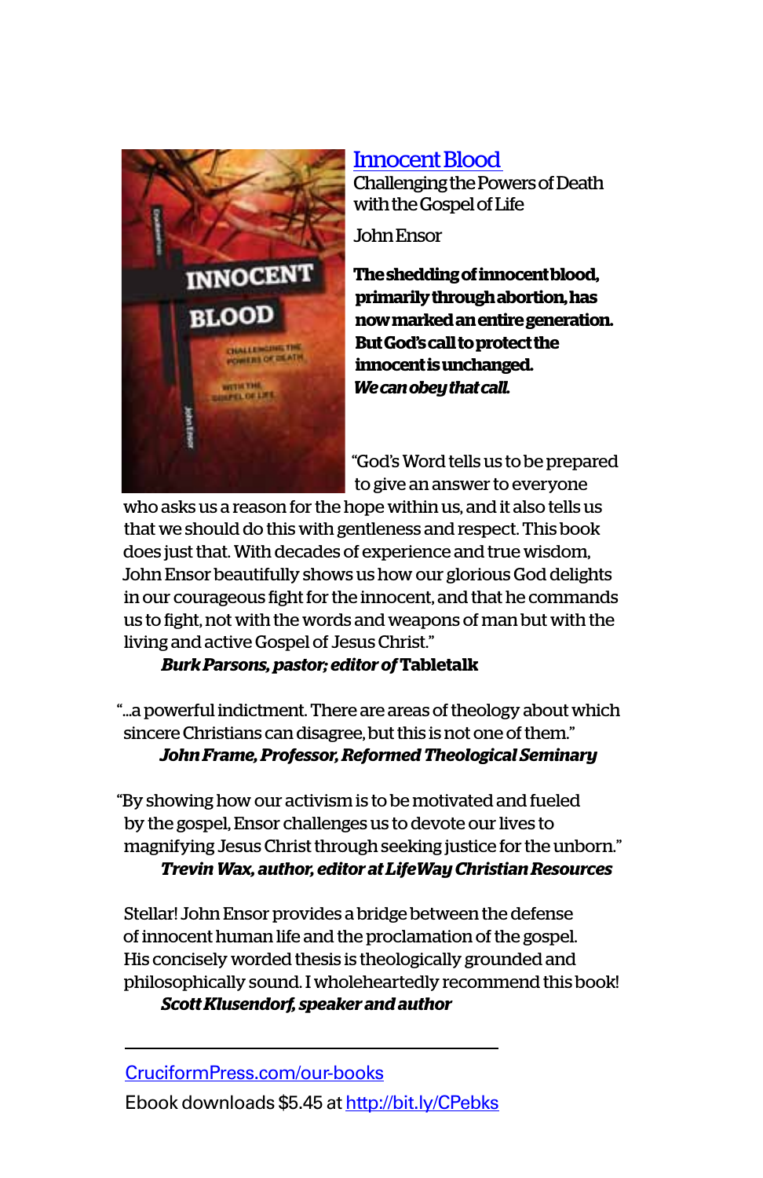[Innocent Blood](#)

Challenging the Powers of Death with the Gospel of Life

John Ensor

**The shedding of innocent blood, primarily through abortion, has now marked an entire generation. But God's call to protect the innocent is unchanged.** ***We can obey that call.***

"God's Word tells us to be prepared to give an answer to everyone who asks us a reason for the hope within us, and it also tells us that we should do this with gentleness and respect. This book does just that. With decades of experience and true wisdom, John Ensor beautifully shows us how our glorious God delights in our courageous fight for the innocent, and that he commands us to fight, not with the words and weapons of man but with the living and active Gospel of Jesus Christ."

***Burk Parsons, pastor; editor of* Tabletalk**

"...a powerful indictment. There are areas of theology about which sincere Christians can disagree, but this is not one of them."

***John Frame, Professor, Reformed Theological Seminary***

"By showing how our activism is to be motivated and fueled by the gospel, Ensor challenges us to devote our lives to magnifying Jesus Christ through seeking justice for the unborn."

***Trevin Wax, author, editor at LifeWay Christian Resources***

Stellar! John Ensor provides a bridge between the defense of innocent human life and the proclamation of the gospel. His concisely worded thesis is theologically grounded and philosophically sound. I wholeheartedly recommend this book!

***Scott Klusendorf, speaker and author***

---

[CruciformPress.com/our-books](#)

Ebook downloads $5.45 at [http://bit.ly/CPebks](http://bit.ly/CPebks)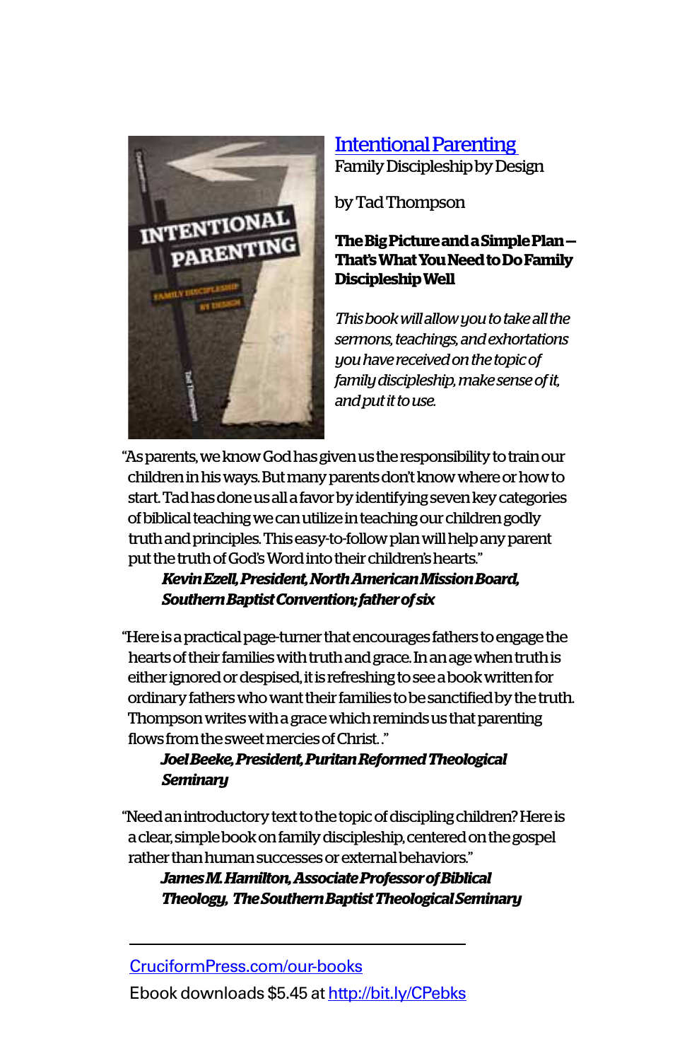[Intentional Parenting](#)

Family Discipleship by Design

by Tad Thompson

**The Big Picture and a Simple Plan – That's What You Need to Do Family Discipleship Well**

*This book will allow you to take all the sermons, teachings, and exhortations you have received on the topic of family discipleship, make sense of it, and put it to use.*

"As parents, we know God has given us the responsibility to train our children in his ways. But many parents don't know where or how to start. Tad has done us all a favor by identifying seven key categories of biblical teaching we can utilize in teaching our children godly truth and principles. This easy-to-follow plan will help any parent put the truth of God's Word into their children's hearts."

> ***Kevin Ezell, President, North American Mission Board, Southern Baptist Convention; father of six***

"Here is a practical page-turner that encourages fathers to engage the hearts of their families with truth and grace. In an age when truth is either ignored or despised, it is refreshing to see a book written for ordinary fathers who want their families to be sanctified by the truth. Thompson writes with a grace which reminds us that parenting flows from the sweet mercies of Christ.."

> ***Joel Beeke, President, Puritan Reformed Theological Seminary***

"Need an introductory text to the topic of discipling children? Here is a clear, simple book on family discipleship, centered on the gospel rather than human successes or external behaviors."

> ***James M. Hamilton, Associate Professor of Biblical Theology, The Southern Baptist Theological Seminary***

---

[CruciformPress.com/our-books](#)

Ebook downloads $5.45 at [http://bit.ly/CPebks](http://bit.ly/CPebks)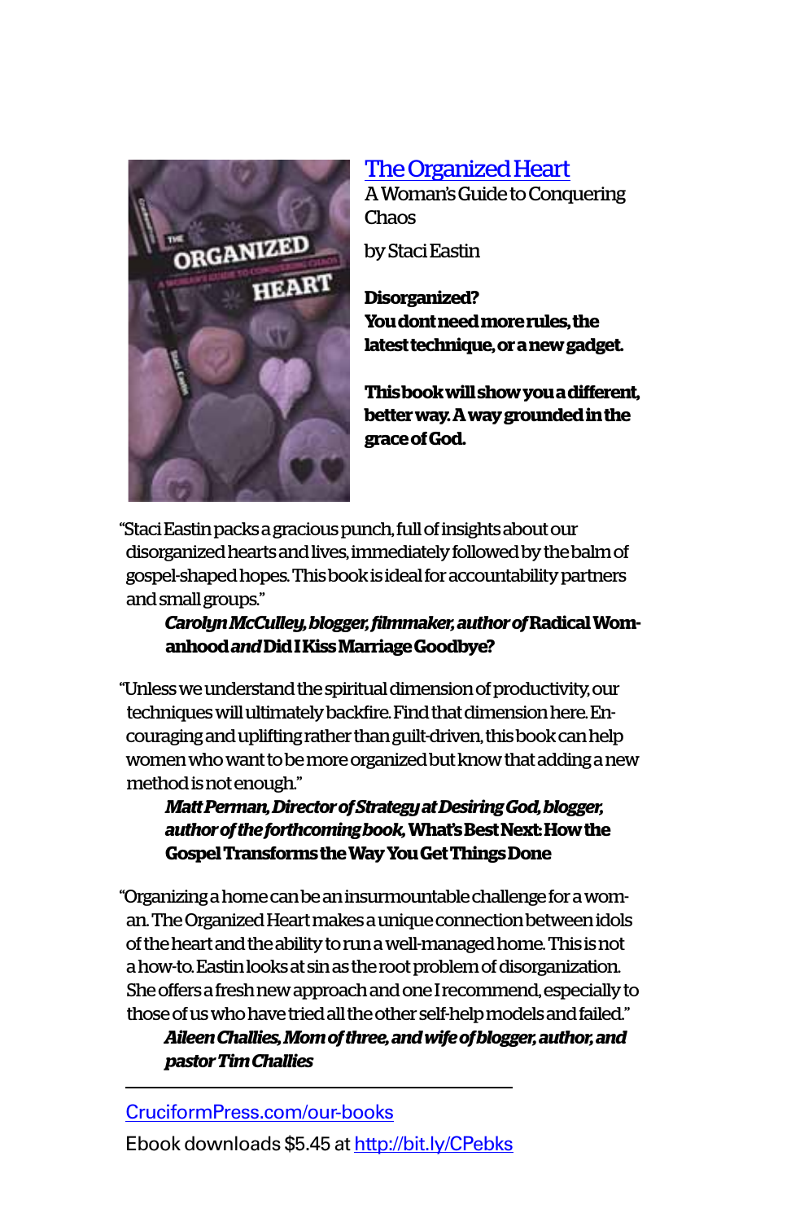## [The Organized Heart](#)

A Woman's Guide to Conquering Chaos

by Staci Eastin

**Disorganized?**
**You dont need more rules, the latest technique, or a new gadget.**

**This book will show you a different, better way. A way grounded in the grace of God.**

"Staci Eastin packs a gracious punch, full of insights about our disorganized hearts and lives, immediately followed by the balm of gospel-shaped hopes. This book is ideal for accountability partners and small groups."

> ***Carolyn McCulley, blogger, filmmaker, author of* Radical Womanhood *and* Did I Kiss Marriage Goodbye?**

"Unless we understand the spiritual dimension of productivity, our techniques will ultimately backfire. Find that dimension here. Encouraging and uplifting rather than guilt-driven, this book can help women who want to be more organized but know that adding a new method is not enough."

> ***Matt Perman, Director of Strategy at Desiring God, blogger, author of the forthcoming book,* What's Best Next: How the Gospel Transforms the Way You Get Things Done**

"Organizing a home can be an insurmountable challenge for a woman. The Organized Heart makes a unique connection between idols of the heart and the ability to run a well-managed home. This is not a how-to. Eastin looks at sin as the root problem of disorganization. She offers a fresh new approach and one I recommend, especially to those of us who have tried all the other self-help models and failed."

> ***Aileen Challies, Mom of three, and wife of blogger, author, and pastor Tim Challies***

---

[CruciformPress.com/our-books](#)

Ebook downloads $5.45 at [http://bit.ly/CPebks](http://bit.ly/CPebks)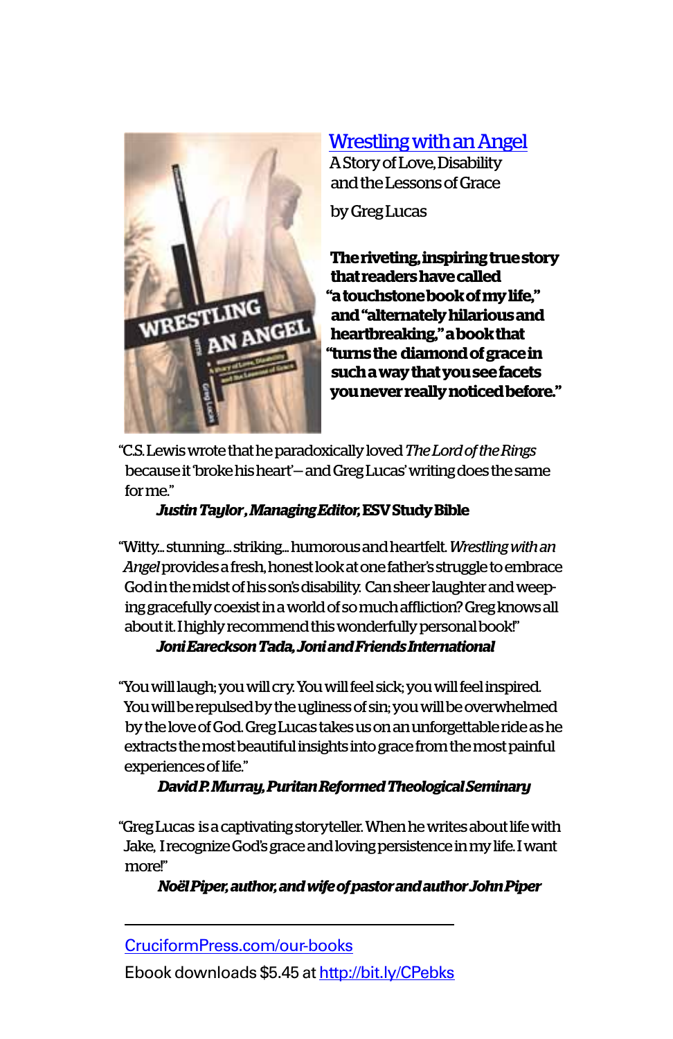[Wrestling with an Angel](#)

A Story of Love, Disability and the Lessons of Grace

by Greg Lucas

**The riveting, inspiring true story that readers have called "a touchstone book of my life," and "alternately hilarious and heartbreaking," a book that "turns the diamond of grace in such a way that you see facets you never really noticed before."**

"C.S. Lewis wrote that he paradoxically loved *The Lord of the Rings* because it 'broke his heart'—and Greg Lucas' writing does the same for me."

***Justin Taylor, Managing Editor, ESV Study Bible***

"Witty... stunning... striking... humorous and heartfelt. *Wrestling with an Angel* provides a fresh, honest look at one father's struggle to embrace God in the midst of his son's disability. Can sheer laughter and weeping gracefully coexist in a world of so much affliction? Greg knows all about it. I highly recommend this wonderfully personal book!"

***Joni Eareckson Tada, Joni and Friends International***

"You will laugh; you will cry. You will feel sick; you will feel inspired. You will be repulsed by the ugliness of sin; you will be overwhelmed by the love of God. Greg Lucas takes us on an unforgettable ride as he extracts the most beautiful insights into grace from the most painful experiences of life."

***David P. Murray, Puritan Reformed Theological Seminary***

"Greg Lucas is a captivating storyteller. When he writes about life with Jake, I recognize God's grace and loving persistence in my life. I want more!"

***Noël Piper, author, and wife of pastor and author John Piper***

---

CruciformPress.com/our-books

Ebook downloads $5.45 at http://bit.ly/CPebks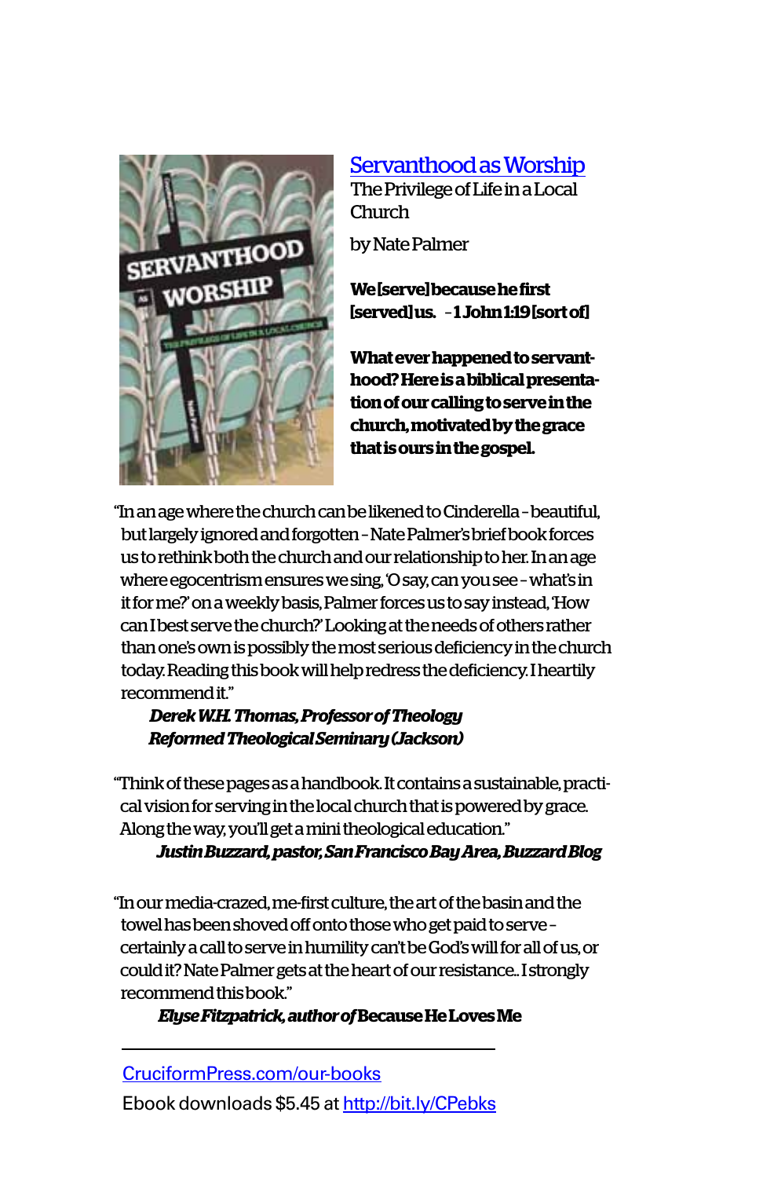## [Servanthood as Worship](#)

The Privilege of Life in a Local Church

by Nate Palmer

**We [serve] because he first [served] us. – 1 John 1:19 [sort of]**

**What ever happened to servant-hood? Here is a biblical presentation of our calling to serve in the church, motivated by the grace that is ours in the gospel.**

"In an age where the church can be likened to Cinderella – beautiful, but largely ignored and forgotten – Nate Palmer's brief book forces us to rethink both the church and our relationship to her. In an age where egocentrism ensures we sing, 'O say, can you see – what's in it for me?' on a weekly basis, Palmer forces us to say instead, 'How can I best serve the church?' Looking at the needs of others rather than one's own is possibly the most serious deficiency in the church today. Reading this book will help redress the deficiency. I heartily recommend it."

***Derek W.H. Thomas, Professor of Theology***
***Reformed Theological Seminary (Jackson)***

"Think of these pages as a handbook. It contains a sustainable, practical vision for serving in the local church that is powered by grace. Along the way, you'll get a mini theological education."

***Justin Buzzard, pastor, San Francisco Bay Area, Buzzard Blog***

"In our media-crazed, me-first culture, the art of the basin and the towel has been shoved off onto those who get paid to serve – certainly a call to serve in humility can't be God's will for all of us, or could it? Nate Palmer gets at the heart of our resistance.. I strongly recommend this book."

***Elyse Fitzpatrick, author of*** **Because He Loves Me**

---

[CruciformPress.com/our-books](#)

Ebook downloads $5.45 at [http://bit.ly/CPebks](http://bit.ly/CPebks)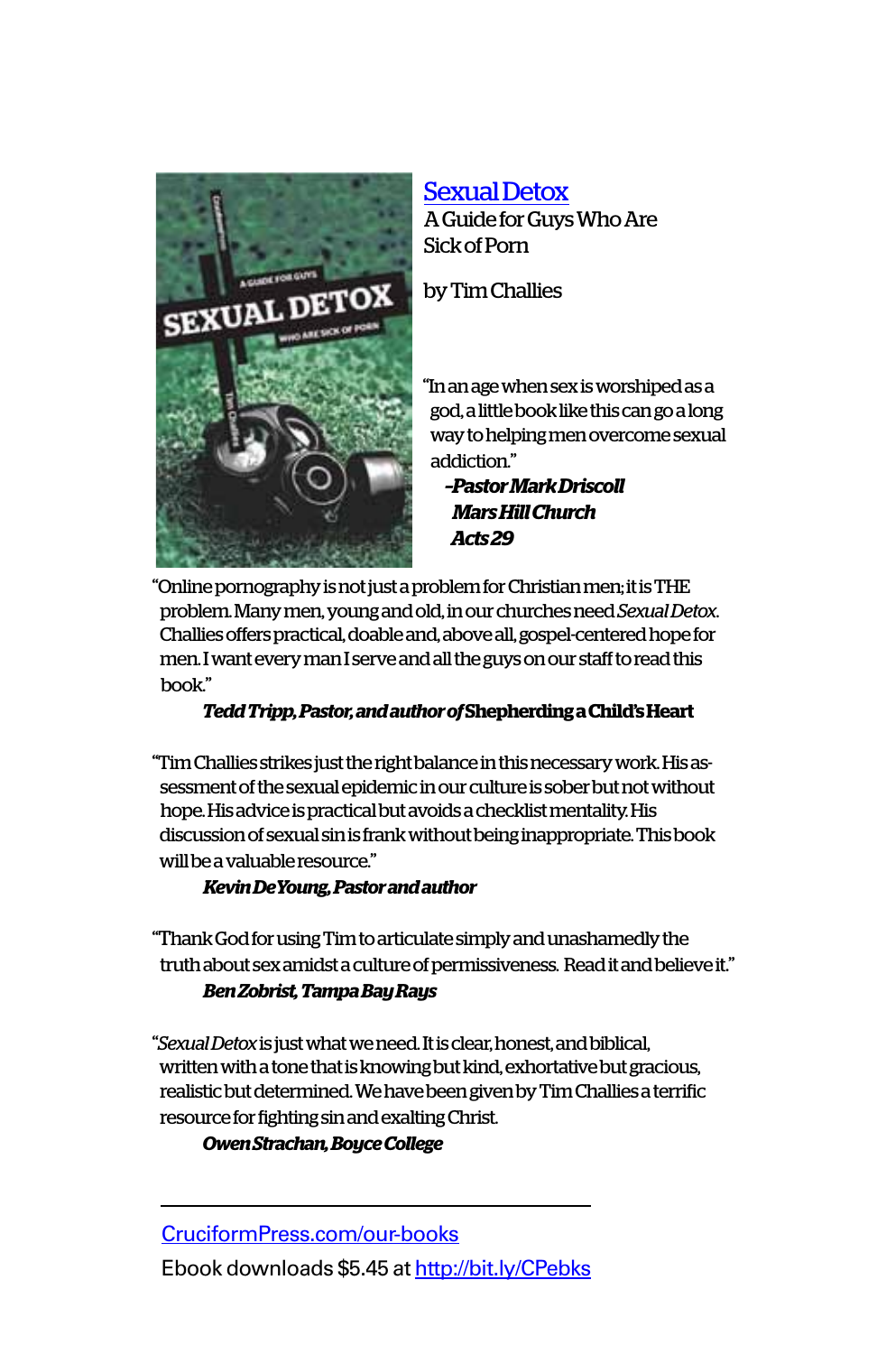[Sexual Detox](#)
A Guide for Guys Who Are Sick of Porn

by Tim Challies

"In an age when sex is worshiped as a god, a little book like this can go a long way to helping men overcome sexual addiction."

***–Pastor Mark Driscoll***
***Mars Hill Church***
***Acts 29***

"Online pornography is not just a problem for Christian men; it is THE problem. Many men, young and old, in our churches need *Sexual Detox*. Challies offers practical, doable and, above all, gospel-centered hope for men. I want every man I serve and all the guys on our staff to read this book."

***Tedd Tripp, Pastor, and author of*** **Shepherding a Child's Heart**

"Tim Challies strikes just the right balance in this necessary work. His assessment of the sexual epidemic in our culture is sober but not without hope. His advice is practical but avoids a checklist mentality. His discussion of sexual sin is frank without being inappropriate. This book will be a valuable resource."

***Kevin DeYoung, Pastor and author***

"Thank God for using Tim to articulate simply and unashamedly the truth about sex amidst a culture of permissiveness. Read it and believe it."

***Ben Zobrist, Tampa Bay Rays***

"*Sexual Detox* is just what we need. It is clear, honest, and biblical, written with a tone that is knowing but kind, exhortative but gracious, realistic but determined. We have been given by Tim Challies a terrific resource for fighting sin and exalting Christ.

***Owen Strachan, Boyce College***

---

[CruciformPress.com/our-books](#)

Ebook downloads $5.45 at [http://bit.ly/CPebks](http://bit.ly/CPebks)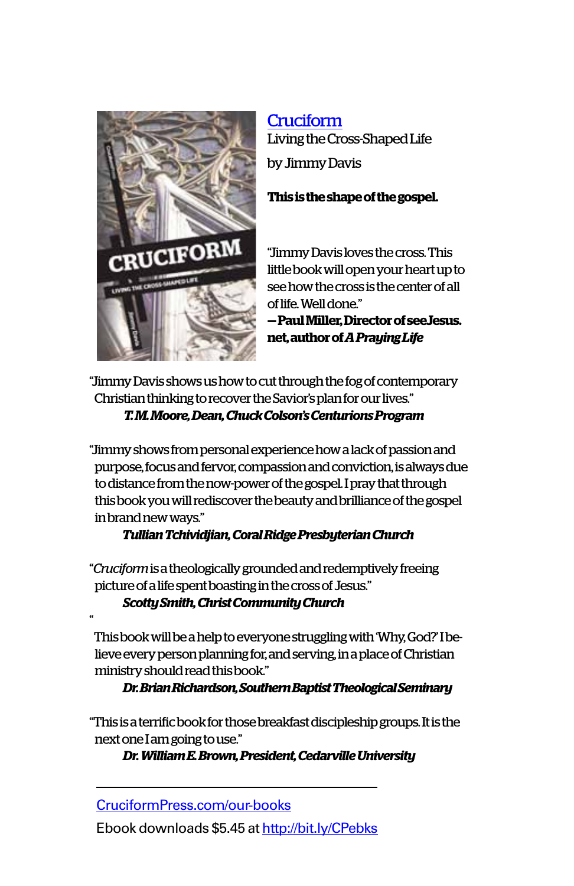[Cruciform](CruciformPress.com/our-books)

Living the Cross-Shaped Life

by Jimmy Davis

**This is the shape of the gospel.**

"Jimmy Davis loves the cross. This little book will open your heart up to see how the cross is the center of all of life. Well done."
**—Paul Miller, Director of seeJesus.net, author of *A Praying Life***

"Jimmy Davis shows us how to cut through the fog of contemporary Christian thinking to recover the Savior's plan for our lives."
***T. M. Moore, Dean, Chuck Colson's Centurions Program***

"Jimmy shows from personal experience how a lack of passion and purpose, focus and fervor, compassion and conviction, is always due to distance from the now-power of the gospel. I pray that through this book you will rediscover the beauty and brilliance of the gospel in brand new ways."
***Tullian Tchividjian, Coral Ridge Presbyterian Church***

"*Cruciform* is a theologically grounded and redemptively freeing picture of a life spent boasting in the cross of Jesus."
***Scotty Smith, Christ Community Church***

"This book will be a help to everyone struggling with 'Why, God?' I believe every person planning for, and serving, in a place of Christian ministry should read this book."
***Dr. Brian Richardson, Southern Baptist Theological Seminary***

"This is a terrific book for those breakfast discipleship groups. It is the next one I am going to use."
***Dr. William E. Brown, President, Cedarville University***

---

[CruciformPress.com/our-books](CruciformPress.com/our-books)

Ebook downloads $5.45 at [http://bit.ly/CPebks](http://bit.ly/CPebks)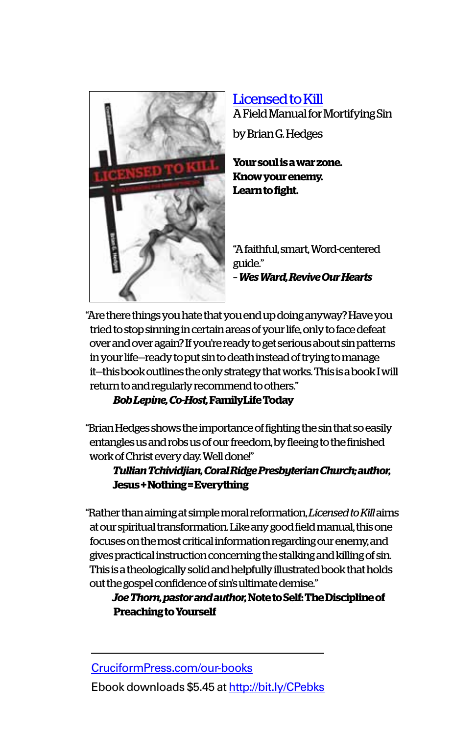[Licensed to Kill](#)

A Field Manual for Mortifying Sin

by Brian G. Hedges

**Your soul is a war zone.**
**Know your enemy.**
**Learn to fight.**

"A faithful, smart, Word-centered guide."
– ***Wes Ward, Revive Our Hearts***

"Are there things you hate that you end up doing anyway? Have you tried to stop sinning in certain areas of your life, only to face defeat over and over again? If you're ready to get serious about sin patterns in your life—ready to put sin to death instead of trying to manage it—this book outlines the only strategy that works. This is a book I will return to and regularly recommend to others."

***Bob Lepine, Co-Host,*** **FamilyLife Today**

"Brian Hedges shows the importance of fighting the sin that so easily entangles us and robs us of our freedom, by fleeing to the finished work of Christ every day. Well done!"

***Tullian Tchividjian, Coral Ridge Presbyterian Church; author,*** **Jesus + Nothing = Everything**

"Rather than aiming at simple moral reformation, *Licensed to Kill* aims at our spiritual transformation. Like any good field manual, this one focuses on the most critical information regarding our enemy, and gives practical instruction concerning the stalking and killing of sin. This is a theologically solid and helpfully illustrated book that holds out the gospel confidence of sin's ultimate demise."

***Joe Thorn, pastor and author,*** **Note to Self: The Discipline of Preaching to Yourself**

---

[CruciformPress.com/our-books](#)

Ebook downloads $5.45 at [http://bit.ly/CPebks](#)